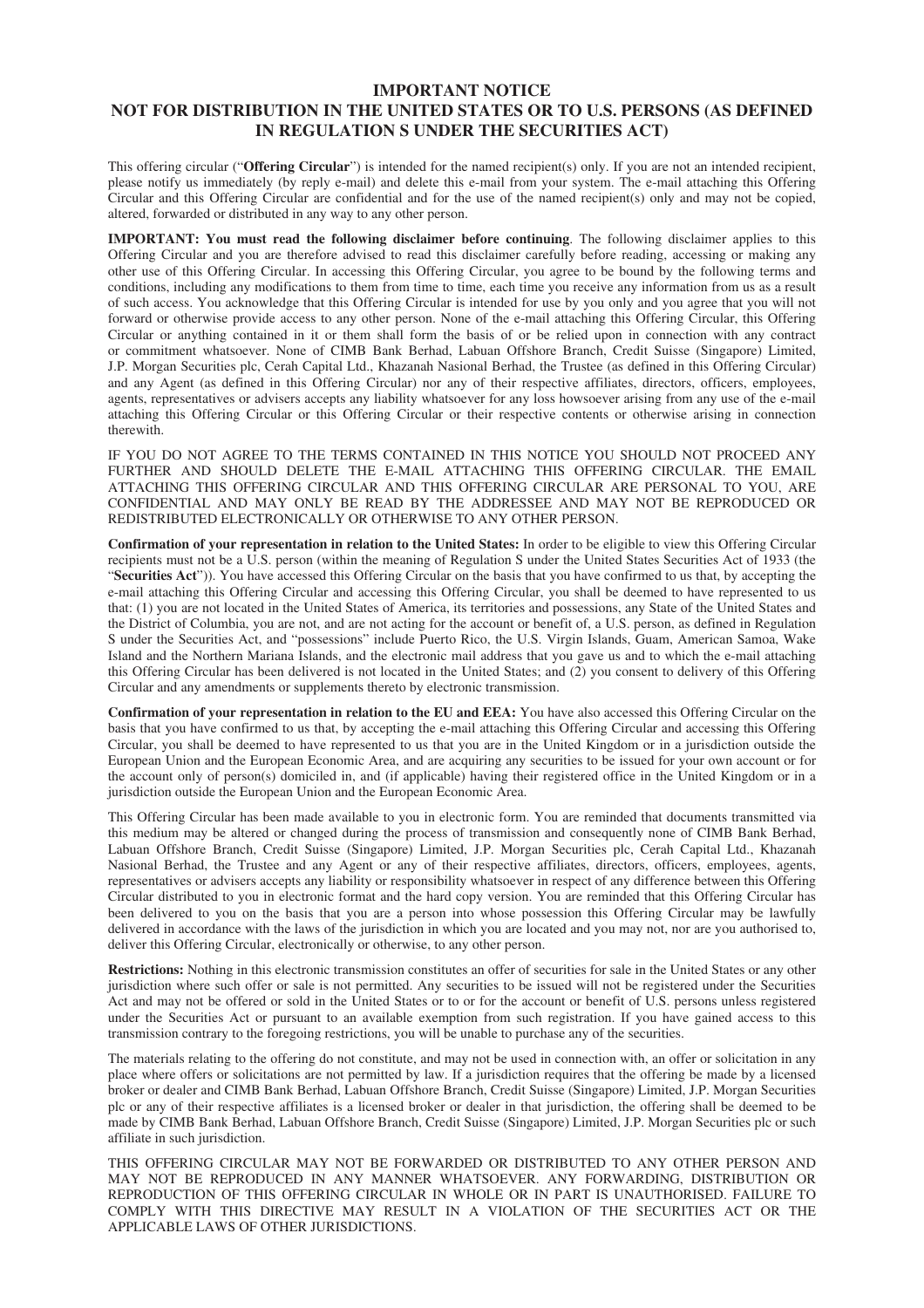# IMPORTANT NOTICE

## NOT FOR DISTRIBUTION IN THE UNITED STATES OR TO U.S. PERSONS (AS DEFINED IN REGULATION S UNDER THE SECURITIES ACT)

This offering circular ("**Offering Circular**") is intended for the named recipient(s) only. If you are not an intended recipient, please notify us immediately (by reply e-mail) and delete this e-mail from your system. The e-mail attaching this Offering Circular and this Offering Circular are confidential and for the use of the named recipient(s) only and may not be copied, altered, forwarded or distributed in any way to any other person.

**IMPORTANT: You must read the following disclaimer before continuing**. The following disclaimer applies to this Offering Circular and you are therefore advised to read this disclaimer carefully before reading, accessing or making any other use of this Offering Circular. In accessing this Offering Circular, you agree to be bound by the following terms and conditions, including any modifications to them from time to time, each time you receive any information from us as a result of such access. You acknowledge that this Offering Circular is intended for use by you only and you agree that you will not forward or otherwise provide access to any other person. None of the e-mail attaching this Offering Circular, this Offering Circular or anything contained in it or them shall form the basis of or be relied upon in connection with any contract or commitment whatsoever. None of CIMB Bank Berhad, Labuan Offshore Branch, Credit Suisse (Singapore) Limited, J.P. Morgan Securities plc, Cerah Capital Ltd., Khazanah Nasional Berhad, the Trustee (as defined in this Offering Circular) and any Agent (as defined in this Offering Circular) nor any of their respective affiliates, directors, officers, employees, agents, representatives or advisers accepts any liability whatsoever for any loss howsoever arising from any use of the e-mail attaching this Offering Circular or this Offering Circular or their respective contents or otherwise arising in connection therewith.

IF YOU DO NOT AGREE TO THE TERMS CONTAINED IN THIS NOTICE YOU SHOULD NOT PROCEED ANY FURTHER AND SHOULD DELETE THE E-MAIL ATTACHING THIS OFFERING CIRCULAR. THE EMAIL ATTACHING THIS OFFERING CIRCULAR AND THIS OFFERING CIRCULAR ARE PERSONAL TO YOU, ARE CONFIDENTIAL AND MAY ONLY BE READ BY THE ADDRESSEE AND MAY NOT BE REPRODUCED OR REDISTRIBUTED ELECTRONICALLY OR OTHERWISE TO ANY OTHER PERSON.

**Confirmation of your representation in relation to the United States:** In order to be eligible to view this Offering Circular recipients must not be a U.S. person (within the meaning of Regulation S under the United States Securities Act of 1933 (the "**Securities Act**")). You have accessed this Offering Circular on the basis that you have confirmed to us that, by accepting the e-mail attaching this Offering Circular and accessing this Offering Circular, you shall be deemed to have represented to us that: (1) you are not located in the United States of America, its territories and possessions, any State of the United States and the District of Columbia, you are not, and are not acting for the account or benefit of, a U.S. person, as defined in Regulation S under the Securities Act, and "possessions" include Puerto Rico, the U.S. Virgin Islands, Guam, American Samoa, Wake Island and the Northern Mariana Islands, and the electronic mail address that you gave us and to which the e-mail attaching this Offering Circular has been delivered is not located in the United States; and (2) you consent to delivery of this Offering Circular and any amendments or supplements thereto by electronic transmission.

**Confirmation of your representation in relation to the EU and EEA:** You have also accessed this Offering Circular on the basis that you have confirmed to us that, by accepting the e-mail attaching this Offering Circular and accessing this Offering Circular, you shall be deemed to have represented to us that you are in the United Kingdom or in a jurisdiction outside the European Union and the European Economic Area, and are acquiring any securities to be issued for your own account or for the account only of person(s) domiciled in, and (if applicable) having their registered office in the United Kingdom or in a jurisdiction outside the European Union and the European Economic Area.

This Offering Circular has been made available to you in electronic form. You are reminded that documents transmitted via this medium may be altered or changed during the process of transmission and consequently none of CIMB Bank Berhad, Labuan Offshore Branch, Credit Suisse (Singapore) Limited, J.P. Morgan Securities plc, Cerah Capital Ltd., Khazanah Nasional Berhad, the Trustee and any Agent or any of their respective affiliates, directors, officers, employees, agents, representatives or advisers accepts any liability or responsibility whatsoever in respect of any difference between this Offering Circular distributed to you in electronic format and the hard copy version. You are reminded that this Offering Circular has been delivered to you on the basis that you are a person into whose possession this Offering Circular may be lawfully delivered in accordance with the laws of the jurisdiction in which you are located and you may not, nor are you authorised to, deliver this Offering Circular, electronically or otherwise, to any other person.

**Restrictions:** Nothing in this electronic transmission constitutes an offer of securities for sale in the United States or any other jurisdiction where such offer or sale is not permitted. Any securities to be issued will not be registered under the Securities Act and may not be offered or sold in the United States or to or for the account or benefit of U.S. persons unless registered under the Securities Act or pursuant to an available exemption from such registration. If you have gained access to this transmission contrary to the foregoing restrictions, you will be unable to purchase any of the securities.

The materials relating to the offering do not constitute, and may not be used in connection with, an offer or solicitation in any place where offers or solicitations are not permitted by law. If a jurisdiction requires that the offering be made by a licensed broker or dealer and CIMB Bank Berhad, Labuan Offshore Branch, Credit Suisse (Singapore) Limited, J.P. Morgan Securities plc or any of their respective affiliates is a licensed broker or dealer in that jurisdiction, the offering shall be deemed to be made by CIMB Bank Berhad, Labuan Offshore Branch, Credit Suisse (Singapore) Limited, J.P. Morgan Securities plc or such affiliate in such jurisdiction.

THIS OFFERING CIRCULAR MAY NOT BE FORWARDED OR DISTRIBUTED TO ANY OTHER PERSON AND MAY NOT BE REPRODUCED IN ANY MANNER WHATSOEVER. ANY FORWARDING, DISTRIBUTION OR REPRODUCTION OF THIS OFFERING CIRCULAR IN WHOLE OR IN PART IS UNAUTHORISED. FAILURE TO COMPLY WITH THIS DIRECTIVE MAY RESULT IN A VIOLATION OF THE SECURITIES ACT OR THE APPLICABLE LAWS OF OTHER JURISDICTIONS.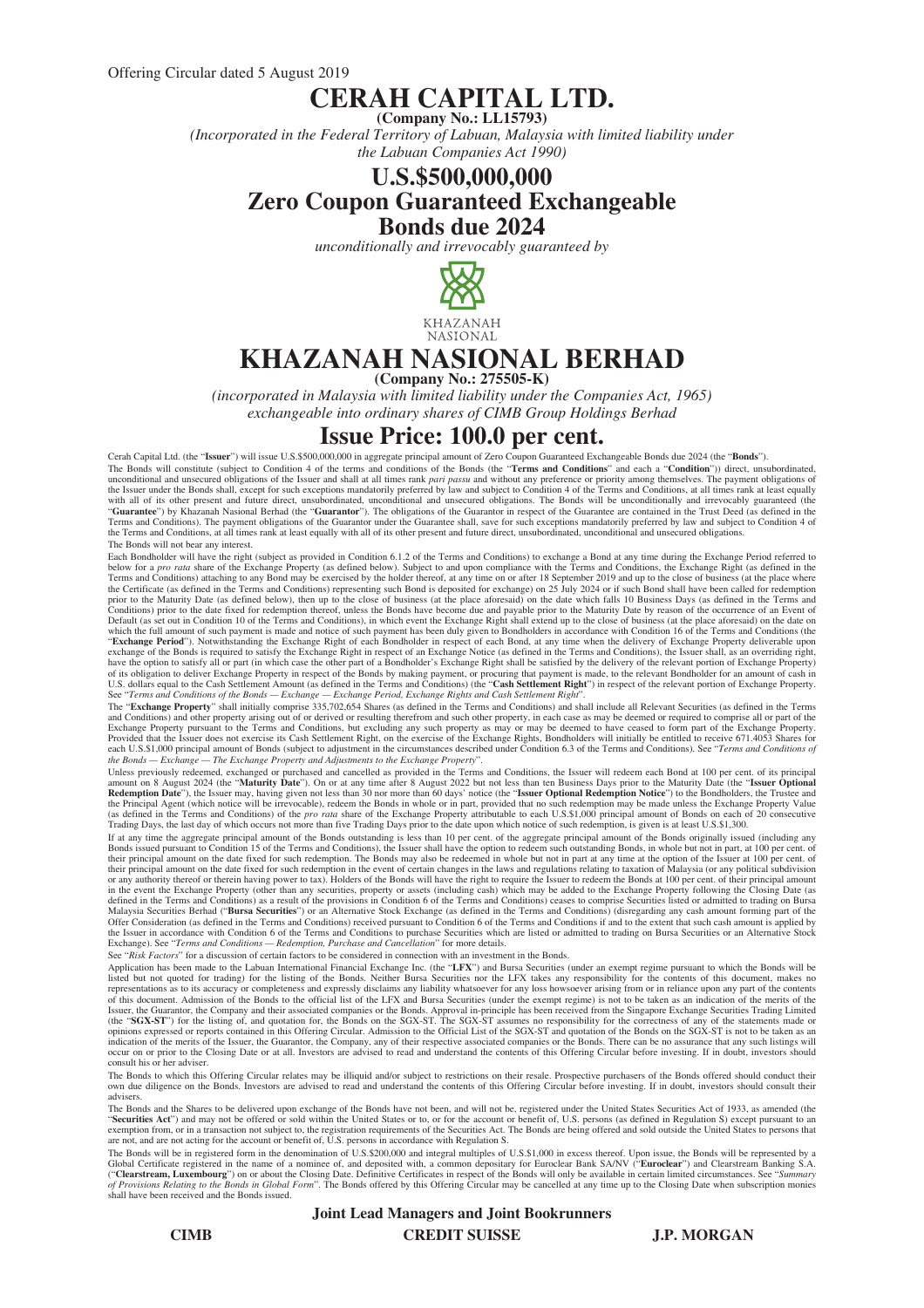Offering Circular dated 5 August 2019

# CERAH CAPITAL LTD.

**(Company No.: LL15793)**

*(Incorporated in the Federal Territory of Labuan, Malaysia with limited liability under the Labuan Companies Act 1990)*

# U.S.$500,000,000
# Zero Coupon Guaranteed Exchangeable Bonds due 2024

*unconditionally and irrevocably guaranteed by*

KHAZANAH NASIONAL

# KHAZANAH NASIONAL BERHAD

**(Company No.: 275505-K)**

*(incorporated in Malaysia with limited liability under the Companies Act, 1965)*

*exchangeable into ordinary shares of CIMB Group Holdings Berhad*

# Issue Price: 100.0 per cent.

Cerah Capital Ltd. (the "**Issuer**") will issue U.S.$500,000,000 in aggregate principal amount of Zero Coupon Guaranteed Exchangeable Bonds due 2024 (the "**Bonds**").

The Bonds will constitute (subject to Condition 4 of the terms and conditions of the Bonds (the "**Terms and Conditions**" and each a "**Condition**")) direct, unsubordinated, unconditional and unsecured obligations of the Issuer and shall at all times rank *pari passu* and without any preference or priority among themselves. The payment obligations of the Issuer under the Bonds shall, except for such exceptions mandatorily preferred by law and subject to Condition 4 of the Terms and Conditions, at all times rank at least equally with all of its other present and future direct, unsubordinated, unconditional and unsecured obligations. The Bonds will be unconditionally and irrevocably guaranteed (the "**Guarantee**") by Khazanah Nasional Berhad (the "**Guarantor**"). The obligations of the Guarantor in respect of the Guarantee are contained in the Trust Deed (as defined in the Terms and Conditions). The payment obligations of the Guarantor under the Guarantee shall, save for such exceptions mandatorily preferred by law and subject to Condition 4 of the Terms and Conditions, at all times rank at least equally with all of its other present and future direct, unsubordinated, unconditional and unsecured obligations.

The Bonds will not bear any interest.

Each Bondholder will have the right (subject as provided in Condition 6.1.2 of the Terms and Conditions) to exchange a Bond at any time during the Exchange Period referred to below for a *pro rata* share of the Exchange Property (as defined below). Subject to and upon compliance with the Terms and Conditions, the Exchange Right (as defined in the Terms and Conditions) attaching to any Bond may be exercised by the holder thereof, at any time on or after 18 September 2019 and up to the close of business (at the place where the Certificate (as defined in the Terms and Conditions) representing such Bond is deposited for exchange) on 25 July 2024 or if such Bond shall have been called for redemption prior to the Maturity Date (as defined below), then up to the close of business (at the place aforesaid) on the date which falls 10 Business Days (as defined in the Terms and Conditions) prior to the date fixed for redemption thereof, unless the Bonds have become due and payable prior to the Maturity Date by reason of the occurrence of an Event of Default (as set out in Condition 10 of the Terms and Conditions), in which event the Exchange Right shall extend up to the close of business (at the place aforesaid) on the date on which the full amount of such payment is made and notice of such payment has been duly given to Bondholders in accordance with Condition 16 of the Terms and Conditions (the "**Exchange Period**"). Notwithstanding the Exchange Right of each Bondholder in respect of each Bond, at any time when the delivery of Exchange Property deliverable upon exchange of the Bonds is required to satisfy the Exchange Right in respect of an Exchange Notice (as defined in the Terms and Conditions), the Issuer shall, as an overriding right, have the option to satisfy all or part (in which case the other part of a Bondholder's Exchange Right shall be satisfied by the delivery of the relevant portion of Exchange Property) of its obligation to deliver Exchange Property in respect of the Bonds by making payment, or procuring that payment is made, to the relevant Bondholder for an amount of cash in U.S. dollars equal to the Cash Settlement Amount (as defined in the Terms and Conditions) (the "**Cash Settlement Right**") in respect of the relevant portion of Exchange Property. See "*Terms and Conditions of the Bonds — Exchange — Exchange Period, Exchange Rights and Cash Settlement Right*".

The "**Exchange Property**" shall initially comprise 335,702,654 Shares (as defined in the Terms and Conditions) and shall include all Relevant Securities (as defined in the Terms and Conditions) and other property arising out of or derived or resulting therefrom and such other property, in each case as may be deemed or required to comprise all or part of the Exchange Property pursuant to the Terms and Conditions, but excluding any such property as may or may be deemed to have ceased to form part of the Exchange Property. Provided that the Issuer does not exercise its Cash Settlement Right, on the exercise of the Exchange Rights, Bondholders will initially be entitled to receive 671.4053 Shares for each U.S.$1,000 principal amount of Bonds (subject to adjustment in the circumstances described under Condition 6.3 of the Terms and Conditions). See "*Terms and Conditions of the Bonds — Exchange — The Exchange Property and Adjustments to the Exchange Property*".

Unless previously redeemed, exchanged or purchased and cancelled as provided in the Terms and Conditions, the Issuer will redeem each Bond at 100 per cent. of its principal amount on 8 August 2024 (the "**Maturity Date**"). On or at any time after 8 August 2022 but not less than ten Business Days prior to the Maturity Date (the "**Issuer Optional Redemption Date**"), the Issuer may, having given not less than 30 nor more than 60 days' notice (the "**Issuer Optional Redemption Notice**") to the Bondholders, the Trustee and the Principal Agent (which notice will be irrevocable), redeem the Bonds in whole or in part, provided that no such redemption may be made unless the Exchange Property Value (as defined in the Terms and Conditions) of the *pro rata* share of the Exchange Property attributable to each U.S.$1,000 principal amount of Bonds on each of 20 consecutive Trading Days, the last day of which occurs not more than five Trading Days prior to the date upon which notice of such redemption, is given is at least U.S.$1,300.

If at any time the aggregate principal amount of the Bonds outstanding is less than 10 per cent. of the aggregate principal amount of the Bonds originally issued (including any Bonds issued pursuant to Condition 15 of the Terms and Conditions), the Issuer shall have the option to redeem such outstanding Bonds, in whole but not in part, at 100 per cent. of their principal amount on the date fixed for such redemption. The Bonds may also be redeemed in whole but not in part at any time at the option of the Issuer at 100 per cent. of their principal amount on the date fixed for such redemption in the event of certain changes in the laws and regulations relating to taxation of Malaysia (or any political subdivision or any authority thereof or therein having power to tax). Holders of the Bonds will have the right to require the Issuer to redeem the Bonds at 100 per cent. of their principal amount in the event the Exchange Property (other than any securities, property or assets (including cash) which may be added to the Exchange Property following the Closing Date (as defined in the Terms and Conditions) as a result of the provisions in Condition 6 of the Terms and Conditions) ceases to comprise Securities listed or admitted to trading on Bursa Malaysia Securities Berhad ("**Bursa Securities**") or an Alternative Stock Exchange (as defined in the Terms and Conditions) (disregarding any cash amount forming part of the Offer Consideration (as defined in the Terms and Conditions) received pursuant to Condition 6 of the Terms and Conditions if and to the extent that such cash amount is applied by the Issuer in accordance with Condition 6 of the Terms and Conditions to purchase Securities which are listed or admitted to trading on Bursa Securities or an Alternative Stock Exchange). See "*Terms and Conditions — Redemption, Purchase and Cancellation*" for more details.

See "*Risk Factors*" for a discussion of certain factors to be considered in connection with an investment in the Bonds.

Application has been made to the Labuan International Financial Exchange Inc. (the "**LFX**") and Bursa Securities (under an exempt regime pursuant to which the Bonds will be listed but not quoted for trading) for the listing of the Bonds. Neither Bursa Securities nor the LFX takes any responsibility for the contents of this document, makes no representations as to its accuracy or completeness and expressly disclaims any liability whatsoever for any loss howsoever arising from or in reliance upon any part of the contents of this document. Admission of the Bonds to the official list of the LFX and Bursa Securities (under the exempt regime) is not to be taken as an indication of the merits of the Issuer, the Guarantor, the Company and their associated companies or the Bonds. Approval in-principle has been received from the Singapore Exchange Securities Trading Limited (the "**SGX-ST**") for the listing of, and quotation for, the Bonds on the SGX-ST. The SGX-ST assumes no responsibility for the correctness of any of the statements made or opinions expressed or reports contained in this Offering Circular. Admission to the Official List of the SGX-ST and quotation of the Bonds on the SGX-ST is not to be taken as an indication of the merits of the Issuer, the Guarantor, the Company, any of their respective associated companies or the Bonds. There can be no assurance that any such listings will occur on or prior to the Closing Date or at all. Investors are advised to read and understand the contents of this Offering Circular before investing. If in doubt, investors should consult his or her adviser.

The Bonds to which this Offering Circular relates may be illiquid and/or subject to restrictions on their resale. Prospective purchasers of the Bonds offered should conduct their own due diligence on the Bonds. Investors are advised to read and understand the contents of this Offering Circular before investing. If in doubt, investors should consult their advisers.

The Bonds and the Shares to be delivered upon exchange of the Bonds have not been, and will not be, registered under the United States Securities Act of 1933, as amended (the "**Securities Act**") and may not be offered or sold within the United States or to, or for the account or benefit of, U.S. persons (as defined in Regulation S) except pursuant to an exemption from, or in a transaction not subject to, the registration requirements of the Securities Act. The Bonds are being offered and sold outside the United States to persons that are not, and are not acting for the account or benefit of, U.S. persons in accordance with Regulation S.

The Bonds will be in registered form in the denomination of U.S.$200,000 and integral multiples of U.S.$1,000 in excess thereof. Upon issue, the Bonds will be represented by a Global Certificate registered in the name of a nominee of, and deposited with, a common depositary for Euroclear Bank SA/NV ("**Euroclear**") and Clearstream Banking S.A. ("**Clearstream, Luxembourg**") on or about the Closing Date. Definitive Certificates in respect of the Bonds will only be available in certain limited circumstances. See "*Summary of Provisions Relating to the Bonds in Global Form*". The Bonds offered by this Offering Circular may be cancelled at any time up to the Closing Date when subscription monies shall have been received and the Bonds issued.

**Joint Lead Managers and Joint Bookrunners**

**CIMB** **CREDIT SUISSE** **J.P. MORGAN**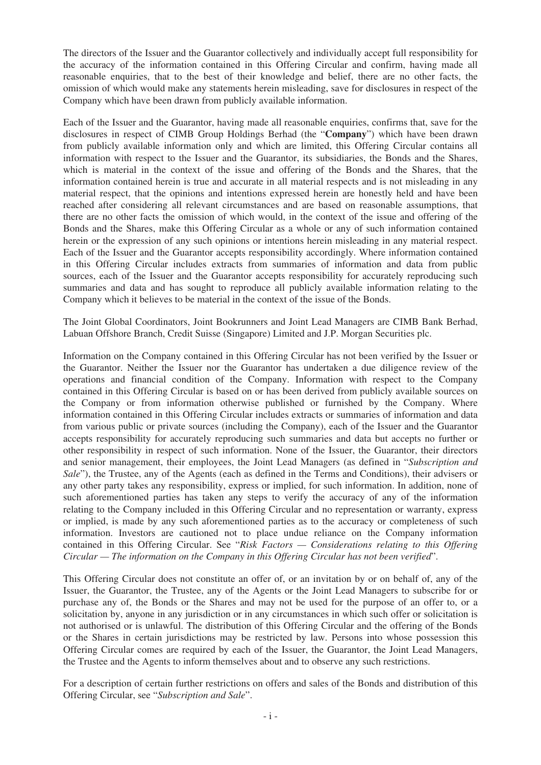The directors of the Issuer and the Guarantor collectively and individually accept full responsibility for the accuracy of the information contained in this Offering Circular and confirm, having made all reasonable enquiries, that to the best of their knowledge and belief, there are no other facts, the omission of which would make any statements herein misleading, save for disclosures in respect of the Company which have been drawn from publicly available information.

Each of the Issuer and the Guarantor, having made all reasonable enquiries, confirms that, save for the disclosures in respect of CIMB Group Holdings Berhad (the "**Company**") which have been drawn from publicly available information only and which are limited, this Offering Circular contains all information with respect to the Issuer and the Guarantor, its subsidiaries, the Bonds and the Shares, which is material in the context of the issue and offering of the Bonds and the Shares, that the information contained herein is true and accurate in all material respects and is not misleading in any material respect, that the opinions and intentions expressed herein are honestly held and have been reached after considering all relevant circumstances and are based on reasonable assumptions, that there are no other facts the omission of which would, in the context of the issue and offering of the Bonds and the Shares, make this Offering Circular as a whole or any of such information contained herein or the expression of any such opinions or intentions herein misleading in any material respect. Each of the Issuer and the Guarantor accepts responsibility accordingly. Where information contained in this Offering Circular includes extracts from summaries of information and data from public sources, each of the Issuer and the Guarantor accepts responsibility for accurately reproducing such summaries and data and has sought to reproduce all publicly available information relating to the Company which it believes to be material in the context of the issue of the Bonds.

The Joint Global Coordinators, Joint Bookrunners and Joint Lead Managers are CIMB Bank Berhad, Labuan Offshore Branch, Credit Suisse (Singapore) Limited and J.P. Morgan Securities plc.

Information on the Company contained in this Offering Circular has not been verified by the Issuer or the Guarantor. Neither the Issuer nor the Guarantor has undertaken a due diligence review of the operations and financial condition of the Company. Information with respect to the Company contained in this Offering Circular is based on or has been derived from publicly available sources on the Company or from information otherwise published or furnished by the Company. Where information contained in this Offering Circular includes extracts or summaries of information and data from various public or private sources (including the Company), each of the Issuer and the Guarantor accepts responsibility for accurately reproducing such summaries and data but accepts no further or other responsibility in respect of such information. None of the Issuer, the Guarantor, their directors and senior management, their employees, the Joint Lead Managers (as defined in "*Subscription and Sale*"), the Trustee, any of the Agents (each as defined in the Terms and Conditions), their advisers or any other party takes any responsibility, express or implied, for such information. In addition, none of such aforementioned parties has taken any steps to verify the accuracy of any of the information relating to the Company included in this Offering Circular and no representation or warranty, express or implied, is made by any such aforementioned parties as to the accuracy or completeness of such information. Investors are cautioned not to place undue reliance on the Company information contained in this Offering Circular. See "*Risk Factors — Considerations relating to this Offering Circular — The information on the Company in this Offering Circular has not been verified*".

This Offering Circular does not constitute an offer of, or an invitation by or on behalf of, any of the Issuer, the Guarantor, the Trustee, any of the Agents or the Joint Lead Managers to subscribe for or purchase any of, the Bonds or the Shares and may not be used for the purpose of an offer to, or a solicitation by, anyone in any jurisdiction or in any circumstances in which such offer or solicitation is not authorised or is unlawful. The distribution of this Offering Circular and the offering of the Bonds or the Shares in certain jurisdictions may be restricted by law. Persons into whose possession this Offering Circular comes are required by each of the Issuer, the Guarantor, the Joint Lead Managers, the Trustee and the Agents to inform themselves about and to observe any such restrictions.

For a description of certain further restrictions on offers and sales of the Bonds and distribution of this Offering Circular, see "*Subscription and Sale*".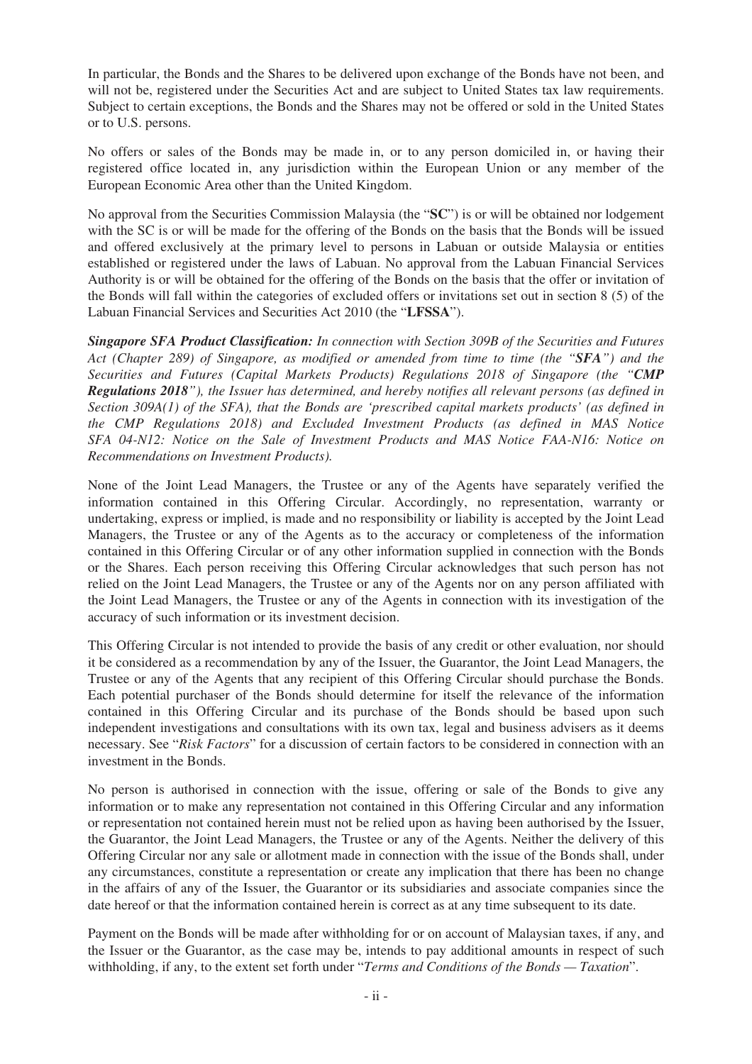In particular, the Bonds and the Shares to be delivered upon exchange of the Bonds have not been, and will not be, registered under the Securities Act and are subject to United States tax law requirements. Subject to certain exceptions, the Bonds and the Shares may not be offered or sold in the United States or to U.S. persons.

No offers or sales of the Bonds may be made in, or to any person domiciled in, or having their registered office located in, any jurisdiction within the European Union or any member of the European Economic Area other than the United Kingdom.

No approval from the Securities Commission Malaysia (the "**SC**") is or will be obtained nor lodgement with the SC is or will be made for the offering of the Bonds on the basis that the Bonds will be issued and offered exclusively at the primary level to persons in Labuan or outside Malaysia or entities established or registered under the laws of Labuan. No approval from the Labuan Financial Services Authority is or will be obtained for the offering of the Bonds on the basis that the offer or invitation of the Bonds will fall within the categories of excluded offers or invitations set out in section 8 (5) of the Labuan Financial Services and Securities Act 2010 (the "**LFSSA**").

***Singapore SFA Product Classification:*** *In connection with Section 309B of the Securities and Futures Act (Chapter 289) of Singapore, as modified or amended from time to time (the "**SFA**") and the Securities and Futures (Capital Markets Products) Regulations 2018 of Singapore (the "**CMP Regulations 2018**"), the Issuer has determined, and hereby notifies all relevant persons (as defined in Section 309A(1) of the SFA), that the Bonds are 'prescribed capital markets products' (as defined in the CMP Regulations 2018) and Excluded Investment Products (as defined in MAS Notice SFA 04-N12: Notice on the Sale of Investment Products and MAS Notice FAA-N16: Notice on Recommendations on Investment Products).*

None of the Joint Lead Managers, the Trustee or any of the Agents have separately verified the information contained in this Offering Circular. Accordingly, no representation, warranty or undertaking, express or implied, is made and no responsibility or liability is accepted by the Joint Lead Managers, the Trustee or any of the Agents as to the accuracy or completeness of the information contained in this Offering Circular or of any other information supplied in connection with the Bonds or the Shares. Each person receiving this Offering Circular acknowledges that such person has not relied on the Joint Lead Managers, the Trustee or any of the Agents nor on any person affiliated with the Joint Lead Managers, the Trustee or any of the Agents in connection with its investigation of the accuracy of such information or its investment decision.

This Offering Circular is not intended to provide the basis of any credit or other evaluation, nor should it be considered as a recommendation by any of the Issuer, the Guarantor, the Joint Lead Managers, the Trustee or any of the Agents that any recipient of this Offering Circular should purchase the Bonds. Each potential purchaser of the Bonds should determine for itself the relevance of the information contained in this Offering Circular and its purchase of the Bonds should be based upon such independent investigations and consultations with its own tax, legal and business advisers as it deems necessary. See "*Risk Factors*" for a discussion of certain factors to be considered in connection with an investment in the Bonds.

No person is authorised in connection with the issue, offering or sale of the Bonds to give any information or to make any representation not contained in this Offering Circular and any information or representation not contained herein must not be relied upon as having been authorised by the Issuer, the Guarantor, the Joint Lead Managers, the Trustee or any of the Agents. Neither the delivery of this Offering Circular nor any sale or allotment made in connection with the issue of the Bonds shall, under any circumstances, constitute a representation or create any implication that there has been no change in the affairs of any of the Issuer, the Guarantor or its subsidiaries and associate companies since the date hereof or that the information contained herein is correct as at any time subsequent to its date.

Payment on the Bonds will be made after withholding for or on account of Malaysian taxes, if any, and the Issuer or the Guarantor, as the case may be, intends to pay additional amounts in respect of such withholding, if any, to the extent set forth under "*Terms and Conditions of the Bonds — Taxation*".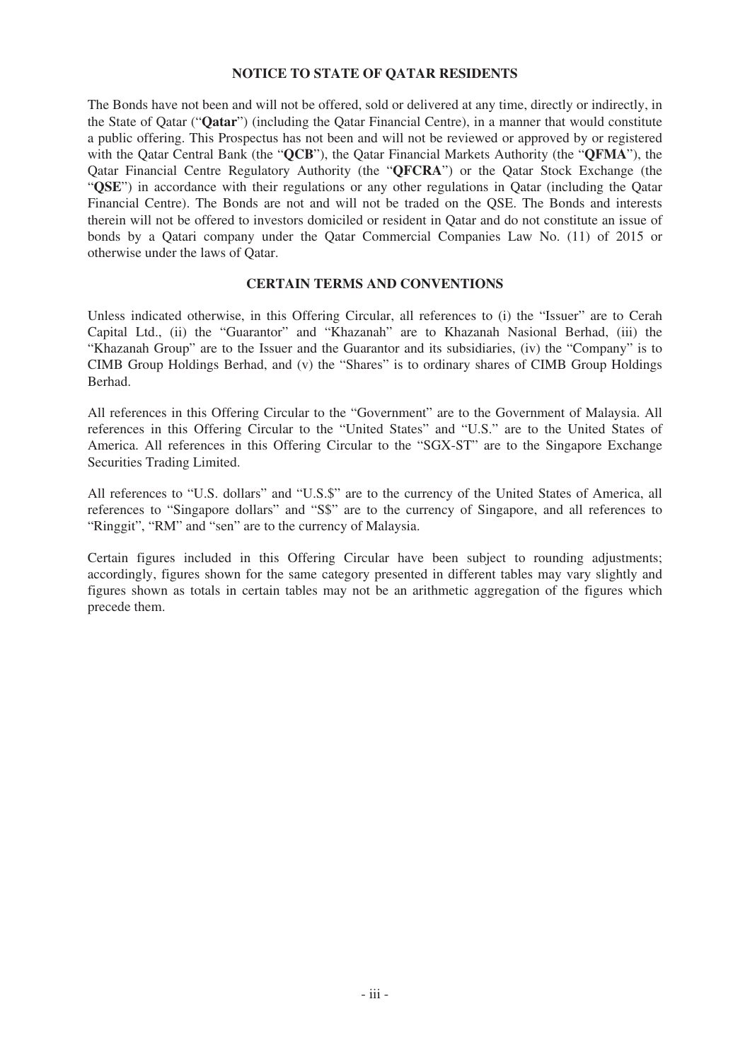## NOTICE TO STATE OF QATAR RESIDENTS

The Bonds have not been and will not be offered, sold or delivered at any time, directly or indirectly, in the State of Qatar ("**Qatar**") (including the Qatar Financial Centre), in a manner that would constitute a public offering. This Prospectus has not been and will not be reviewed or approved by or registered with the Qatar Central Bank (the "**QCB**"), the Qatar Financial Markets Authority (the "**QFMA**"), the Qatar Financial Centre Regulatory Authority (the "**QFCRA**") or the Qatar Stock Exchange (the "**QSE**") in accordance with their regulations or any other regulations in Qatar (including the Qatar Financial Centre). The Bonds are not and will not be traded on the QSE. The Bonds and interests therein will not be offered to investors domiciled or resident in Qatar and do not constitute an issue of bonds by a Qatari company under the Qatar Commercial Companies Law No. (11) of 2015 or otherwise under the laws of Qatar.

## CERTAIN TERMS AND CONVENTIONS

Unless indicated otherwise, in this Offering Circular, all references to (i) the "Issuer" are to Cerah Capital Ltd., (ii) the "Guarantor" and "Khazanah" are to Khazanah Nasional Berhad, (iii) the "Khazanah Group" are to the Issuer and the Guarantor and its subsidiaries, (iv) the "Company" is to CIMB Group Holdings Berhad, and (v) the "Shares" is to ordinary shares of CIMB Group Holdings Berhad.

All references in this Offering Circular to the "Government" are to the Government of Malaysia. All references in this Offering Circular to the "United States" and "U.S." are to the United States of America. All references in this Offering Circular to the "SGX-ST" are to the Singapore Exchange Securities Trading Limited.

All references to "U.S. dollars" and "U.S.$" are to the currency of the United States of America, all references to "Singapore dollars" and "S$" are to the currency of Singapore, and all references to "Ringgit", "RM" and "sen" are to the currency of Malaysia.

Certain figures included in this Offering Circular have been subject to rounding adjustments; accordingly, figures shown for the same category presented in different tables may vary slightly and figures shown as totals in certain tables may not be an arithmetic aggregation of the figures which precede them.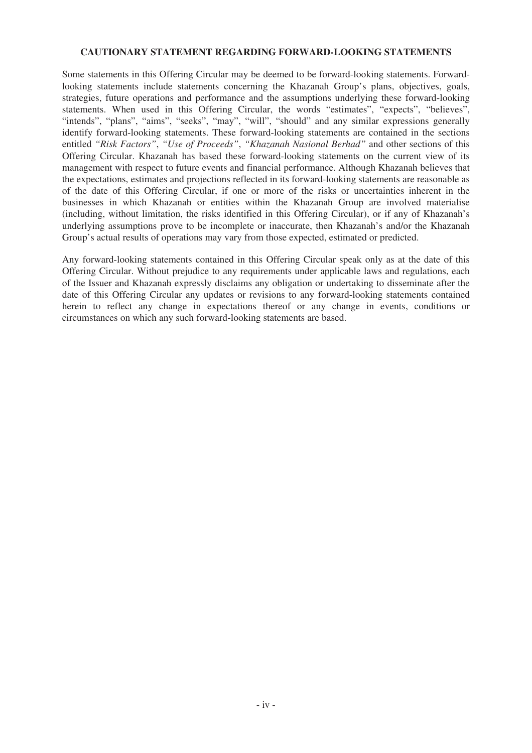## CAUTIONARY STATEMENT REGARDING FORWARD-LOOKING STATEMENTS

Some statements in this Offering Circular may be deemed to be forward-looking statements. Forward-looking statements include statements concerning the Khazanah Group's plans, objectives, goals, strategies, future operations and performance and the assumptions underlying these forward-looking statements. When used in this Offering Circular, the words "estimates", "expects", "believes", "intends", "plans", "aims", "seeks", "may", "will", "should" and any similar expressions generally identify forward-looking statements. These forward-looking statements are contained in the sections entitled *"Risk Factors"*, *"Use of Proceeds"*, *"Khazanah Nasional Berhad"* and other sections of this Offering Circular. Khazanah has based these forward-looking statements on the current view of its management with respect to future events and financial performance. Although Khazanah believes that the expectations, estimates and projections reflected in its forward-looking statements are reasonable as of the date of this Offering Circular, if one or more of the risks or uncertainties inherent in the businesses in which Khazanah or entities within the Khazanah Group are involved materialise (including, without limitation, the risks identified in this Offering Circular), or if any of Khazanah's underlying assumptions prove to be incomplete or inaccurate, then Khazanah's and/or the Khazanah Group's actual results of operations may vary from those expected, estimated or predicted.

Any forward-looking statements contained in this Offering Circular speak only as at the date of this Offering Circular. Without prejudice to any requirements under applicable laws and regulations, each of the Issuer and Khazanah expressly disclaims any obligation or undertaking to disseminate after the date of this Offering Circular any updates or revisions to any forward-looking statements contained herein to reflect any change in expectations thereof or any change in events, conditions or circumstances on which any such forward-looking statements are based.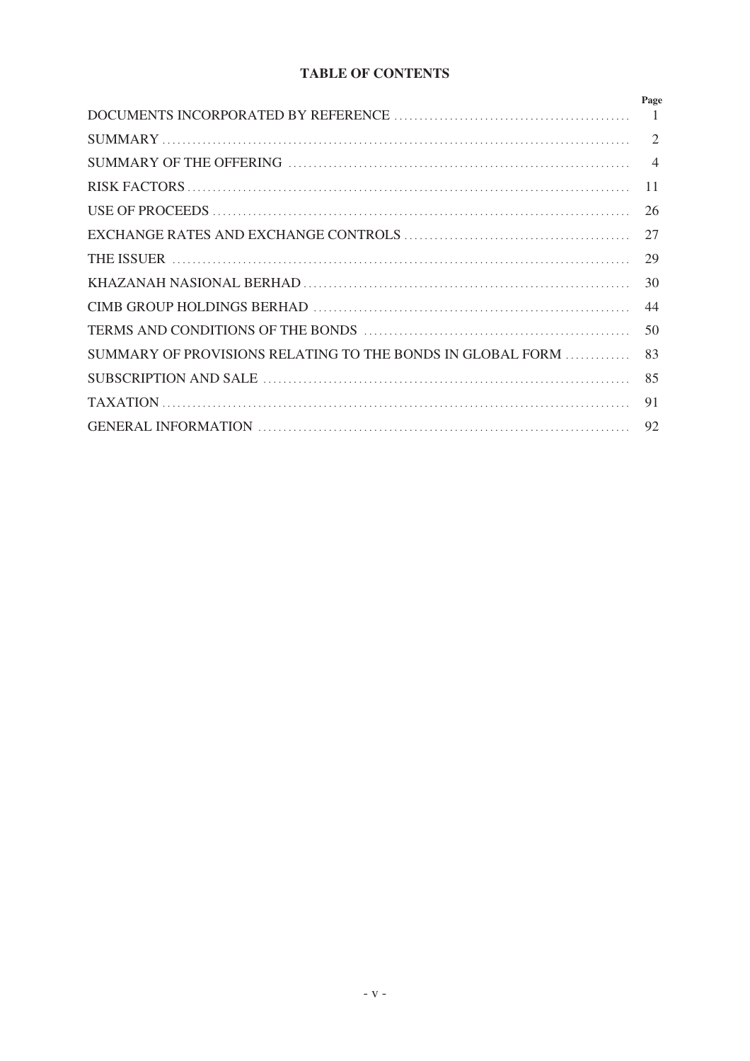# TABLE OF CONTENTS

| | Page |
|---|---|
| DOCUMENTS INCORPORATED BY REFERENCE | 1 |
| SUMMARY | 2 |
| SUMMARY OF THE OFFERING | 4 |
| RISK FACTORS | 11 |
| USE OF PROCEEDS | 26 |
| EXCHANGE RATES AND EXCHANGE CONTROLS | 27 |
| THE ISSUER | 29 |
| KHAZANAH NASIONAL BERHAD | 30 |
| CIMB GROUP HOLDINGS BERHAD | 44 |
| TERMS AND CONDITIONS OF THE BONDS | 50 |
| SUMMARY OF PROVISIONS RELATING TO THE BONDS IN GLOBAL FORM | 83 |
| SUBSCRIPTION AND SALE | 85 |
| TAXATION | 91 |
| GENERAL INFORMATION | 92 |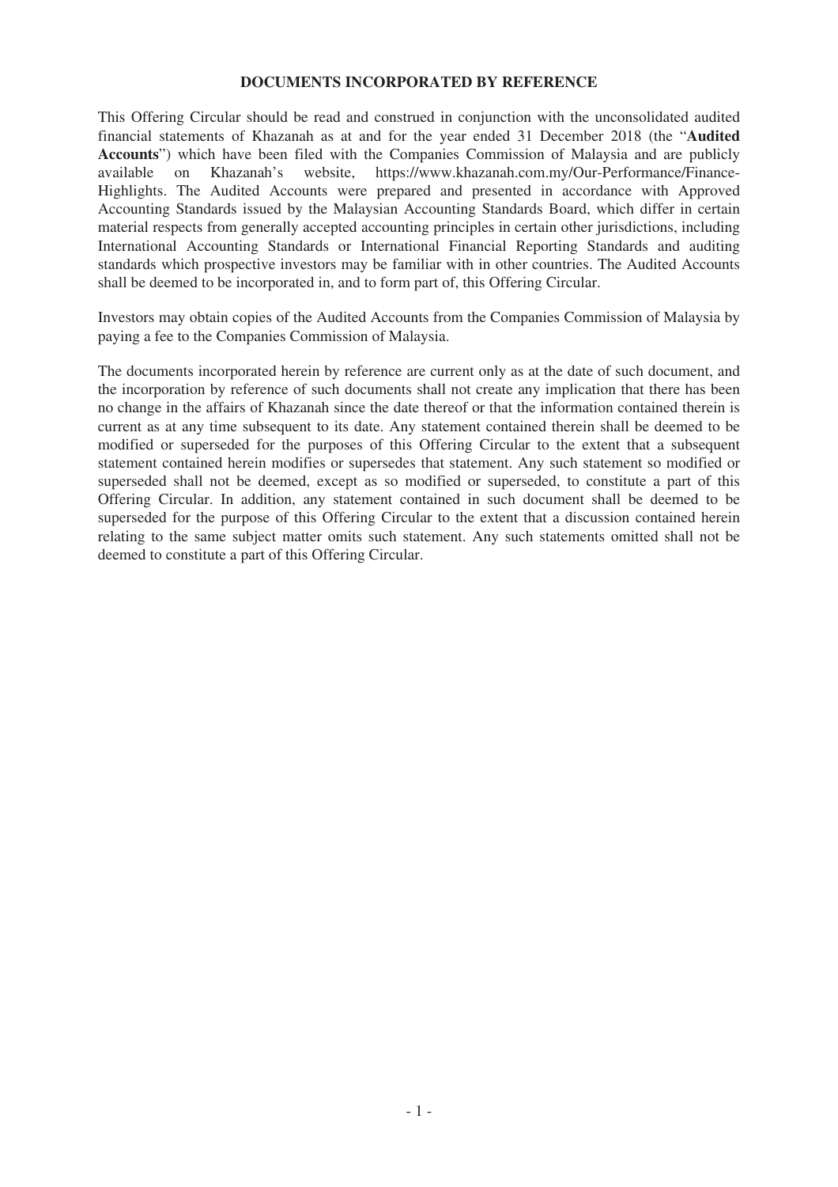## DOCUMENTS INCORPORATED BY REFERENCE

This Offering Circular should be read and construed in conjunction with the unconsolidated audited financial statements of Khazanah as at and for the year ended 31 December 2018 (the "**Audited Accounts**") which have been filed with the Companies Commission of Malaysia and are publicly available on Khazanah's website, https://www.khazanah.com.my/Our-Performance/Finance-Highlights. The Audited Accounts were prepared and presented in accordance with Approved Accounting Standards issued by the Malaysian Accounting Standards Board, which differ in certain material respects from generally accepted accounting principles in certain other jurisdictions, including International Accounting Standards or International Financial Reporting Standards and auditing standards which prospective investors may be familiar with in other countries. The Audited Accounts shall be deemed to be incorporated in, and to form part of, this Offering Circular.

Investors may obtain copies of the Audited Accounts from the Companies Commission of Malaysia by paying a fee to the Companies Commission of Malaysia.

The documents incorporated herein by reference are current only as at the date of such document, and the incorporation by reference of such documents shall not create any implication that there has been no change in the affairs of Khazanah since the date thereof or that the information contained therein is current as at any time subsequent to its date. Any statement contained therein shall be deemed to be modified or superseded for the purposes of this Offering Circular to the extent that a subsequent statement contained herein modifies or supersedes that statement. Any such statement so modified or superseded shall not be deemed, except as so modified or superseded, to constitute a part of this Offering Circular. In addition, any statement contained in such document shall be deemed to be superseded for the purpose of this Offering Circular to the extent that a discussion contained herein relating to the same subject matter omits such statement. Any such statements omitted shall not be deemed to constitute a part of this Offering Circular.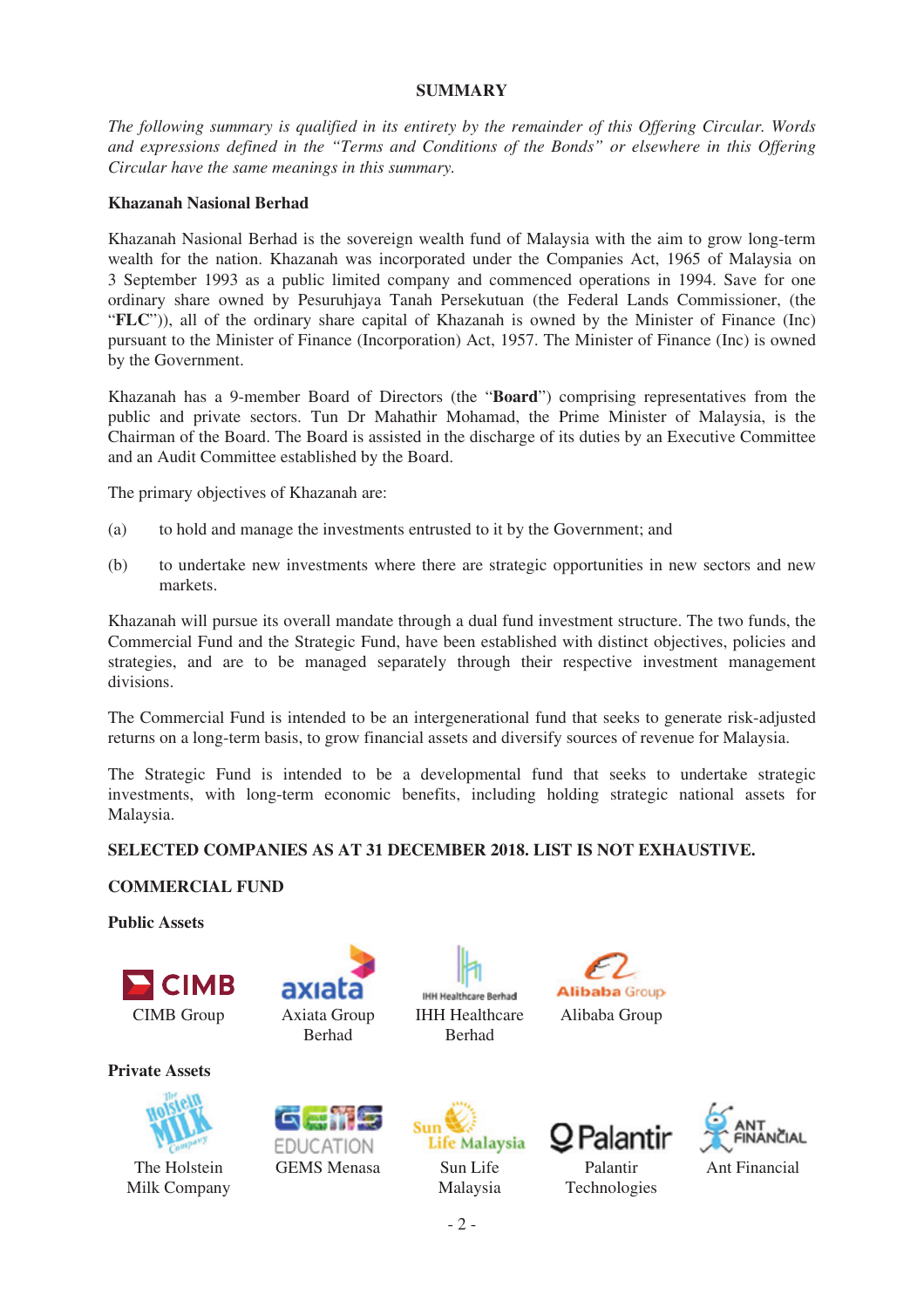## SUMMARY

*The following summary is qualified in its entirety by the remainder of this Offering Circular. Words and expressions defined in the "Terms and Conditions of the Bonds" or elsewhere in this Offering Circular have the same meanings in this summary.*

### Khazanah Nasional Berhad

Khazanah Nasional Berhad is the sovereign wealth fund of Malaysia with the aim to grow long-term wealth for the nation. Khazanah was incorporated under the Companies Act, 1965 of Malaysia on 3 September 1993 as a public limited company and commenced operations in 1994. Save for one ordinary share owned by Pesuruhjaya Tanah Persekutuan (the Federal Lands Commissioner, (the "**FLC**")), all of the ordinary share capital of Khazanah is owned by the Minister of Finance (Inc) pursuant to the Minister of Finance (Incorporation) Act, 1957. The Minister of Finance (Inc) is owned by the Government.

Khazanah has a 9-member Board of Directors (the "**Board**") comprising representatives from the public and private sectors. Tun Dr Mahathir Mohamad, the Prime Minister of Malaysia, is the Chairman of the Board. The Board is assisted in the discharge of its duties by an Executive Committee and an Audit Committee established by the Board.

The primary objectives of Khazanah are:

(a) to hold and manage the investments entrusted to it by the Government; and

(b) to undertake new investments where there are strategic opportunities in new sectors and new markets.

Khazanah will pursue its overall mandate through a dual fund investment structure. The two funds, the Commercial Fund and the Strategic Fund, have been established with distinct objectives, policies and strategies, and are to be managed separately through their respective investment management divisions.

The Commercial Fund is intended to be an intergenerational fund that seeks to generate risk-adjusted returns on a long-term basis, to grow financial assets and diversify sources of revenue for Malaysia.

The Strategic Fund is intended to be a developmental fund that seeks to undertake strategic investments, with long-term economic benefits, including holding strategic national assets for Malaysia.

**SELECTED COMPANIES AS AT 31 DECEMBER 2018. LIST IS NOT EXHAUSTIVE.**

**COMMERCIAL FUND**

**Public Assets**

CIMB Group

Axiata Group Berhad

IHH Healthcare Berhad

Alibaba Group

**Private Assets**

The Holstein Milk Company

GEMS Menasa

Sun Life Malaysia

Palantir Technologies

Ant Financial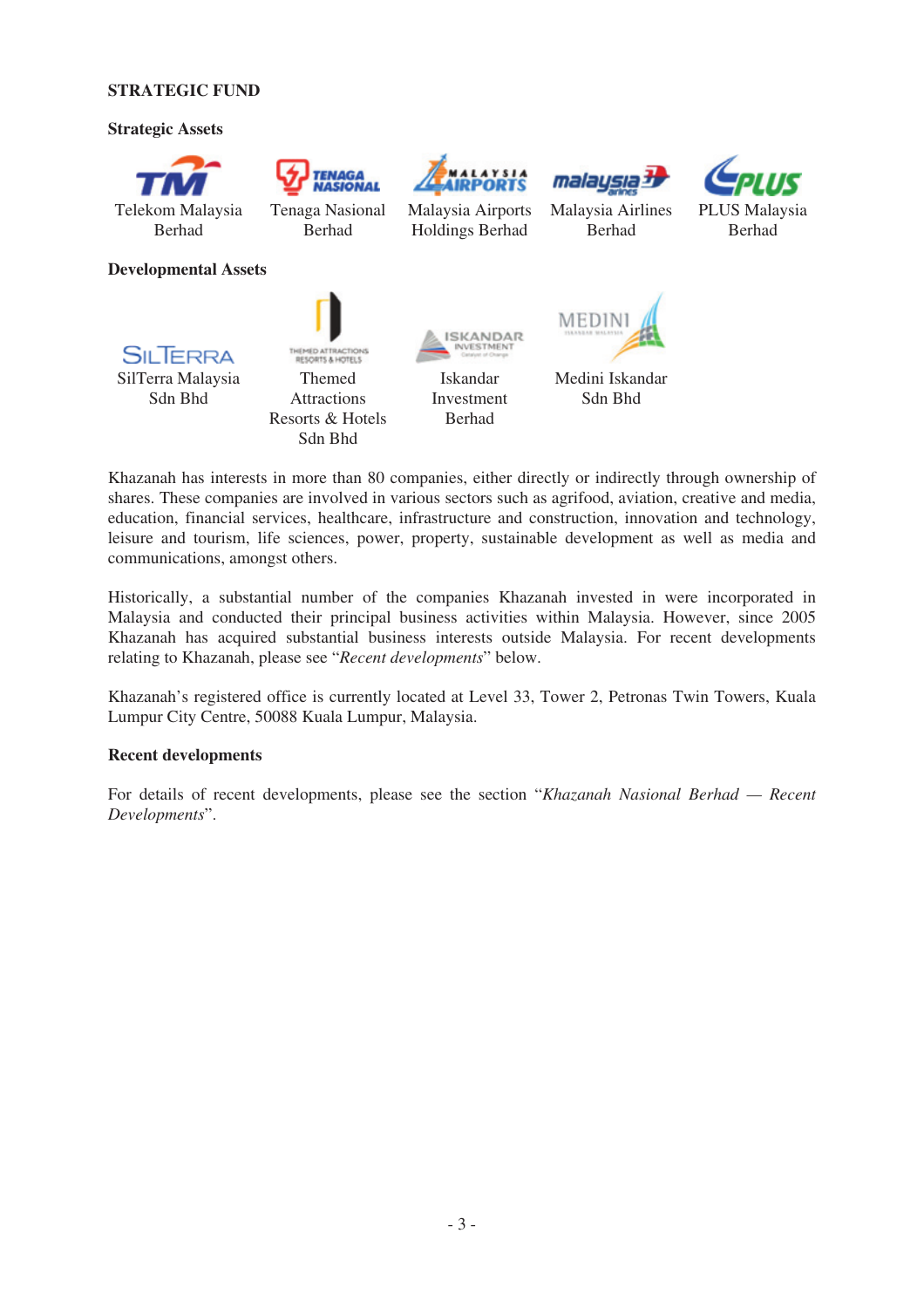**STRATEGIC FUND**

**Strategic Assets**

Telekom Malaysia Berhad

Tenaga Nasional Berhad

Malaysia Airports Holdings Berhad

Malaysia Airlines Berhad

PLUS Malaysia Berhad

**Developmental Assets**

SilTerra Malaysia Sdn Bhd

Themed Attractions Resorts & Hotels Sdn Bhd

Iskandar Investment Berhad

Medini Iskandar Sdn Bhd

Khazanah has interests in more than 80 companies, either directly or indirectly through ownership of shares. These companies are involved in various sectors such as agrifood, aviation, creative and media, education, financial services, healthcare, infrastructure and construction, innovation and technology, leisure and tourism, life sciences, power, property, sustainable development as well as media and communications, amongst others.

Historically, a substantial number of the companies Khazanah invested in were incorporated in Malaysia and conducted their principal business activities within Malaysia. However, since 2005 Khazanah has acquired substantial business interests outside Malaysia. For recent developments relating to Khazanah, please see "*Recent developments*" below.

Khazanah's registered office is currently located at Level 33, Tower 2, Petronas Twin Towers, Kuala Lumpur City Centre, 50088 Kuala Lumpur, Malaysia.

**Recent developments**

For details of recent developments, please see the section "*Khazanah Nasional Berhad — Recent Developments*".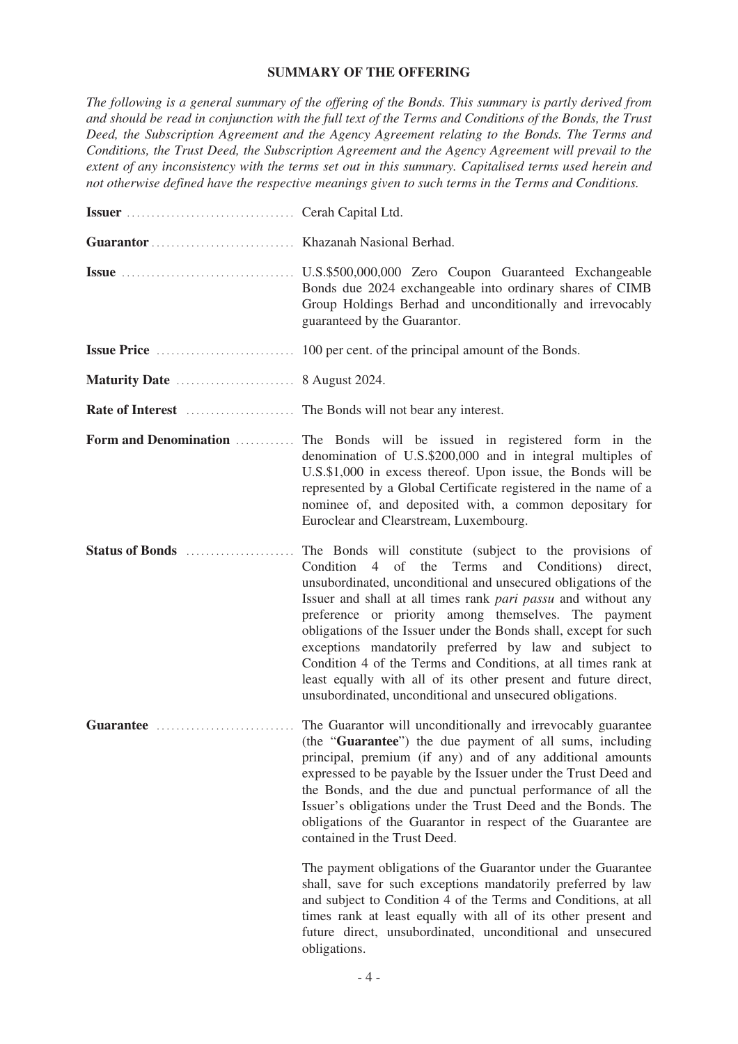## SUMMARY OF THE OFFERING

*The following is a general summary of the offering of the Bonds. This summary is partly derived from and should be read in conjunction with the full text of the Terms and Conditions of the Bonds, the Trust Deed, the Subscription Agreement and the Agency Agreement relating to the Bonds. The Terms and Conditions, the Trust Deed, the Subscription Agreement and the Agency Agreement will prevail to the extent of any inconsistency with the terms set out in this summary. Capitalised terms used herein and not otherwise defined have the respective meanings given to such terms in the Terms and Conditions.*

**Issuer** .................................. Cerah Capital Ltd.

**Guarantor** ............................ Khazanah Nasional Berhad.

**Issue** .................................. U.S.$500,000,000 Zero Coupon Guaranteed Exchangeable Bonds due 2024 exchangeable into ordinary shares of CIMB Group Holdings Berhad and unconditionally and irrevocably guaranteed by the Guarantor.

**Issue Price** ............................ 100 per cent. of the principal amount of the Bonds.

**Maturity Date** ........................ 8 August 2024.

**Rate of Interest** ...................... The Bonds will not bear any interest.

**Form and Denomination** ............ The Bonds will be issued in registered form in the denomination of U.S.$200,000 and in integral multiples of U.S.$1,000 in excess thereof. Upon issue, the Bonds will be represented by a Global Certificate registered in the name of a nominee of, and deposited with, a common depositary for Euroclear and Clearstream, Luxembourg.

**Status of Bonds** ...................... The Bonds will constitute (subject to the provisions of Condition 4 of the Terms and Conditions) direct, unsubordinated, unconditional and unsecured obligations of the Issuer and shall at all times rank *pari passu* and without any preference or priority among themselves. The payment obligations of the Issuer under the Bonds shall, except for such exceptions mandatorily preferred by law and subject to Condition 4 of the Terms and Conditions, at all times rank at least equally with all of its other present and future direct, unsubordinated, unconditional and unsecured obligations.

**Guarantee** ............................ The Guarantor will unconditionally and irrevocably guarantee (the "**Guarantee**") the due payment of all sums, including principal, premium (if any) and of any additional amounts expressed to be payable by the Issuer under the Trust Deed and the Bonds, and the due and punctual performance of all the Issuer's obligations under the Trust Deed and the Bonds. The obligations of the Guarantor in respect of the Guarantee are contained in the Trust Deed.

The payment obligations of the Guarantor under the Guarantee shall, save for such exceptions mandatorily preferred by law and subject to Condition 4 of the Terms and Conditions, at all times rank at least equally with all of its other present and future direct, unsubordinated, unconditional and unsecured obligations.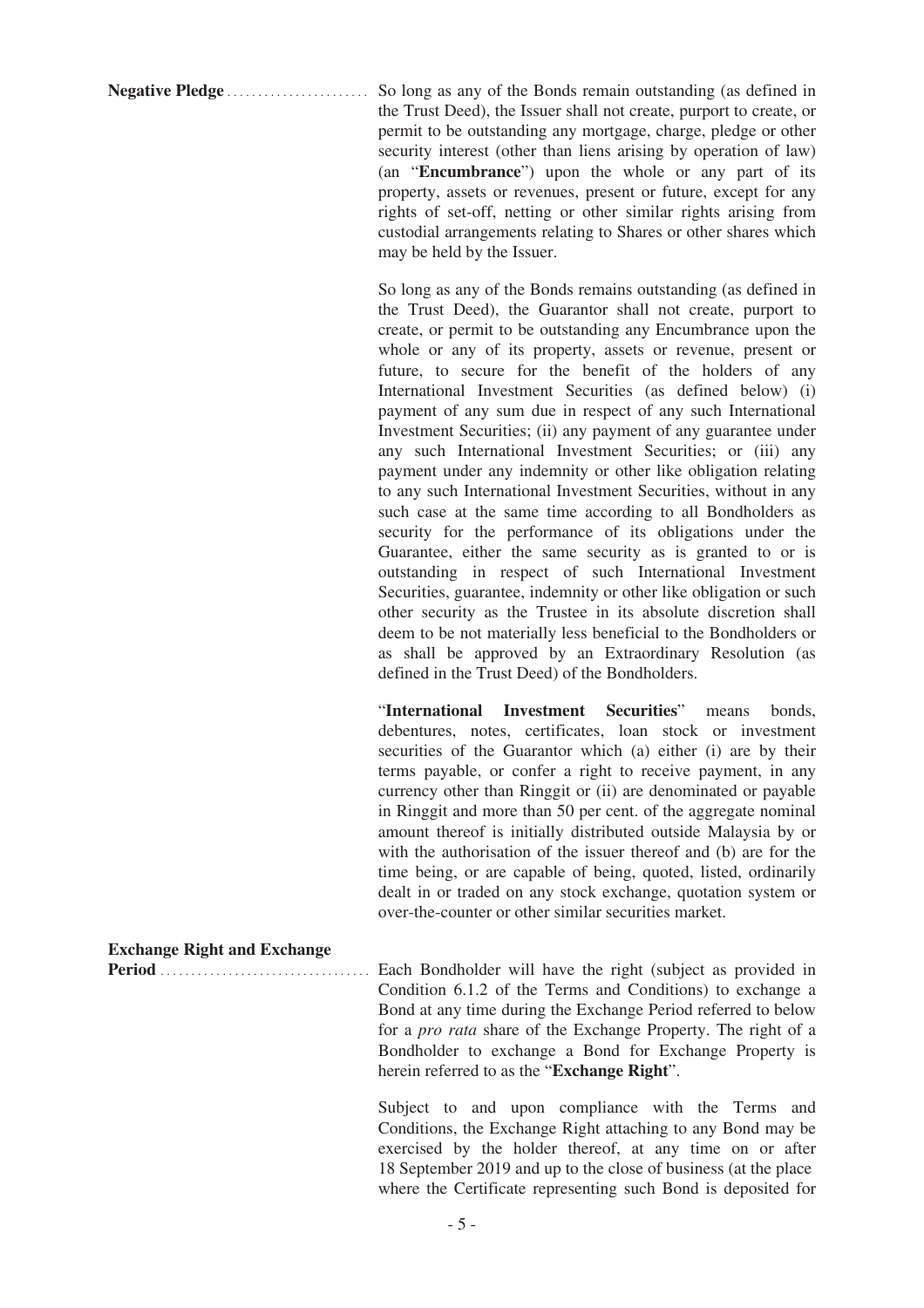**Negative Pledge** So long as any of the Bonds remain outstanding (as defined in the Trust Deed), the Issuer shall not create, purport to create, or permit to be outstanding any mortgage, charge, pledge or other security interest (other than liens arising by operation of law) (an "**Encumbrance**") upon the whole or any part of its property, assets or revenues, present or future, except for any rights of set-off, netting or other similar rights arising from custodial arrangements relating to Shares or other shares which may be held by the Issuer.

So long as any of the Bonds remains outstanding (as defined in the Trust Deed), the Guarantor shall not create, purport to create, or permit to be outstanding any Encumbrance upon the whole or any of its property, assets or revenue, present or future, to secure for the benefit of the holders of any International Investment Securities (as defined below) (i) payment of any sum due in respect of any such International Investment Securities; (ii) any payment of any guarantee under any such International Investment Securities; or (iii) any payment under any indemnity or other like obligation relating to any such International Investment Securities, without in any such case at the same time according to all Bondholders as security for the performance of its obligations under the Guarantee, either the same security as is granted to or is outstanding in respect of such International Investment Securities, guarantee, indemnity or other like obligation or such other security as the Trustee in its absolute discretion shall deem to be not materially less beneficial to the Bondholders or as shall be approved by an Extraordinary Resolution (as defined in the Trust Deed) of the Bondholders.

"**International Investment Securities**" means bonds, debentures, notes, certificates, loan stock or investment securities of the Guarantor which (a) either (i) are by their terms payable, or confer a right to receive payment, in any currency other than Ringgit or (ii) are denominated or payable in Ringgit and more than 50 per cent. of the aggregate nominal amount thereof is initially distributed outside Malaysia by or with the authorisation of the issuer thereof and (b) are for the time being, or are capable of being, quoted, listed, ordinarily dealt in or traded on any stock exchange, quotation system or over-the-counter or other similar securities market.

**Exchange Right and Exchange Period** Each Bondholder will have the right (subject as provided in Condition 6.1.2 of the Terms and Conditions) to exchange a Bond at any time during the Exchange Period referred to below for a *pro rata* share of the Exchange Property. The right of a Bondholder to exchange a Bond for Exchange Property is herein referred to as the "**Exchange Right**".

Subject to and upon compliance with the Terms and Conditions, the Exchange Right attaching to any Bond may be exercised by the holder thereof, at any time on or after 18 September 2019 and up to the close of business (at the place where the Certificate representing such Bond is deposited for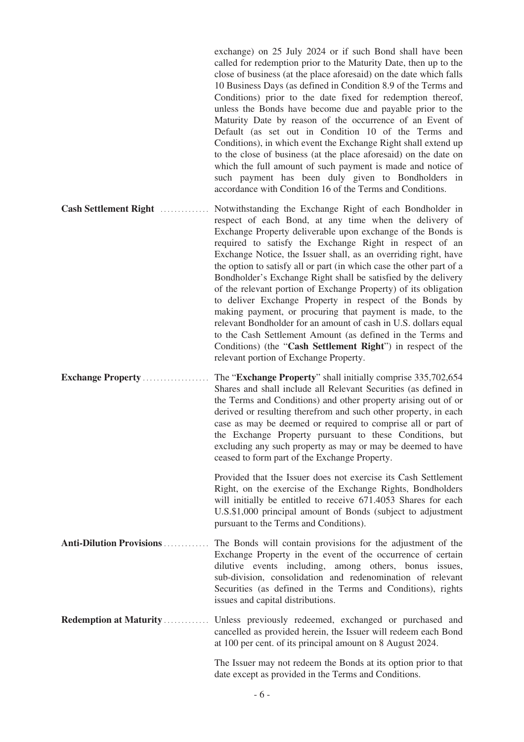exchange) on 25 July 2024 or if such Bond shall have been called for redemption prior to the Maturity Date, then up to the close of business (at the place aforesaid) on the date which falls 10 Business Days (as defined in Condition 8.9 of the Terms and Conditions) prior to the date fixed for redemption thereof, unless the Bonds have become due and payable prior to the Maturity Date by reason of the occurrence of an Event of Default (as set out in Condition 10 of the Terms and Conditions), in which event the Exchange Right shall extend up to the close of business (at the place aforesaid) on the date on which the full amount of such payment is made and notice of such payment has been duly given to Bondholders in accordance with Condition 16 of the Terms and Conditions.

**Cash Settlement Right** ............. Notwithstanding the Exchange Right of each Bondholder in respect of each Bond, at any time when the delivery of Exchange Property deliverable upon exchange of the Bonds is required to satisfy the Exchange Right in respect of an Exchange Notice, the Issuer shall, as an overriding right, have the option to satisfy all or part (in which case the other part of a Bondholder's Exchange Right shall be satisfied by the delivery of the relevant portion of Exchange Property) of its obligation to deliver Exchange Property in respect of the Bonds by making payment, or procuring that payment is made, to the relevant Bondholder for an amount of cash in U.S. dollars equal to the Cash Settlement Amount (as defined in the Terms and Conditions) (the "**Cash Settlement Right**") in respect of the relevant portion of Exchange Property.

**Exchange Property** .................. The "**Exchange Property**" shall initially comprise 335,702,654 Shares and shall include all Relevant Securities (as defined in the Terms and Conditions) and other property arising out of or derived or resulting therefrom and such other property, in each case as may be deemed or required to comprise all or part of the Exchange Property pursuant to these Conditions, but excluding any such property as may or may be deemed to have ceased to form part of the Exchange Property.

Provided that the Issuer does not exercise its Cash Settlement Right, on the exercise of the Exchange Rights, Bondholders will initially be entitled to receive 671.4053 Shares for each U.S.$1,000 principal amount of Bonds (subject to adjustment pursuant to the Terms and Conditions).

**Anti-Dilution Provisions** ............ The Bonds will contain provisions for the adjustment of the Exchange Property in the event of the occurrence of certain dilutive events including, among others, bonus issues, sub-division, consolidation and redenomination of relevant Securities (as defined in the Terms and Conditions), rights issues and capital distributions.

**Redemption at Maturity** ............ Unless previously redeemed, exchanged or purchased and cancelled as provided herein, the Issuer will redeem each Bond at 100 per cent. of its principal amount on 8 August 2024.

The Issuer may not redeem the Bonds at its option prior to that date except as provided in the Terms and Conditions.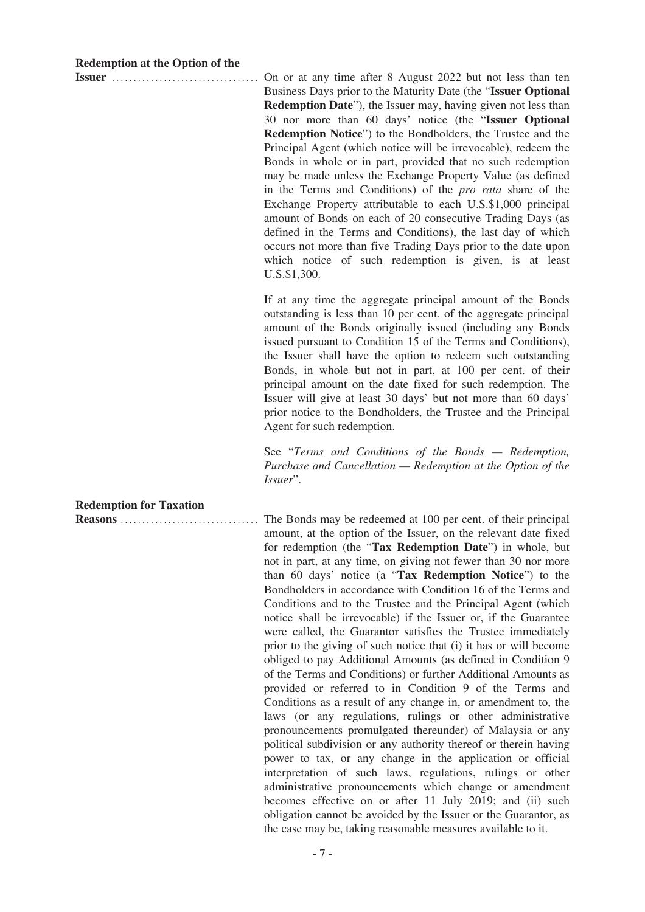**Redemption at the Option of the Issuer**

On or at any time after 8 August 2022 but not less than ten Business Days prior to the Maturity Date (the "**Issuer Optional Redemption Date**"), the Issuer may, having given not less than 30 nor more than 60 days' notice (the "**Issuer Optional Redemption Notice**") to the Bondholders, the Trustee and the Principal Agent (which notice will be irrevocable), redeem the Bonds in whole or in part, provided that no such redemption may be made unless the Exchange Property Value (as defined in the Terms and Conditions) of the *pro rata* share of the Exchange Property attributable to each U.S.$1,000 principal amount of Bonds on each of 20 consecutive Trading Days (as defined in the Terms and Conditions), the last day of which occurs not more than five Trading Days prior to the date upon which notice of such redemption is given, is at least U.S.$1,300.

If at any time the aggregate principal amount of the Bonds outstanding is less than 10 per cent. of the aggregate principal amount of the Bonds originally issued (including any Bonds issued pursuant to Condition 15 of the Terms and Conditions), the Issuer shall have the option to redeem such outstanding Bonds, in whole but not in part, at 100 per cent. of their principal amount on the date fixed for such redemption. The Issuer will give at least 30 days' but not more than 60 days' prior notice to the Bondholders, the Trustee and the Principal Agent for such redemption.

See "*Terms and Conditions of the Bonds — Redemption, Purchase and Cancellation — Redemption at the Option of the Issuer*".

**Redemption for Taxation Reasons**

The Bonds may be redeemed at 100 per cent. of their principal amount, at the option of the Issuer, on the relevant date fixed for redemption (the "**Tax Redemption Date**") in whole, but not in part, at any time, on giving not fewer than 30 nor more than 60 days' notice (a "**Tax Redemption Notice**") to the Bondholders in accordance with Condition 16 of the Terms and Conditions and to the Trustee and the Principal Agent (which notice shall be irrevocable) if the Issuer or, if the Guarantee were called, the Guarantor satisfies the Trustee immediately prior to the giving of such notice that (i) it has or will become obliged to pay Additional Amounts (as defined in Condition 9 of the Terms and Conditions) or further Additional Amounts as provided or referred to in Condition 9 of the Terms and Conditions as a result of any change in, or amendment to, the laws (or any regulations, rulings or other administrative pronouncements promulgated thereunder) of Malaysia or any political subdivision or any authority thereof or therein having power to tax, or any change in the application or official interpretation of such laws, regulations, rulings or other administrative pronouncements which change or amendment becomes effective on or after 11 July 2019; and (ii) such obligation cannot be avoided by the Issuer or the Guarantor, as the case may be, taking reasonable measures available to it.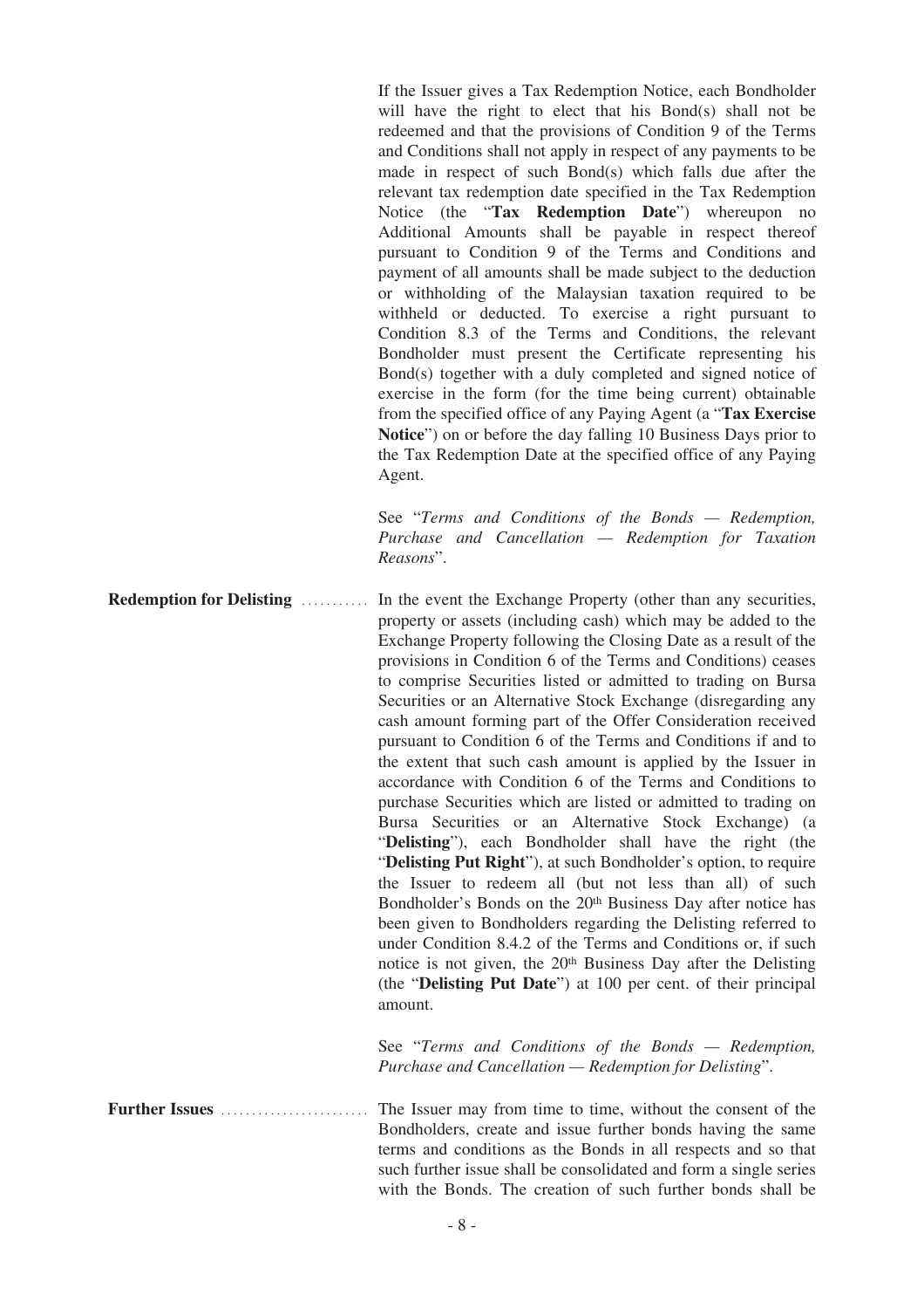If the Issuer gives a Tax Redemption Notice, each Bondholder will have the right to elect that his Bond(s) shall not be redeemed and that the provisions of Condition 9 of the Terms and Conditions shall not apply in respect of any payments to be made in respect of such Bond(s) which falls due after the relevant tax redemption date specified in the Tax Redemption Notice (the "**Tax Redemption Date**") whereupon no Additional Amounts shall be payable in respect thereof pursuant to Condition 9 of the Terms and Conditions and payment of all amounts shall be made subject to the deduction or withholding of the Malaysian taxation required to be withheld or deducted. To exercise a right pursuant to Condition 8.3 of the Terms and Conditions, the relevant Bondholder must present the Certificate representing his Bond(s) together with a duly completed and signed notice of exercise in the form (for the time being current) obtainable from the specified office of any Paying Agent (a "**Tax Exercise Notice**") on or before the day falling 10 Business Days prior to the Tax Redemption Date at the specified office of any Paying Agent.

See "*Terms and Conditions of the Bonds — Redemption, Purchase and Cancellation — Redemption for Taxation Reasons*".

**Redemption for Delisting** .......... In the event the Exchange Property (other than any securities, property or assets (including cash) which may be added to the Exchange Property following the Closing Date as a result of the provisions in Condition 6 of the Terms and Conditions) ceases to comprise Securities listed or admitted to trading on Bursa Securities or an Alternative Stock Exchange (disregarding any cash amount forming part of the Offer Consideration received pursuant to Condition 6 of the Terms and Conditions if and to the extent that such cash amount is applied by the Issuer in accordance with Condition 6 of the Terms and Conditions to purchase Securities which are listed or admitted to trading on Bursa Securities or an Alternative Stock Exchange) (a "**Delisting**"), each Bondholder shall have the right (the "**Delisting Put Right**"), at such Bondholder's option, to require the Issuer to redeem all (but not less than all) of such Bondholder's Bonds on the 20th Business Day after notice has been given to Bondholders regarding the Delisting referred to under Condition 8.4.2 of the Terms and Conditions or, if such notice is not given, the 20th Business Day after the Delisting (the "**Delisting Put Date**") at 100 per cent. of their principal amount.

See "*Terms and Conditions of the Bonds — Redemption, Purchase and Cancellation — Redemption for Delisting*".

**Further Issues** ........................ The Issuer may from time to time, without the consent of the Bondholders, create and issue further bonds having the same terms and conditions as the Bonds in all respects and so that such further issue shall be consolidated and form a single series with the Bonds. The creation of such further bonds shall be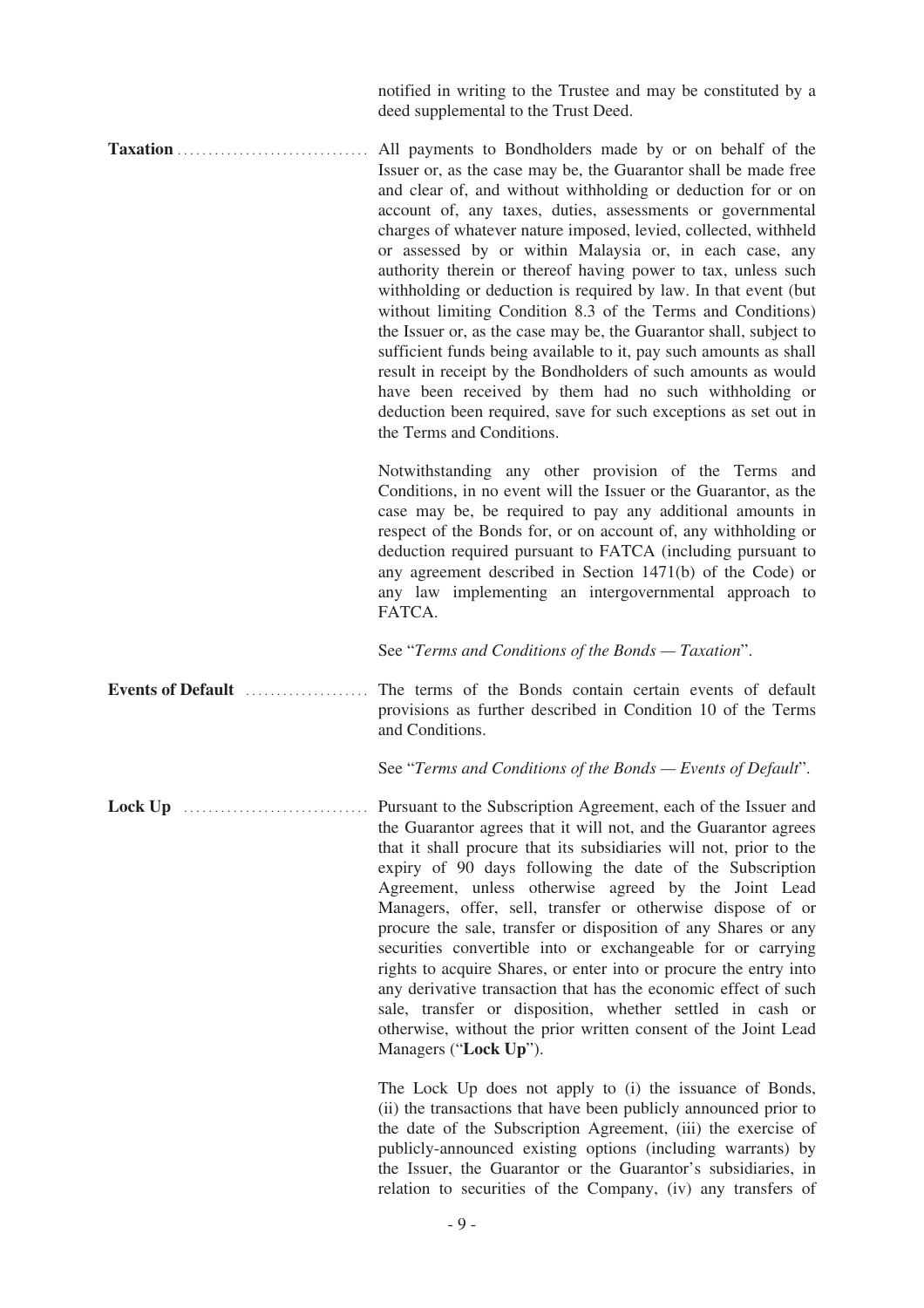notified in writing to the Trustee and may be constituted by a deed supplemental to the Trust Deed.

**Taxation**

All payments to Bondholders made by or on behalf of the Issuer or, as the case may be, the Guarantor shall be made free and clear of, and without withholding or deduction for or on account of, any taxes, duties, assessments or governmental charges of whatever nature imposed, levied, collected, withheld or assessed by or within Malaysia or, in each case, any authority therein or thereof having power to tax, unless such withholding or deduction is required by law. In that event (but without limiting Condition 8.3 of the Terms and Conditions) the Issuer or, as the case may be, the Guarantor shall, subject to sufficient funds being available to it, pay such amounts as shall result in receipt by the Bondholders of such amounts as would have been received by them had no such withholding or deduction been required, save for such exceptions as set out in the Terms and Conditions.

Notwithstanding any other provision of the Terms and Conditions, in no event will the Issuer or the Guarantor, as the case may be, be required to pay any additional amounts in respect of the Bonds for, or on account of, any withholding or deduction required pursuant to FATCA (including pursuant to any agreement described in Section 1471(b) of the Code) or any law implementing an intergovernmental approach to FATCA.

See "*Terms and Conditions of the Bonds — Taxation*".

**Events of Default**

The terms of the Bonds contain certain events of default provisions as further described in Condition 10 of the Terms and Conditions.

See "*Terms and Conditions of the Bonds — Events of Default*".

**Lock Up**

Pursuant to the Subscription Agreement, each of the Issuer and the Guarantor agrees that it will not, and the Guarantor agrees that it shall procure that its subsidiaries will not, prior to the expiry of 90 days following the date of the Subscription Agreement, unless otherwise agreed by the Joint Lead Managers, offer, sell, transfer or otherwise dispose of or procure the sale, transfer or disposition of any Shares or any securities convertible into or exchangeable for or carrying rights to acquire Shares, or enter into or procure the entry into any derivative transaction that has the economic effect of such sale, transfer or disposition, whether settled in cash or otherwise, without the prior written consent of the Joint Lead Managers ("**Lock Up**").

The Lock Up does not apply to (i) the issuance of Bonds, (ii) the transactions that have been publicly announced prior to the date of the Subscription Agreement, (iii) the exercise of publicly-announced existing options (including warrants) by the Issuer, the Guarantor or the Guarantor's subsidiaries, in relation to securities of the Company, (iv) any transfers of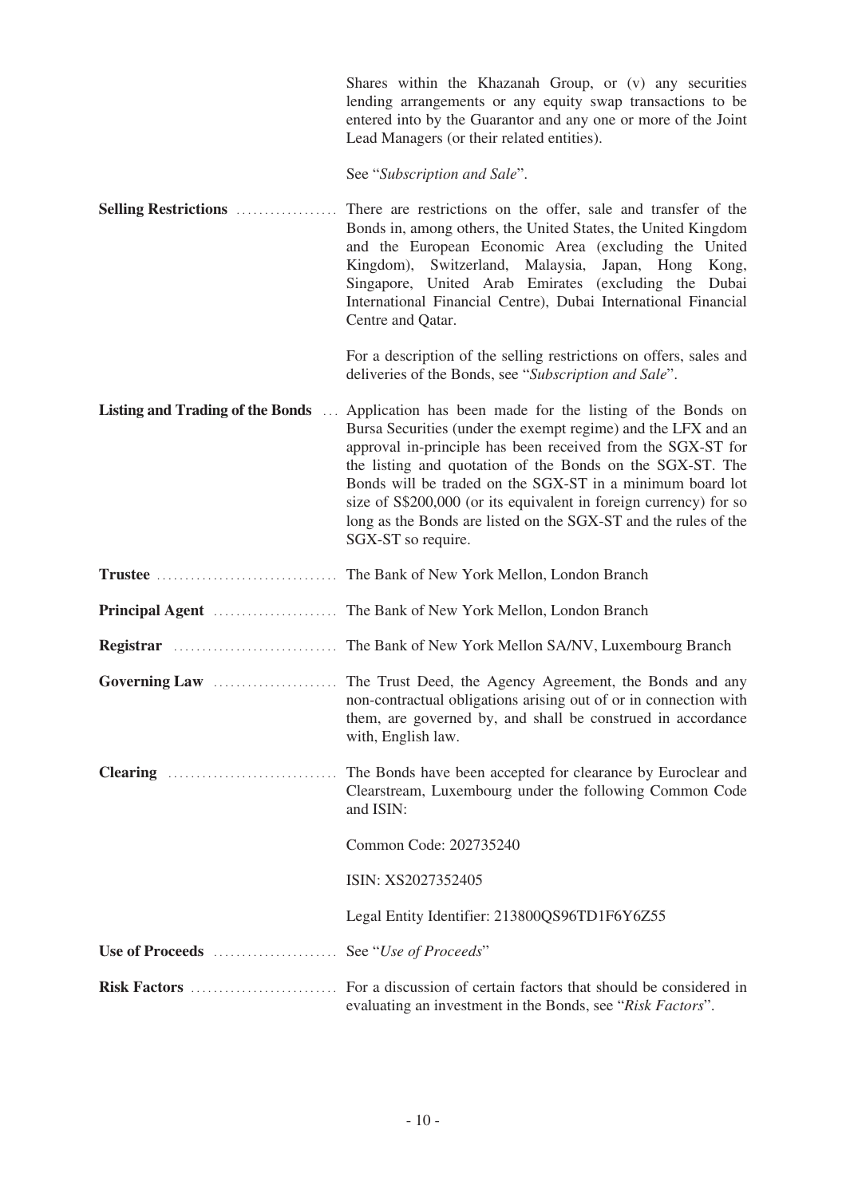| | |
|---|---|
| | Shares within the Khazanah Group, or (v) any securities lending arrangements or any equity swap transactions to be entered into by the Guarantor and any one or more of the Joint Lead Managers (or their related entities).<br><br>See "*Subscription and Sale*". |
| **Selling Restrictions** | There are restrictions on the offer, sale and transfer of the Bonds in, among others, the United States, the United Kingdom and the European Economic Area (excluding the United Kingdom), Switzerland, Malaysia, Japan, Hong Kong, Singapore, United Arab Emirates (excluding the Dubai International Financial Centre), Dubai International Financial Centre and Qatar.<br><br>For a description of the selling restrictions on offers, sales and deliveries of the Bonds, see "*Subscription and Sale*". |
| **Listing and Trading of the Bonds** | Application has been made for the listing of the Bonds on Bursa Securities (under the exempt regime) and the LFX and an approval in-principle has been received from the SGX-ST for the listing and quotation of the Bonds on the SGX-ST. The Bonds will be traded on the SGX-ST in a minimum board lot size of S$200,000 (or its equivalent in foreign currency) for so long as the Bonds are listed on the SGX-ST and the rules of the SGX-ST so require. |
| **Trustee** | The Bank of New York Mellon, London Branch |
| **Principal Agent** | The Bank of New York Mellon, London Branch |
| **Registrar** | The Bank of New York Mellon SA/NV, Luxembourg Branch |
| **Governing Law** | The Trust Deed, the Agency Agreement, the Bonds and any non-contractual obligations arising out of or in connection with them, are governed by, and shall be construed in accordance with, English law. |
| **Clearing** | The Bonds have been accepted for clearance by Euroclear and Clearstream, Luxembourg under the following Common Code and ISIN:<br><br>Common Code: 202735240<br><br>ISIN: XS2027352405<br><br>Legal Entity Identifier: 213800QS96TD1F6Y6Z55 |
| **Use of Proceeds** | See "*Use of Proceeds*" |
| **Risk Factors** | For a discussion of certain factors that should be considered in evaluating an investment in the Bonds, see "*Risk Factors*". |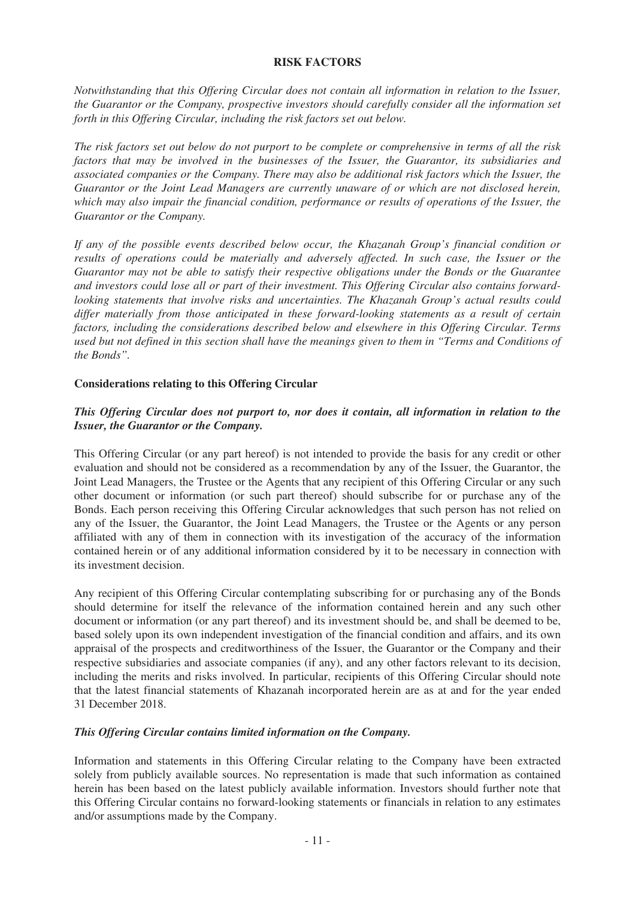# RISK FACTORS

*Notwithstanding that this Offering Circular does not contain all information in relation to the Issuer, the Guarantor or the Company, prospective investors should carefully consider all the information set forth in this Offering Circular, including the risk factors set out below.*

*The risk factors set out below do not purport to be complete or comprehensive in terms of all the risk factors that may be involved in the businesses of the Issuer, the Guarantor, its subsidiaries and associated companies or the Company. There may also be additional risk factors which the Issuer, the Guarantor or the Joint Lead Managers are currently unaware of or which are not disclosed herein, which may also impair the financial condition, performance or results of operations of the Issuer, the Guarantor or the Company.*

*If any of the possible events described below occur, the Khazanah Group's financial condition or results of operations could be materially and adversely affected. In such case, the Issuer or the Guarantor may not be able to satisfy their respective obligations under the Bonds or the Guarantee and investors could lose all or part of their investment. This Offering Circular also contains forward-looking statements that involve risks and uncertainties. The Khazanah Group's actual results could differ materially from those anticipated in these forward-looking statements as a result of certain factors, including the considerations described below and elsewhere in this Offering Circular. Terms used but not defined in this section shall have the meanings given to them in "Terms and Conditions of the Bonds".*

## Considerations relating to this Offering Circular

### *This Offering Circular does not purport to, nor does it contain, all information in relation to the Issuer, the Guarantor or the Company.*

This Offering Circular (or any part hereof) is not intended to provide the basis for any credit or other evaluation and should not be considered as a recommendation by any of the Issuer, the Guarantor, the Joint Lead Managers, the Trustee or the Agents that any recipient of this Offering Circular or any such other document or information (or such part thereof) should subscribe for or purchase any of the Bonds. Each person receiving this Offering Circular acknowledges that such person has not relied on any of the Issuer, the Guarantor, the Joint Lead Managers, the Trustee or the Agents or any person affiliated with any of them in connection with its investigation of the accuracy of the information contained herein or of any additional information considered by it to be necessary in connection with its investment decision.

Any recipient of this Offering Circular contemplating subscribing for or purchasing any of the Bonds should determine for itself the relevance of the information contained herein and any such other document or information (or any part thereof) and its investment should be, and shall be deemed to be, based solely upon its own independent investigation of the financial condition and affairs, and its own appraisal of the prospects and creditworthiness of the Issuer, the Guarantor or the Company and their respective subsidiaries and associate companies (if any), and any other factors relevant to its decision, including the merits and risks involved. In particular, recipients of this Offering Circular should note that the latest financial statements of Khazanah incorporated herein are as at and for the year ended 31 December 2018.

### *This Offering Circular contains limited information on the Company.*

Information and statements in this Offering Circular relating to the Company have been extracted solely from publicly available sources. No representation is made that such information as contained herein has been based on the latest publicly available information. Investors should further note that this Offering Circular contains no forward-looking statements or financials in relation to any estimates and/or assumptions made by the Company.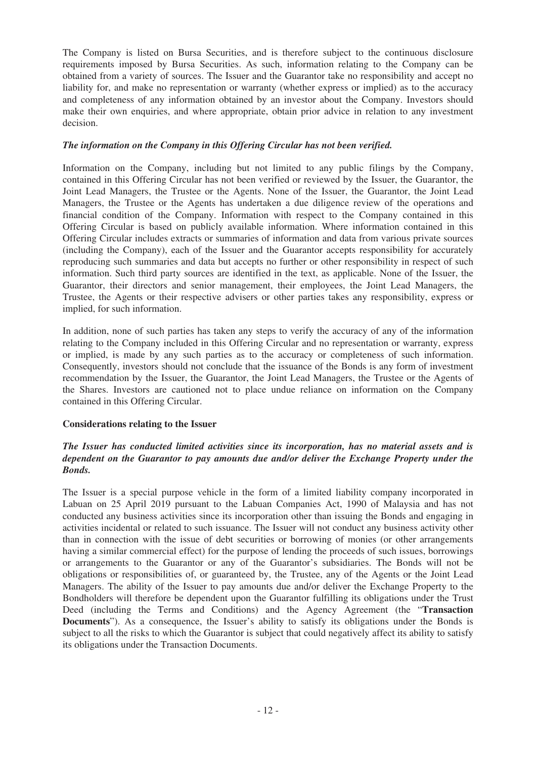The Company is listed on Bursa Securities, and is therefore subject to the continuous disclosure requirements imposed by Bursa Securities. As such, information relating to the Company can be obtained from a variety of sources. The Issuer and the Guarantor take no responsibility and accept no liability for, and make no representation or warranty (whether express or implied) as to the accuracy and completeness of any information obtained by an investor about the Company. Investors should make their own enquiries, and where appropriate, obtain prior advice in relation to any investment decision.

***The information on the Company in this Offering Circular has not been verified.***

Information on the Company, including but not limited to any public filings by the Company, contained in this Offering Circular has not been verified or reviewed by the Issuer, the Guarantor, the Joint Lead Managers, the Trustee or the Agents. None of the Issuer, the Guarantor, the Joint Lead Managers, the Trustee or the Agents has undertaken a due diligence review of the operations and financial condition of the Company. Information with respect to the Company contained in this Offering Circular is based on publicly available information. Where information contained in this Offering Circular includes extracts or summaries of information and data from various private sources (including the Company), each of the Issuer and the Guarantor accepts responsibility for accurately reproducing such summaries and data but accepts no further or other responsibility in respect of such information. Such third party sources are identified in the text, as applicable. None of the Issuer, the Guarantor, their directors and senior management, their employees, the Joint Lead Managers, the Trustee, the Agents or their respective advisers or other parties takes any responsibility, express or implied, for such information.

In addition, none of such parties has taken any steps to verify the accuracy of any of the information relating to the Company included in this Offering Circular and no representation or warranty, express or implied, is made by any such parties as to the accuracy or completeness of such information. Consequently, investors should not conclude that the issuance of the Bonds is any form of investment recommendation by the Issuer, the Guarantor, the Joint Lead Managers, the Trustee or the Agents of the Shares. Investors are cautioned not to place undue reliance on information on the Company contained in this Offering Circular.

**Considerations relating to the Issuer**

***The Issuer has conducted limited activities since its incorporation, has no material assets and is dependent on the Guarantor to pay amounts due and/or deliver the Exchange Property under the Bonds.***

The Issuer is a special purpose vehicle in the form of a limited liability company incorporated in Labuan on 25 April 2019 pursuant to the Labuan Companies Act, 1990 of Malaysia and has not conducted any business activities since its incorporation other than issuing the Bonds and engaging in activities incidental or related to such issuance. The Issuer will not conduct any business activity other than in connection with the issue of debt securities or borrowing of monies (or other arrangements having a similar commercial effect) for the purpose of lending the proceeds of such issues, borrowings or arrangements to the Guarantor or any of the Guarantor's subsidiaries. The Bonds will not be obligations or responsibilities of, or guaranteed by, the Trustee, any of the Agents or the Joint Lead Managers. The ability of the Issuer to pay amounts due and/or deliver the Exchange Property to the Bondholders will therefore be dependent upon the Guarantor fulfilling its obligations under the Trust Deed (including the Terms and Conditions) and the Agency Agreement (the "**Transaction Documents**"). As a consequence, the Issuer's ability to satisfy its obligations under the Bonds is subject to all the risks to which the Guarantor is subject that could negatively affect its ability to satisfy its obligations under the Transaction Documents.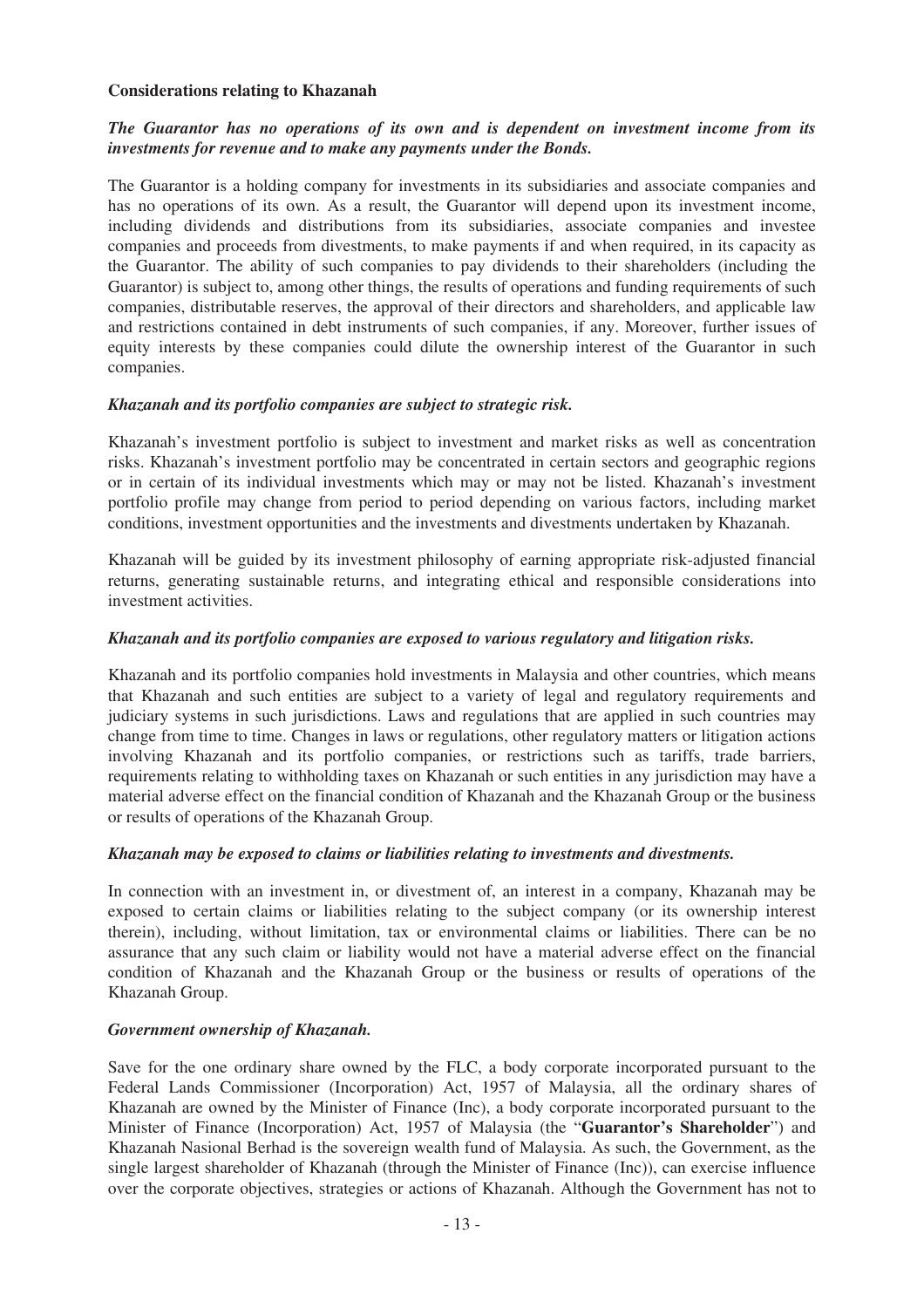**Considerations relating to Khazanah**

***The Guarantor has no operations of its own and is dependent on investment income from its investments for revenue and to make any payments under the Bonds.***

The Guarantor is a holding company for investments in its subsidiaries and associate companies and has no operations of its own. As a result, the Guarantor will depend upon its investment income, including dividends and distributions from its subsidiaries, associate companies and investee companies and proceeds from divestments, to make payments if and when required, in its capacity as the Guarantor. The ability of such companies to pay dividends to their shareholders (including the Guarantor) is subject to, among other things, the results of operations and funding requirements of such companies, distributable reserves, the approval of their directors and shareholders, and applicable law and restrictions contained in debt instruments of such companies, if any. Moreover, further issues of equity interests by these companies could dilute the ownership interest of the Guarantor in such companies.

***Khazanah and its portfolio companies are subject to strategic risk.***

Khazanah's investment portfolio is subject to investment and market risks as well as concentration risks. Khazanah's investment portfolio may be concentrated in certain sectors and geographic regions or in certain of its individual investments which may or may not be listed. Khazanah's investment portfolio profile may change from period to period depending on various factors, including market conditions, investment opportunities and the investments and divestments undertaken by Khazanah.

Khazanah will be guided by its investment philosophy of earning appropriate risk-adjusted financial returns, generating sustainable returns, and integrating ethical and responsible considerations into investment activities.

***Khazanah and its portfolio companies are exposed to various regulatory and litigation risks.***

Khazanah and its portfolio companies hold investments in Malaysia and other countries, which means that Khazanah and such entities are subject to a variety of legal and regulatory requirements and judiciary systems in such jurisdictions. Laws and regulations that are applied in such countries may change from time to time. Changes in laws or regulations, other regulatory matters or litigation actions involving Khazanah and its portfolio companies, or restrictions such as tariffs, trade barriers, requirements relating to withholding taxes on Khazanah or such entities in any jurisdiction may have a material adverse effect on the financial condition of Khazanah and the Khazanah Group or the business or results of operations of the Khazanah Group.

***Khazanah may be exposed to claims or liabilities relating to investments and divestments.***

In connection with an investment in, or divestment of, an interest in a company, Khazanah may be exposed to certain claims or liabilities relating to the subject company (or its ownership interest therein), including, without limitation, tax or environmental claims or liabilities. There can be no assurance that any such claim or liability would not have a material adverse effect on the financial condition of Khazanah and the Khazanah Group or the business or results of operations of the Khazanah Group.

***Government ownership of Khazanah.***

Save for the one ordinary share owned by the FLC, a body corporate incorporated pursuant to the Federal Lands Commissioner (Incorporation) Act, 1957 of Malaysia, all the ordinary shares of Khazanah are owned by the Minister of Finance (Inc), a body corporate incorporated pursuant to the Minister of Finance (Incorporation) Act, 1957 of Malaysia (the "**Guarantor's Shareholder**") and Khazanah Nasional Berhad is the sovereign wealth fund of Malaysia. As such, the Government, as the single largest shareholder of Khazanah (through the Minister of Finance (Inc)), can exercise influence over the corporate objectives, strategies or actions of Khazanah. Although the Government has not to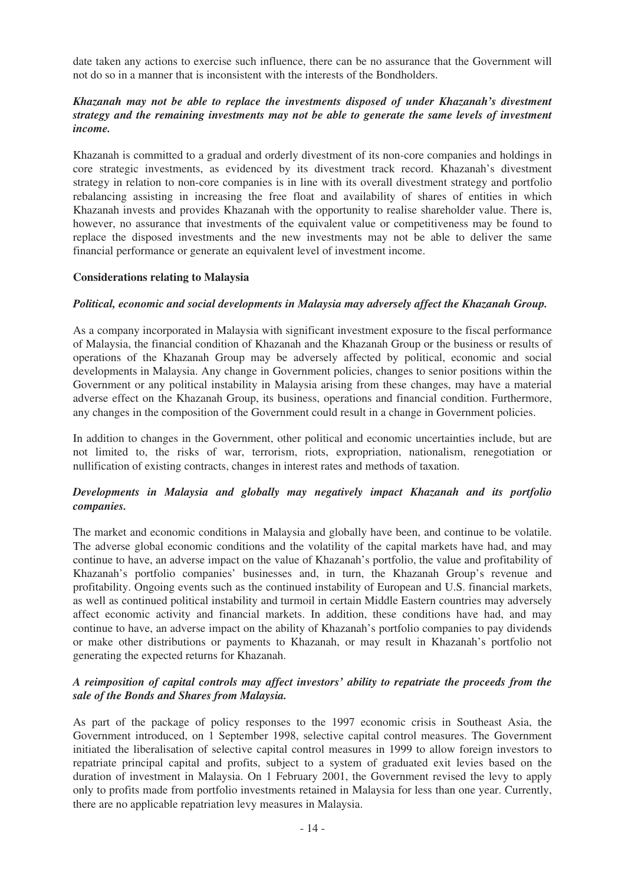date taken any actions to exercise such influence, there can be no assurance that the Government will not do so in a manner that is inconsistent with the interests of the Bondholders.

***Khazanah may not be able to replace the investments disposed of under Khazanah's divestment strategy and the remaining investments may not be able to generate the same levels of investment income.***

Khazanah is committed to a gradual and orderly divestment of its non-core companies and holdings in core strategic investments, as evidenced by its divestment track record. Khazanah's divestment strategy in relation to non-core companies is in line with its overall divestment strategy and portfolio rebalancing assisting in increasing the free float and availability of shares of entities in which Khazanah invests and provides Khazanah with the opportunity to realise shareholder value. There is, however, no assurance that investments of the equivalent value or competitiveness may be found to replace the disposed investments and the new investments may not be able to deliver the same financial performance or generate an equivalent level of investment income.

**Considerations relating to Malaysia**

***Political, economic and social developments in Malaysia may adversely affect the Khazanah Group.***

As a company incorporated in Malaysia with significant investment exposure to the fiscal performance of Malaysia, the financial condition of Khazanah and the Khazanah Group or the business or results of operations of the Khazanah Group may be adversely affected by political, economic and social developments in Malaysia. Any change in Government policies, changes to senior positions within the Government or any political instability in Malaysia arising from these changes, may have a material adverse effect on the Khazanah Group, its business, operations and financial condition. Furthermore, any changes in the composition of the Government could result in a change in Government policies.

In addition to changes in the Government, other political and economic uncertainties include, but are not limited to, the risks of war, terrorism, riots, expropriation, nationalism, renegotiation or nullification of existing contracts, changes in interest rates and methods of taxation.

***Developments in Malaysia and globally may negatively impact Khazanah and its portfolio companies.***

The market and economic conditions in Malaysia and globally have been, and continue to be volatile. The adverse global economic conditions and the volatility of the capital markets have had, and may continue to have, an adverse impact on the value of Khazanah's portfolio, the value and profitability of Khazanah's portfolio companies' businesses and, in turn, the Khazanah Group's revenue and profitability. Ongoing events such as the continued instability of European and U.S. financial markets, as well as continued political instability and turmoil in certain Middle Eastern countries may adversely affect economic activity and financial markets. In addition, these conditions have had, and may continue to have, an adverse impact on the ability of Khazanah's portfolio companies to pay dividends or make other distributions or payments to Khazanah, or may result in Khazanah's portfolio not generating the expected returns for Khazanah.

***A reimposition of capital controls may affect investors' ability to repatriate the proceeds from the sale of the Bonds and Shares from Malaysia.***

As part of the package of policy responses to the 1997 economic crisis in Southeast Asia, the Government introduced, on 1 September 1998, selective capital control measures. The Government initiated the liberalisation of selective capital control measures in 1999 to allow foreign investors to repatriate principal capital and profits, subject to a system of graduated exit levies based on the duration of investment in Malaysia. On 1 February 2001, the Government revised the levy to apply only to profits made from portfolio investments retained in Malaysia for less than one year. Currently, there are no applicable repatriation levy measures in Malaysia.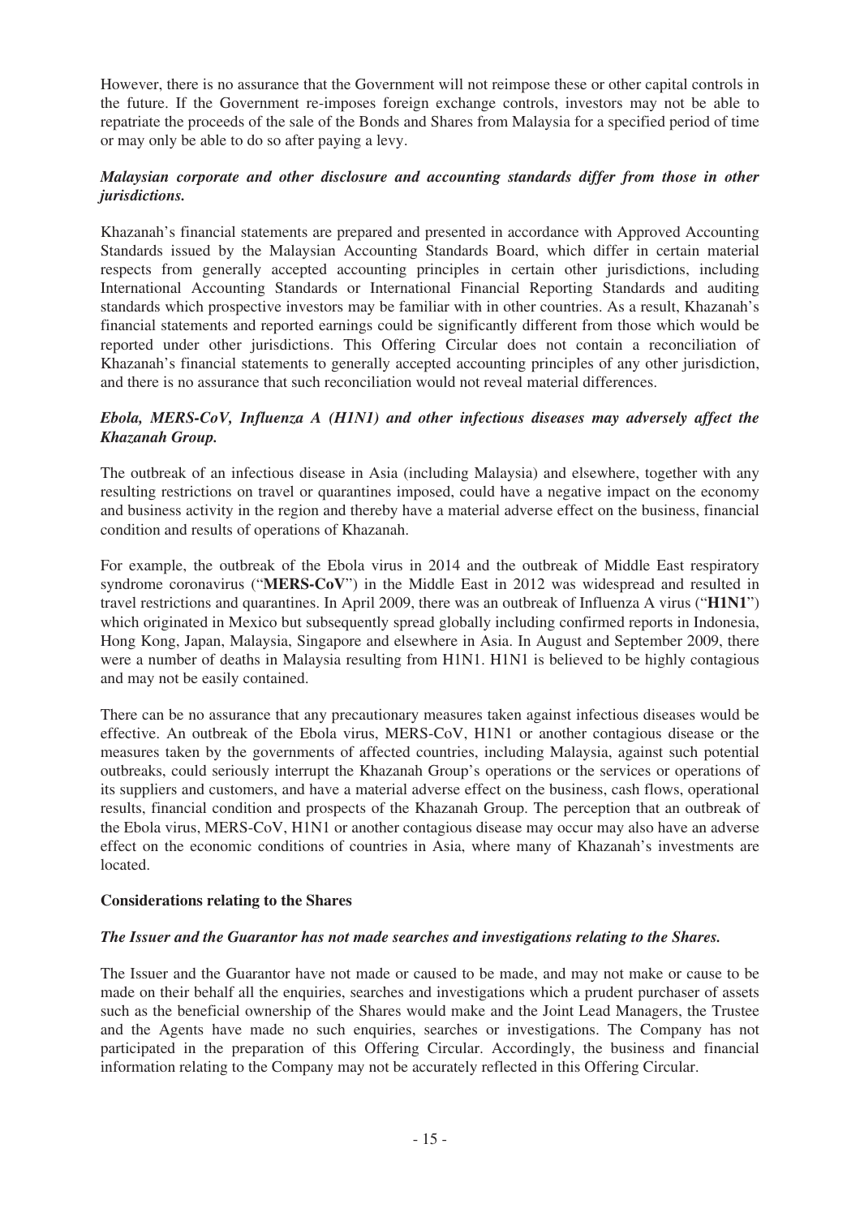However, there is no assurance that the Government will not reimpose these or other capital controls in the future. If the Government re-imposes foreign exchange controls, investors may not be able to repatriate the proceeds of the sale of the Bonds and Shares from Malaysia for a specified period of time or may only be able to do so after paying a levy.

***Malaysian corporate and other disclosure and accounting standards differ from those in other jurisdictions.***

Khazanah's financial statements are prepared and presented in accordance with Approved Accounting Standards issued by the Malaysian Accounting Standards Board, which differ in certain material respects from generally accepted accounting principles in certain other jurisdictions, including International Accounting Standards or International Financial Reporting Standards and auditing standards which prospective investors may be familiar with in other countries. As a result, Khazanah's financial statements and reported earnings could be significantly different from those which would be reported under other jurisdictions. This Offering Circular does not contain a reconciliation of Khazanah's financial statements to generally accepted accounting principles of any other jurisdiction, and there is no assurance that such reconciliation would not reveal material differences.

***Ebola, MERS-CoV, Influenza A (H1N1) and other infectious diseases may adversely affect the Khazanah Group.***

The outbreak of an infectious disease in Asia (including Malaysia) and elsewhere, together with any resulting restrictions on travel or quarantines imposed, could have a negative impact on the economy and business activity in the region and thereby have a material adverse effect on the business, financial condition and results of operations of Khazanah.

For example, the outbreak of the Ebola virus in 2014 and the outbreak of Middle East respiratory syndrome coronavirus ("**MERS-CoV**") in the Middle East in 2012 was widespread and resulted in travel restrictions and quarantines. In April 2009, there was an outbreak of Influenza A virus ("**H1N1**") which originated in Mexico but subsequently spread globally including confirmed reports in Indonesia, Hong Kong, Japan, Malaysia, Singapore and elsewhere in Asia. In August and September 2009, there were a number of deaths in Malaysia resulting from H1N1. H1N1 is believed to be highly contagious and may not be easily contained.

There can be no assurance that any precautionary measures taken against infectious diseases would be effective. An outbreak of the Ebola virus, MERS-CoV, H1N1 or another contagious disease or the measures taken by the governments of affected countries, including Malaysia, against such potential outbreaks, could seriously interrupt the Khazanah Group's operations or the services or operations of its suppliers and customers, and have a material adverse effect on the business, cash flows, operational results, financial condition and prospects of the Khazanah Group. The perception that an outbreak of the Ebola virus, MERS-CoV, H1N1 or another contagious disease may occur may also have an adverse effect on the economic conditions of countries in Asia, where many of Khazanah's investments are located.

**Considerations relating to the Shares**

***The Issuer and the Guarantor has not made searches and investigations relating to the Shares.***

The Issuer and the Guarantor have not made or caused to be made, and may not make or cause to be made on their behalf all the enquiries, searches and investigations which a prudent purchaser of assets such as the beneficial ownership of the Shares would make and the Joint Lead Managers, the Trustee and the Agents have made no such enquiries, searches or investigations. The Company has not participated in the preparation of this Offering Circular. Accordingly, the business and financial information relating to the Company may not be accurately reflected in this Offering Circular.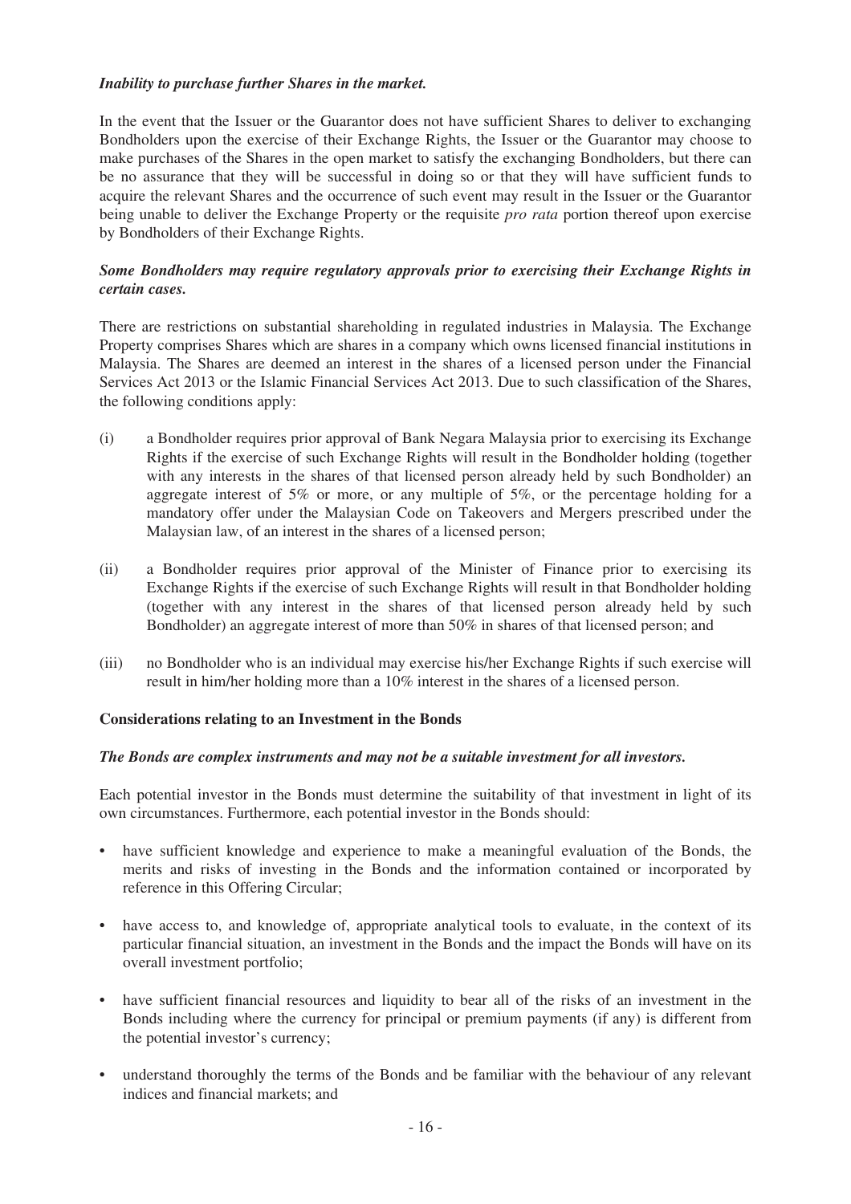***Inability to purchase further Shares in the market.***

In the event that the Issuer or the Guarantor does not have sufficient Shares to deliver to exchanging Bondholders upon the exercise of their Exchange Rights, the Issuer or the Guarantor may choose to make purchases of the Shares in the open market to satisfy the exchanging Bondholders, but there can be no assurance that they will be successful in doing so or that they will have sufficient funds to acquire the relevant Shares and the occurrence of such event may result in the Issuer or the Guarantor being unable to deliver the Exchange Property or the requisite *pro rata* portion thereof upon exercise by Bondholders of their Exchange Rights.

***Some Bondholders may require regulatory approvals prior to exercising their Exchange Rights in certain cases.***

There are restrictions on substantial shareholding in regulated industries in Malaysia. The Exchange Property comprises Shares which are shares in a company which owns licensed financial institutions in Malaysia. The Shares are deemed an interest in the shares of a licensed person under the Financial Services Act 2013 or the Islamic Financial Services Act 2013. Due to such classification of the Shares, the following conditions apply:

(i) a Bondholder requires prior approval of Bank Negara Malaysia prior to exercising its Exchange Rights if the exercise of such Exchange Rights will result in the Bondholder holding (together with any interests in the shares of that licensed person already held by such Bondholder) an aggregate interest of 5% or more, or any multiple of 5%, or the percentage holding for a mandatory offer under the Malaysian Code on Takeovers and Mergers prescribed under the Malaysian law, of an interest in the shares of a licensed person;

(ii) a Bondholder requires prior approval of the Minister of Finance prior to exercising its Exchange Rights if the exercise of such Exchange Rights will result in that Bondholder holding (together with any interest in the shares of that licensed person already held by such Bondholder) an aggregate interest of more than 50% in shares of that licensed person; and

(iii) no Bondholder who is an individual may exercise his/her Exchange Rights if such exercise will result in him/her holding more than a 10% interest in the shares of a licensed person.

**Considerations relating to an Investment in the Bonds**

***The Bonds are complex instruments and may not be a suitable investment for all investors.***

Each potential investor in the Bonds must determine the suitability of that investment in light of its own circumstances. Furthermore, each potential investor in the Bonds should:

- have sufficient knowledge and experience to make a meaningful evaluation of the Bonds, the merits and risks of investing in the Bonds and the information contained or incorporated by reference in this Offering Circular;
- have access to, and knowledge of, appropriate analytical tools to evaluate, in the context of its particular financial situation, an investment in the Bonds and the impact the Bonds will have on its overall investment portfolio;
- have sufficient financial resources and liquidity to bear all of the risks of an investment in the Bonds including where the currency for principal or premium payments (if any) is different from the potential investor's currency;
- understand thoroughly the terms of the Bonds and be familiar with the behaviour of any relevant indices and financial markets; and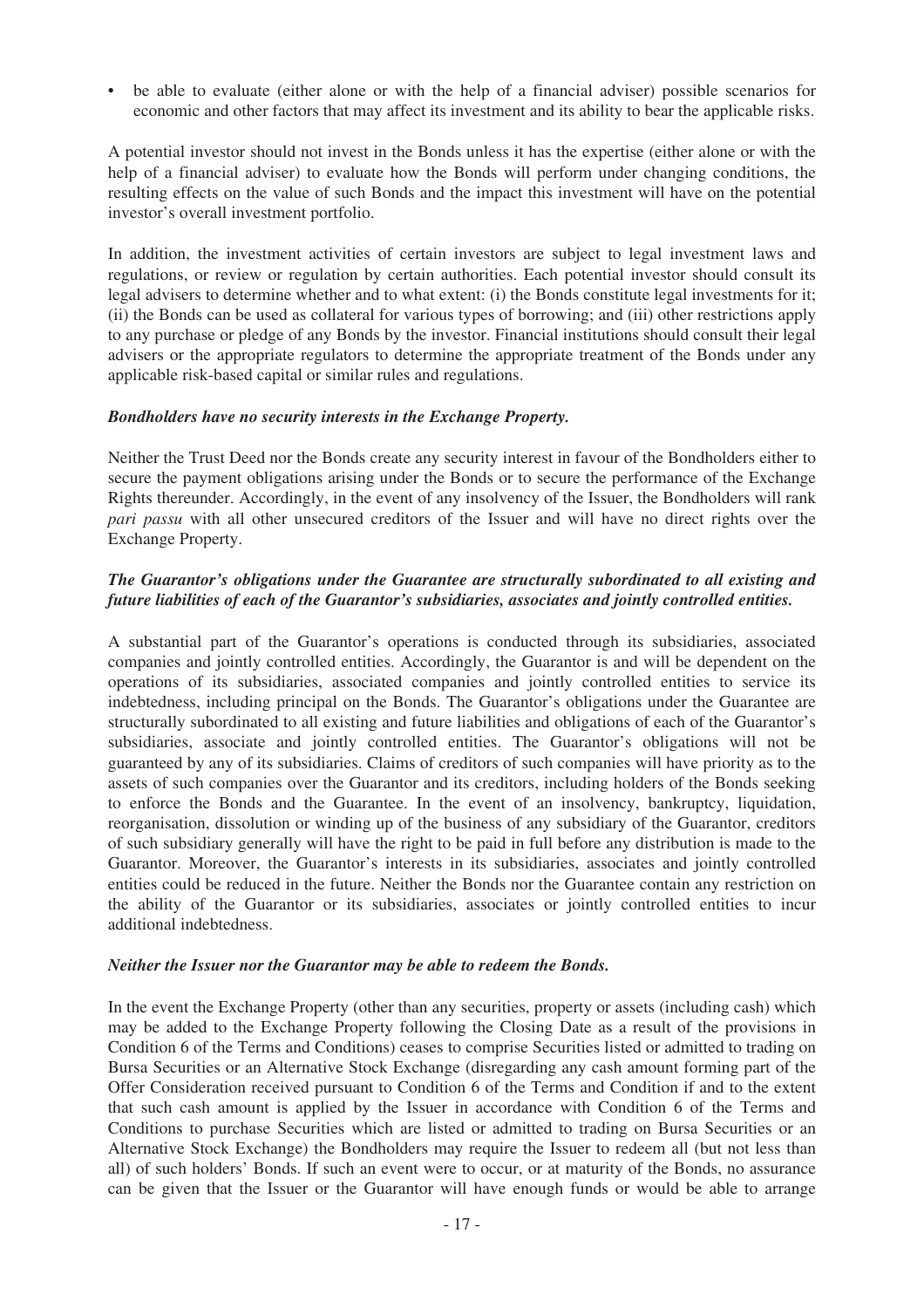- be able to evaluate (either alone or with the help of a financial adviser) possible scenarios for economic and other factors that may affect its investment and its ability to bear the applicable risks.

A potential investor should not invest in the Bonds unless it has the expertise (either alone or with the help of a financial adviser) to evaluate how the Bonds will perform under changing conditions, the resulting effects on the value of such Bonds and the impact this investment will have on the potential investor's overall investment portfolio.

In addition, the investment activities of certain investors are subject to legal investment laws and regulations, or review or regulation by certain authorities. Each potential investor should consult its legal advisers to determine whether and to what extent: (i) the Bonds constitute legal investments for it; (ii) the Bonds can be used as collateral for various types of borrowing; and (iii) other restrictions apply to any purchase or pledge of any Bonds by the investor. Financial institutions should consult their legal advisers or the appropriate regulators to determine the appropriate treatment of the Bonds under any applicable risk-based capital or similar rules and regulations.

***Bondholders have no security interests in the Exchange Property.***

Neither the Trust Deed nor the Bonds create any security interest in favour of the Bondholders either to secure the payment obligations arising under the Bonds or to secure the performance of the Exchange Rights thereunder. Accordingly, in the event of any insolvency of the Issuer, the Bondholders will rank *pari passu* with all other unsecured creditors of the Issuer and will have no direct rights over the Exchange Property.

***The Guarantor's obligations under the Guarantee are structurally subordinated to all existing and future liabilities of each of the Guarantor's subsidiaries, associates and jointly controlled entities.***

A substantial part of the Guarantor's operations is conducted through its subsidiaries, associated companies and jointly controlled entities. Accordingly, the Guarantor is and will be dependent on the operations of its subsidiaries, associated companies and jointly controlled entities to service its indebtedness, including principal on the Bonds. The Guarantor's obligations under the Guarantee are structurally subordinated to all existing and future liabilities and obligations of each of the Guarantor's subsidiaries, associate and jointly controlled entities. The Guarantor's obligations will not be guaranteed by any of its subsidiaries. Claims of creditors of such companies will have priority as to the assets of such companies over the Guarantor and its creditors, including holders of the Bonds seeking to enforce the Bonds and the Guarantee. In the event of an insolvency, bankruptcy, liquidation, reorganisation, dissolution or winding up of the business of any subsidiary of the Guarantor, creditors of such subsidiary generally will have the right to be paid in full before any distribution is made to the Guarantor. Moreover, the Guarantor's interests in its subsidiaries, associates and jointly controlled entities could be reduced in the future. Neither the Bonds nor the Guarantee contain any restriction on the ability of the Guarantor or its subsidiaries, associates or jointly controlled entities to incur additional indebtedness.

***Neither the Issuer nor the Guarantor may be able to redeem the Bonds.***

In the event the Exchange Property (other than any securities, property or assets (including cash) which may be added to the Exchange Property following the Closing Date as a result of the provisions in Condition 6 of the Terms and Conditions) ceases to comprise Securities listed or admitted to trading on Bursa Securities or an Alternative Stock Exchange (disregarding any cash amount forming part of the Offer Consideration received pursuant to Condition 6 of the Terms and Condition if and to the extent that such cash amount is applied by the Issuer in accordance with Condition 6 of the Terms and Conditions to purchase Securities which are listed or admitted to trading on Bursa Securities or an Alternative Stock Exchange) the Bondholders may require the Issuer to redeem all (but not less than all) of such holders' Bonds. If such an event were to occur, or at maturity of the Bonds, no assurance can be given that the Issuer or the Guarantor will have enough funds or would be able to arrange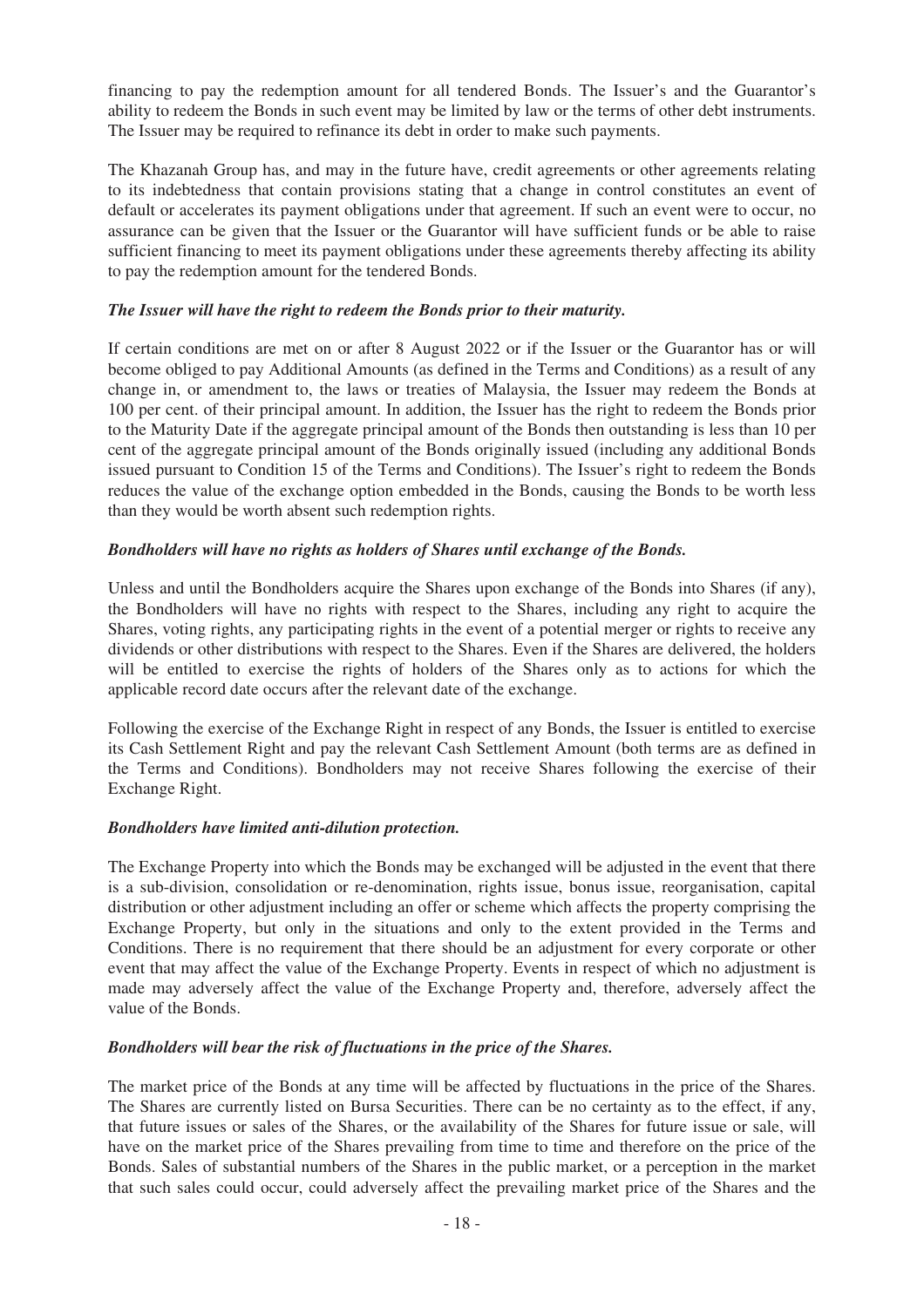financing to pay the redemption amount for all tendered Bonds. The Issuer's and the Guarantor's ability to redeem the Bonds in such event may be limited by law or the terms of other debt instruments. The Issuer may be required to refinance its debt in order to make such payments.

The Khazanah Group has, and may in the future have, credit agreements or other agreements relating to its indebtedness that contain provisions stating that a change in control constitutes an event of default or accelerates its payment obligations under that agreement. If such an event were to occur, no assurance can be given that the Issuer or the Guarantor will have sufficient funds or be able to raise sufficient financing to meet its payment obligations under these agreements thereby affecting its ability to pay the redemption amount for the tendered Bonds.

***The Issuer will have the right to redeem the Bonds prior to their maturity.***

If certain conditions are met on or after 8 August 2022 or if the Issuer or the Guarantor has or will become obliged to pay Additional Amounts (as defined in the Terms and Conditions) as a result of any change in, or amendment to, the laws or treaties of Malaysia, the Issuer may redeem the Bonds at 100 per cent. of their principal amount. In addition, the Issuer has the right to redeem the Bonds prior to the Maturity Date if the aggregate principal amount of the Bonds then outstanding is less than 10 per cent of the aggregate principal amount of the Bonds originally issued (including any additional Bonds issued pursuant to Condition 15 of the Terms and Conditions). The Issuer's right to redeem the Bonds reduces the value of the exchange option embedded in the Bonds, causing the Bonds to be worth less than they would be worth absent such redemption rights.

***Bondholders will have no rights as holders of Shares until exchange of the Bonds.***

Unless and until the Bondholders acquire the Shares upon exchange of the Bonds into Shares (if any), the Bondholders will have no rights with respect to the Shares, including any right to acquire the Shares, voting rights, any participating rights in the event of a potential merger or rights to receive any dividends or other distributions with respect to the Shares. Even if the Shares are delivered, the holders will be entitled to exercise the rights of holders of the Shares only as to actions for which the applicable record date occurs after the relevant date of the exchange.

Following the exercise of the Exchange Right in respect of any Bonds, the Issuer is entitled to exercise its Cash Settlement Right and pay the relevant Cash Settlement Amount (both terms are as defined in the Terms and Conditions). Bondholders may not receive Shares following the exercise of their Exchange Right.

***Bondholders have limited anti-dilution protection.***

The Exchange Property into which the Bonds may be exchanged will be adjusted in the event that there is a sub-division, consolidation or re-denomination, rights issue, bonus issue, reorganisation, capital distribution or other adjustment including an offer or scheme which affects the property comprising the Exchange Property, but only in the situations and only to the extent provided in the Terms and Conditions. There is no requirement that there should be an adjustment for every corporate or other event that may affect the value of the Exchange Property. Events in respect of which no adjustment is made may adversely affect the value of the Exchange Property and, therefore, adversely affect the value of the Bonds.

***Bondholders will bear the risk of fluctuations in the price of the Shares.***

The market price of the Bonds at any time will be affected by fluctuations in the price of the Shares. The Shares are currently listed on Bursa Securities. There can be no certainty as to the effect, if any, that future issues or sales of the Shares, or the availability of the Shares for future issue or sale, will have on the market price of the Shares prevailing from time to time and therefore on the price of the Bonds. Sales of substantial numbers of the Shares in the public market, or a perception in the market that such sales could occur, could adversely affect the prevailing market price of the Shares and the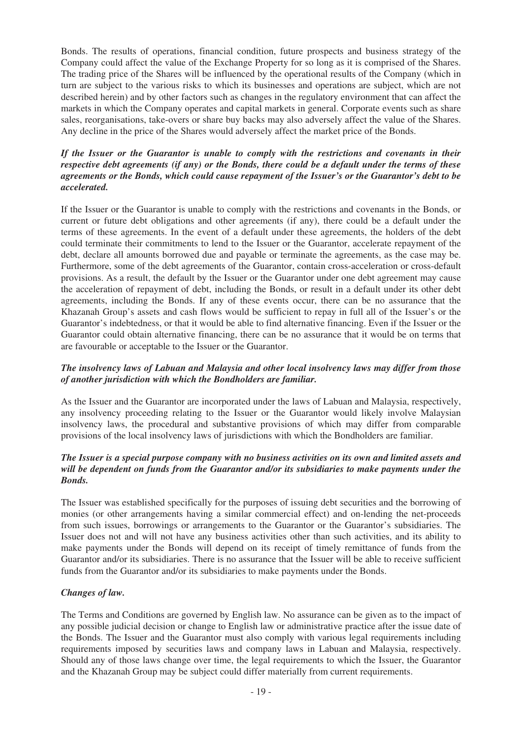Bonds. The results of operations, financial condition, future prospects and business strategy of the Company could affect the value of the Exchange Property for so long as it is comprised of the Shares. The trading price of the Shares will be influenced by the operational results of the Company (which in turn are subject to the various risks to which its businesses and operations are subject, which are not described herein) and by other factors such as changes in the regulatory environment that can affect the markets in which the Company operates and capital markets in general. Corporate events such as share sales, reorganisations, take-overs or share buy backs may also adversely affect the value of the Shares. Any decline in the price of the Shares would adversely affect the market price of the Bonds.

***If the Issuer or the Guarantor is unable to comply with the restrictions and covenants in their respective debt agreements (if any) or the Bonds, there could be a default under the terms of these agreements or the Bonds, which could cause repayment of the Issuer's or the Guarantor's debt to be accelerated.***

If the Issuer or the Guarantor is unable to comply with the restrictions and covenants in the Bonds, or current or future debt obligations and other agreements (if any), there could be a default under the terms of these agreements. In the event of a default under these agreements, the holders of the debt could terminate their commitments to lend to the Issuer or the Guarantor, accelerate repayment of the debt, declare all amounts borrowed due and payable or terminate the agreements, as the case may be. Furthermore, some of the debt agreements of the Guarantor, contain cross-acceleration or cross-default provisions. As a result, the default by the Issuer or the Guarantor under one debt agreement may cause the acceleration of repayment of debt, including the Bonds, or result in a default under its other debt agreements, including the Bonds. If any of these events occur, there can be no assurance that the Khazanah Group's assets and cash flows would be sufficient to repay in full all of the Issuer's or the Guarantor's indebtedness, or that it would be able to find alternative financing. Even if the Issuer or the Guarantor could obtain alternative financing, there can be no assurance that it would be on terms that are favourable or acceptable to the Issuer or the Guarantor.

***The insolvency laws of Labuan and Malaysia and other local insolvency laws may differ from those of another jurisdiction with which the Bondholders are familiar.***

As the Issuer and the Guarantor are incorporated under the laws of Labuan and Malaysia, respectively, any insolvency proceeding relating to the Issuer or the Guarantor would likely involve Malaysian insolvency laws, the procedural and substantive provisions of which may differ from comparable provisions of the local insolvency laws of jurisdictions with which the Bondholders are familiar.

***The Issuer is a special purpose company with no business activities on its own and limited assets and will be dependent on funds from the Guarantor and/or its subsidiaries to make payments under the Bonds.***

The Issuer was established specifically for the purposes of issuing debt securities and the borrowing of monies (or other arrangements having a similar commercial effect) and on-lending the net-proceeds from such issues, borrowings or arrangements to the Guarantor or the Guarantor's subsidiaries. The Issuer does not and will not have any business activities other than such activities, and its ability to make payments under the Bonds will depend on its receipt of timely remittance of funds from the Guarantor and/or its subsidiaries. There is no assurance that the Issuer will be able to receive sufficient funds from the Guarantor and/or its subsidiaries to make payments under the Bonds.

***Changes of law.***

The Terms and Conditions are governed by English law. No assurance can be given as to the impact of any possible judicial decision or change to English law or administrative practice after the issue date of the Bonds. The Issuer and the Guarantor must also comply with various legal requirements including requirements imposed by securities laws and company laws in Labuan and Malaysia, respectively. Should any of those laws change over time, the legal requirements to which the Issuer, the Guarantor and the Khazanah Group may be subject could differ materially from current requirements.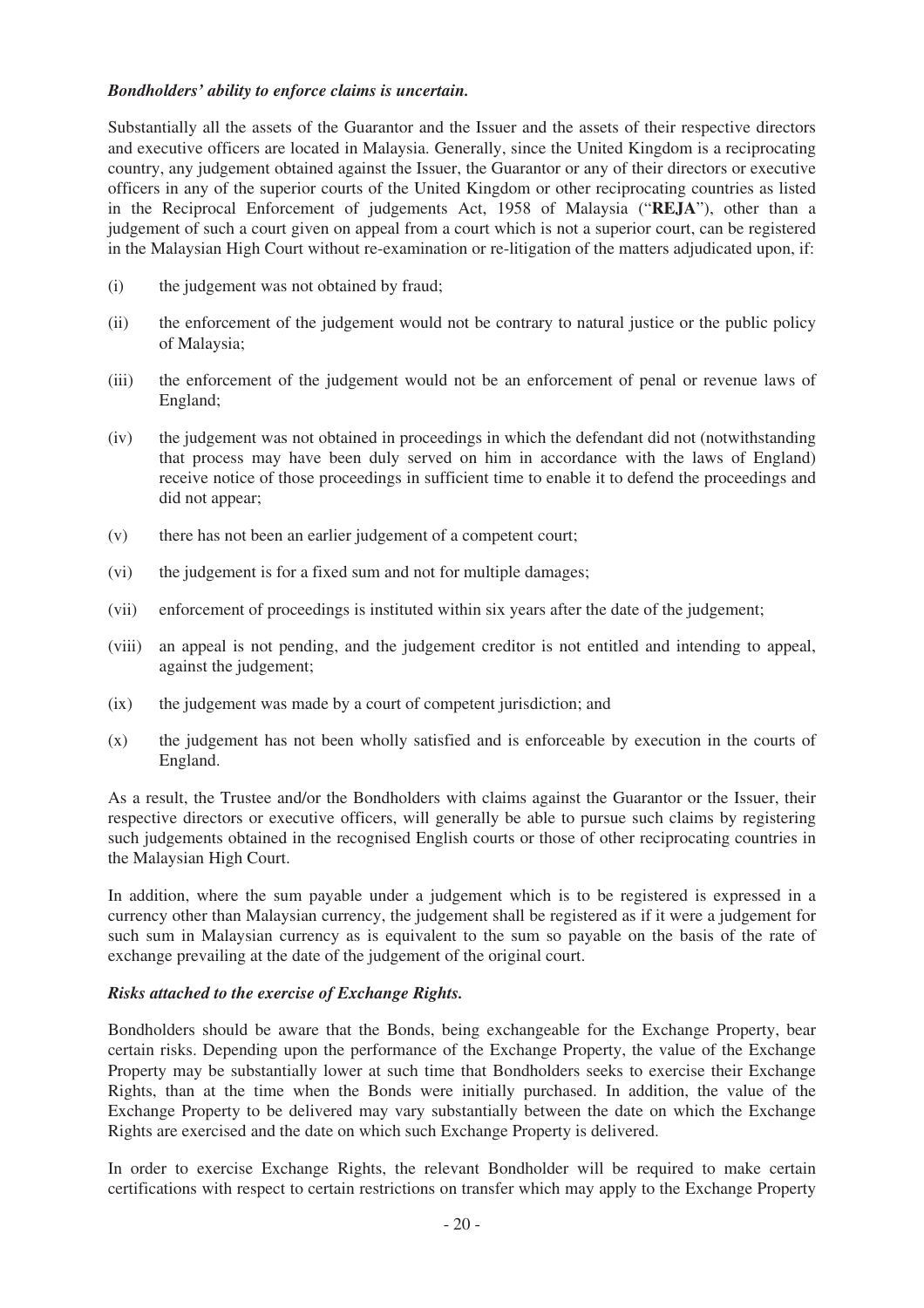***Bondholders' ability to enforce claims is uncertain.***

Substantially all the assets of the Guarantor and the Issuer and the assets of their respective directors and executive officers are located in Malaysia. Generally, since the United Kingdom is a reciprocating country, any judgement obtained against the Issuer, the Guarantor or any of their directors or executive officers in any of the superior courts of the United Kingdom or other reciprocating countries as listed in the Reciprocal Enforcement of judgements Act, 1958 of Malaysia ("**REJA**"), other than a judgement of such a court given on appeal from a court which is not a superior court, can be registered in the Malaysian High Court without re-examination or re-litigation of the matters adjudicated upon, if:

(i) the judgement was not obtained by fraud;

(ii) the enforcement of the judgement would not be contrary to natural justice or the public policy of Malaysia;

(iii) the enforcement of the judgement would not be an enforcement of penal or revenue laws of England;

(iv) the judgement was not obtained in proceedings in which the defendant did not (notwithstanding that process may have been duly served on him in accordance with the laws of England) receive notice of those proceedings in sufficient time to enable it to defend the proceedings and did not appear;

(v) there has not been an earlier judgement of a competent court;

(vi) the judgement is for a fixed sum and not for multiple damages;

(vii) enforcement of proceedings is instituted within six years after the date of the judgement;

(viii) an appeal is not pending, and the judgement creditor is not entitled and intending to appeal, against the judgement;

(ix) the judgement was made by a court of competent jurisdiction; and

(x) the judgement has not been wholly satisfied and is enforceable by execution in the courts of England.

As a result, the Trustee and/or the Bondholders with claims against the Guarantor or the Issuer, their respective directors or executive officers, will generally be able to pursue such claims by registering such judgements obtained in the recognised English courts or those of other reciprocating countries in the Malaysian High Court.

In addition, where the sum payable under a judgement which is to be registered is expressed in a currency other than Malaysian currency, the judgement shall be registered as if it were a judgement for such sum in Malaysian currency as is equivalent to the sum so payable on the basis of the rate of exchange prevailing at the date of the judgement of the original court.

***Risks attached to the exercise of Exchange Rights.***

Bondholders should be aware that the Bonds, being exchangeable for the Exchange Property, bear certain risks. Depending upon the performance of the Exchange Property, the value of the Exchange Property may be substantially lower at such time that Bondholders seeks to exercise their Exchange Rights, than at the time when the Bonds were initially purchased. In addition, the value of the Exchange Property to be delivered may vary substantially between the date on which the Exchange Rights are exercised and the date on which such Exchange Property is delivered.

In order to exercise Exchange Rights, the relevant Bondholder will be required to make certain certifications with respect to certain restrictions on transfer which may apply to the Exchange Property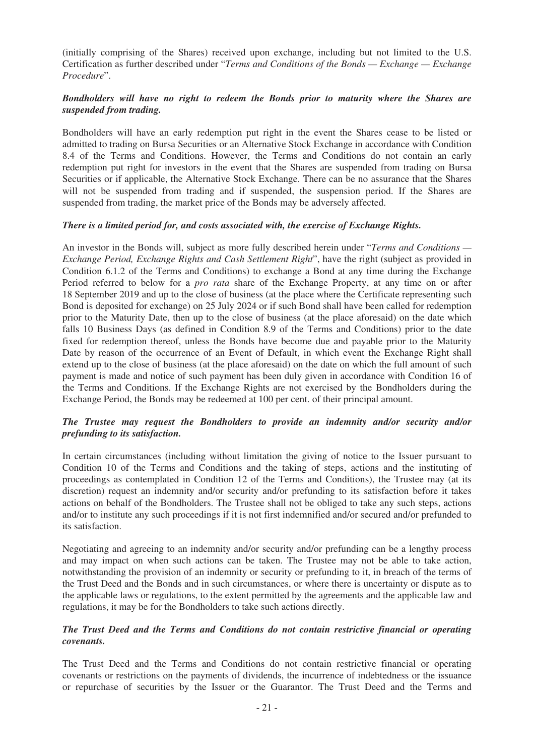(initially comprising of the Shares) received upon exchange, including but not limited to the U.S. Certification as further described under "*Terms and Conditions of the Bonds — Exchange — Exchange Procedure*".

***Bondholders will have no right to redeem the Bonds prior to maturity where the Shares are suspended from trading.***

Bondholders will have an early redemption put right in the event the Shares cease to be listed or admitted to trading on Bursa Securities or an Alternative Stock Exchange in accordance with Condition 8.4 of the Terms and Conditions. However, the Terms and Conditions do not contain an early redemption put right for investors in the event that the Shares are suspended from trading on Bursa Securities or if applicable, the Alternative Stock Exchange. There can be no assurance that the Shares will not be suspended from trading and if suspended, the suspension period. If the Shares are suspended from trading, the market price of the Bonds may be adversely affected.

***There is a limited period for, and costs associated with, the exercise of Exchange Rights.***

An investor in the Bonds will, subject as more fully described herein under "*Terms and Conditions — Exchange Period, Exchange Rights and Cash Settlement Right*", have the right (subject as provided in Condition 6.1.2 of the Terms and Conditions) to exchange a Bond at any time during the Exchange Period referred to below for a *pro rata* share of the Exchange Property, at any time on or after 18 September 2019 and up to the close of business (at the place where the Certificate representing such Bond is deposited for exchange) on 25 July 2024 or if such Bond shall have been called for redemption prior to the Maturity Date, then up to the close of business (at the place aforesaid) on the date which falls 10 Business Days (as defined in Condition 8.9 of the Terms and Conditions) prior to the date fixed for redemption thereof, unless the Bonds have become due and payable prior to the Maturity Date by reason of the occurrence of an Event of Default, in which event the Exchange Right shall extend up to the close of business (at the place aforesaid) on the date on which the full amount of such payment is made and notice of such payment has been duly given in accordance with Condition 16 of the Terms and Conditions. If the Exchange Rights are not exercised by the Bondholders during the Exchange Period, the Bonds may be redeemed at 100 per cent. of their principal amount.

***The Trustee may request the Bondholders to provide an indemnity and/or security and/or prefunding to its satisfaction.***

In certain circumstances (including without limitation the giving of notice to the Issuer pursuant to Condition 10 of the Terms and Conditions and the taking of steps, actions and the instituting of proceedings as contemplated in Condition 12 of the Terms and Conditions), the Trustee may (at its discretion) request an indemnity and/or security and/or prefunding to its satisfaction before it takes actions on behalf of the Bondholders. The Trustee shall not be obliged to take any such steps, actions and/or to institute any such proceedings if it is not first indemnified and/or secured and/or prefunded to its satisfaction.

Negotiating and agreeing to an indemnity and/or security and/or prefunding can be a lengthy process and may impact on when such actions can be taken. The Trustee may not be able to take action, notwithstanding the provision of an indemnity or security or prefunding to it, in breach of the terms of the Trust Deed and the Bonds and in such circumstances, or where there is uncertainty or dispute as to the applicable laws or regulations, to the extent permitted by the agreements and the applicable law and regulations, it may be for the Bondholders to take such actions directly.

***The Trust Deed and the Terms and Conditions do not contain restrictive financial or operating covenants.***

The Trust Deed and the Terms and Conditions do not contain restrictive financial or operating covenants or restrictions on the payments of dividends, the incurrence of indebtedness or the issuance or repurchase of securities by the Issuer or the Guarantor. The Trust Deed and the Terms and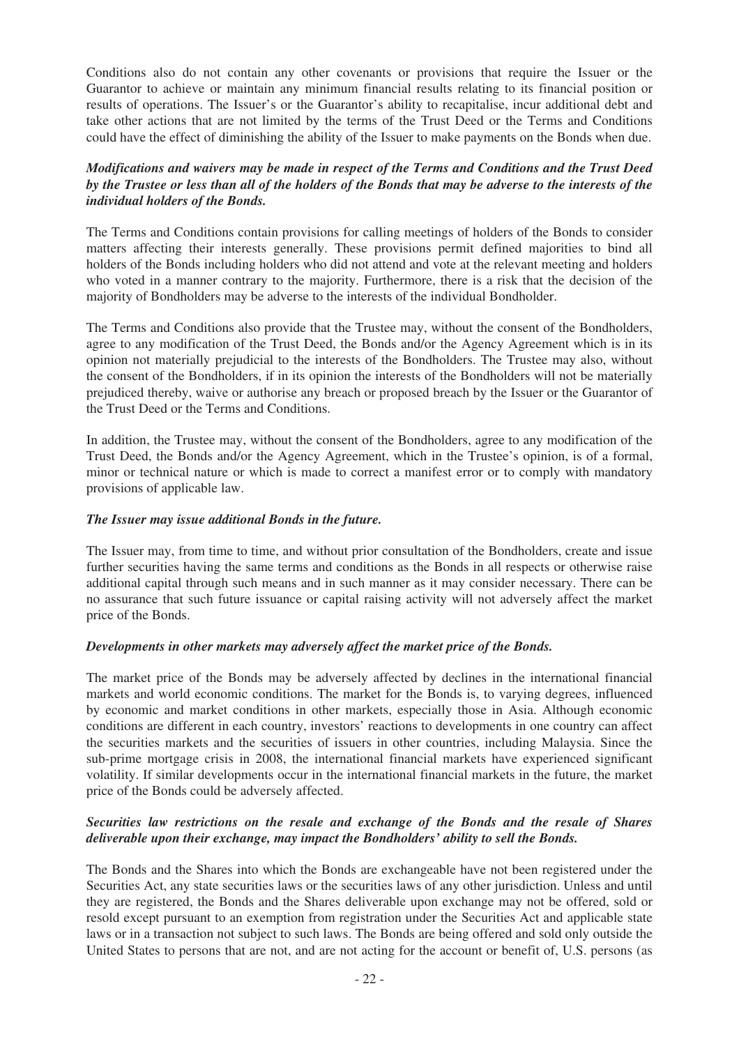Conditions also do not contain any other covenants or provisions that require the Issuer or the Guarantor to achieve or maintain any minimum financial results relating to its financial position or results of operations. The Issuer's or the Guarantor's ability to recapitalise, incur additional debt and take other actions that are not limited by the terms of the Trust Deed or the Terms and Conditions could have the effect of diminishing the ability of the Issuer to make payments on the Bonds when due.

***Modifications and waivers may be made in respect of the Terms and Conditions and the Trust Deed by the Trustee or less than all of the holders of the Bonds that may be adverse to the interests of the individual holders of the Bonds.***

The Terms and Conditions contain provisions for calling meetings of holders of the Bonds to consider matters affecting their interests generally. These provisions permit defined majorities to bind all holders of the Bonds including holders who did not attend and vote at the relevant meeting and holders who voted in a manner contrary to the majority. Furthermore, there is a risk that the decision of the majority of Bondholders may be adverse to the interests of the individual Bondholder.

The Terms and Conditions also provide that the Trustee may, without the consent of the Bondholders, agree to any modification of the Trust Deed, the Bonds and/or the Agency Agreement which is in its opinion not materially prejudicial to the interests of the Bondholders. The Trustee may also, without the consent of the Bondholders, if in its opinion the interests of the Bondholders will not be materially prejudiced thereby, waive or authorise any breach or proposed breach by the Issuer or the Guarantor of the Trust Deed or the Terms and Conditions.

In addition, the Trustee may, without the consent of the Bondholders, agree to any modification of the Trust Deed, the Bonds and/or the Agency Agreement, which in the Trustee's opinion, is of a formal, minor or technical nature or which is made to correct a manifest error or to comply with mandatory provisions of applicable law.

***The Issuer may issue additional Bonds in the future.***

The Issuer may, from time to time, and without prior consultation of the Bondholders, create and issue further securities having the same terms and conditions as the Bonds in all respects or otherwise raise additional capital through such means and in such manner as it may consider necessary. There can be no assurance that such future issuance or capital raising activity will not adversely affect the market price of the Bonds.

***Developments in other markets may adversely affect the market price of the Bonds.***

The market price of the Bonds may be adversely affected by declines in the international financial markets and world economic conditions. The market for the Bonds is, to varying degrees, influenced by economic and market conditions in other markets, especially those in Asia. Although economic conditions are different in each country, investors' reactions to developments in one country can affect the securities markets and the securities of issuers in other countries, including Malaysia. Since the sub-prime mortgage crisis in 2008, the international financial markets have experienced significant volatility. If similar developments occur in the international financial markets in the future, the market price of the Bonds could be adversely affected.

***Securities law restrictions on the resale and exchange of the Bonds and the resale of Shares deliverable upon their exchange, may impact the Bondholders' ability to sell the Bonds.***

The Bonds and the Shares into which the Bonds are exchangeable have not been registered under the Securities Act, any state securities laws or the securities laws of any other jurisdiction. Unless and until they are registered, the Bonds and the Shares deliverable upon exchange may not be offered, sold or resold except pursuant to an exemption from registration under the Securities Act and applicable state laws or in a transaction not subject to such laws. The Bonds are being offered and sold only outside the United States to persons that are not, and are not acting for the account or benefit of, U.S. persons (as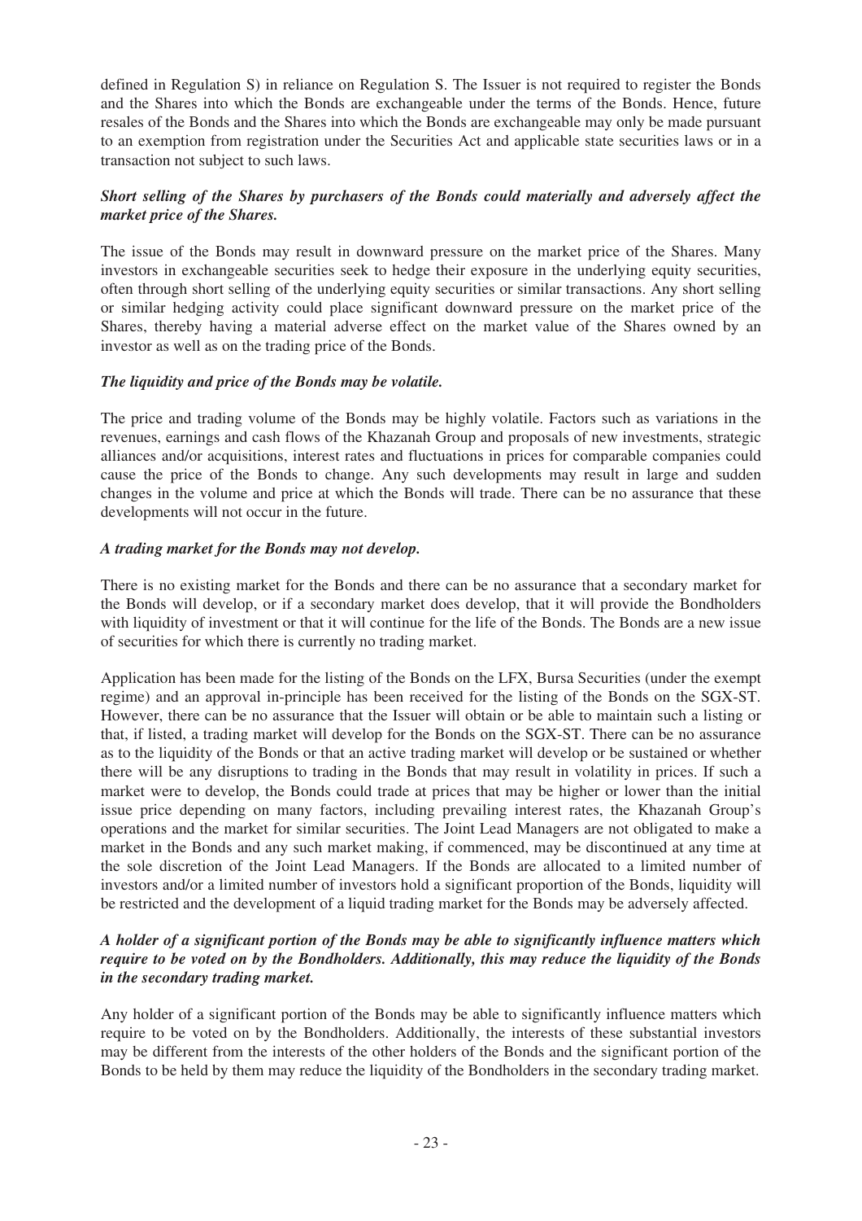defined in Regulation S) in reliance on Regulation S. The Issuer is not required to register the Bonds and the Shares into which the Bonds are exchangeable under the terms of the Bonds. Hence, future resales of the Bonds and the Shares into which the Bonds are exchangeable may only be made pursuant to an exemption from registration under the Securities Act and applicable state securities laws or in a transaction not subject to such laws.

***Short selling of the Shares by purchasers of the Bonds could materially and adversely affect the market price of the Shares.***

The issue of the Bonds may result in downward pressure on the market price of the Shares. Many investors in exchangeable securities seek to hedge their exposure in the underlying equity securities, often through short selling of the underlying equity securities or similar transactions. Any short selling or similar hedging activity could place significant downward pressure on the market price of the Shares, thereby having a material adverse effect on the market value of the Shares owned by an investor as well as on the trading price of the Bonds.

***The liquidity and price of the Bonds may be volatile.***

The price and trading volume of the Bonds may be highly volatile. Factors such as variations in the revenues, earnings and cash flows of the Khazanah Group and proposals of new investments, strategic alliances and/or acquisitions, interest rates and fluctuations in prices for comparable companies could cause the price of the Bonds to change. Any such developments may result in large and sudden changes in the volume and price at which the Bonds will trade. There can be no assurance that these developments will not occur in the future.

***A trading market for the Bonds may not develop.***

There is no existing market for the Bonds and there can be no assurance that a secondary market for the Bonds will develop, or if a secondary market does develop, that it will provide the Bondholders with liquidity of investment or that it will continue for the life of the Bonds. The Bonds are a new issue of securities for which there is currently no trading market.

Application has been made for the listing of the Bonds on the LFX, Bursa Securities (under the exempt regime) and an approval in-principle has been received for the listing of the Bonds on the SGX-ST. However, there can be no assurance that the Issuer will obtain or be able to maintain such a listing or that, if listed, a trading market will develop for the Bonds on the SGX-ST. There can be no assurance as to the liquidity of the Bonds or that an active trading market will develop or be sustained or whether there will be any disruptions to trading in the Bonds that may result in volatility in prices. If such a market were to develop, the Bonds could trade at prices that may be higher or lower than the initial issue price depending on many factors, including prevailing interest rates, the Khazanah Group's operations and the market for similar securities. The Joint Lead Managers are not obligated to make a market in the Bonds and any such market making, if commenced, may be discontinued at any time at the sole discretion of the Joint Lead Managers. If the Bonds are allocated to a limited number of investors and/or a limited number of investors hold a significant proportion of the Bonds, liquidity will be restricted and the development of a liquid trading market for the Bonds may be adversely affected.

***A holder of a significant portion of the Bonds may be able to significantly influence matters which require to be voted on by the Bondholders. Additionally, this may reduce the liquidity of the Bonds in the secondary trading market.***

Any holder of a significant portion of the Bonds may be able to significantly influence matters which require to be voted on by the Bondholders. Additionally, the interests of these substantial investors may be different from the interests of the other holders of the Bonds and the significant portion of the Bonds to be held by them may reduce the liquidity of the Bondholders in the secondary trading market.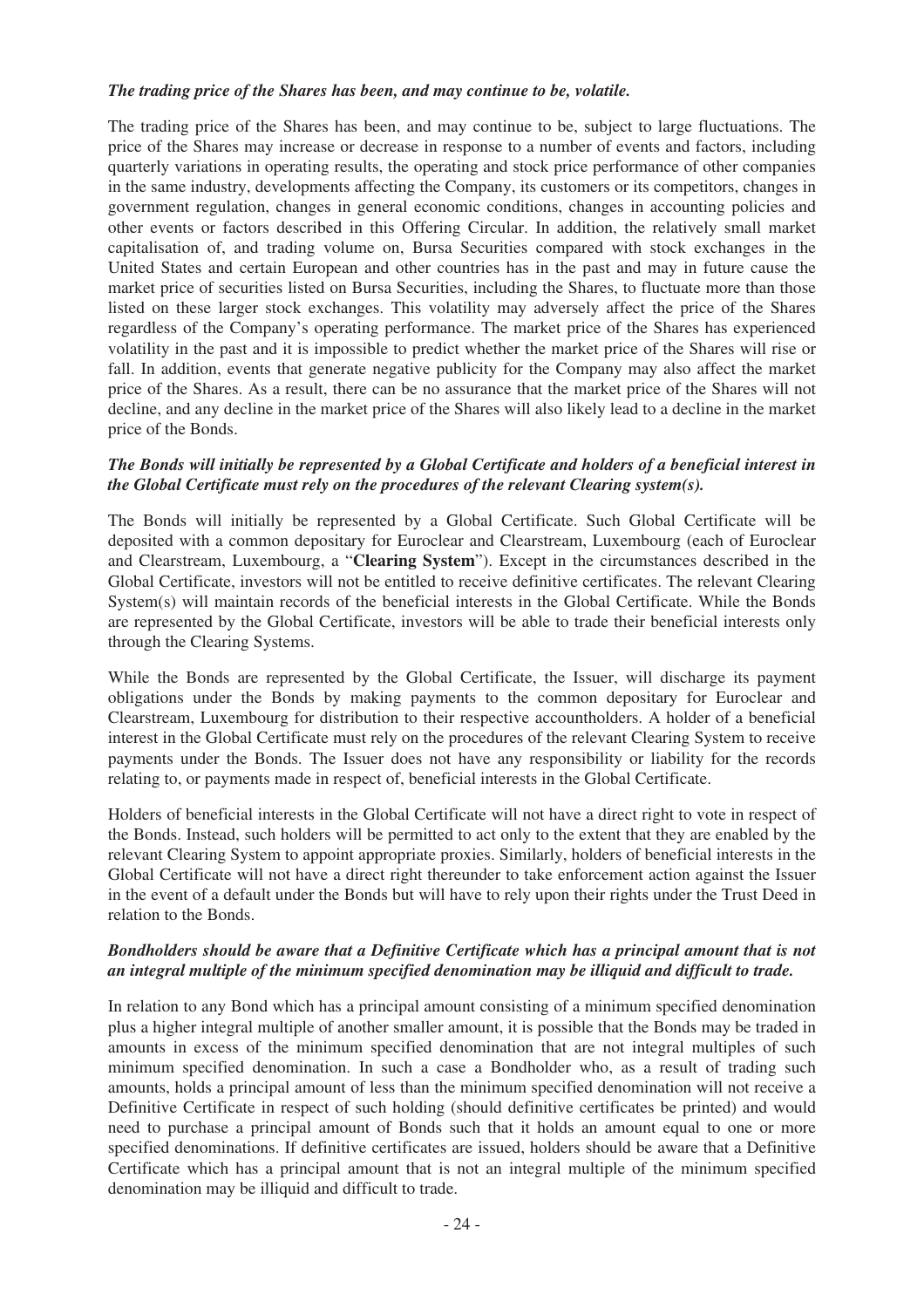***The trading price of the Shares has been, and may continue to be, volatile.***

The trading price of the Shares has been, and may continue to be, subject to large fluctuations. The price of the Shares may increase or decrease in response to a number of events and factors, including quarterly variations in operating results, the operating and stock price performance of other companies in the same industry, developments affecting the Company, its customers or its competitors, changes in government regulation, changes in general economic conditions, changes in accounting policies and other events or factors described in this Offering Circular. In addition, the relatively small market capitalisation of, and trading volume on, Bursa Securities compared with stock exchanges in the United States and certain European and other countries has in the past and may in future cause the market price of securities listed on Bursa Securities, including the Shares, to fluctuate more than those listed on these larger stock exchanges. This volatility may adversely affect the price of the Shares regardless of the Company's operating performance. The market price of the Shares has experienced volatility in the past and it is impossible to predict whether the market price of the Shares will rise or fall. In addition, events that generate negative publicity for the Company may also affect the market price of the Shares. As a result, there can be no assurance that the market price of the Shares will not decline, and any decline in the market price of the Shares will also likely lead to a decline in the market price of the Bonds.

***The Bonds will initially be represented by a Global Certificate and holders of a beneficial interest in the Global Certificate must rely on the procedures of the relevant Clearing system(s).***

The Bonds will initially be represented by a Global Certificate. Such Global Certificate will be deposited with a common depositary for Euroclear and Clearstream, Luxembourg (each of Euroclear and Clearstream, Luxembourg, a "**Clearing System**"). Except in the circumstances described in the Global Certificate, investors will not be entitled to receive definitive certificates. The relevant Clearing System(s) will maintain records of the beneficial interests in the Global Certificate. While the Bonds are represented by the Global Certificate, investors will be able to trade their beneficial interests only through the Clearing Systems.

While the Bonds are represented by the Global Certificate, the Issuer, will discharge its payment obligations under the Bonds by making payments to the common depositary for Euroclear and Clearstream, Luxembourg for distribution to their respective accountholders. A holder of a beneficial interest in the Global Certificate must rely on the procedures of the relevant Clearing System to receive payments under the Bonds. The Issuer does not have any responsibility or liability for the records relating to, or payments made in respect of, beneficial interests in the Global Certificate.

Holders of beneficial interests in the Global Certificate will not have a direct right to vote in respect of the Bonds. Instead, such holders will be permitted to act only to the extent that they are enabled by the relevant Clearing System to appoint appropriate proxies. Similarly, holders of beneficial interests in the Global Certificate will not have a direct right thereunder to take enforcement action against the Issuer in the event of a default under the Bonds but will have to rely upon their rights under the Trust Deed in relation to the Bonds.

***Bondholders should be aware that a Definitive Certificate which has a principal amount that is not an integral multiple of the minimum specified denomination may be illiquid and difficult to trade.***

In relation to any Bond which has a principal amount consisting of a minimum specified denomination plus a higher integral multiple of another smaller amount, it is possible that the Bonds may be traded in amounts in excess of the minimum specified denomination that are not integral multiples of such minimum specified denomination. In such a case a Bondholder who, as a result of trading such amounts, holds a principal amount of less than the minimum specified denomination will not receive a Definitive Certificate in respect of such holding (should definitive certificates be printed) and would need to purchase a principal amount of Bonds such that it holds an amount equal to one or more specified denominations. If definitive certificates are issued, holders should be aware that a Definitive Certificate which has a principal amount that is not an integral multiple of the minimum specified denomination may be illiquid and difficult to trade.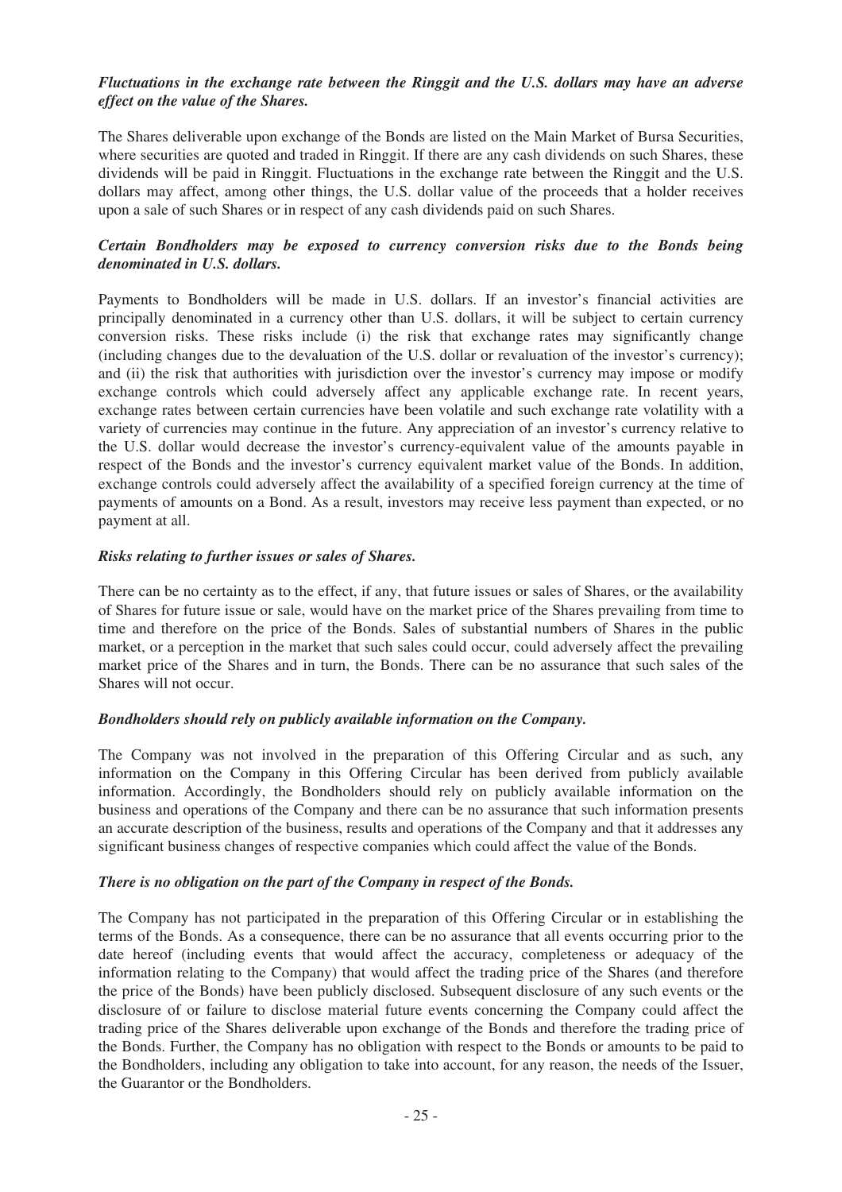***Fluctuations in the exchange rate between the Ringgit and the U.S. dollars may have an adverse effect on the value of the Shares.***

The Shares deliverable upon exchange of the Bonds are listed on the Main Market of Bursa Securities, where securities are quoted and traded in Ringgit. If there are any cash dividends on such Shares, these dividends will be paid in Ringgit. Fluctuations in the exchange rate between the Ringgit and the U.S. dollars may affect, among other things, the U.S. dollar value of the proceeds that a holder receives upon a sale of such Shares or in respect of any cash dividends paid on such Shares.

***Certain Bondholders may be exposed to currency conversion risks due to the Bonds being denominated in U.S. dollars.***

Payments to Bondholders will be made in U.S. dollars. If an investor's financial activities are principally denominated in a currency other than U.S. dollars, it will be subject to certain currency conversion risks. These risks include (i) the risk that exchange rates may significantly change (including changes due to the devaluation of the U.S. dollar or revaluation of the investor's currency); and (ii) the risk that authorities with jurisdiction over the investor's currency may impose or modify exchange controls which could adversely affect any applicable exchange rate. In recent years, exchange rates between certain currencies have been volatile and such exchange rate volatility with a variety of currencies may continue in the future. Any appreciation of an investor's currency relative to the U.S. dollar would decrease the investor's currency-equivalent value of the amounts payable in respect of the Bonds and the investor's currency equivalent market value of the Bonds. In addition, exchange controls could adversely affect the availability of a specified foreign currency at the time of payments of amounts on a Bond. As a result, investors may receive less payment than expected, or no payment at all.

***Risks relating to further issues or sales of Shares.***

There can be no certainty as to the effect, if any, that future issues or sales of Shares, or the availability of Shares for future issue or sale, would have on the market price of the Shares prevailing from time to time and therefore on the price of the Bonds. Sales of substantial numbers of Shares in the public market, or a perception in the market that such sales could occur, could adversely affect the prevailing market price of the Shares and in turn, the Bonds. There can be no assurance that such sales of the Shares will not occur.

***Bondholders should rely on publicly available information on the Company.***

The Company was not involved in the preparation of this Offering Circular and as such, any information on the Company in this Offering Circular has been derived from publicly available information. Accordingly, the Bondholders should rely on publicly available information on the business and operations of the Company and there can be no assurance that such information presents an accurate description of the business, results and operations of the Company and that it addresses any significant business changes of respective companies which could affect the value of the Bonds.

***There is no obligation on the part of the Company in respect of the Bonds.***

The Company has not participated in the preparation of this Offering Circular or in establishing the terms of the Bonds. As a consequence, there can be no assurance that all events occurring prior to the date hereof (including events that would affect the accuracy, completeness or adequacy of the information relating to the Company) that would affect the trading price of the Shares (and therefore the price of the Bonds) have been publicly disclosed. Subsequent disclosure of any such events or the disclosure of or failure to disclose material future events concerning the Company could affect the trading price of the Shares deliverable upon exchange of the Bonds and therefore the trading price of the Bonds. Further, the Company has no obligation with respect to the Bonds or amounts to be paid to the Bondholders, including any obligation to take into account, for any reason, the needs of the Issuer, the Guarantor or the Bondholders.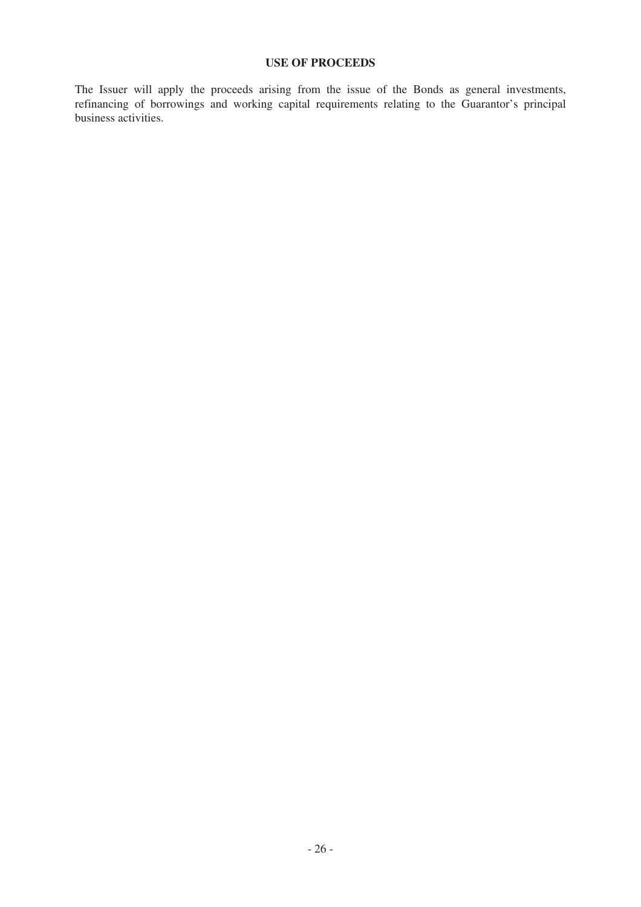## USE OF PROCEEDS

The Issuer will apply the proceeds arising from the issue of the Bonds as general investments, refinancing of borrowings and working capital requirements relating to the Guarantor's principal business activities.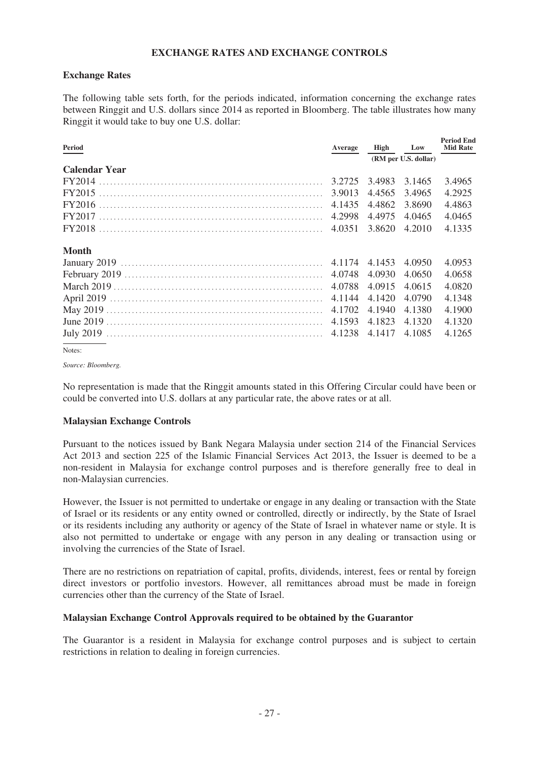# EXCHANGE RATES AND EXCHANGE CONTROLS

## Exchange Rates

The following table sets forth, for the periods indicated, information concerning the exchange rates between Ringgit and U.S. dollars since 2014 as reported in Bloomberg. The table illustrates how many Ringgit it would take to buy one U.S. dollar:

| Period | Average | High | Low | Period End Mid Rate |
|---|---|---|---|---|
| | (RM per U.S. dollar) | | | |
| **Calendar Year** | | | | |
| FY2014 | 3.2725 | 3.4983 | 3.1465 | 3.4965 |
| FY2015 | 3.9013 | 4.4565 | 3.4965 | 4.2925 |
| FY2016 | 4.1435 | 4.4862 | 3.8690 | 4.4863 |
| FY2017 | 4.2998 | 4.4975 | 4.0465 | 4.0465 |
| FY2018 | 4.0351 | 3.8620 | 4.2010 | 4.1335 |
| **Month** | | | | |
| January 2019 | 4.1174 | 4.1453 | 4.0950 | 4.0953 |
| February 2019 | 4.0748 | 4.0930 | 4.0650 | 4.0658 |
| March 2019 | 4.0788 | 4.0915 | 4.0615 | 4.0820 |
| April 2019 | 4.1144 | 4.1420 | 4.0790 | 4.1348 |
| May 2019 | 4.1702 | 4.1940 | 4.1380 | 4.1900 |
| June 2019 | 4.1593 | 4.1823 | 4.1320 | 4.1320 |
| July 2019 | 4.1238 | 4.1417 | 4.1085 | 4.1265 |

Notes:

*Source: Bloomberg.*

No representation is made that the Ringgit amounts stated in this Offering Circular could have been or could be converted into U.S. dollars at any particular rate, the above rates or at all.

## Malaysian Exchange Controls

Pursuant to the notices issued by Bank Negara Malaysia under section 214 of the Financial Services Act 2013 and section 225 of the Islamic Financial Services Act 2013, the Issuer is deemed to be a non-resident in Malaysia for exchange control purposes and is therefore generally free to deal in non-Malaysian currencies.

However, the Issuer is not permitted to undertake or engage in any dealing or transaction with the State of Israel or its residents or any entity owned or controlled, directly or indirectly, by the State of Israel or its residents including any authority or agency of the State of Israel in whatever name or style. It is also not permitted to undertake or engage with any person in any dealing or transaction using or involving the currencies of the State of Israel.

There are no restrictions on repatriation of capital, profits, dividends, interest, fees or rental by foreign direct investors or portfolio investors. However, all remittances abroad must be made in foreign currencies other than the currency of the State of Israel.

## Malaysian Exchange Control Approvals required to be obtained by the Guarantor

The Guarantor is a resident in Malaysia for exchange control purposes and is subject to certain restrictions in relation to dealing in foreign currencies.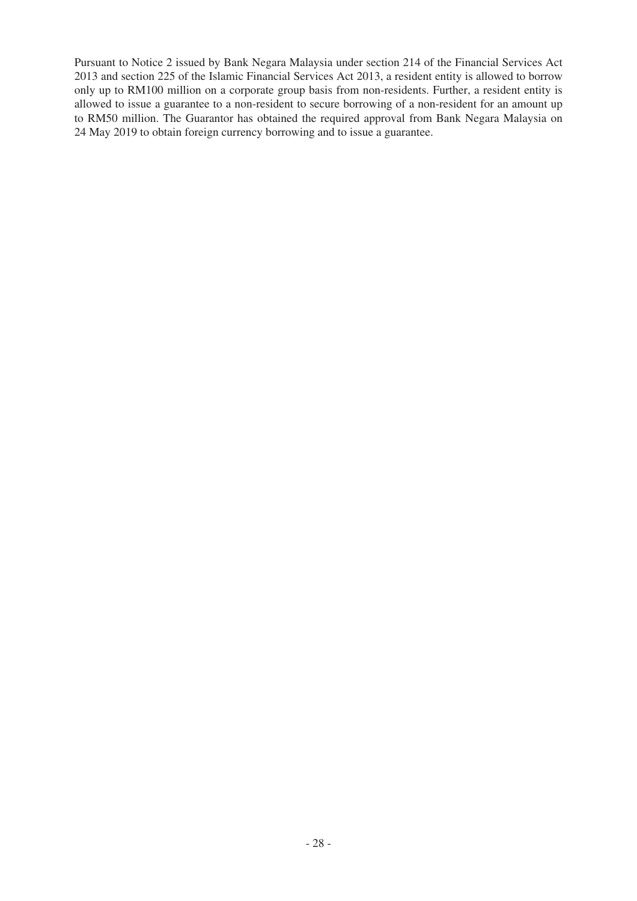Pursuant to Notice 2 issued by Bank Negara Malaysia under section 214 of the Financial Services Act 2013 and section 225 of the Islamic Financial Services Act 2013, a resident entity is allowed to borrow only up to RM100 million on a corporate group basis from non-residents. Further, a resident entity is allowed to issue a guarantee to a non-resident to secure borrowing of a non-resident for an amount up to RM50 million. The Guarantor has obtained the required approval from Bank Negara Malaysia on 24 May 2019 to obtain foreign currency borrowing and to issue a guarantee.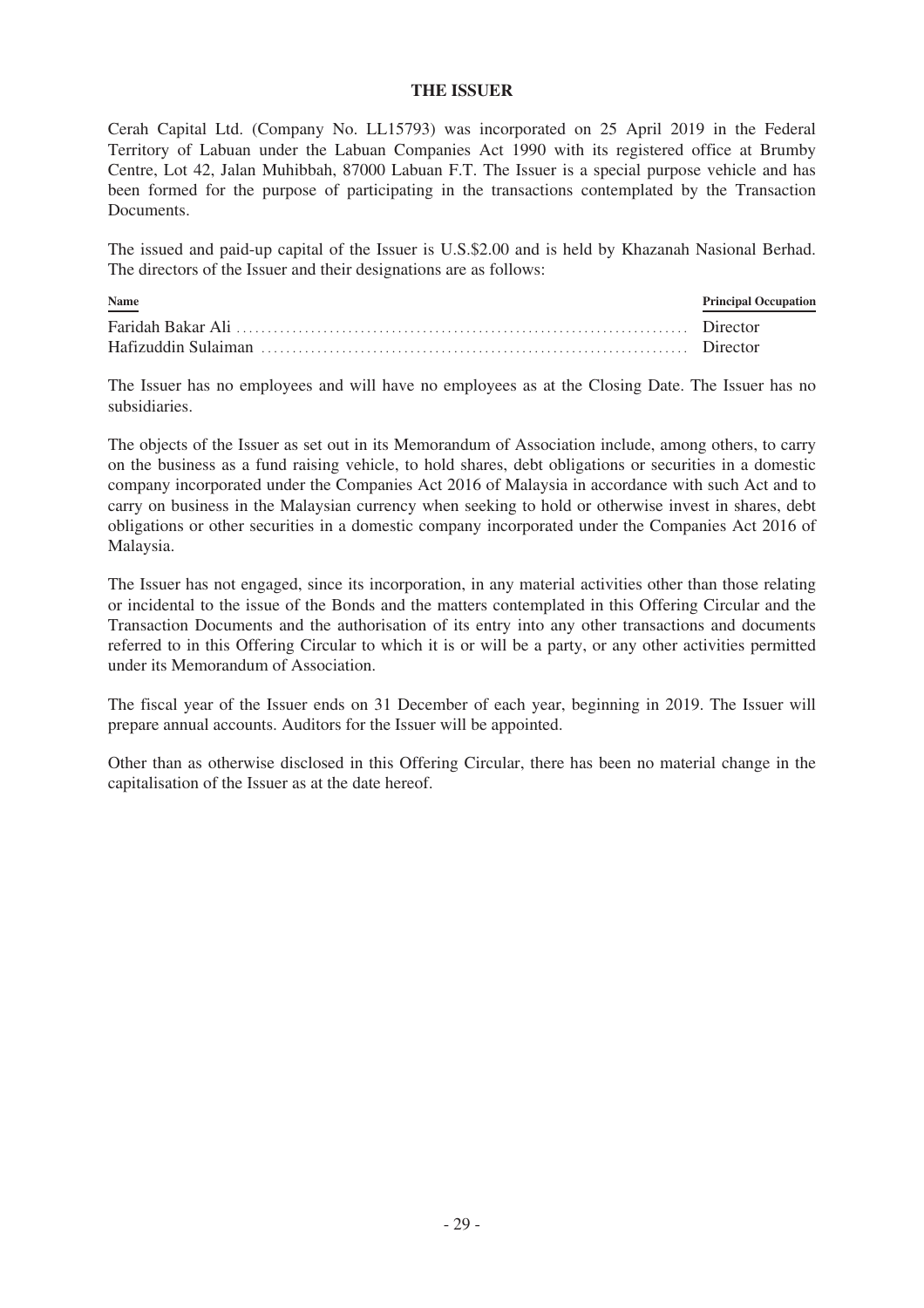# THE ISSUER

Cerah Capital Ltd. (Company No. LL15793) was incorporated on 25 April 2019 in the Federal Territory of Labuan under the Labuan Companies Act 1990 with its registered office at Brumby Centre, Lot 42, Jalan Muhibbah, 87000 Labuan F.T. The Issuer is a special purpose vehicle and has been formed for the purpose of participating in the transactions contemplated by the Transaction Documents.

The issued and paid-up capital of the Issuer is U.S.$2.00 and is held by Khazanah Nasional Berhad. The directors of the Issuer and their designations are as follows:

| Name | Principal Occupation |
| --- | --- |
| Faridah Bakar Ali | Director |
| Hafizuddin Sulaiman | Director |

The Issuer has no employees and will have no employees as at the Closing Date. The Issuer has no subsidiaries.

The objects of the Issuer as set out in its Memorandum of Association include, among others, to carry on the business as a fund raising vehicle, to hold shares, debt obligations or securities in a domestic company incorporated under the Companies Act 2016 of Malaysia in accordance with such Act and to carry on business in the Malaysian currency when seeking to hold or otherwise invest in shares, debt obligations or other securities in a domestic company incorporated under the Companies Act 2016 of Malaysia.

The Issuer has not engaged, since its incorporation, in any material activities other than those relating or incidental to the issue of the Bonds and the matters contemplated in this Offering Circular and the Transaction Documents and the authorisation of its entry into any other transactions and documents referred to in this Offering Circular to which it is or will be a party, or any other activities permitted under its Memorandum of Association.

The fiscal year of the Issuer ends on 31 December of each year, beginning in 2019. The Issuer will prepare annual accounts. Auditors for the Issuer will be appointed.

Other than as otherwise disclosed in this Offering Circular, there has been no material change in the capitalisation of the Issuer as at the date hereof.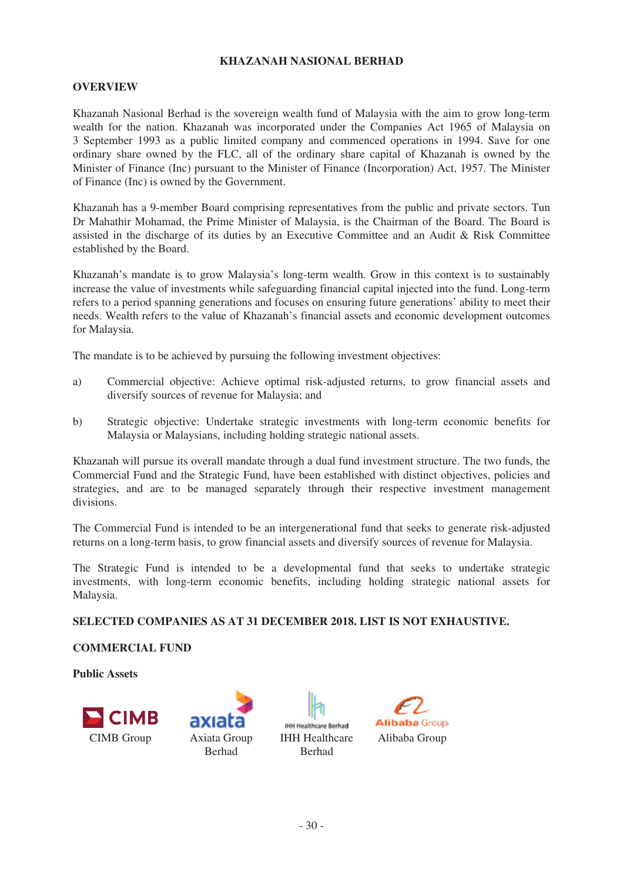# KHAZANAH NASIONAL BERHAD

## OVERVIEW

Khazanah Nasional Berhad is the sovereign wealth fund of Malaysia with the aim to grow long-term wealth for the nation. Khazanah was incorporated under the Companies Act 1965 of Malaysia on 3 September 1993 as a public limited company and commenced operations in 1994. Save for one ordinary share owned by the FLC, all of the ordinary share capital of Khazanah is owned by the Minister of Finance (Inc) pursuant to the Minister of Finance (Incorporation) Act, 1957. The Minister of Finance (Inc) is owned by the Government.

Khazanah has a 9-member Board comprising representatives from the public and private sectors. Tun Dr Mahathir Mohamad, the Prime Minister of Malaysia, is the Chairman of the Board. The Board is assisted in the discharge of its duties by an Executive Committee and an Audit & Risk Committee established by the Board.

Khazanah's mandate is to grow Malaysia's long-term wealth. Grow in this context is to sustainably increase the value of investments while safeguarding financial capital injected into the fund. Long-term refers to a period spanning generations and focuses on ensuring future generations' ability to meet their needs. Wealth refers to the value of Khazanah's financial assets and economic development outcomes for Malaysia.

The mandate is to be achieved by pursuing the following investment objectives:

a) Commercial objective: Achieve optimal risk-adjusted returns, to grow financial assets and diversify sources of revenue for Malaysia; and

b) Strategic objective: Undertake strategic investments with long-term economic benefits for Malaysia or Malaysians, including holding strategic national assets.

Khazanah will pursue its overall mandate through a dual fund investment structure. The two funds, the Commercial Fund and the Strategic Fund, have been established with distinct objectives, policies and strategies, and are to be managed separately through their respective investment management divisions.

The Commercial Fund is intended to be an intergenerational fund that seeks to generate risk-adjusted returns on a long-term basis, to grow financial assets and diversify sources of revenue for Malaysia.

The Strategic Fund is intended to be a developmental fund that seeks to undertake strategic investments, with long-term economic benefits, including holding strategic national assets for Malaysia.

## SELECTED COMPANIES AS AT 31 DECEMBER 2018. LIST IS NOT EXHAUSTIVE.

### COMMERCIAL FUND

**Public Assets**

CIMB Group

Axiata Group Berhad

IHH Healthcare Berhad

Alibaba Group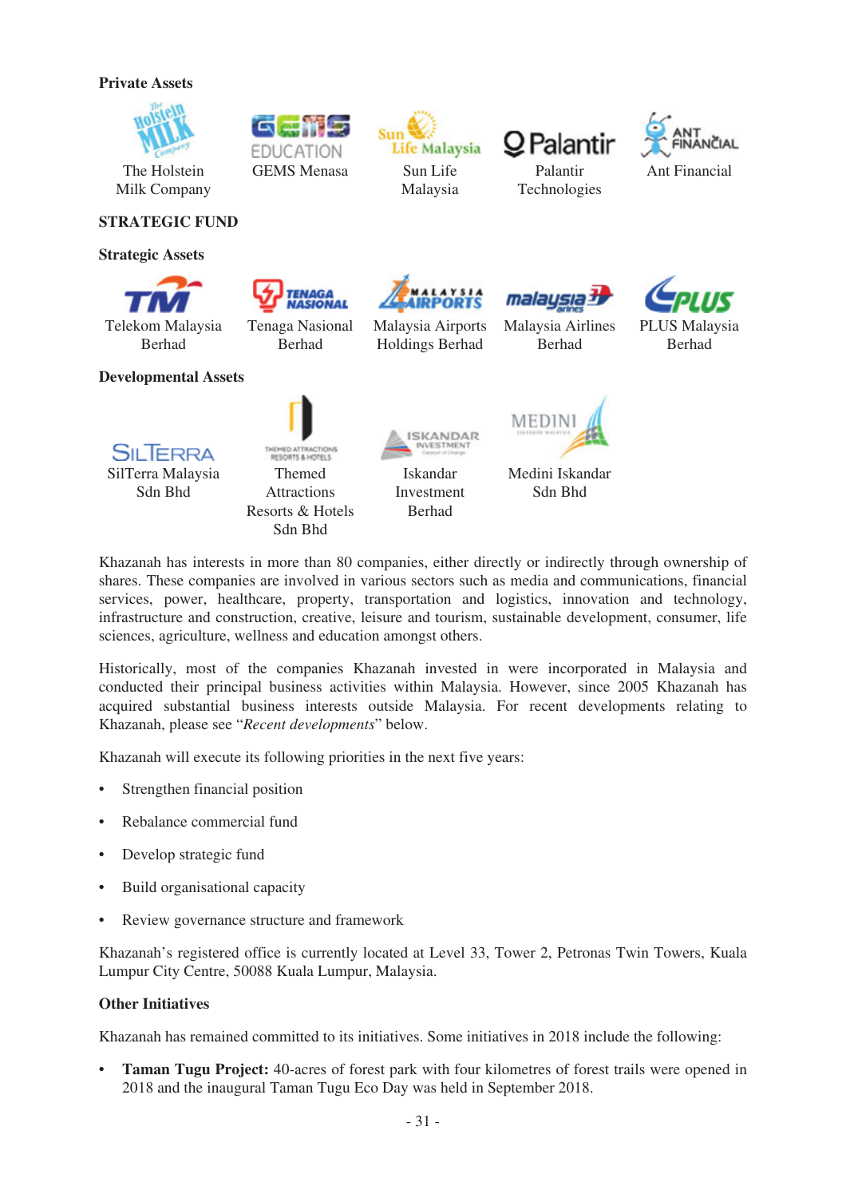**Private Assets**

The Holstein Milk Company

GEMS Menasa

Sun Life Malaysia

Palantir Technologies

Ant Financial

**STRATEGIC FUND**

**Strategic Assets**

Telekom Malaysia Berhad

Tenaga Nasional Berhad

Malaysia Airports Holdings Berhad

Malaysia Airlines Berhad

PLUS Malaysia Berhad

**Developmental Assets**

SilTerra Malaysia Sdn Bhd

Themed Attractions Resorts & Hotels Sdn Bhd

Iskandar Investment Berhad

Medini Iskandar Sdn Bhd

Khazanah has interests in more than 80 companies, either directly or indirectly through ownership of shares. These companies are involved in various sectors such as media and communications, financial services, power, healthcare, property, transportation and logistics, innovation and technology, infrastructure and construction, creative, leisure and tourism, sustainable development, consumer, life sciences, agriculture, wellness and education amongst others.

Historically, most of the companies Khazanah invested in were incorporated in Malaysia and conducted their principal business activities within Malaysia. However, since 2005 Khazanah has acquired substantial business interests outside Malaysia. For recent developments relating to Khazanah, please see "*Recent developments*" below.

Khazanah will execute its following priorities in the next five years:

- Strengthen financial position
- Rebalance commercial fund
- Develop strategic fund
- Build organisational capacity
- Review governance structure and framework

Khazanah's registered office is currently located at Level 33, Tower 2, Petronas Twin Towers, Kuala Lumpur City Centre, 50088 Kuala Lumpur, Malaysia.

**Other Initiatives**

Khazanah has remained committed to its initiatives. Some initiatives in 2018 include the following:

- **Taman Tugu Project:** 40-acres of forest park with four kilometres of forest trails were opened in 2018 and the inaugural Taman Tugu Eco Day was held in September 2018.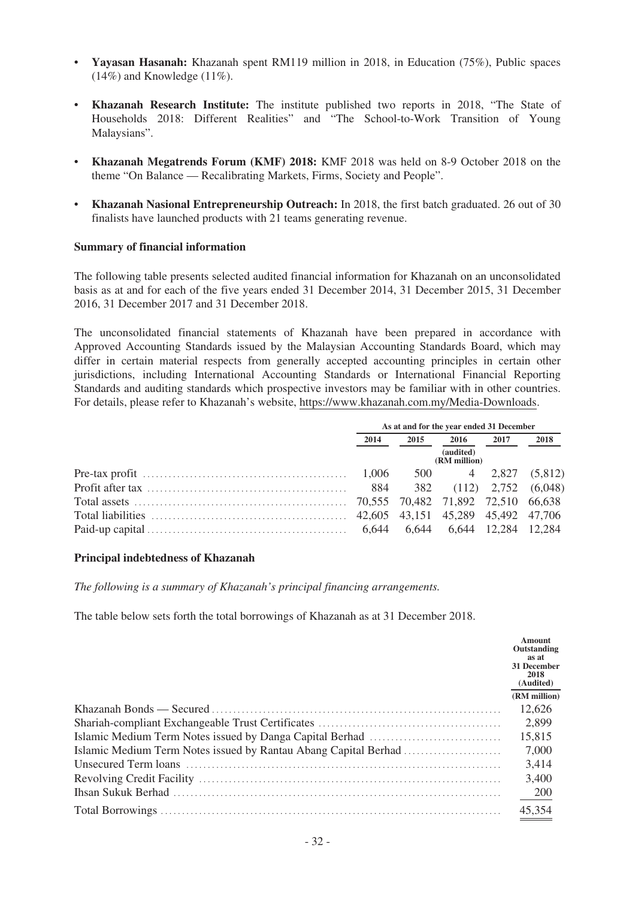- **Yayasan Hasanah:** Khazanah spent RM119 million in 2018, in Education (75%), Public spaces (14%) and Knowledge (11%).

- **Khazanah Research Institute:** The institute published two reports in 2018, "The State of Households 2018: Different Realities" and "The School-to-Work Transition of Young Malaysians".

- **Khazanah Megatrends Forum (KMF) 2018:** KMF 2018 was held on 8-9 October 2018 on the theme "On Balance — Recalibrating Markets, Firms, Society and People".

- **Khazanah Nasional Entrepreneurship Outreach:** In 2018, the first batch graduated. 26 out of 30 finalists have launched products with 21 teams generating revenue.

**Summary of financial information**

The following table presents selected audited financial information for Khazanah on an unconsolidated basis as at and for each of the five years ended 31 December 2014, 31 December 2015, 31 December 2016, 31 December 2017 and 31 December 2018.

The unconsolidated financial statements of Khazanah have been prepared in accordance with Approved Accounting Standards issued by the Malaysian Accounting Standards Board, which may differ in certain material respects from generally accepted accounting principles in certain other jurisdictions, including International Accounting Standards or International Financial Reporting Standards and auditing standards which prospective investors may be familiar with in other countries. For details, please refer to Khazanah's website, https://www.khazanah.com.my/Media-Downloads.

| | As at and for the year ended 31 December | | | | |
|---|---|---|---|---|---|
| | 2014 | 2015 | 2016 | 2017 | 2018 |
| | | | (audited) (RM million) | | |
| Pre-tax profit | 1,006 | 500 | 4 | 2,827 | (5,812) |
| Profit after tax | 884 | 382 | (112) | 2,752 | (6,048) |
| Total assets | 70,555 | 70,482 | 71,892 | 72,510 | 66,638 |
| Total liabilities | 42,605 | 43,151 | 45,289 | 45,492 | 47,706 |
| Paid-up capital | 6,644 | 6,644 | 6,644 | 12,284 | 12,284 |

**Principal indebtedness of Khazanah**

*The following is a summary of Khazanah's principal financing arrangements.*

The table below sets forth the total borrowings of Khazanah as at 31 December 2018.

| | Amount Outstanding as at 31 December 2018 (Audited) |
|---|---|
| | (RM million) |
| Khazanah Bonds — Secured | 12,626 |
| Shariah-compliant Exchangeable Trust Certificates | 2,899 |
| Islamic Medium Term Notes issued by Danga Capital Berhad | 15,815 |
| Islamic Medium Term Notes issued by Rantau Abang Capital Berhad | 7,000 |
| Unsecured Term loans | 3,414 |
| Revolving Credit Facility | 3,400 |
| Ihsan Sukuk Berhad | 200 |
| Total Borrowings | 45,354 |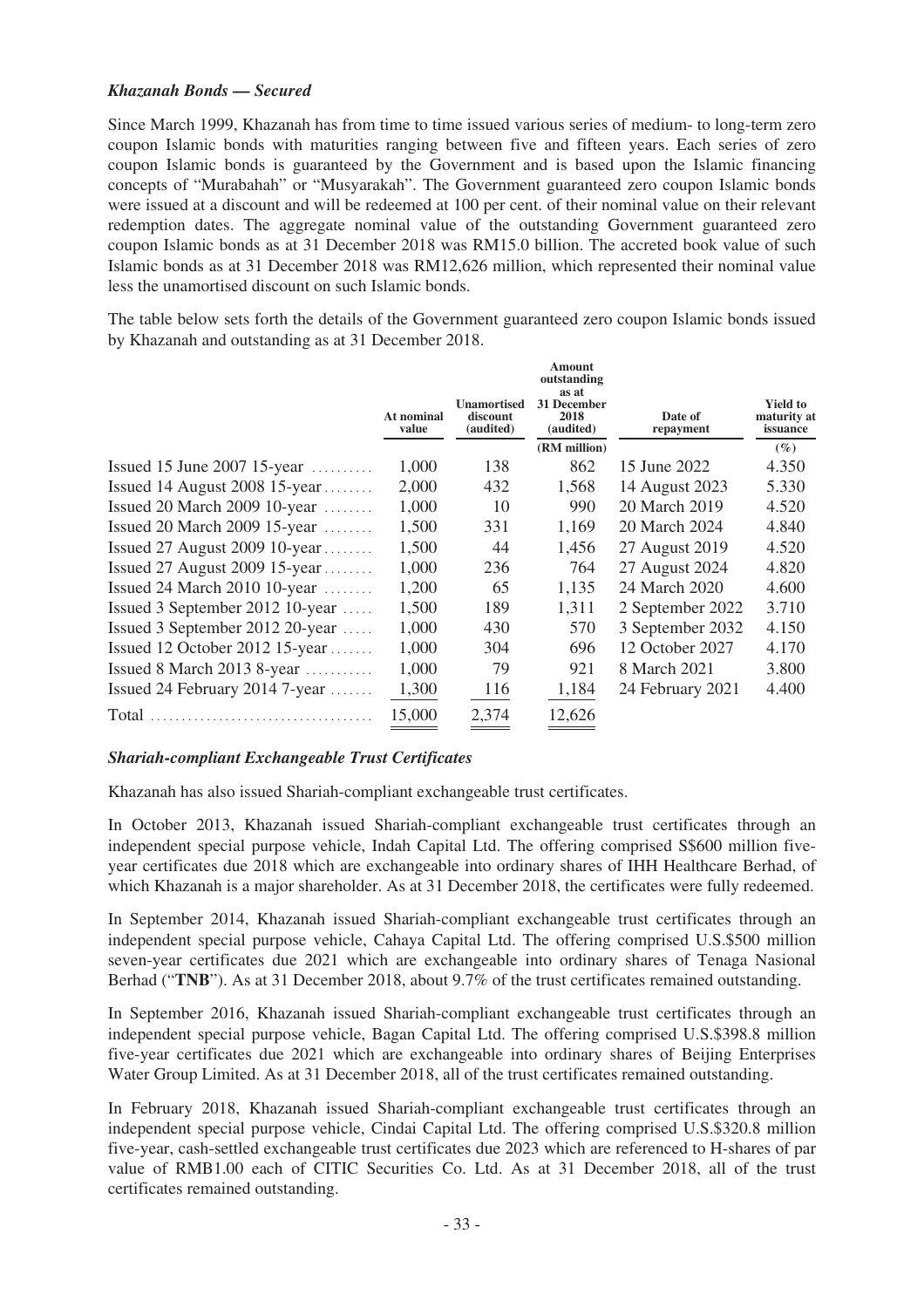### *Khazanah Bonds — Secured*

Since March 1999, Khazanah has from time to time issued various series of medium- to long-term zero coupon Islamic bonds with maturities ranging between five and fifteen years. Each series of zero coupon Islamic bonds is guaranteed by the Government and is based upon the Islamic financing concepts of "Murabahah" or "Musyarakah". The Government guaranteed zero coupon Islamic bonds were issued at a discount and will be redeemed at 100 per cent. of their nominal value on their relevant redemption dates. The aggregate nominal value of the outstanding Government guaranteed zero coupon Islamic bonds as at 31 December 2018 was RM15.0 billion. The accreted book value of such Islamic bonds as at 31 December 2018 was RM12,626 million, which represented their nominal value less the unamortised discount on such Islamic bonds.

The table below sets forth the details of the Government guaranteed zero coupon Islamic bonds issued by Khazanah and outstanding as at 31 December 2018.

| | At nominal value | Unamortised discount (audited) | Amount outstanding as at 31 December 2018 (audited) | Date of repayment | Yield to maturity at issuance |
|---|---|---|---|---|---|
| | | | (RM million) | | (%) |
| Issued 15 June 2007 15-year | 1,000 | 138 | 862 | 15 June 2022 | 4.350 |
| Issued 14 August 2008 15-year | 2,000 | 432 | 1,568 | 14 August 2023 | 5.330 |
| Issued 20 March 2009 10-year | 1,000 | 10 | 990 | 20 March 2019 | 4.520 |
| Issued 20 March 2009 15-year | 1,500 | 331 | 1,169 | 20 March 2024 | 4.840 |
| Issued 27 August 2009 10-year | 1,500 | 44 | 1,456 | 27 August 2019 | 4.520 |
| Issued 27 August 2009 15-year | 1,000 | 236 | 764 | 27 August 2024 | 4.820 |
| Issued 24 March 2010 10-year | 1,200 | 65 | 1,135 | 24 March 2020 | 4.600 |
| Issued 3 September 2012 10-year | 1,500 | 189 | 1,311 | 2 September 2022 | 3.710 |
| Issued 3 September 2012 20-year | 1,000 | 430 | 570 | 3 September 2032 | 4.150 |
| Issued 12 October 2012 15-year | 1,000 | 304 | 696 | 12 October 2027 | 4.170 |
| Issued 8 March 2013 8-year | 1,000 | 79 | 921 | 8 March 2021 | 3.800 |
| Issued 24 February 2014 7-year | 1,300 | 116 | 1,184 | 24 February 2021 | 4.400 |
| Total | 15,000 | 2,374 | 12,626 | | |

### *Shariah-compliant Exchangeable Trust Certificates*

Khazanah has also issued Shariah-compliant exchangeable trust certificates.

In October 2013, Khazanah issued Shariah-compliant exchangeable trust certificates through an independent special purpose vehicle, Indah Capital Ltd. The offering comprised S$600 million five-year certificates due 2018 which are exchangeable into ordinary shares of IHH Healthcare Berhad, of which Khazanah is a major shareholder. As at 31 December 2018, the certificates were fully redeemed.

In September 2014, Khazanah issued Shariah-compliant exchangeable trust certificates through an independent special purpose vehicle, Cahaya Capital Ltd. The offering comprised U.S.$500 million seven-year certificates due 2021 which are exchangeable into ordinary shares of Tenaga Nasional Berhad ("**TNB**"). As at 31 December 2018, about 9.7% of the trust certificates remained outstanding.

In September 2016, Khazanah issued Shariah-compliant exchangeable trust certificates through an independent special purpose vehicle, Bagan Capital Ltd. The offering comprised U.S.$398.8 million five-year certificates due 2021 which are exchangeable into ordinary shares of Beijing Enterprises Water Group Limited. As at 31 December 2018, all of the trust certificates remained outstanding.

In February 2018, Khazanah issued Shariah-compliant exchangeable trust certificates through an independent special purpose vehicle, Cindai Capital Ltd. The offering comprised U.S.$320.8 million five-year, cash-settled exchangeable trust certificates due 2023 which are referenced to H-shares of par value of RMB1.00 each of CITIC Securities Co. Ltd. As at 31 December 2018, all of the trust certificates remained outstanding.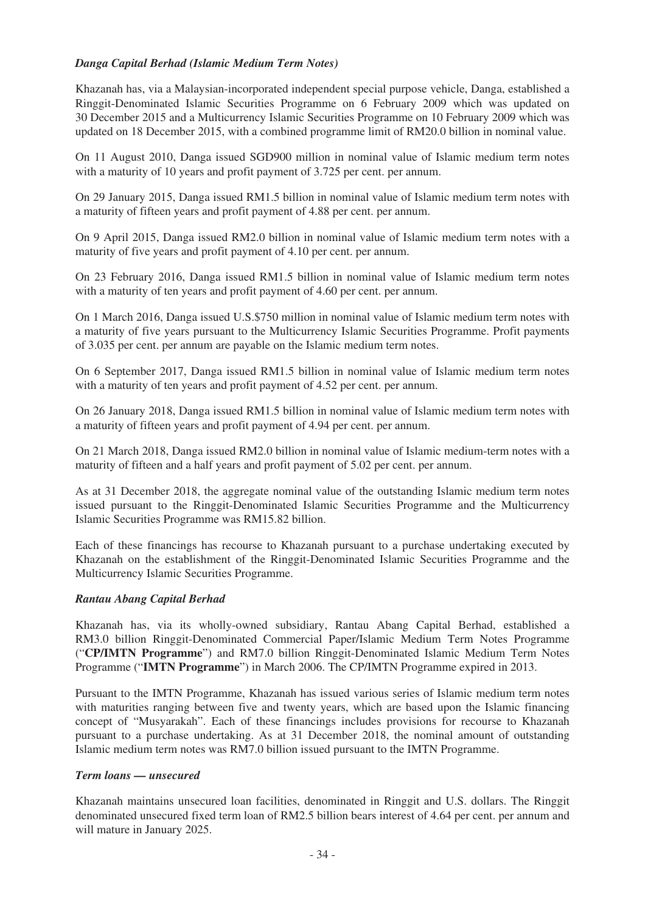***Danga Capital Berhad (Islamic Medium Term Notes)***

Khazanah has, via a Malaysian-incorporated independent special purpose vehicle, Danga, established a Ringgit-Denominated Islamic Securities Programme on 6 February 2009 which was updated on 30 December 2015 and a Multicurrency Islamic Securities Programme on 10 February 2009 which was updated on 18 December 2015, with a combined programme limit of RM20.0 billion in nominal value.

On 11 August 2010, Danga issued SGD900 million in nominal value of Islamic medium term notes with a maturity of 10 years and profit payment of 3.725 per cent. per annum.

On 29 January 2015, Danga issued RM1.5 billion in nominal value of Islamic medium term notes with a maturity of fifteen years and profit payment of 4.88 per cent. per annum.

On 9 April 2015, Danga issued RM2.0 billion in nominal value of Islamic medium term notes with a maturity of five years and profit payment of 4.10 per cent. per annum.

On 23 February 2016, Danga issued RM1.5 billion in nominal value of Islamic medium term notes with a maturity of ten years and profit payment of 4.60 per cent. per annum.

On 1 March 2016, Danga issued U.S.$750 million in nominal value of Islamic medium term notes with a maturity of five years pursuant to the Multicurrency Islamic Securities Programme. Profit payments of 3.035 per cent. per annum are payable on the Islamic medium term notes.

On 6 September 2017, Danga issued RM1.5 billion in nominal value of Islamic medium term notes with a maturity of ten years and profit payment of 4.52 per cent. per annum.

On 26 January 2018, Danga issued RM1.5 billion in nominal value of Islamic medium term notes with a maturity of fifteen years and profit payment of 4.94 per cent. per annum.

On 21 March 2018, Danga issued RM2.0 billion in nominal value of Islamic medium-term notes with a maturity of fifteen and a half years and profit payment of 5.02 per cent. per annum.

As at 31 December 2018, the aggregate nominal value of the outstanding Islamic medium term notes issued pursuant to the Ringgit-Denominated Islamic Securities Programme and the Multicurrency Islamic Securities Programme was RM15.82 billion.

Each of these financings has recourse to Khazanah pursuant to a purchase undertaking executed by Khazanah on the establishment of the Ringgit-Denominated Islamic Securities Programme and the Multicurrency Islamic Securities Programme.

***Rantau Abang Capital Berhad***

Khazanah has, via its wholly-owned subsidiary, Rantau Abang Capital Berhad, established a RM3.0 billion Ringgit-Denominated Commercial Paper/Islamic Medium Term Notes Programme ("**CP/IMTN Programme**") and RM7.0 billion Ringgit-Denominated Islamic Medium Term Notes Programme ("**IMTN Programme**") in March 2006. The CP/IMTN Programme expired in 2013.

Pursuant to the IMTN Programme, Khazanah has issued various series of Islamic medium term notes with maturities ranging between five and twenty years, which are based upon the Islamic financing concept of "Musyarakah". Each of these financings includes provisions for recourse to Khazanah pursuant to a purchase undertaking. As at 31 December 2018, the nominal amount of outstanding Islamic medium term notes was RM7.0 billion issued pursuant to the IMTN Programme.

***Term loans — unsecured***

Khazanah maintains unsecured loan facilities, denominated in Ringgit and U.S. dollars. The Ringgit denominated unsecured fixed term loan of RM2.5 billion bears interest of 4.64 per cent. per annum and will mature in January 2025.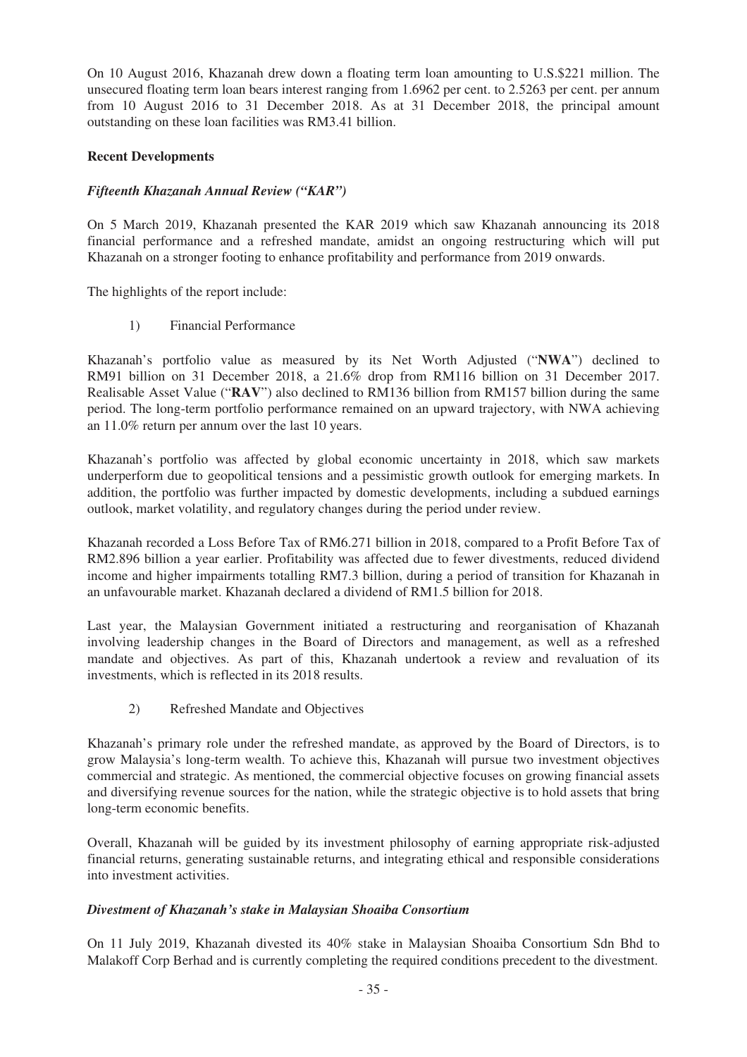On 10 August 2016, Khazanah drew down a floating term loan amounting to U.S.$221 million. The unsecured floating term loan bears interest ranging from 1.6962 per cent. to 2.5263 per cent. per annum from 10 August 2016 to 31 December 2018. As at 31 December 2018, the principal amount outstanding on these loan facilities was RM3.41 billion.

**Recent Developments**

***Fifteenth Khazanah Annual Review ("KAR")***

On 5 March 2019, Khazanah presented the KAR 2019 which saw Khazanah announcing its 2018 financial performance and a refreshed mandate, amidst an ongoing restructuring which will put Khazanah on a stronger footing to enhance profitability and performance from 2019 onwards.

The highlights of the report include:

1) Financial Performance

Khazanah's portfolio value as measured by its Net Worth Adjusted ("**NWA**") declined to RM91 billion on 31 December 2018, a 21.6% drop from RM116 billion on 31 December 2017. Realisable Asset Value ("**RAV**") also declined to RM136 billion from RM157 billion during the same period. The long-term portfolio performance remained on an upward trajectory, with NWA achieving an 11.0% return per annum over the last 10 years.

Khazanah's portfolio was affected by global economic uncertainty in 2018, which saw markets underperform due to geopolitical tensions and a pessimistic growth outlook for emerging markets. In addition, the portfolio was further impacted by domestic developments, including a subdued earnings outlook, market volatility, and regulatory changes during the period under review.

Khazanah recorded a Loss Before Tax of RM6.271 billion in 2018, compared to a Profit Before Tax of RM2.896 billion a year earlier. Profitability was affected due to fewer divestments, reduced dividend income and higher impairments totalling RM7.3 billion, during a period of transition for Khazanah in an unfavourable market. Khazanah declared a dividend of RM1.5 billion for 2018.

Last year, the Malaysian Government initiated a restructuring and reorganisation of Khazanah involving leadership changes in the Board of Directors and management, as well as a refreshed mandate and objectives. As part of this, Khazanah undertook a review and revaluation of its investments, which is reflected in its 2018 results.

2) Refreshed Mandate and Objectives

Khazanah's primary role under the refreshed mandate, as approved by the Board of Directors, is to grow Malaysia's long-term wealth. To achieve this, Khazanah will pursue two investment objectives commercial and strategic. As mentioned, the commercial objective focuses on growing financial assets and diversifying revenue sources for the nation, while the strategic objective is to hold assets that bring long-term economic benefits.

Overall, Khazanah will be guided by its investment philosophy of earning appropriate risk-adjusted financial returns, generating sustainable returns, and integrating ethical and responsible considerations into investment activities.

***Divestment of Khazanah's stake in Malaysian Shoaiba Consortium***

On 11 July 2019, Khazanah divested its 40% stake in Malaysian Shoaiba Consortium Sdn Bhd to Malakoff Corp Berhad and is currently completing the required conditions precedent to the divestment.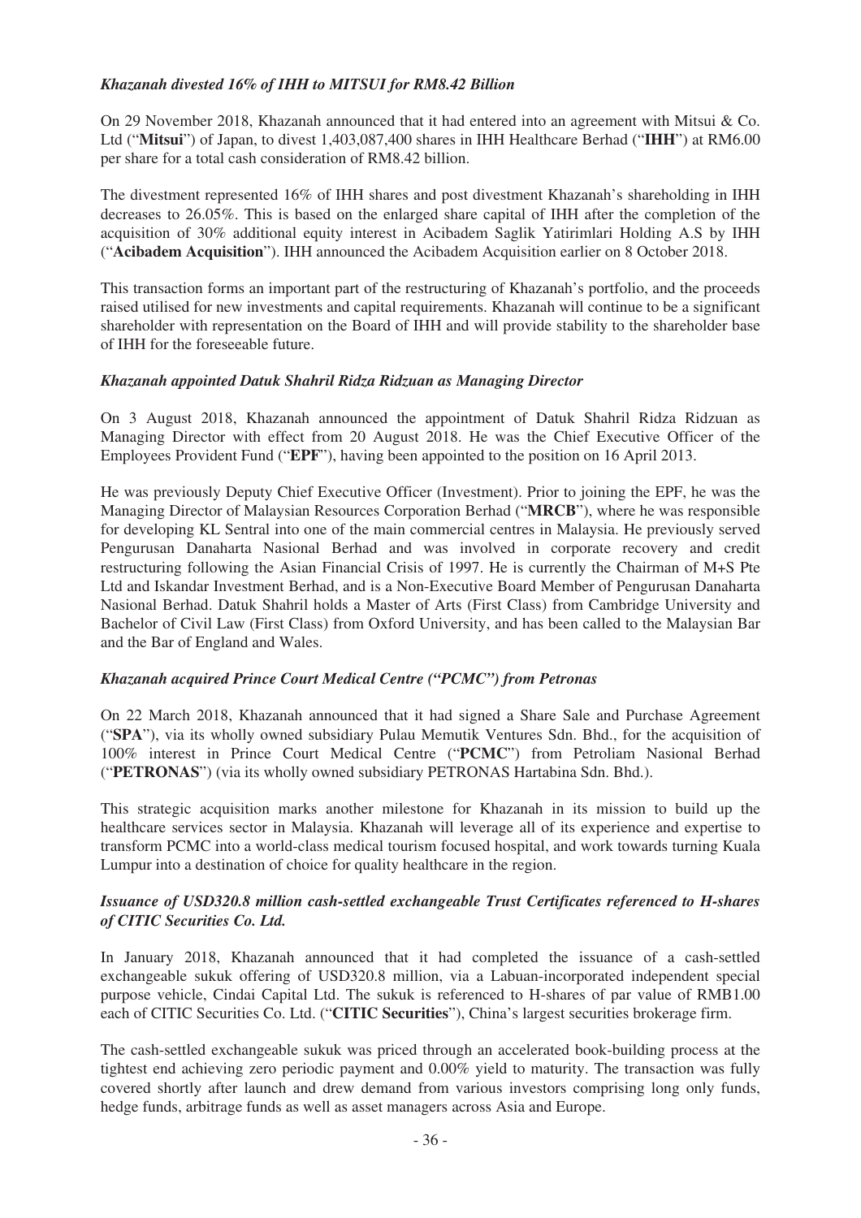***Khazanah divested 16% of IHH to MITSUI for RM8.42 Billion***

On 29 November 2018, Khazanah announced that it had entered into an agreement with Mitsui & Co. Ltd ("**Mitsui**") of Japan, to divest 1,403,087,400 shares in IHH Healthcare Berhad ("**IHH**") at RM6.00 per share for a total cash consideration of RM8.42 billion.

The divestment represented 16% of IHH shares and post divestment Khazanah's shareholding in IHH decreases to 26.05%. This is based on the enlarged share capital of IHH after the completion of the acquisition of 30% additional equity interest in Acibadem Saglik Yatirimlari Holding A.S by IHH ("**Acibadem Acquisition**"). IHH announced the Acibadem Acquisition earlier on 8 October 2018.

This transaction forms an important part of the restructuring of Khazanah's portfolio, and the proceeds raised utilised for new investments and capital requirements. Khazanah will continue to be a significant shareholder with representation on the Board of IHH and will provide stability to the shareholder base of IHH for the foreseeable future.

***Khazanah appointed Datuk Shahril Ridza Ridzuan as Managing Director***

On 3 August 2018, Khazanah announced the appointment of Datuk Shahril Ridza Ridzuan as Managing Director with effect from 20 August 2018. He was the Chief Executive Officer of the Employees Provident Fund ("**EPF**"), having been appointed to the position on 16 April 2013.

He was previously Deputy Chief Executive Officer (Investment). Prior to joining the EPF, he was the Managing Director of Malaysian Resources Corporation Berhad ("**MRCB**"), where he was responsible for developing KL Sentral into one of the main commercial centres in Malaysia. He previously served Pengurusan Danaharta Nasional Berhad and was involved in corporate recovery and credit restructuring following the Asian Financial Crisis of 1997. He is currently the Chairman of M+S Pte Ltd and Iskandar Investment Berhad, and is a Non-Executive Board Member of Pengurusan Danaharta Nasional Berhad. Datuk Shahril holds a Master of Arts (First Class) from Cambridge University and Bachelor of Civil Law (First Class) from Oxford University, and has been called to the Malaysian Bar and the Bar of England and Wales.

***Khazanah acquired Prince Court Medical Centre ("PCMC") from Petronas***

On 22 March 2018, Khazanah announced that it had signed a Share Sale and Purchase Agreement ("**SPA**"), via its wholly owned subsidiary Pulau Memutik Ventures Sdn. Bhd., for the acquisition of 100% interest in Prince Court Medical Centre ("**PCMC**") from Petroliam Nasional Berhad ("**PETRONAS**") (via its wholly owned subsidiary PETRONAS Hartabina Sdn. Bhd.).

This strategic acquisition marks another milestone for Khazanah in its mission to build up the healthcare services sector in Malaysia. Khazanah will leverage all of its experience and expertise to transform PCMC into a world-class medical tourism focused hospital, and work towards turning Kuala Lumpur into a destination of choice for quality healthcare in the region.

***Issuance of USD320.8 million cash-settled exchangeable Trust Certificates referenced to H-shares of CITIC Securities Co. Ltd.***

In January 2018, Khazanah announced that it had completed the issuance of a cash-settled exchangeable sukuk offering of USD320.8 million, via a Labuan-incorporated independent special purpose vehicle, Cindai Capital Ltd. The sukuk is referenced to H-shares of par value of RMB1.00 each of CITIC Securities Co. Ltd. ("**CITIC Securities**"), China's largest securities brokerage firm.

The cash-settled exchangeable sukuk was priced through an accelerated book-building process at the tightest end achieving zero periodic payment and 0.00% yield to maturity. The transaction was fully covered shortly after launch and drew demand from various investors comprising long only funds, hedge funds, arbitrage funds as well as asset managers across Asia and Europe.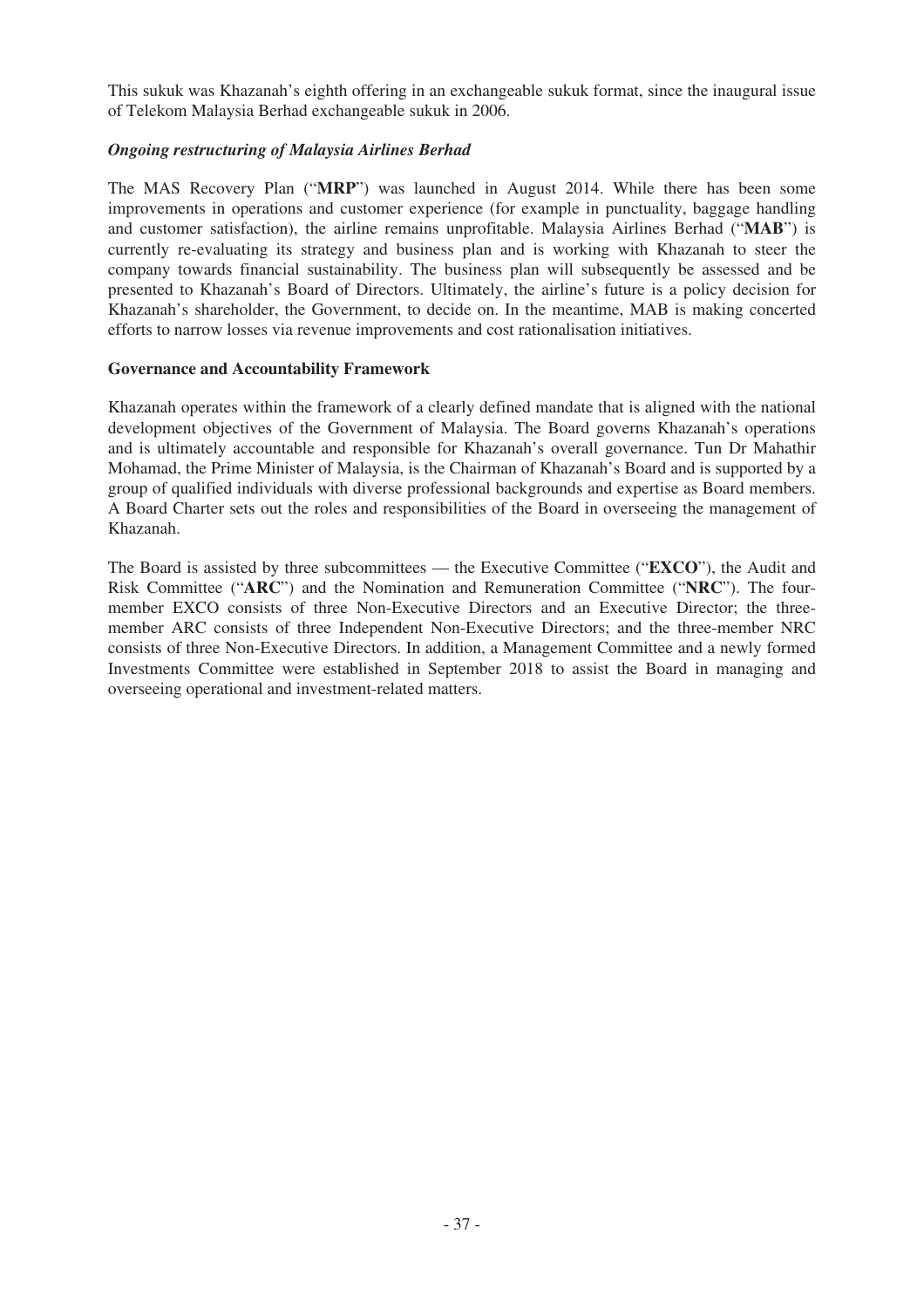This sukuk was Khazanah's eighth offering in an exchangeable sukuk format, since the inaugural issue of Telekom Malaysia Berhad exchangeable sukuk in 2006.

***Ongoing restructuring of Malaysia Airlines Berhad***

The MAS Recovery Plan ("**MRP**") was launched in August 2014. While there has been some improvements in operations and customer experience (for example in punctuality, baggage handling and customer satisfaction), the airline remains unprofitable. Malaysia Airlines Berhad ("**MAB**") is currently re-evaluating its strategy and business plan and is working with Khazanah to steer the company towards financial sustainability. The business plan will subsequently be assessed and be presented to Khazanah's Board of Directors. Ultimately, the airline's future is a policy decision for Khazanah's shareholder, the Government, to decide on. In the meantime, MAB is making concerted efforts to narrow losses via revenue improvements and cost rationalisation initiatives.

**Governance and Accountability Framework**

Khazanah operates within the framework of a clearly defined mandate that is aligned with the national development objectives of the Government of Malaysia. The Board governs Khazanah's operations and is ultimately accountable and responsible for Khazanah's overall governance. Tun Dr Mahathir Mohamad, the Prime Minister of Malaysia, is the Chairman of Khazanah's Board and is supported by a group of qualified individuals with diverse professional backgrounds and expertise as Board members. A Board Charter sets out the roles and responsibilities of the Board in overseeing the management of Khazanah.

The Board is assisted by three subcommittees — the Executive Committee ("**EXCO**"), the Audit and Risk Committee ("**ARC**") and the Nomination and Remuneration Committee ("**NRC**"). The four-member EXCO consists of three Non-Executive Directors and an Executive Director; the three-member ARC consists of three Independent Non-Executive Directors; and the three-member NRC consists of three Non-Executive Directors. In addition, a Management Committee and a newly formed Investments Committee were established in September 2018 to assist the Board in managing and overseeing operational and investment-related matters.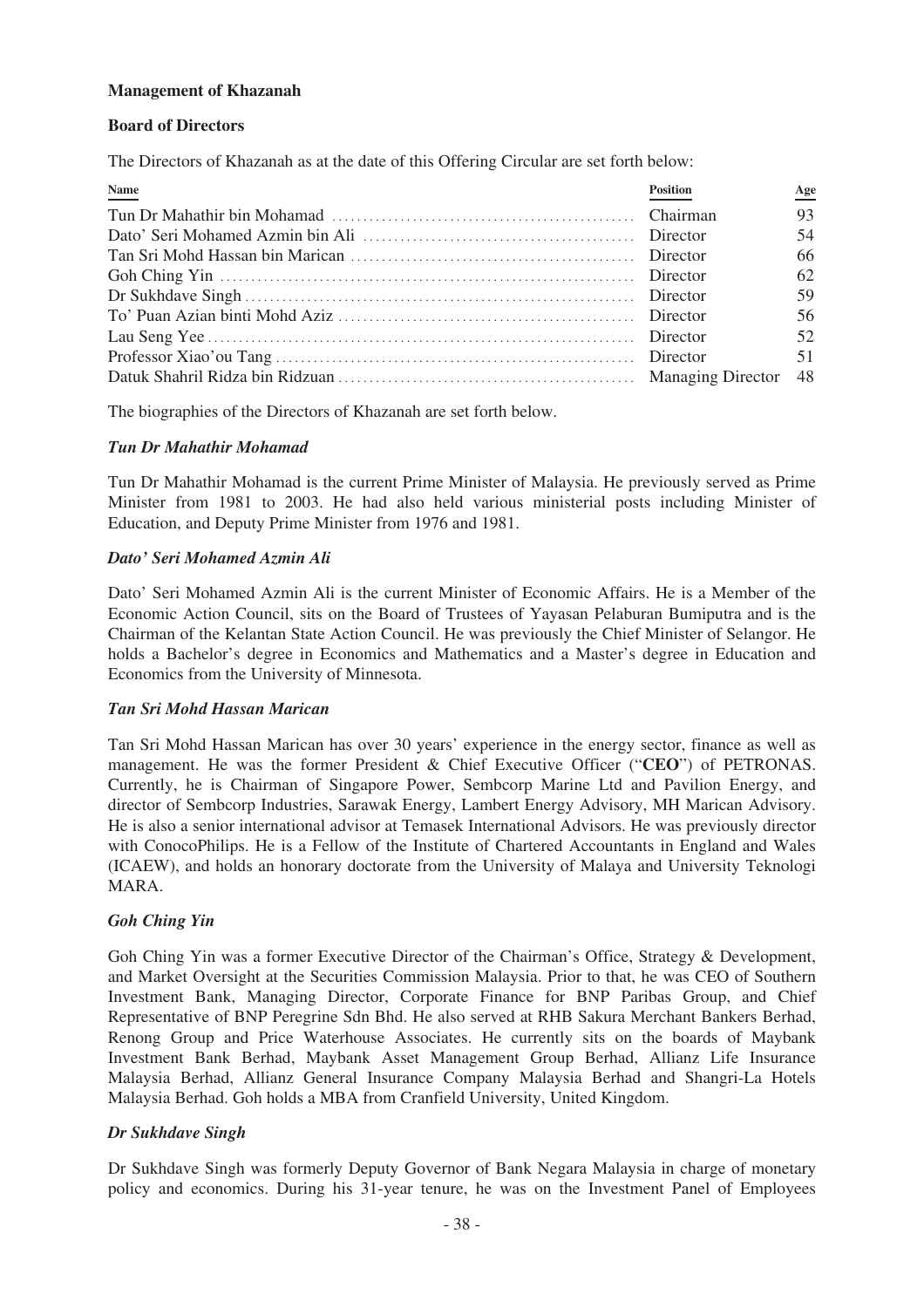**Management of Khazanah**

**Board of Directors**

The Directors of Khazanah as at the date of this Offering Circular are set forth below:

| Name | Position | Age |
|---|---|---|
| Tun Dr Mahathir bin Mohamad | Chairman | 93 |
| Dato' Seri Mohamed Azmin bin Ali | Director | 54 |
| Tan Sri Mohd Hassan bin Marican | Director | 66 |
| Goh Ching Yin | Director | 62 |
| Dr Sukhdave Singh | Director | 59 |
| To' Puan Azian binti Mohd Aziz | Director | 56 |
| Lau Seng Yee | Director | 52 |
| Professor Xiao'ou Tang | Director | 51 |
| Datuk Shahril Ridza bin Ridzuan | Managing Director | 48 |

The biographies of the Directors of Khazanah are set forth below.

***Tun Dr Mahathir Mohamad***

Tun Dr Mahathir Mohamad is the current Prime Minister of Malaysia. He previously served as Prime Minister from 1981 to 2003. He had also held various ministerial posts including Minister of Education, and Deputy Prime Minister from 1976 and 1981.

***Dato' Seri Mohamed Azmin Ali***

Dato' Seri Mohamed Azmin Ali is the current Minister of Economic Affairs. He is a Member of the Economic Action Council, sits on the Board of Trustees of Yayasan Pelaburan Bumiputra and is the Chairman of the Kelantan State Action Council. He was previously the Chief Minister of Selangor. He holds a Bachelor's degree in Economics and Mathematics and a Master's degree in Education and Economics from the University of Minnesota.

***Tan Sri Mohd Hassan Marican***

Tan Sri Mohd Hassan Marican has over 30 years' experience in the energy sector, finance as well as management. He was the former President & Chief Executive Officer ("**CEO**") of PETRONAS. Currently, he is Chairman of Singapore Power, Sembcorp Marine Ltd and Pavilion Energy, and director of Sembcorp Industries, Sarawak Energy, Lambert Energy Advisory, MH Marican Advisory. He is also a senior international advisor at Temasek International Advisors. He was previously director with ConocoPhilips. He is a Fellow of the Institute of Chartered Accountants in England and Wales (ICAEW), and holds an honorary doctorate from the University of Malaya and University Teknologi MARA.

***Goh Ching Yin***

Goh Ching Yin was a former Executive Director of the Chairman's Office, Strategy & Development, and Market Oversight at the Securities Commission Malaysia. Prior to that, he was CEO of Southern Investment Bank, Managing Director, Corporate Finance for BNP Paribas Group, and Chief Representative of BNP Peregrine Sdn Bhd. He also served at RHB Sakura Merchant Bankers Berhad, Renong Group and Price Waterhouse Associates. He currently sits on the boards of Maybank Investment Bank Berhad, Maybank Asset Management Group Berhad, Allianz Life Insurance Malaysia Berhad, Allianz General Insurance Company Malaysia Berhad and Shangri-La Hotels Malaysia Berhad. Goh holds a MBA from Cranfield University, United Kingdom.

***Dr Sukhdave Singh***

Dr Sukhdave Singh was formerly Deputy Governor of Bank Negara Malaysia in charge of monetary policy and economics. During his 31-year tenure, he was on the Investment Panel of Employees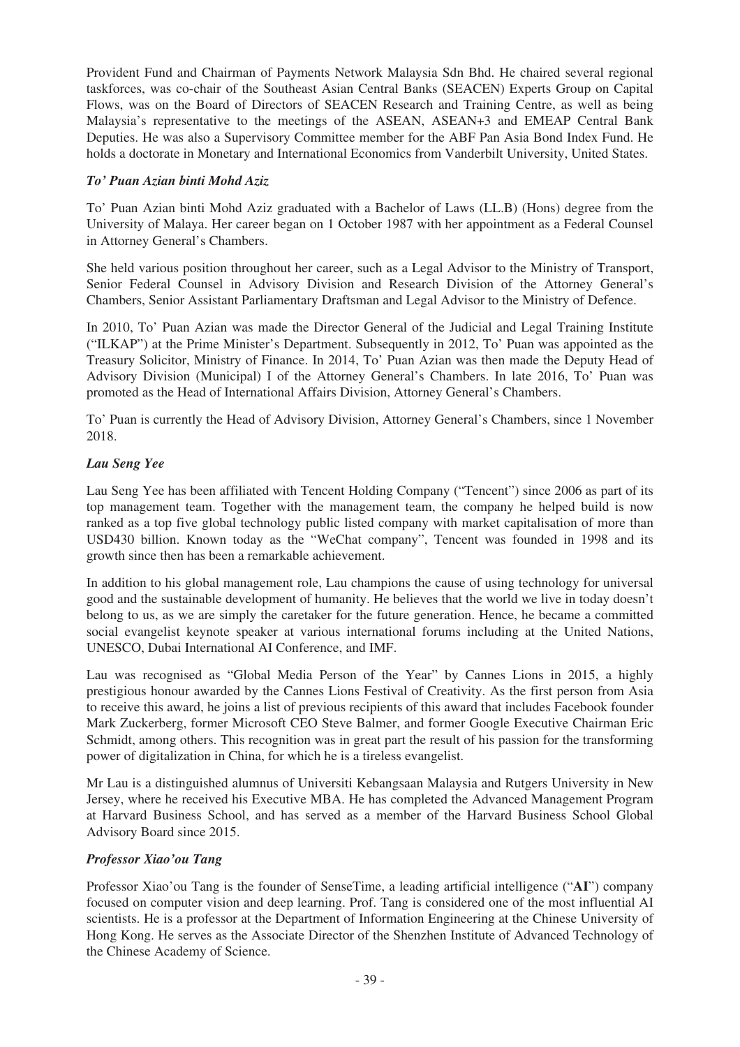Provident Fund and Chairman of Payments Network Malaysia Sdn Bhd. He chaired several regional taskforces, was co-chair of the Southeast Asian Central Banks (SEACEN) Experts Group on Capital Flows, was on the Board of Directors of SEACEN Research and Training Centre, as well as being Malaysia's representative to the meetings of the ASEAN, ASEAN+3 and EMEAP Central Bank Deputies. He was also a Supervisory Committee member for the ABF Pan Asia Bond Index Fund. He holds a doctorate in Monetary and International Economics from Vanderbilt University, United States.

***To' Puan Azian binti Mohd Aziz***

To' Puan Azian binti Mohd Aziz graduated with a Bachelor of Laws (LL.B) (Hons) degree from the University of Malaya. Her career began on 1 October 1987 with her appointment as a Federal Counsel in Attorney General's Chambers.

She held various position throughout her career, such as a Legal Advisor to the Ministry of Transport, Senior Federal Counsel in Advisory Division and Research Division of the Attorney General's Chambers, Senior Assistant Parliamentary Draftsman and Legal Advisor to the Ministry of Defence.

In 2010, To' Puan Azian was made the Director General of the Judicial and Legal Training Institute ("ILKAP") at the Prime Minister's Department. Subsequently in 2012, To' Puan was appointed as the Treasury Solicitor, Ministry of Finance. In 2014, To' Puan Azian was then made the Deputy Head of Advisory Division (Municipal) I of the Attorney General's Chambers. In late 2016, To' Puan was promoted as the Head of International Affairs Division, Attorney General's Chambers.

To' Puan is currently the Head of Advisory Division, Attorney General's Chambers, since 1 November 2018.

***Lau Seng Yee***

Lau Seng Yee has been affiliated with Tencent Holding Company ("Tencent") since 2006 as part of its top management team. Together with the management team, the company he helped build is now ranked as a top five global technology public listed company with market capitalisation of more than USD430 billion. Known today as the "WeChat company", Tencent was founded in 1998 and its growth since then has been a remarkable achievement.

In addition to his global management role, Lau champions the cause of using technology for universal good and the sustainable development of humanity. He believes that the world we live in today doesn't belong to us, as we are simply the caretaker for the future generation. Hence, he became a committed social evangelist keynote speaker at various international forums including at the United Nations, UNESCO, Dubai International AI Conference, and IMF.

Lau was recognised as "Global Media Person of the Year" by Cannes Lions in 2015, a highly prestigious honour awarded by the Cannes Lions Festival of Creativity. As the first person from Asia to receive this award, he joins a list of previous recipients of this award that includes Facebook founder Mark Zuckerberg, former Microsoft CEO Steve Balmer, and former Google Executive Chairman Eric Schmidt, among others. This recognition was in great part the result of his passion for the transforming power of digitalization in China, for which he is a tireless evangelist.

Mr Lau is a distinguished alumnus of Universiti Kebangsaan Malaysia and Rutgers University in New Jersey, where he received his Executive MBA. He has completed the Advanced Management Program at Harvard Business School, and has served as a member of the Harvard Business School Global Advisory Board since 2015.

***Professor Xiao'ou Tang***

Professor Xiao'ou Tang is the founder of SenseTime, a leading artificial intelligence ("**AI**") company focused on computer vision and deep learning. Prof. Tang is considered one of the most influential AI scientists. He is a professor at the Department of Information Engineering at the Chinese University of Hong Kong. He serves as the Associate Director of the Shenzhen Institute of Advanced Technology of the Chinese Academy of Science.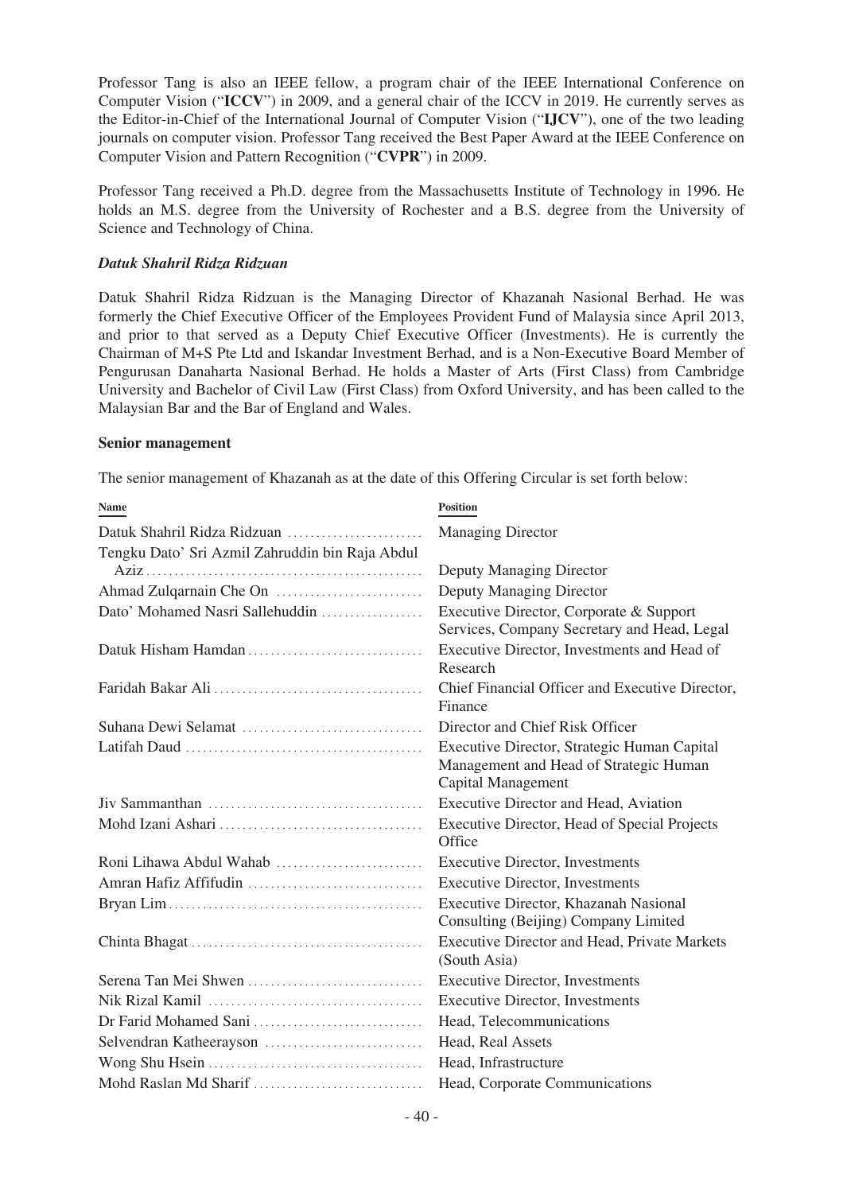Professor Tang is also an IEEE fellow, a program chair of the IEEE International Conference on Computer Vision ("**ICCV**") in 2009, and a general chair of the ICCV in 2019. He currently serves as the Editor-in-Chief of the International Journal of Computer Vision ("**IJCV**"), one of the two leading journals on computer vision. Professor Tang received the Best Paper Award at the IEEE Conference on Computer Vision and Pattern Recognition ("**CVPR**") in 2009.

Professor Tang received a Ph.D. degree from the Massachusetts Institute of Technology in 1996. He holds an M.S. degree from the University of Rochester and a B.S. degree from the University of Science and Technology of China.

***Datuk Shahril Ridza Ridzuan***

Datuk Shahril Ridza Ridzuan is the Managing Director of Khazanah Nasional Berhad. He was formerly the Chief Executive Officer of the Employees Provident Fund of Malaysia since April 2013, and prior to that served as a Deputy Chief Executive Officer (Investments). He is currently the Chairman of M+S Pte Ltd and Iskandar Investment Berhad, and is a Non-Executive Board Member of Pengurusan Danaharta Nasional Berhad. He holds a Master of Arts (First Class) from Cambridge University and Bachelor of Civil Law (First Class) from Oxford University, and has been called to the Malaysian Bar and the Bar of England and Wales.

**Senior management**

The senior management of Khazanah as at the date of this Offering Circular is set forth below:

| Name | Position |
|---|---|
| Datuk Shahril Ridza Ridzuan | Managing Director |
| Tengku Dato' Sri Azmil Zahruddin bin Raja Abdul Aziz | Deputy Managing Director |
| Ahmad Zulqarnain Che On | Deputy Managing Director |
| Dato' Mohamed Nasri Sallehuddin | Executive Director, Corporate & Support Services, Company Secretary and Head, Legal |
| Datuk Hisham Hamdan | Executive Director, Investments and Head of Research |
| Faridah Bakar Ali | Chief Financial Officer and Executive Director, Finance |
| Suhana Dewi Selamat | Director and Chief Risk Officer |
| Latifah Daud | Executive Director, Strategic Human Capital Management and Head of Strategic Human Capital Management |
| Jiv Sammanthan | Executive Director and Head, Aviation |
| Mohd Izani Ashari | Executive Director, Head of Special Projects Office |
| Roni Lihawa Abdul Wahab | Executive Director, Investments |
| Amran Hafiz Affifudin | Executive Director, Investments |
| Bryan Lim | Executive Director, Khazanah Nasional Consulting (Beijing) Company Limited |
| Chinta Bhagat | Executive Director and Head, Private Markets (South Asia) |
| Serena Tan Mei Shwen | Executive Director, Investments |
| Nik Rizal Kamil | Executive Director, Investments |
| Dr Farid Mohamed Sani | Head, Telecommunications |
| Selvendran Katheerayson | Head, Real Assets |
| Wong Shu Hsein | Head, Infrastructure |
| Mohd Raslan Md Sharif | Head, Corporate Communications |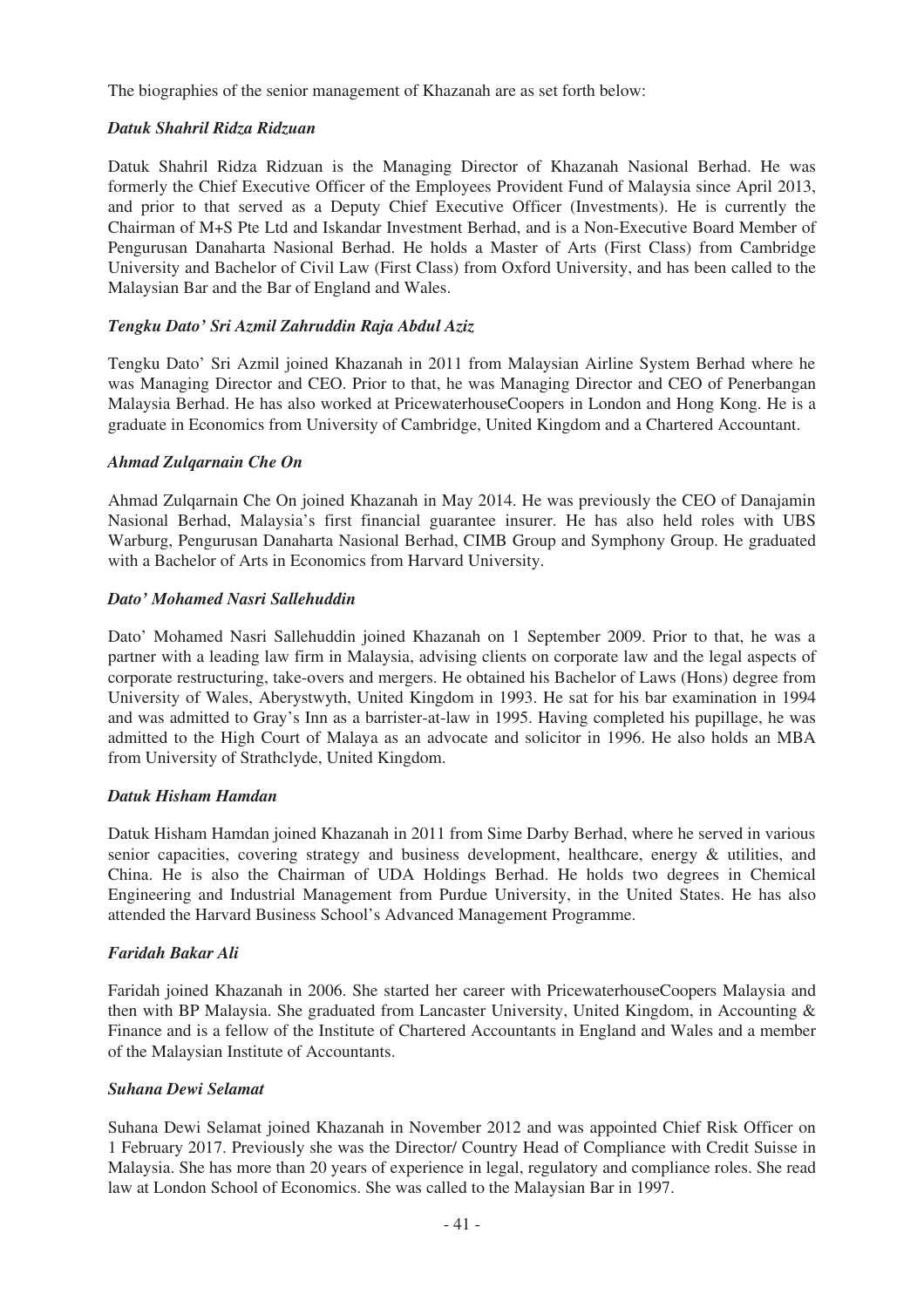The biographies of the senior management of Khazanah are as set forth below:

***Datuk Shahril Ridza Ridzuan***

Datuk Shahril Ridza Ridzuan is the Managing Director of Khazanah Nasional Berhad. He was formerly the Chief Executive Officer of the Employees Provident Fund of Malaysia since April 2013, and prior to that served as a Deputy Chief Executive Officer (Investments). He is currently the Chairman of M+S Pte Ltd and Iskandar Investment Berhad, and is a Non-Executive Board Member of Pengurusan Danaharta Nasional Berhad. He holds a Master of Arts (First Class) from Cambridge University and Bachelor of Civil Law (First Class) from Oxford University, and has been called to the Malaysian Bar and the Bar of England and Wales.

***Tengku Dato' Sri Azmil Zahruddin Raja Abdul Aziz***

Tengku Dato' Sri Azmil joined Khazanah in 2011 from Malaysian Airline System Berhad where he was Managing Director and CEO. Prior to that, he was Managing Director and CEO of Penerbangan Malaysia Berhad. He has also worked at PricewaterhouseCoopers in London and Hong Kong. He is a graduate in Economics from University of Cambridge, United Kingdom and a Chartered Accountant.

***Ahmad Zulqarnain Che On***

Ahmad Zulqarnain Che On joined Khazanah in May 2014. He was previously the CEO of Danajamin Nasional Berhad, Malaysia's first financial guarantee insurer. He has also held roles with UBS Warburg, Pengurusan Danaharta Nasional Berhad, CIMB Group and Symphony Group. He graduated with a Bachelor of Arts in Economics from Harvard University.

***Dato' Mohamed Nasri Sallehuddin***

Dato' Mohamed Nasri Sallehuddin joined Khazanah on 1 September 2009. Prior to that, he was a partner with a leading law firm in Malaysia, advising clients on corporate law and the legal aspects of corporate restructuring, take-overs and mergers. He obtained his Bachelor of Laws (Hons) degree from University of Wales, Aberystwyth, United Kingdom in 1993. He sat for his bar examination in 1994 and was admitted to Gray's Inn as a barrister-at-law in 1995. Having completed his pupillage, he was admitted to the High Court of Malaya as an advocate and solicitor in 1996. He also holds an MBA from University of Strathclyde, United Kingdom.

***Datuk Hisham Hamdan***

Datuk Hisham Hamdan joined Khazanah in 2011 from Sime Darby Berhad, where he served in various senior capacities, covering strategy and business development, healthcare, energy & utilities, and China. He is also the Chairman of UDA Holdings Berhad. He holds two degrees in Chemical Engineering and Industrial Management from Purdue University, in the United States. He has also attended the Harvard Business School's Advanced Management Programme.

***Faridah Bakar Ali***

Faridah joined Khazanah in 2006. She started her career with PricewaterhouseCoopers Malaysia and then with BP Malaysia. She graduated from Lancaster University, United Kingdom, in Accounting & Finance and is a fellow of the Institute of Chartered Accountants in England and Wales and a member of the Malaysian Institute of Accountants.

***Suhana Dewi Selamat***

Suhana Dewi Selamat joined Khazanah in November 2012 and was appointed Chief Risk Officer on 1 February 2017. Previously she was the Director/ Country Head of Compliance with Credit Suisse in Malaysia. She has more than 20 years of experience in legal, regulatory and compliance roles. She read law at London School of Economics. She was called to the Malaysian Bar in 1997.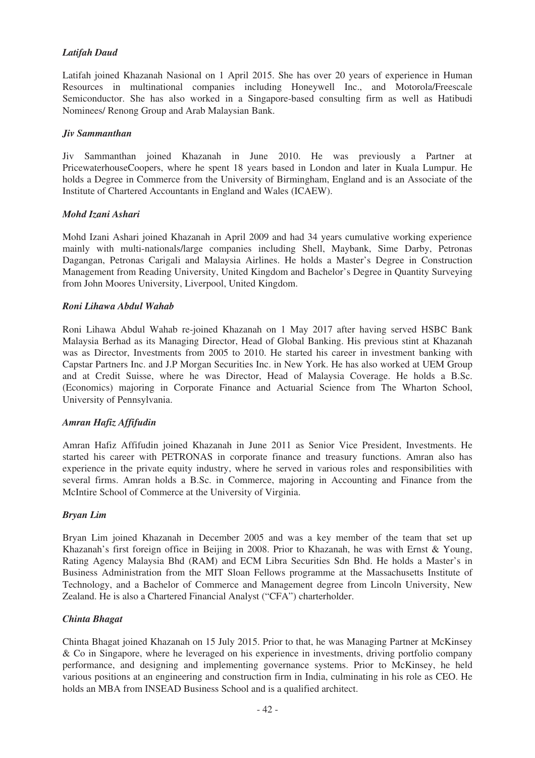*Latifah Daud*

Latifah joined Khazanah Nasional on 1 April 2015. She has over 20 years of experience in Human Resources in multinational companies including Honeywell Inc., and Motorola/Freescale Semiconductor. She has also worked in a Singapore-based consulting firm as well as Hatibudi Nominees/ Renong Group and Arab Malaysian Bank.

*Jiv Sammanthan*

Jiv Sammanthan joined Khazanah in June 2010. He was previously a Partner at PricewaterhouseCoopers, where he spent 18 years based in London and later in Kuala Lumpur. He holds a Degree in Commerce from the University of Birmingham, England and is an Associate of the Institute of Chartered Accountants in England and Wales (ICAEW).

*Mohd Izani Ashari*

Mohd Izani Ashari joined Khazanah in April 2009 and had 34 years cumulative working experience mainly with multi-nationals/large companies including Shell, Maybank, Sime Darby, Petronas Dagangan, Petronas Carigali and Malaysia Airlines. He holds a Master's Degree in Construction Management from Reading University, United Kingdom and Bachelor's Degree in Quantity Surveying from John Moores University, Liverpool, United Kingdom.

*Roni Lihawa Abdul Wahab*

Roni Lihawa Abdul Wahab re-joined Khazanah on 1 May 2017 after having served HSBC Bank Malaysia Berhad as its Managing Director, Head of Global Banking. His previous stint at Khazanah was as Director, Investments from 2005 to 2010. He started his career in investment banking with Capstar Partners Inc. and J.P Morgan Securities Inc. in New York. He has also worked at UEM Group and at Credit Suisse, where he was Director, Head of Malaysia Coverage. He holds a B.Sc. (Economics) majoring in Corporate Finance and Actuarial Science from The Wharton School, University of Pennsylvania.

*Amran Hafiz Affifudin*

Amran Hafiz Affifudin joined Khazanah in June 2011 as Senior Vice President, Investments. He started his career with PETRONAS in corporate finance and treasury functions. Amran also has experience in the private equity industry, where he served in various roles and responsibilities with several firms. Amran holds a B.Sc. in Commerce, majoring in Accounting and Finance from the McIntire School of Commerce at the University of Virginia.

*Bryan Lim*

Bryan Lim joined Khazanah in December 2005 and was a key member of the team that set up Khazanah's first foreign office in Beijing in 2008. Prior to Khazanah, he was with Ernst & Young, Rating Agency Malaysia Bhd (RAM) and ECM Libra Securities Sdn Bhd. He holds a Master's in Business Administration from the MIT Sloan Fellows programme at the Massachusetts Institute of Technology, and a Bachelor of Commerce and Management degree from Lincoln University, New Zealand. He is also a Chartered Financial Analyst ("CFA") charterholder.

*Chinta Bhagat*

Chinta Bhagat joined Khazanah on 15 July 2015. Prior to that, he was Managing Partner at McKinsey & Co in Singapore, where he leveraged on his experience in investments, driving portfolio company performance, and designing and implementing governance systems. Prior to McKinsey, he held various positions at an engineering and construction firm in India, culminating in his role as CEO. He holds an MBA from INSEAD Business School and is a qualified architect.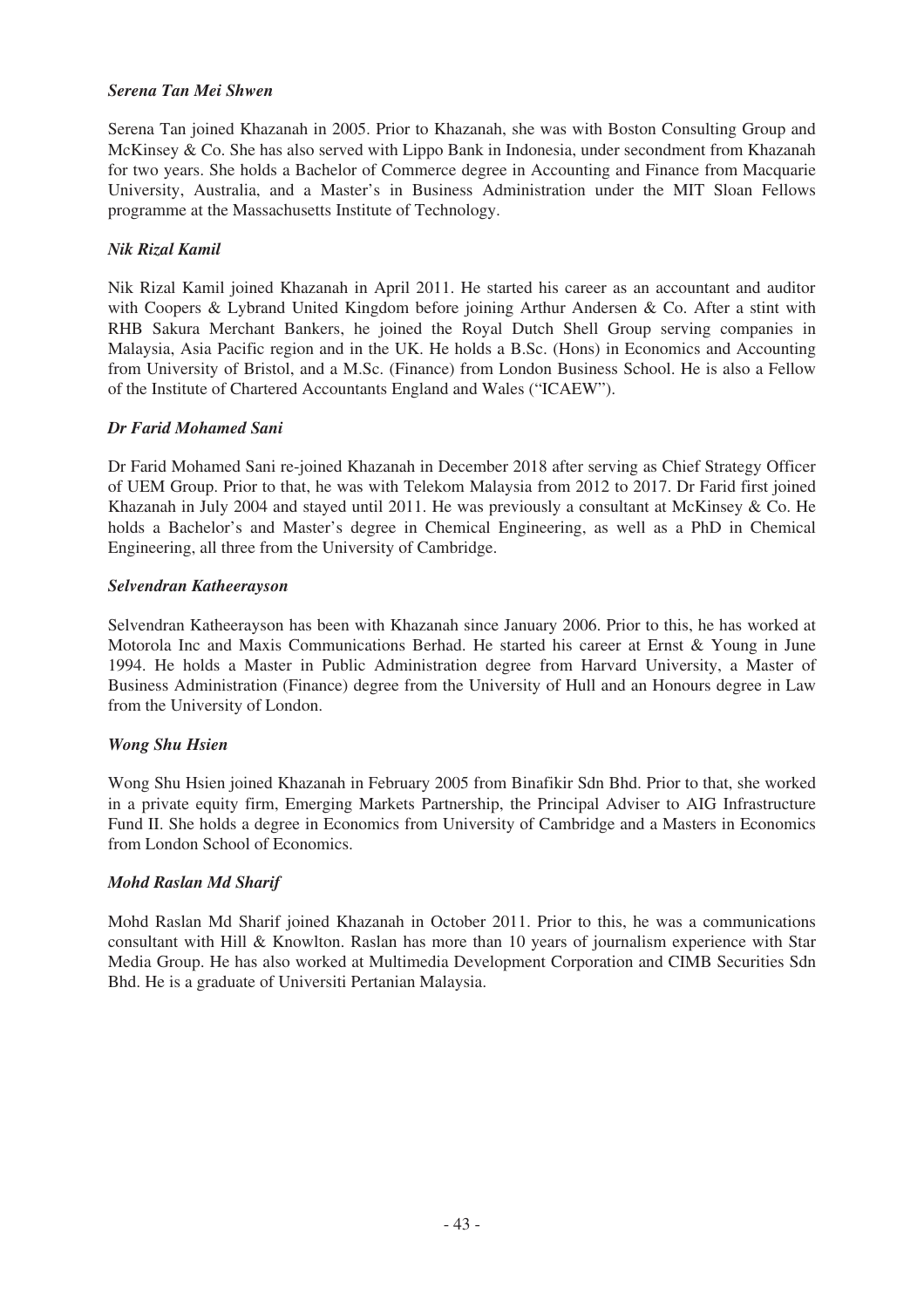***Serena Tan Mei Shwen***

Serena Tan joined Khazanah in 2005. Prior to Khazanah, she was with Boston Consulting Group and McKinsey & Co. She has also served with Lippo Bank in Indonesia, under secondment from Khazanah for two years. She holds a Bachelor of Commerce degree in Accounting and Finance from Macquarie University, Australia, and a Master's in Business Administration under the MIT Sloan Fellows programme at the Massachusetts Institute of Technology.

***Nik Rizal Kamil***

Nik Rizal Kamil joined Khazanah in April 2011. He started his career as an accountant and auditor with Coopers & Lybrand United Kingdom before joining Arthur Andersen & Co. After a stint with RHB Sakura Merchant Bankers, he joined the Royal Dutch Shell Group serving companies in Malaysia, Asia Pacific region and in the UK. He holds a B.Sc. (Hons) in Economics and Accounting from University of Bristol, and a M.Sc. (Finance) from London Business School. He is also a Fellow of the Institute of Chartered Accountants England and Wales ("ICAEW").

***Dr Farid Mohamed Sani***

Dr Farid Mohamed Sani re-joined Khazanah in December 2018 after serving as Chief Strategy Officer of UEM Group. Prior to that, he was with Telekom Malaysia from 2012 to 2017. Dr Farid first joined Khazanah in July 2004 and stayed until 2011. He was previously a consultant at McKinsey & Co. He holds a Bachelor's and Master's degree in Chemical Engineering, as well as a PhD in Chemical Engineering, all three from the University of Cambridge.

***Selvendran Katheerayson***

Selvendran Katheerayson has been with Khazanah since January 2006. Prior to this, he has worked at Motorola Inc and Maxis Communications Berhad. He started his career at Ernst & Young in June 1994. He holds a Master in Public Administration degree from Harvard University, a Master of Business Administration (Finance) degree from the University of Hull and an Honours degree in Law from the University of London.

***Wong Shu Hsien***

Wong Shu Hsien joined Khazanah in February 2005 from Binafikir Sdn Bhd. Prior to that, she worked in a private equity firm, Emerging Markets Partnership, the Principal Adviser to AIG Infrastructure Fund II. She holds a degree in Economics from University of Cambridge and a Masters in Economics from London School of Economics.

***Mohd Raslan Md Sharif***

Mohd Raslan Md Sharif joined Khazanah in October 2011. Prior to this, he was a communications consultant with Hill & Knowlton. Raslan has more than 10 years of journalism experience with Star Media Group. He has also worked at Multimedia Development Corporation and CIMB Securities Sdn Bhd. He is a graduate of Universiti Pertanian Malaysia.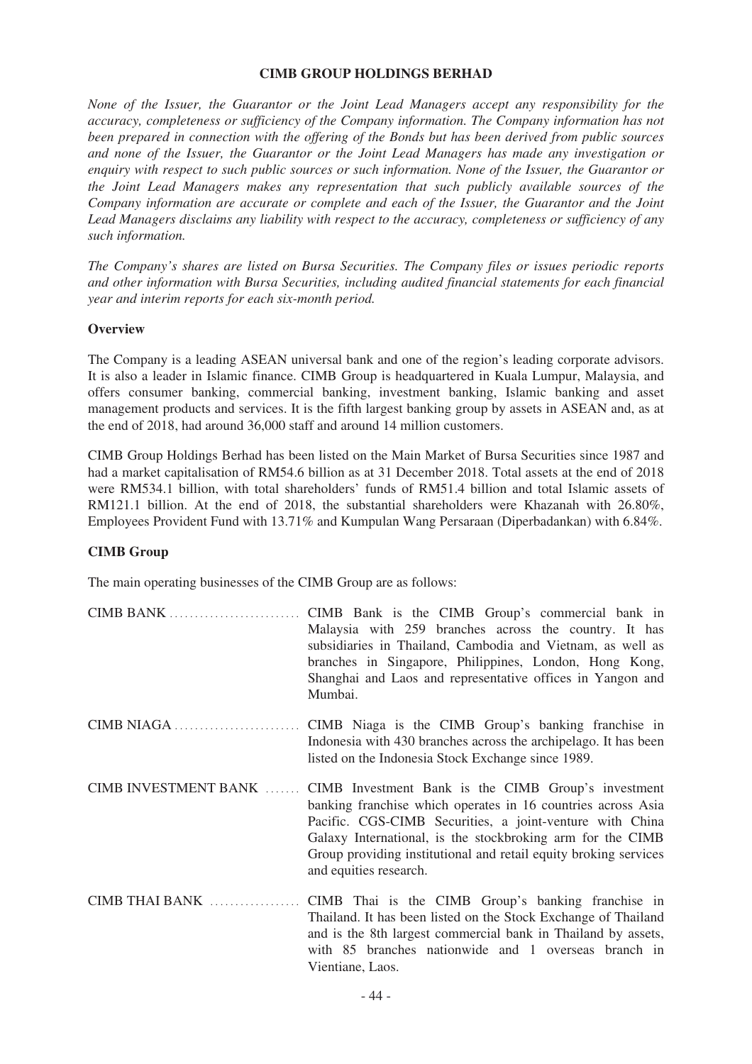# CIMB GROUP HOLDINGS BERHAD

*None of the Issuer, the Guarantor or the Joint Lead Managers accept any responsibility for the accuracy, completeness or sufficiency of the Company information. The Company information has not been prepared in connection with the offering of the Bonds but has been derived from public sources and none of the Issuer, the Guarantor or the Joint Lead Managers has made any investigation or enquiry with respect to such public sources or such information. None of the Issuer, the Guarantor or the Joint Lead Managers makes any representation that such publicly available sources of the Company information are accurate or complete and each of the Issuer, the Guarantor and the Joint Lead Managers disclaims any liability with respect to the accuracy, completeness or sufficiency of any such information.*

*The Company's shares are listed on Bursa Securities. The Company files or issues periodic reports and other information with Bursa Securities, including audited financial statements for each financial year and interim reports for each six-month period.*

## Overview

The Company is a leading ASEAN universal bank and one of the region's leading corporate advisors. It is also a leader in Islamic finance. CIMB Group is headquartered in Kuala Lumpur, Malaysia, and offers consumer banking, commercial banking, investment banking, Islamic banking and asset management products and services. It is the fifth largest banking group by assets in ASEAN and, as at the end of 2018, had around 36,000 staff and around 14 million customers.

CIMB Group Holdings Berhad has been listed on the Main Market of Bursa Securities since 1987 and had a market capitalisation of RM54.6 billion as at 31 December 2018. Total assets at the end of 2018 were RM534.1 billion, with total shareholders' funds of RM51.4 billion and total Islamic assets of RM121.1 billion. At the end of 2018, the substantial shareholders were Khazanah with 26.80%, Employees Provident Fund with 13.71% and Kumpulan Wang Persaraan (Diperbadankan) with 6.84%.

## CIMB Group

The main operating businesses of the CIMB Group are as follows:

| | |
|---|---|
| CIMB BANK | CIMB Bank is the CIMB Group's commercial bank in Malaysia with 259 branches across the country. It has subsidiaries in Thailand, Cambodia and Vietnam, as well as branches in Singapore, Philippines, London, Hong Kong, Shanghai and Laos and representative offices in Yangon and Mumbai. |
| CIMB NIAGA | CIMB Niaga is the CIMB Group's banking franchise in Indonesia with 430 branches across the archipelago. It has been listed on the Indonesia Stock Exchange since 1989. |
| CIMB INVESTMENT BANK | CIMB Investment Bank is the CIMB Group's investment banking franchise which operates in 16 countries across Asia Pacific. CGS-CIMB Securities, a joint-venture with China Galaxy International, is the stockbroking arm for the CIMB Group providing institutional and retail equity broking services and equities research. |
| CIMB THAI BANK | CIMB Thai is the CIMB Group's banking franchise in Thailand. It has been listed on the Stock Exchange of Thailand and is the 8th largest commercial bank in Thailand by assets, with 85 branches nationwide and 1 overseas branch in Vientiane, Laos. |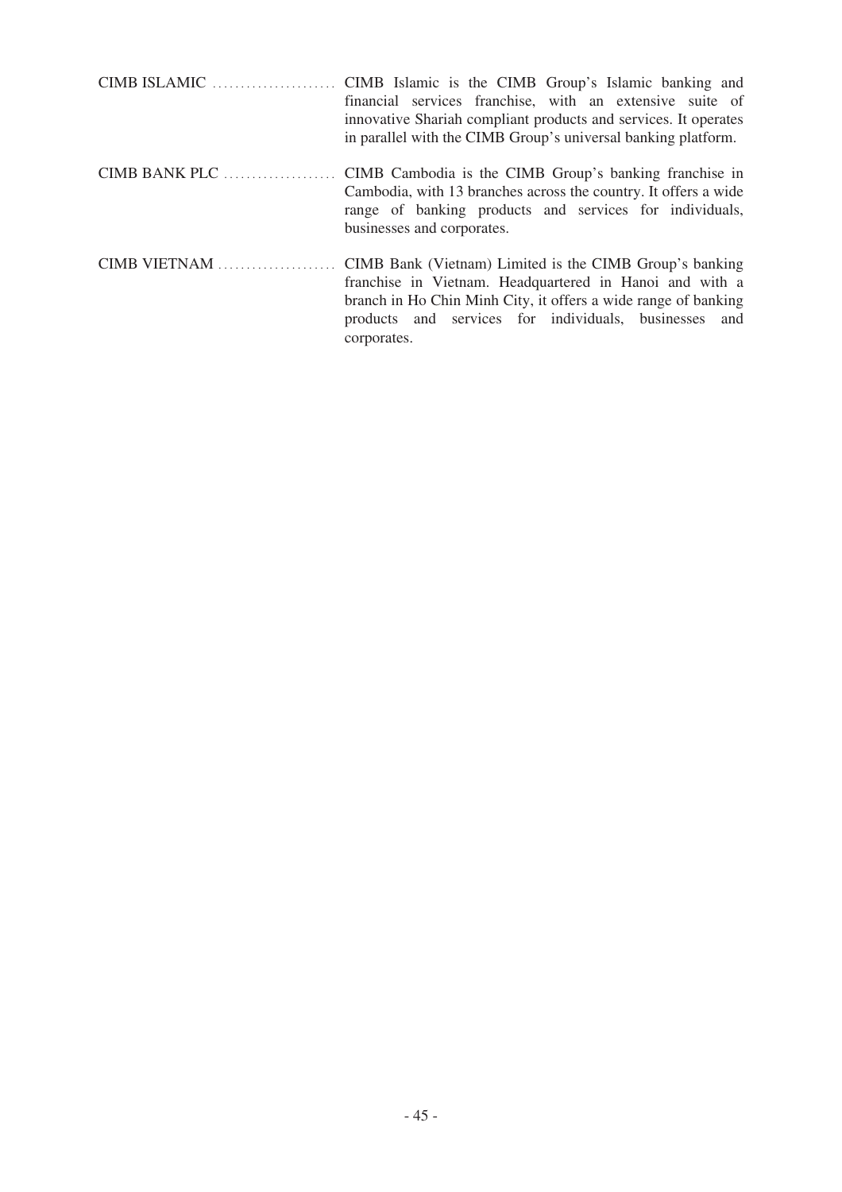CIMB ISLAMIC ...................... CIMB Islamic is the CIMB Group's Islamic banking and financial services franchise, with an extensive suite of innovative Shariah compliant products and services. It operates in parallel with the CIMB Group's universal banking platform.

CIMB BANK PLC .................... CIMB Cambodia is the CIMB Group's banking franchise in Cambodia, with 13 branches across the country. It offers a wide range of banking products and services for individuals, businesses and corporates.

CIMB VIETNAM ..................... CIMB Bank (Vietnam) Limited is the CIMB Group's banking franchise in Vietnam. Headquartered in Hanoi and with a branch in Ho Chin Minh City, it offers a wide range of banking products and services for individuals, businesses and corporates.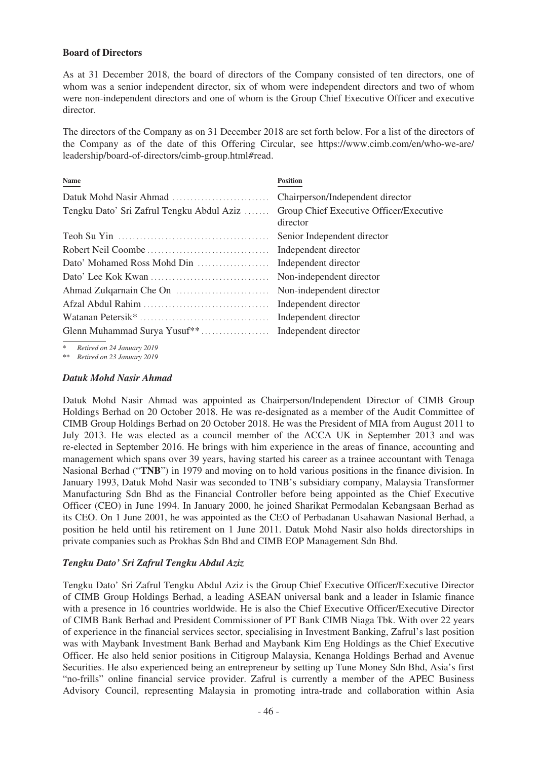**Board of Directors**

As at 31 December 2018, the board of directors of the Company consisted of ten directors, one of whom was a senior independent director, six of whom were independent directors and two of whom were non-independent directors and one of whom is the Group Chief Executive Officer and executive director.

The directors of the Company as on 31 December 2018 are set forth below. For a list of the directors of the Company as of the date of this Offering Circular, see https://www.cimb.com/en/who-we-are/leadership/board-of-directors/cimb-group.html#read.

| Name | Position |
| --- | --- |
| Datuk Mohd Nasir Ahmad | Chairperson/Independent director |
| Tengku Dato' Sri Zafrul Tengku Abdul Aziz | Group Chief Executive Officer/Executive director |
| Teoh Su Yin | Senior Independent director |
| Robert Neil Coombe | Independent director |
| Dato' Mohamed Ross Mohd Din | Independent director |
| Dato' Lee Kok Kwan | Non-independent director |
| Ahmad Zulqarnain Che On | Non-independent director |
| Afzal Abdul Rahim | Independent director |
| Watanan Petersik* | Independent director |
| Glenn Muhammad Surya Yusuf** | Independent director |

\* *Retired on 24 January 2019*

\*\* *Retired on 23 January 2019*

### *Datuk Mohd Nasir Ahmad*

Datuk Mohd Nasir Ahmad was appointed as Chairperson/Independent Director of CIMB Group Holdings Berhad on 20 October 2018. He was re-designated as a member of the Audit Committee of CIMB Group Holdings Berhad on 20 October 2018. He was the President of MIA from August 2011 to July 2013. He was elected as a council member of the ACCA UK in September 2013 and was re-elected in September 2016. He brings with him experience in the areas of finance, accounting and management which spans over 39 years, having started his career as a trainee accountant with Tenaga Nasional Berhad ("**TNB**") in 1979 and moving on to hold various positions in the finance division. In January 1993, Datuk Mohd Nasir was seconded to TNB's subsidiary company, Malaysia Transformer Manufacturing Sdn Bhd as the Financial Controller before being appointed as the Chief Executive Officer (CEO) in June 1994. In January 2000, he joined Sharikat Permodalan Kebangsaan Berhad as its CEO. On 1 June 2001, he was appointed as the CEO of Perbadanan Usahawan Nasional Berhad, a position he held until his retirement on 1 June 2011. Datuk Mohd Nasir also holds directorships in private companies such as Prokhas Sdn Bhd and CIMB EOP Management Sdn Bhd.

### *Tengku Dato' Sri Zafrul Tengku Abdul Aziz*

Tengku Dato' Sri Zafrul Tengku Abdul Aziz is the Group Chief Executive Officer/Executive Director of CIMB Group Holdings Berhad, a leading ASEAN universal bank and a leader in Islamic finance with a presence in 16 countries worldwide. He is also the Chief Executive Officer/Executive Director of CIMB Bank Berhad and President Commissioner of PT Bank CIMB Niaga Tbk. With over 22 years of experience in the financial services sector, specialising in Investment Banking, Zafrul's last position was with Maybank Investment Bank Berhad and Maybank Kim Eng Holdings as the Chief Executive Officer. He also held senior positions in Citigroup Malaysia, Kenanga Holdings Berhad and Avenue Securities. He also experienced being an entrepreneur by setting up Tune Money Sdn Bhd, Asia's first "no-frills" online financial service provider. Zafrul is currently a member of the APEC Business Advisory Council, representing Malaysia in promoting intra-trade and collaboration within Asia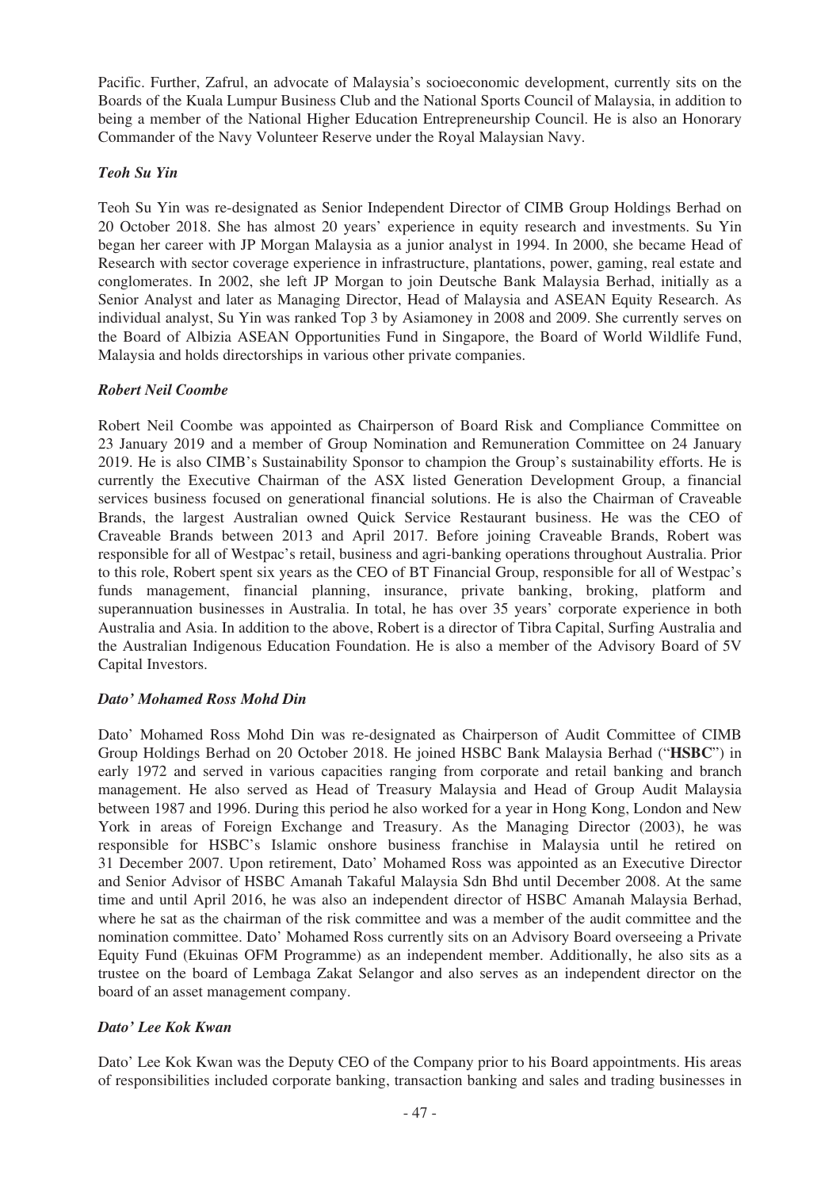Pacific. Further, Zafrul, an advocate of Malaysia's socioeconomic development, currently sits on the Boards of the Kuala Lumpur Business Club and the National Sports Council of Malaysia, in addition to being a member of the National Higher Education Entrepreneurship Council. He is also an Honorary Commander of the Navy Volunteer Reserve under the Royal Malaysian Navy.

***Teoh Su Yin***

Teoh Su Yin was re-designated as Senior Independent Director of CIMB Group Holdings Berhad on 20 October 2018. She has almost 20 years' experience in equity research and investments. Su Yin began her career with JP Morgan Malaysia as a junior analyst in 1994. In 2000, she became Head of Research with sector coverage experience in infrastructure, plantations, power, gaming, real estate and conglomerates. In 2002, she left JP Morgan to join Deutsche Bank Malaysia Berhad, initially as a Senior Analyst and later as Managing Director, Head of Malaysia and ASEAN Equity Research. As individual analyst, Su Yin was ranked Top 3 by Asiamoney in 2008 and 2009. She currently serves on the Board of Albizia ASEAN Opportunities Fund in Singapore, the Board of World Wildlife Fund, Malaysia and holds directorships in various other private companies.

***Robert Neil Coombe***

Robert Neil Coombe was appointed as Chairperson of Board Risk and Compliance Committee on 23 January 2019 and a member of Group Nomination and Remuneration Committee on 24 January 2019. He is also CIMB's Sustainability Sponsor to champion the Group's sustainability efforts. He is currently the Executive Chairman of the ASX listed Generation Development Group, a financial services business focused on generational financial solutions. He is also the Chairman of Craveable Brands, the largest Australian owned Quick Service Restaurant business. He was the CEO of Craveable Brands between 2013 and April 2017. Before joining Craveable Brands, Robert was responsible for all of Westpac's retail, business and agri-banking operations throughout Australia. Prior to this role, Robert spent six years as the CEO of BT Financial Group, responsible for all of Westpac's funds management, financial planning, insurance, private banking, broking, platform and superannuation businesses in Australia. In total, he has over 35 years' corporate experience in both Australia and Asia. In addition to the above, Robert is a director of Tibra Capital, Surfing Australia and the Australian Indigenous Education Foundation. He is also a member of the Advisory Board of 5V Capital Investors.

***Dato' Mohamed Ross Mohd Din***

Dato' Mohamed Ross Mohd Din was re-designated as Chairperson of Audit Committee of CIMB Group Holdings Berhad on 20 October 2018. He joined HSBC Bank Malaysia Berhad ("**HSBC**") in early 1972 and served in various capacities ranging from corporate and retail banking and branch management. He also served as Head of Treasury Malaysia and Head of Group Audit Malaysia between 1987 and 1996. During this period he also worked for a year in Hong Kong, London and New York in areas of Foreign Exchange and Treasury. As the Managing Director (2003), he was responsible for HSBC's Islamic onshore business franchise in Malaysia until he retired on 31 December 2007. Upon retirement, Dato' Mohamed Ross was appointed as an Executive Director and Senior Advisor of HSBC Amanah Takaful Malaysia Sdn Bhd until December 2008. At the same time and until April 2016, he was also an independent director of HSBC Amanah Malaysia Berhad, where he sat as the chairman of the risk committee and was a member of the audit committee and the nomination committee. Dato' Mohamed Ross currently sits on an Advisory Board overseeing a Private Equity Fund (Ekuinas OFM Programme) as an independent member. Additionally, he also sits as a trustee on the board of Lembaga Zakat Selangor and also serves as an independent director on the board of an asset management company.

***Dato' Lee Kok Kwan***

Dato' Lee Kok Kwan was the Deputy CEO of the Company prior to his Board appointments. His areas of responsibilities included corporate banking, transaction banking and sales and trading businesses in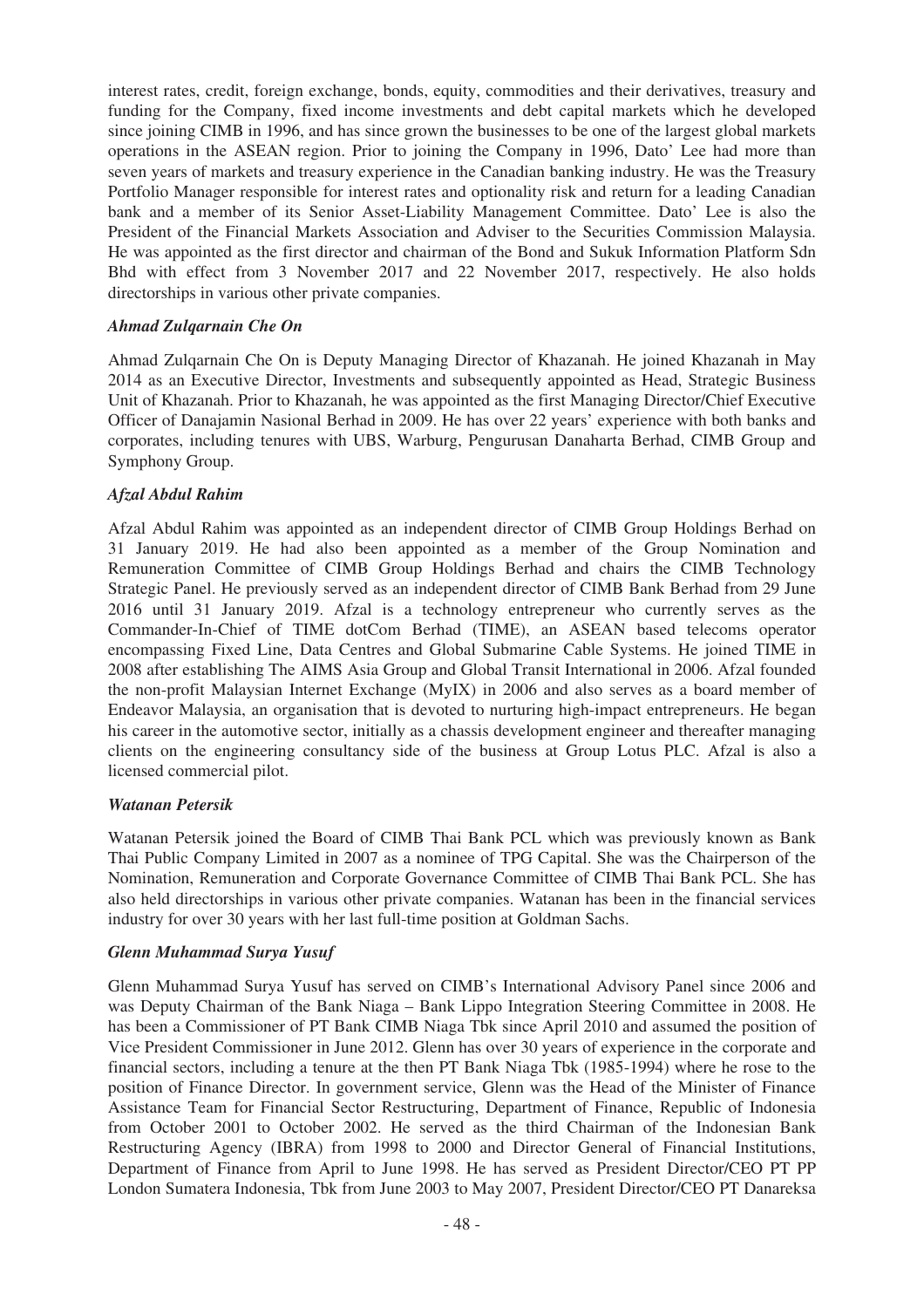interest rates, credit, foreign exchange, bonds, equity, commodities and their derivatives, treasury and funding for the Company, fixed income investments and debt capital markets which he developed since joining CIMB in 1996, and has since grown the businesses to be one of the largest global markets operations in the ASEAN region. Prior to joining the Company in 1996, Dato' Lee had more than seven years of markets and treasury experience in the Canadian banking industry. He was the Treasury Portfolio Manager responsible for interest rates and optionality risk and return for a leading Canadian bank and a member of its Senior Asset-Liability Management Committee. Dato' Lee is also the President of the Financial Markets Association and Adviser to the Securities Commission Malaysia. He was appointed as the first director and chairman of the Bond and Sukuk Information Platform Sdn Bhd with effect from 3 November 2017 and 22 November 2017, respectively. He also holds directorships in various other private companies.

***Ahmad Zulqarnain Che On***

Ahmad Zulqarnain Che On is Deputy Managing Director of Khazanah. He joined Khazanah in May 2014 as an Executive Director, Investments and subsequently appointed as Head, Strategic Business Unit of Khazanah. Prior to Khazanah, he was appointed as the first Managing Director/Chief Executive Officer of Danajamin Nasional Berhad in 2009. He has over 22 years' experience with both banks and corporates, including tenures with UBS, Warburg, Pengurusan Danaharta Berhad, CIMB Group and Symphony Group.

***Afzal Abdul Rahim***

Afzal Abdul Rahim was appointed as an independent director of CIMB Group Holdings Berhad on 31 January 2019. He had also been appointed as a member of the Group Nomination and Remuneration Committee of CIMB Group Holdings Berhad and chairs the CIMB Technology Strategic Panel. He previously served as an independent director of CIMB Bank Berhad from 29 June 2016 until 31 January 2019. Afzal is a technology entrepreneur who currently serves as the Commander-In-Chief of TIME dotCom Berhad (TIME), an ASEAN based telecoms operator encompassing Fixed Line, Data Centres and Global Submarine Cable Systems. He joined TIME in 2008 after establishing The AIMS Asia Group and Global Transit International in 2006. Afzal founded the non-profit Malaysian Internet Exchange (MyIX) in 2006 and also serves as a board member of Endeavor Malaysia, an organisation that is devoted to nurturing high-impact entrepreneurs. He began his career in the automotive sector, initially as a chassis development engineer and thereafter managing clients on the engineering consultancy side of the business at Group Lotus PLC. Afzal is also a licensed commercial pilot.

***Watanan Petersik***

Watanan Petersik joined the Board of CIMB Thai Bank PCL which was previously known as Bank Thai Public Company Limited in 2007 as a nominee of TPG Capital. She was the Chairperson of the Nomination, Remuneration and Corporate Governance Committee of CIMB Thai Bank PCL. She has also held directorships in various other private companies. Watanan has been in the financial services industry for over 30 years with her last full-time position at Goldman Sachs.

***Glenn Muhammad Surya Yusuf***

Glenn Muhammad Surya Yusuf has served on CIMB's International Advisory Panel since 2006 and was Deputy Chairman of the Bank Niaga – Bank Lippo Integration Steering Committee in 2008. He has been a Commissioner of PT Bank CIMB Niaga Tbk since April 2010 and assumed the position of Vice President Commissioner in June 2012. Glenn has over 30 years of experience in the corporate and financial sectors, including a tenure at the then PT Bank Niaga Tbk (1985-1994) where he rose to the position of Finance Director. In government service, Glenn was the Head of the Minister of Finance Assistance Team for Financial Sector Restructuring, Department of Finance, Republic of Indonesia from October 2001 to October 2002. He served as the third Chairman of the Indonesian Bank Restructuring Agency (IBRA) from 1998 to 2000 and Director General of Financial Institutions, Department of Finance from April to June 1998. He has served as President Director/CEO PT PP London Sumatera Indonesia, Tbk from June 2003 to May 2007, President Director/CEO PT Danareksa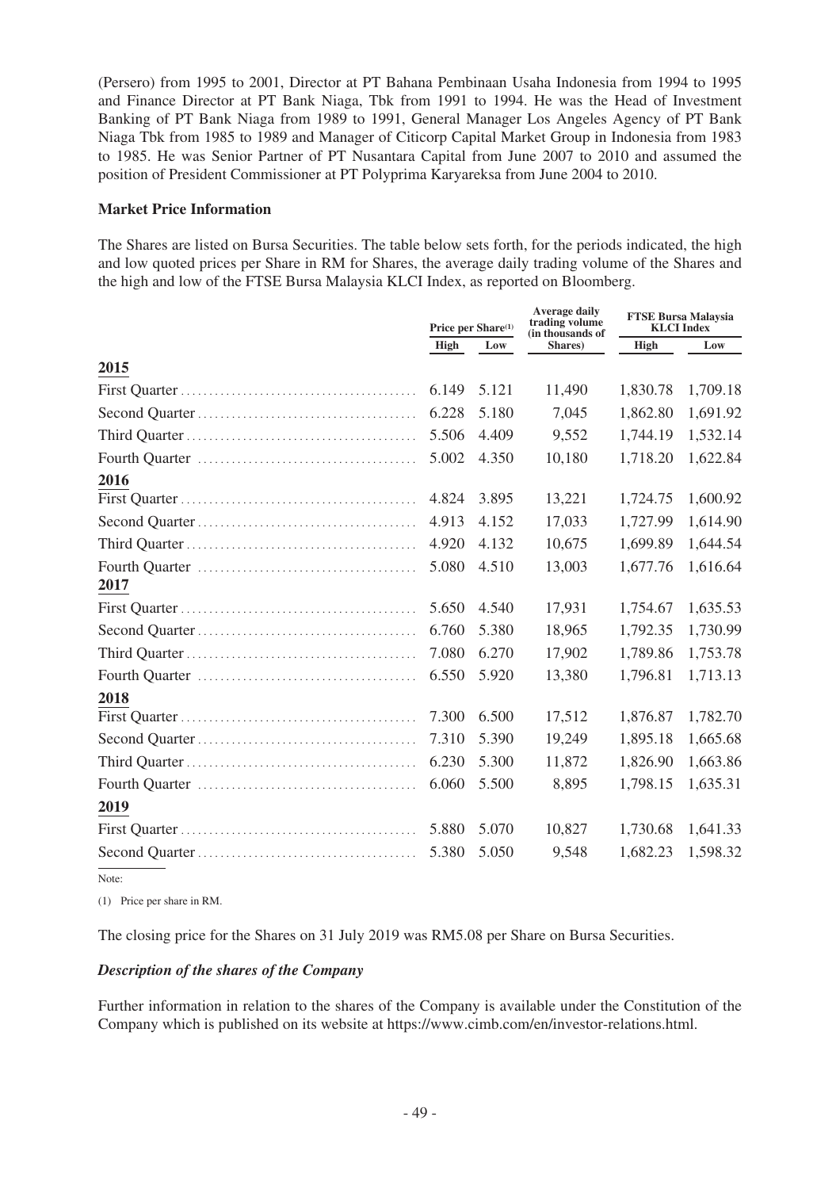(Persero) from 1995 to 2001, Director at PT Bahana Pembinaan Usaha Indonesia from 1994 to 1995 and Finance Director at PT Bank Niaga, Tbk from 1991 to 1994. He was the Head of Investment Banking of PT Bank Niaga from 1989 to 1991, General Manager Los Angeles Agency of PT Bank Niaga Tbk from 1985 to 1989 and Manager of Citicorp Capital Market Group in Indonesia from 1983 to 1985. He was Senior Partner of PT Nusantara Capital from June 2007 to 2010 and assumed the position of President Commissioner at PT Polyprima Karyareksa from June 2004 to 2010.

**Market Price Information**

The Shares are listed on Bursa Securities. The table below sets forth, for the periods indicated, the high and low quoted prices per Share in RM for Shares, the average daily trading volume of the Shares and the high and low of the FTSE Bursa Malaysia KLCI Index, as reported on Bloomberg.

| | Price per Share[(1)] | | Average daily trading volume (in thousands of Shares) | FTSE Bursa Malaysia KLCI Index | |
|---|---|---|---|---|---|
| | High | Low | | High | Low |
| **2015** | | | | | |
| First Quarter | 6.149 | 5.121 | 11,490 | 1,830.78 | 1,709.18 |
| Second Quarter | 6.228 | 5.180 | 7,045 | 1,862.80 | 1,691.92 |
| Third Quarter | 5.506 | 4.409 | 9,552 | 1,744.19 | 1,532.14 |
| Fourth Quarter | 5.002 | 4.350 | 10,180 | 1,718.20 | 1,622.84 |
| **2016** | | | | | |
| First Quarter | 4.824 | 3.895 | 13,221 | 1,724.75 | 1,600.92 |
| Second Quarter | 4.913 | 4.152 | 17,033 | 1,727.99 | 1,614.90 |
| Third Quarter | 4.920 | 4.132 | 10,675 | 1,699.89 | 1,644.54 |
| Fourth Quarter | 5.080 | 4.510 | 13,003 | 1,677.76 | 1,616.64 |
| **2017** | | | | | |
| First Quarter | 5.650 | 4.540 | 17,931 | 1,754.67 | 1,635.53 |
| Second Quarter | 6.760 | 5.380 | 18,965 | 1,792.35 | 1,730.99 |
| Third Quarter | 7.080 | 6.270 | 17,902 | 1,789.86 | 1,753.78 |
| Fourth Quarter | 6.550 | 5.920 | 13,380 | 1,796.81 | 1,713.13 |
| **2018** | | | | | |
| First Quarter | 7.300 | 6.500 | 17,512 | 1,876.87 | 1,782.70 |
| Second Quarter | 7.310 | 5.390 | 19,249 | 1,895.18 | 1,665.68 |
| Third Quarter | 6.230 | 5.300 | 11,872 | 1,826.90 | 1,663.86 |
| Fourth Quarter | 6.060 | 5.500 | 8,895 | 1,798.15 | 1,635.31 |
| **2019** | | | | | |
| First Quarter | 5.880 | 5.070 | 10,827 | 1,730.68 | 1,641.33 |
| Second Quarter | 5.380 | 5.050 | 9,548 | 1,682.23 | 1,598.32 |

Note:

(1) Price per share in RM.

The closing price for the Shares on 31 July 2019 was RM5.08 per Share on Bursa Securities.

***Description of the shares of the Company***

Further information in relation to the shares of the Company is available under the Constitution of the Company which is published on its website at https://www.cimb.com/en/investor-relations.html.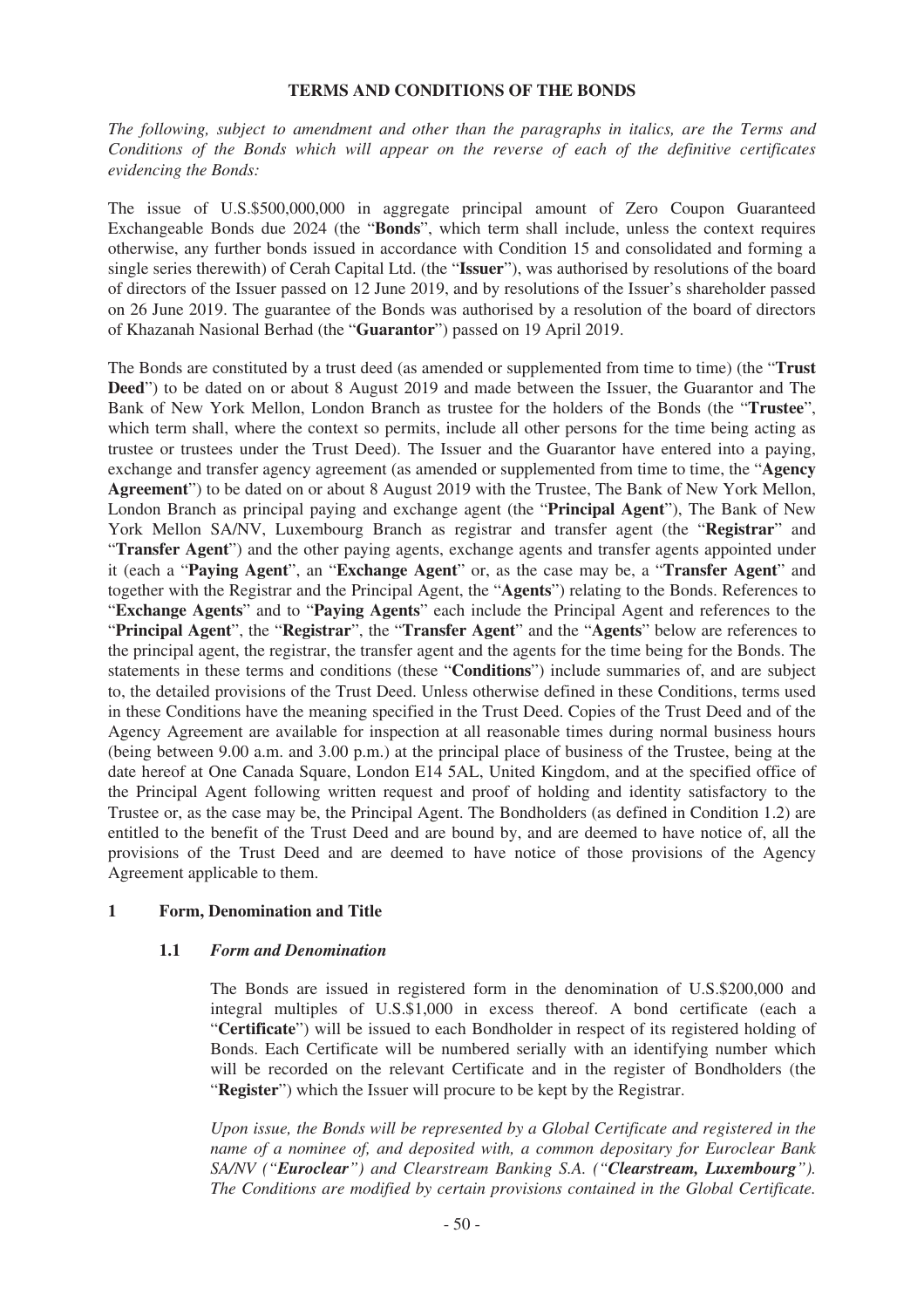## TERMS AND CONDITIONS OF THE BONDS

*The following, subject to amendment and other than the paragraphs in italics, are the Terms and Conditions of the Bonds which will appear on the reverse of each of the definitive certificates evidencing the Bonds:*

The issue of U.S.$500,000,000 in aggregate principal amount of Zero Coupon Guaranteed Exchangeable Bonds due 2024 (the "**Bonds**", which term shall include, unless the context requires otherwise, any further bonds issued in accordance with Condition 15 and consolidated and forming a single series therewith) of Cerah Capital Ltd. (the "**Issuer**"), was authorised by resolutions of the board of directors of the Issuer passed on 12 June 2019, and by resolutions of the Issuer's shareholder passed on 26 June 2019. The guarantee of the Bonds was authorised by a resolution of the board of directors of Khazanah Nasional Berhad (the "**Guarantor**") passed on 19 April 2019.

The Bonds are constituted by a trust deed (as amended or supplemented from time to time) (the "**Trust Deed**") to be dated on or about 8 August 2019 and made between the Issuer, the Guarantor and The Bank of New York Mellon, London Branch as trustee for the holders of the Bonds (the "**Trustee**", which term shall, where the context so permits, include all other persons for the time being acting as trustee or trustees under the Trust Deed). The Issuer and the Guarantor have entered into a paying, exchange and transfer agency agreement (as amended or supplemented from time to time, the "**Agency Agreement**") to be dated on or about 8 August 2019 with the Trustee, The Bank of New York Mellon, London Branch as principal paying and exchange agent (the "**Principal Agent**"), The Bank of New York Mellon SA/NV, Luxembourg Branch as registrar and transfer agent (the "**Registrar**" and "**Transfer Agent**") and the other paying agents, exchange agents and transfer agents appointed under it (each a "**Paying Agent**", an "**Exchange Agent**" or, as the case may be, a "**Transfer Agent**" and together with the Registrar and the Principal Agent, the "**Agents**") relating to the Bonds. References to "**Exchange Agents**" and to "**Paying Agents**" each include the Principal Agent and references to the "**Principal Agent**", the "**Registrar**", the "**Transfer Agent**" and the "**Agents**" below are references to the principal agent, the registrar, the transfer agent and the agents for the time being for the Bonds. The statements in these terms and conditions (these "**Conditions**") include summaries of, and are subject to, the detailed provisions of the Trust Deed. Unless otherwise defined in these Conditions, terms used in these Conditions have the meaning specified in the Trust Deed. Copies of the Trust Deed and of the Agency Agreement are available for inspection at all reasonable times during normal business hours (being between 9.00 a.m. and 3.00 p.m.) at the principal place of business of the Trustee, being at the date hereof at One Canada Square, London E14 5AL, United Kingdom, and at the specified office of the Principal Agent following written request and proof of holding and identity satisfactory to the Trustee or, as the case may be, the Principal Agent. The Bondholders (as defined in Condition 1.2) are entitled to the benefit of the Trust Deed and are bound by, and are deemed to have notice of, all the provisions of the Trust Deed and are deemed to have notice of those provisions of the Agency Agreement applicable to them.

### 1 Form, Denomination and Title

#### 1.1 *Form and Denomination*

The Bonds are issued in registered form in the denomination of U.S.$200,000 and integral multiples of U.S.$1,000 in excess thereof. A bond certificate (each a "**Certificate**") will be issued to each Bondholder in respect of its registered holding of Bonds. Each Certificate will be numbered serially with an identifying number which will be recorded on the relevant Certificate and in the register of Bondholders (the "**Register**") which the Issuer will procure to be kept by the Registrar.

*Upon issue, the Bonds will be represented by a Global Certificate and registered in the name of a nominee of, and deposited with, a common depositary for Euroclear Bank SA/NV ("**Euroclear**") and Clearstream Banking S.A. ("**Clearstream, Luxembourg**"). The Conditions are modified by certain provisions contained in the Global Certificate.*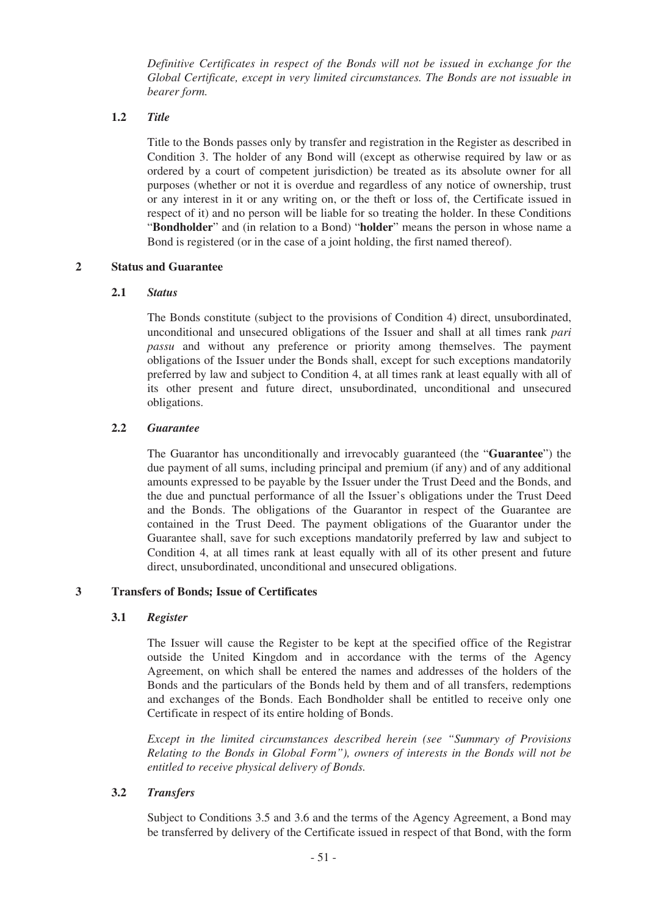*Definitive Certificates in respect of the Bonds will not be issued in exchange for the Global Certificate, except in very limited circumstances. The Bonds are not issuable in bearer form.*

### 1.2 *Title*

Title to the Bonds passes only by transfer and registration in the Register as described in Condition 3. The holder of any Bond will (except as otherwise required by law or as ordered by a court of competent jurisdiction) be treated as its absolute owner for all purposes (whether or not it is overdue and regardless of any notice of ownership, trust or any interest in it or any writing on, or the theft or loss of, the Certificate issued in respect of it) and no person will be liable for so treating the holder. In these Conditions "**Bondholder**" and (in relation to a Bond) "**holder**" means the person in whose name a Bond is registered (or in the case of a joint holding, the first named thereof).

## 2 Status and Guarantee

### 2.1 *Status*

The Bonds constitute (subject to the provisions of Condition 4) direct, unsubordinated, unconditional and unsecured obligations of the Issuer and shall at all times rank *pari passu* and without any preference or priority among themselves. The payment obligations of the Issuer under the Bonds shall, except for such exceptions mandatorily preferred by law and subject to Condition 4, at all times rank at least equally with all of its other present and future direct, unsubordinated, unconditional and unsecured obligations.

### 2.2 *Guarantee*

The Guarantor has unconditionally and irrevocably guaranteed (the "**Guarantee**") the due payment of all sums, including principal and premium (if any) and of any additional amounts expressed to be payable by the Issuer under the Trust Deed and the Bonds, and the due and punctual performance of all the Issuer's obligations under the Trust Deed and the Bonds. The obligations of the Guarantor in respect of the Guarantee are contained in the Trust Deed. The payment obligations of the Guarantor under the Guarantee shall, save for such exceptions mandatorily preferred by law and subject to Condition 4, at all times rank at least equally with all of its other present and future direct, unsubordinated, unconditional and unsecured obligations.

## 3 Transfers of Bonds; Issue of Certificates

### 3.1 *Register*

The Issuer will cause the Register to be kept at the specified office of the Registrar outside the United Kingdom and in accordance with the terms of the Agency Agreement, on which shall be entered the names and addresses of the holders of the Bonds and the particulars of the Bonds held by them and of all transfers, redemptions and exchanges of the Bonds. Each Bondholder shall be entitled to receive only one Certificate in respect of its entire holding of Bonds.

*Except in the limited circumstances described herein (see "Summary of Provisions Relating to the Bonds in Global Form"), owners of interests in the Bonds will not be entitled to receive physical delivery of Bonds.*

### 3.2 *Transfers*

Subject to Conditions 3.5 and 3.6 and the terms of the Agency Agreement, a Bond may be transferred by delivery of the Certificate issued in respect of that Bond, with the form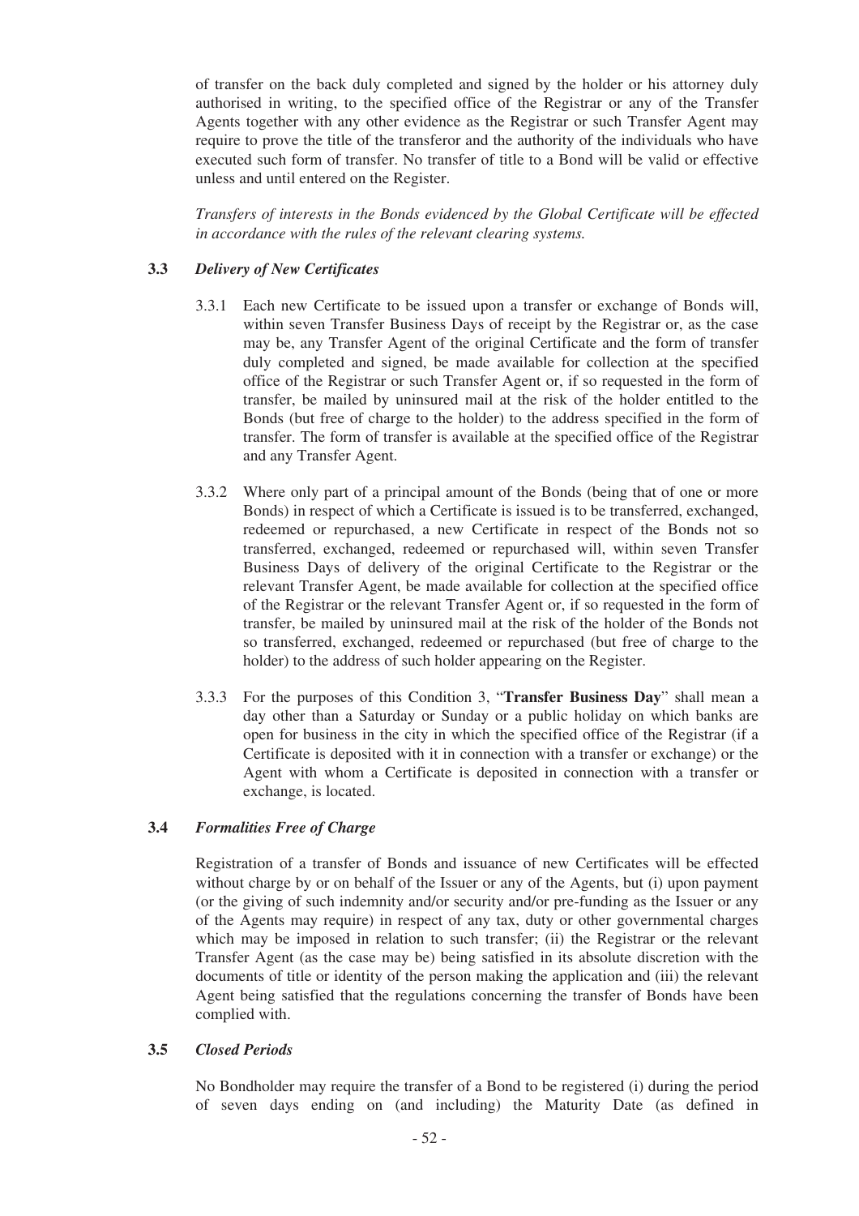of transfer on the back duly completed and signed by the holder or his attorney duly authorised in writing, to the specified office of the Registrar or any of the Transfer Agents together with any other evidence as the Registrar or such Transfer Agent may require to prove the title of the transferor and the authority of the individuals who have executed such form of transfer. No transfer of title to a Bond will be valid or effective unless and until entered on the Register.

*Transfers of interests in the Bonds evidenced by the Global Certificate will be effected in accordance with the rules of the relevant clearing systems.*

**3.3** ***Delivery of New Certificates***

3.3.1 Each new Certificate to be issued upon a transfer or exchange of Bonds will, within seven Transfer Business Days of receipt by the Registrar or, as the case may be, any Transfer Agent of the original Certificate and the form of transfer duly completed and signed, be made available for collection at the specified office of the Registrar or such Transfer Agent or, if so requested in the form of transfer, be mailed by uninsured mail at the risk of the holder entitled to the Bonds (but free of charge to the holder) to the address specified in the form of transfer. The form of transfer is available at the specified office of the Registrar and any Transfer Agent.

3.3.2 Where only part of a principal amount of the Bonds (being that of one or more Bonds) in respect of which a Certificate is issued is to be transferred, exchanged, redeemed or repurchased, a new Certificate in respect of the Bonds not so transferred, exchanged, redeemed or repurchased will, within seven Transfer Business Days of delivery of the original Certificate to the Registrar or the relevant Transfer Agent, be made available for collection at the specified office of the Registrar or the relevant Transfer Agent or, if so requested in the form of transfer, be mailed by uninsured mail at the risk of the holder of the Bonds not so transferred, exchanged, redeemed or repurchased (but free of charge to the holder) to the address of such holder appearing on the Register.

3.3.3 For the purposes of this Condition 3, "**Transfer Business Day**" shall mean a day other than a Saturday or Sunday or a public holiday on which banks are open for business in the city in which the specified office of the Registrar (if a Certificate is deposited with it in connection with a transfer or exchange) or the Agent with whom a Certificate is deposited in connection with a transfer or exchange, is located.

**3.4** ***Formalities Free of Charge***

Registration of a transfer of Bonds and issuance of new Certificates will be effected without charge by or on behalf of the Issuer or any of the Agents, but (i) upon payment (or the giving of such indemnity and/or security and/or pre-funding as the Issuer or any of the Agents may require) in respect of any tax, duty or other governmental charges which may be imposed in relation to such transfer; (ii) the Registrar or the relevant Transfer Agent (as the case may be) being satisfied in its absolute discretion with the documents of title or identity of the person making the application and (iii) the relevant Agent being satisfied that the regulations concerning the transfer of Bonds have been complied with.

**3.5** ***Closed Periods***

No Bondholder may require the transfer of a Bond to be registered (i) during the period of seven days ending on (and including) the Maturity Date (as defined in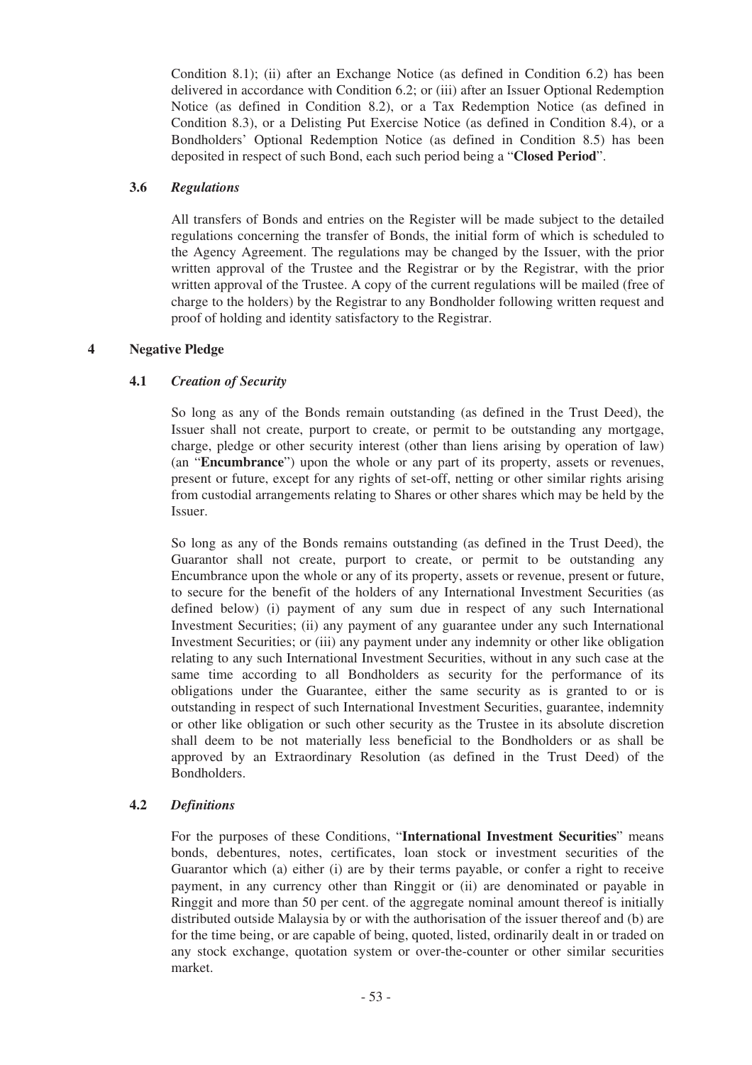Condition 8.1); (ii) after an Exchange Notice (as defined in Condition 6.2) has been delivered in accordance with Condition 6.2; or (iii) after an Issuer Optional Redemption Notice (as defined in Condition 8.2), or a Tax Redemption Notice (as defined in Condition 8.3), or a Delisting Put Exercise Notice (as defined in Condition 8.4), or a Bondholders' Optional Redemption Notice (as defined in Condition 8.5) has been deposited in respect of such Bond, each such period being a "**Closed Period**".

### 3.6 *Regulations*

All transfers of Bonds and entries on the Register will be made subject to the detailed regulations concerning the transfer of Bonds, the initial form of which is scheduled to the Agency Agreement. The regulations may be changed by the Issuer, with the prior written approval of the Trustee and the Registrar or by the Registrar, with the prior written approval of the Trustee. A copy of the current regulations will be mailed (free of charge to the holders) by the Registrar to any Bondholder following written request and proof of holding and identity satisfactory to the Registrar.

## 4 Negative Pledge

### 4.1 *Creation of Security*

So long as any of the Bonds remain outstanding (as defined in the Trust Deed), the Issuer shall not create, purport to create, or permit to be outstanding any mortgage, charge, pledge or other security interest (other than liens arising by operation of law) (an "**Encumbrance**") upon the whole or any part of its property, assets or revenues, present or future, except for any rights of set-off, netting or other similar rights arising from custodial arrangements relating to Shares or other shares which may be held by the Issuer.

So long as any of the Bonds remains outstanding (as defined in the Trust Deed), the Guarantor shall not create, purport to create, or permit to be outstanding any Encumbrance upon the whole or any of its property, assets or revenue, present or future, to secure for the benefit of the holders of any International Investment Securities (as defined below) (i) payment of any sum due in respect of any such International Investment Securities; (ii) any payment of any guarantee under any such International Investment Securities; or (iii) any payment under any indemnity or other like obligation relating to any such International Investment Securities, without in any such case at the same time according to all Bondholders as security for the performance of its obligations under the Guarantee, either the same security as is granted to or is outstanding in respect of such International Investment Securities, guarantee, indemnity or other like obligation or such other security as the Trustee in its absolute discretion shall deem to be not materially less beneficial to the Bondholders or as shall be approved by an Extraordinary Resolution (as defined in the Trust Deed) of the Bondholders.

### 4.2 *Definitions*

For the purposes of these Conditions, "**International Investment Securities**" means bonds, debentures, notes, certificates, loan stock or investment securities of the Guarantor which (a) either (i) are by their terms payable, or confer a right to receive payment, in any currency other than Ringgit or (ii) are denominated or payable in Ringgit and more than 50 per cent. of the aggregate nominal amount thereof is initially distributed outside Malaysia by or with the authorisation of the issuer thereof and (b) are for the time being, or are capable of being, quoted, listed, ordinarily dealt in or traded on any stock exchange, quotation system or over-the-counter or other similar securities market.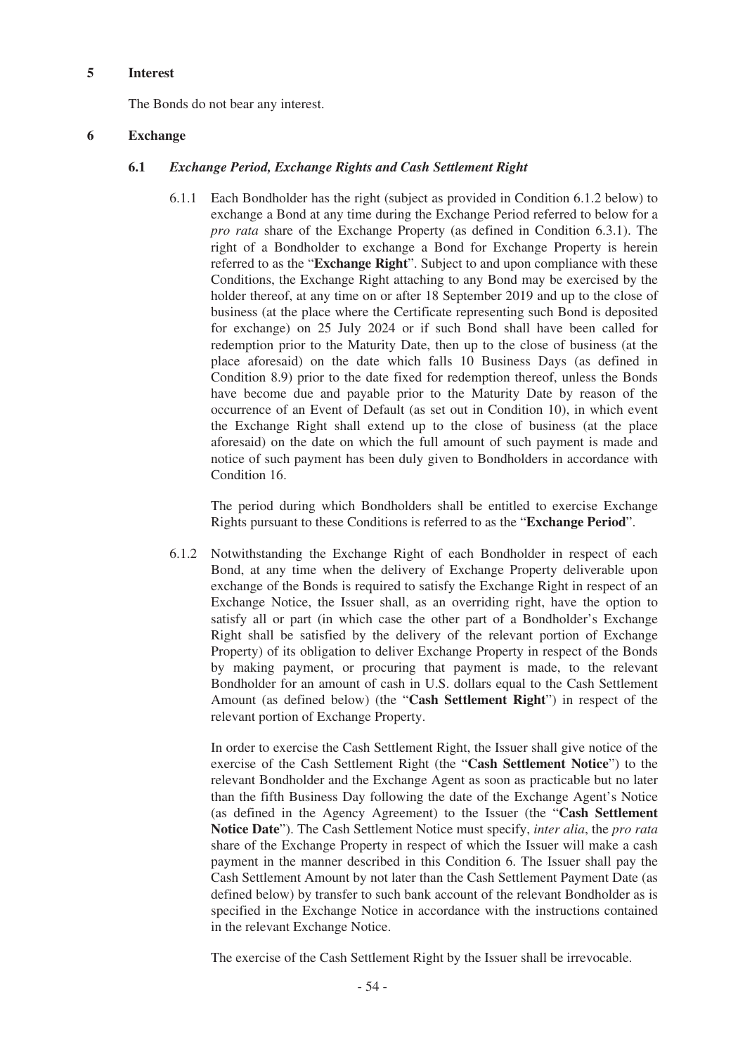## 5 Interest

The Bonds do not bear any interest.

## 6 Exchange

### 6.1 *Exchange Period, Exchange Rights and Cash Settlement Right*

6.1.1 Each Bondholder has the right (subject as provided in Condition 6.1.2 below) to exchange a Bond at any time during the Exchange Period referred to below for a *pro rata* share of the Exchange Property (as defined in Condition 6.3.1). The right of a Bondholder to exchange a Bond for Exchange Property is herein referred to as the "**Exchange Right**". Subject to and upon compliance with these Conditions, the Exchange Right attaching to any Bond may be exercised by the holder thereof, at any time on or after 18 September 2019 and up to the close of business (at the place where the Certificate representing such Bond is deposited for exchange) on 25 July 2024 or if such Bond shall have been called for redemption prior to the Maturity Date, then up to the close of business (at the place aforesaid) on the date which falls 10 Business Days (as defined in Condition 8.9) prior to the date fixed for redemption thereof, unless the Bonds have become due and payable prior to the Maturity Date by reason of the occurrence of an Event of Default (as set out in Condition 10), in which event the Exchange Right shall extend up to the close of business (at the place aforesaid) on the date on which the full amount of such payment is made and notice of such payment has been duly given to Bondholders in accordance with Condition 16.

The period during which Bondholders shall be entitled to exercise Exchange Rights pursuant to these Conditions is referred to as the "**Exchange Period**".

6.1.2 Notwithstanding the Exchange Right of each Bondholder in respect of each Bond, at any time when the delivery of Exchange Property deliverable upon exchange of the Bonds is required to satisfy the Exchange Right in respect of an Exchange Notice, the Issuer shall, as an overriding right, have the option to satisfy all or part (in which case the other part of a Bondholder's Exchange Right shall be satisfied by the delivery of the relevant portion of Exchange Property) of its obligation to deliver Exchange Property in respect of the Bonds by making payment, or procuring that payment is made, to the relevant Bondholder for an amount of cash in U.S. dollars equal to the Cash Settlement Amount (as defined below) (the "**Cash Settlement Right**") in respect of the relevant portion of Exchange Property.

In order to exercise the Cash Settlement Right, the Issuer shall give notice of the exercise of the Cash Settlement Right (the "**Cash Settlement Notice**") to the relevant Bondholder and the Exchange Agent as soon as practicable but no later than the fifth Business Day following the date of the Exchange Agent's Notice (as defined in the Agency Agreement) to the Issuer (the "**Cash Settlement Notice Date**"). The Cash Settlement Notice must specify, *inter alia*, the *pro rata* share of the Exchange Property in respect of which the Issuer will make a cash payment in the manner described in this Condition 6. The Issuer shall pay the Cash Settlement Amount by not later than the Cash Settlement Payment Date (as defined below) by transfer to such bank account of the relevant Bondholder as is specified in the Exchange Notice in accordance with the instructions contained in the relevant Exchange Notice.

The exercise of the Cash Settlement Right by the Issuer shall be irrevocable.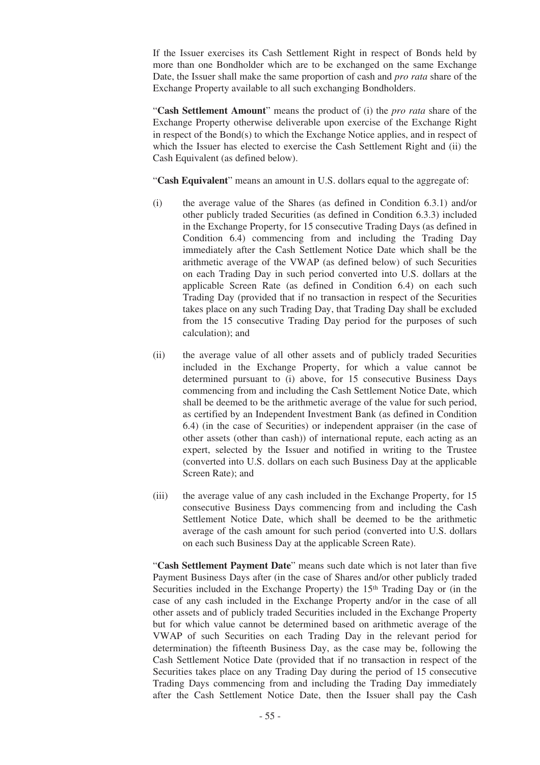If the Issuer exercises its Cash Settlement Right in respect of Bonds held by more than one Bondholder which are to be exchanged on the same Exchange Date, the Issuer shall make the same proportion of cash and *pro rata* share of the Exchange Property available to all such exchanging Bondholders.

"**Cash Settlement Amount**" means the product of (i) the *pro rata* share of the Exchange Property otherwise deliverable upon exercise of the Exchange Right in respect of the Bond(s) to which the Exchange Notice applies, and in respect of which the Issuer has elected to exercise the Cash Settlement Right and (ii) the Cash Equivalent (as defined below).

"**Cash Equivalent**" means an amount in U.S. dollars equal to the aggregate of:

(i) the average value of the Shares (as defined in Condition 6.3.1) and/or other publicly traded Securities (as defined in Condition 6.3.3) included in the Exchange Property, for 15 consecutive Trading Days (as defined in Condition 6.4) commencing from and including the Trading Day immediately after the Cash Settlement Notice Date which shall be the arithmetic average of the VWAP (as defined below) of such Securities on each Trading Day in such period converted into U.S. dollars at the applicable Screen Rate (as defined in Condition 6.4) on each such Trading Day (provided that if no transaction in respect of the Securities takes place on any such Trading Day, that Trading Day shall be excluded from the 15 consecutive Trading Day period for the purposes of such calculation); and

(ii) the average value of all other assets and of publicly traded Securities included in the Exchange Property, for which a value cannot be determined pursuant to (i) above, for 15 consecutive Business Days commencing from and including the Cash Settlement Notice Date, which shall be deemed to be the arithmetic average of the value for such period, as certified by an Independent Investment Bank (as defined in Condition 6.4) (in the case of Securities) or independent appraiser (in the case of other assets (other than cash)) of international repute, each acting as an expert, selected by the Issuer and notified in writing to the Trustee (converted into U.S. dollars on each such Business Day at the applicable Screen Rate); and

(iii) the average value of any cash included in the Exchange Property, for 15 consecutive Business Days commencing from and including the Cash Settlement Notice Date, which shall be deemed to be the arithmetic average of the cash amount for such period (converted into U.S. dollars on each such Business Day at the applicable Screen Rate).

"**Cash Settlement Payment Date**" means such date which is not later than five Payment Business Days after (in the case of Shares and/or other publicly traded Securities included in the Exchange Property) the 15th Trading Day or (in the case of any cash included in the Exchange Property and/or in the case of all other assets and of publicly traded Securities included in the Exchange Property but for which value cannot be determined based on arithmetic average of the VWAP of such Securities on each Trading Day in the relevant period for determination) the fifteenth Business Day, as the case may be, following the Cash Settlement Notice Date (provided that if no transaction in respect of the Securities takes place on any Trading Day during the period of 15 consecutive Trading Days commencing from and including the Trading Day immediately after the Cash Settlement Notice Date, then the Issuer shall pay the Cash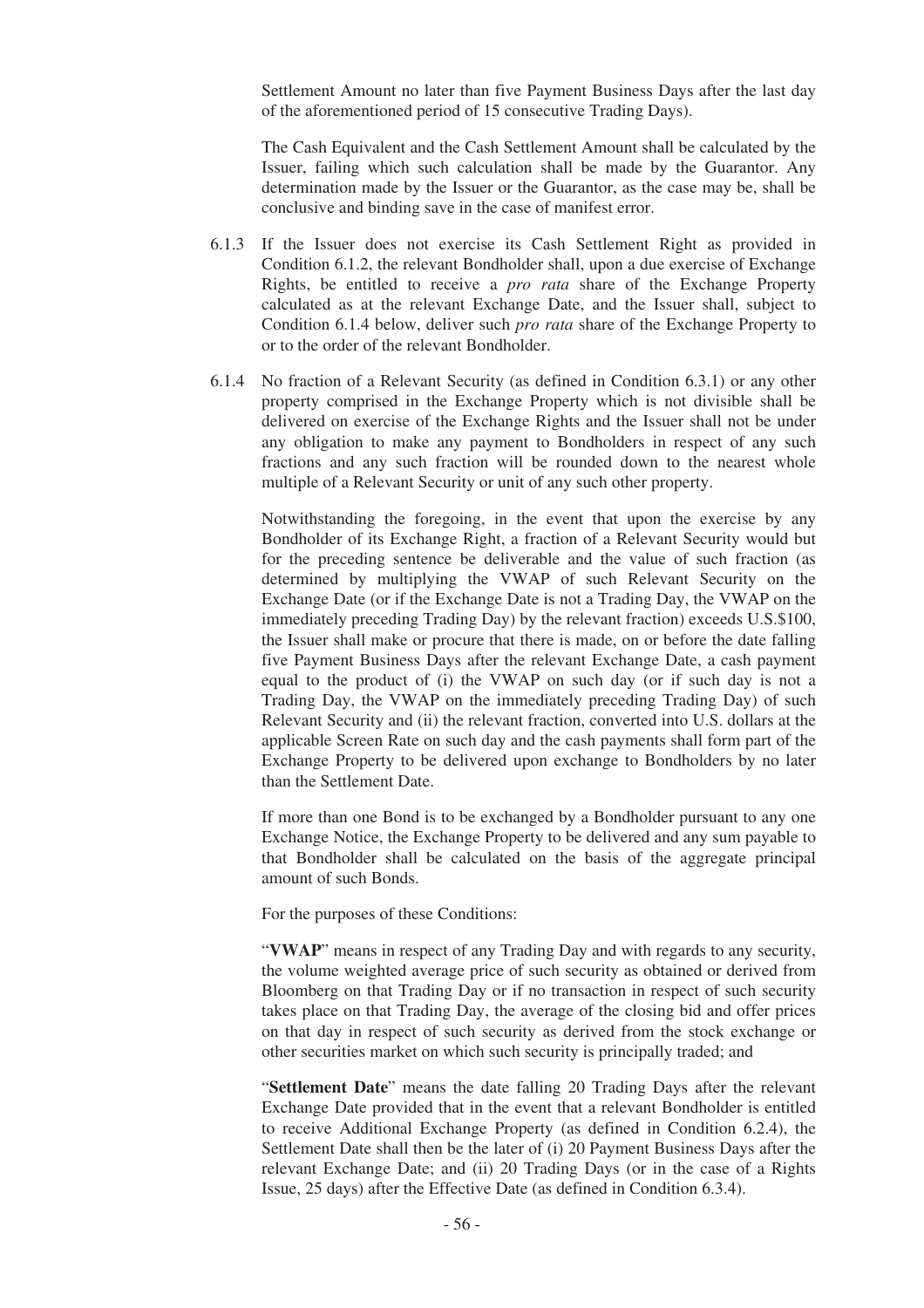Settlement Amount no later than five Payment Business Days after the last day of the aforementioned period of 15 consecutive Trading Days).

The Cash Equivalent and the Cash Settlement Amount shall be calculated by the Issuer, failing which such calculation shall be made by the Guarantor. Any determination made by the Issuer or the Guarantor, as the case may be, shall be conclusive and binding save in the case of manifest error.

6.1.3 If the Issuer does not exercise its Cash Settlement Right as provided in Condition 6.1.2, the relevant Bondholder shall, upon a due exercise of Exchange Rights, be entitled to receive a *pro rata* share of the Exchange Property calculated as at the relevant Exchange Date, and the Issuer shall, subject to Condition 6.1.4 below, deliver such *pro rata* share of the Exchange Property to or to the order of the relevant Bondholder.

6.1.4 No fraction of a Relevant Security (as defined in Condition 6.3.1) or any other property comprised in the Exchange Property which is not divisible shall be delivered on exercise of the Exchange Rights and the Issuer shall not be under any obligation to make any payment to Bondholders in respect of any such fractions and any such fraction will be rounded down to the nearest whole multiple of a Relevant Security or unit of any such other property.

Notwithstanding the foregoing, in the event that upon the exercise by any Bondholder of its Exchange Right, a fraction of a Relevant Security would but for the preceding sentence be deliverable and the value of such fraction (as determined by multiplying the VWAP of such Relevant Security on the Exchange Date (or if the Exchange Date is not a Trading Day, the VWAP on the immediately preceding Trading Day) by the relevant fraction) exceeds U.S.$100, the Issuer shall make or procure that there is made, on or before the date falling five Payment Business Days after the relevant Exchange Date, a cash payment equal to the product of (i) the VWAP on such day (or if such day is not a Trading Day, the VWAP on the immediately preceding Trading Day) of such Relevant Security and (ii) the relevant fraction, converted into U.S. dollars at the applicable Screen Rate on such day and the cash payments shall form part of the Exchange Property to be delivered upon exchange to Bondholders by no later than the Settlement Date.

If more than one Bond is to be exchanged by a Bondholder pursuant to any one Exchange Notice, the Exchange Property to be delivered and any sum payable to that Bondholder shall be calculated on the basis of the aggregate principal amount of such Bonds.

For the purposes of these Conditions:

"**VWAP**" means in respect of any Trading Day and with regards to any security, the volume weighted average price of such security as obtained or derived from Bloomberg on that Trading Day or if no transaction in respect of such security takes place on that Trading Day, the average of the closing bid and offer prices on that day in respect of such security as derived from the stock exchange or other securities market on which such security is principally traded; and

"**Settlement Date**" means the date falling 20 Trading Days after the relevant Exchange Date provided that in the event that a relevant Bondholder is entitled to receive Additional Exchange Property (as defined in Condition 6.2.4), the Settlement Date shall then be the later of (i) 20 Payment Business Days after the relevant Exchange Date; and (ii) 20 Trading Days (or in the case of a Rights Issue, 25 days) after the Effective Date (as defined in Condition 6.3.4).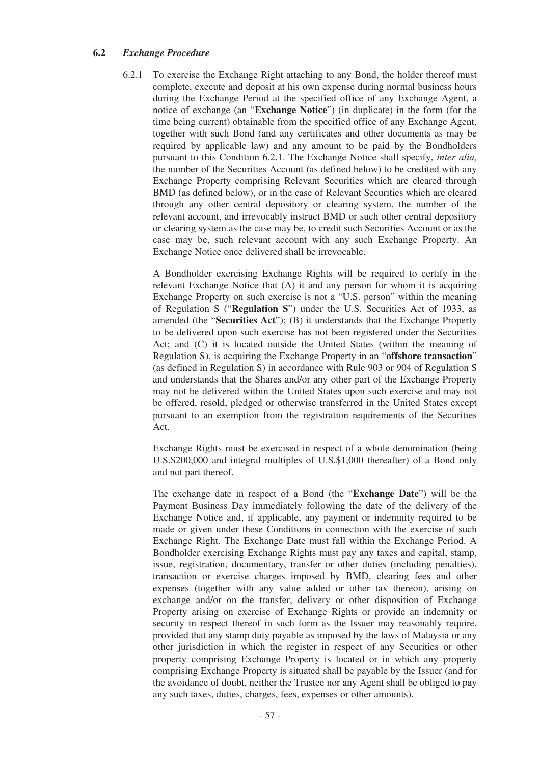### 6.2 *Exchange Procedure*

6.2.1 To exercise the Exchange Right attaching to any Bond, the holder thereof must complete, execute and deposit at his own expense during normal business hours during the Exchange Period at the specified office of any Exchange Agent, a notice of exchange (an "**Exchange Notice**") (in duplicate) in the form (for the time being current) obtainable from the specified office of any Exchange Agent, together with such Bond (and any certificates and other documents as may be required by applicable law) and any amount to be paid by the Bondholders pursuant to this Condition 6.2.1. The Exchange Notice shall specify, *inter alia,* the number of the Securities Account (as defined below) to be credited with any Exchange Property comprising Relevant Securities which are cleared through BMD (as defined below), or in the case of Relevant Securities which are cleared through any other central depository or clearing system, the number of the relevant account, and irrevocably instruct BMD or such other central depository or clearing system as the case may be, to credit such Securities Account or as the case may be, such relevant account with any such Exchange Property. An Exchange Notice once delivered shall be irrevocable.

A Bondholder exercising Exchange Rights will be required to certify in the relevant Exchange Notice that (A) it and any person for whom it is acquiring Exchange Property on such exercise is not a "U.S. person" within the meaning of Regulation S ("**Regulation S**") under the U.S. Securities Act of 1933, as amended (the "**Securities Act**"); (B) it understands that the Exchange Property to be delivered upon such exercise has not been registered under the Securities Act; and (C) it is located outside the United States (within the meaning of Regulation S), is acquiring the Exchange Property in an "**offshore transaction**" (as defined in Regulation S) in accordance with Rule 903 or 904 of Regulation S and understands that the Shares and/or any other part of the Exchange Property may not be delivered within the United States upon such exercise and may not be offered, resold, pledged or otherwise transferred in the United States except pursuant to an exemption from the registration requirements of the Securities Act.

Exchange Rights must be exercised in respect of a whole denomination (being U.S.$200,000 and integral multiples of U.S.$1,000 thereafter) of a Bond only and not part thereof.

The exchange date in respect of a Bond (the "**Exchange Date**") will be the Payment Business Day immediately following the date of the delivery of the Exchange Notice and, if applicable, any payment or indemnity required to be made or given under these Conditions in connection with the exercise of such Exchange Right. The Exchange Date must fall within the Exchange Period. A Bondholder exercising Exchange Rights must pay any taxes and capital, stamp, issue, registration, documentary, transfer or other duties (including penalties), transaction or exercise charges imposed by BMD, clearing fees and other expenses (together with any value added or other tax thereon), arising on exchange and/or on the transfer, delivery or other disposition of Exchange Property arising on exercise of Exchange Rights or provide an indemnity or security in respect thereof in such form as the Issuer may reasonably require, provided that any stamp duty payable as imposed by the laws of Malaysia or any other jurisdiction in which the register in respect of any Securities or other property comprising Exchange Property is located or in which any property comprising Exchange Property is situated shall be payable by the Issuer (and for the avoidance of doubt, neither the Trustee nor any Agent shall be obliged to pay any such taxes, duties, charges, fees, expenses or other amounts).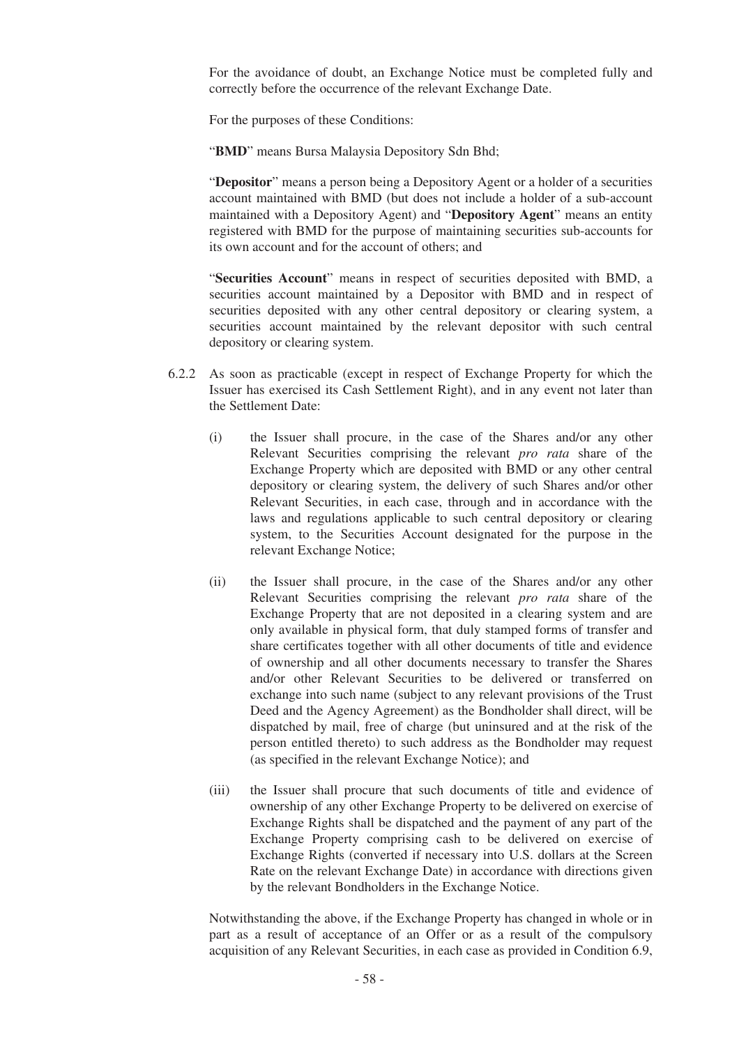For the avoidance of doubt, an Exchange Notice must be completed fully and correctly before the occurrence of the relevant Exchange Date.

For the purposes of these Conditions:

"**BMD**" means Bursa Malaysia Depository Sdn Bhd;

"**Depositor**" means a person being a Depository Agent or a holder of a securities account maintained with BMD (but does not include a holder of a sub-account maintained with a Depository Agent) and "**Depository Agent**" means an entity registered with BMD for the purpose of maintaining securities sub-accounts for its own account and for the account of others; and

"**Securities Account**" means in respect of securities deposited with BMD, a securities account maintained by a Depositor with BMD and in respect of securities deposited with any other central depository or clearing system, a securities account maintained by the relevant depositor with such central depository or clearing system.

6.2.2 As soon as practicable (except in respect of Exchange Property for which the Issuer has exercised its Cash Settlement Right), and in any event not later than the Settlement Date:

(i) the Issuer shall procure, in the case of the Shares and/or any other Relevant Securities comprising the relevant *pro rata* share of the Exchange Property which are deposited with BMD or any other central depository or clearing system, the delivery of such Shares and/or other Relevant Securities, in each case, through and in accordance with the laws and regulations applicable to such central depository or clearing system, to the Securities Account designated for the purpose in the relevant Exchange Notice;

(ii) the Issuer shall procure, in the case of the Shares and/or any other Relevant Securities comprising the relevant *pro rata* share of the Exchange Property that are not deposited in a clearing system and are only available in physical form, that duly stamped forms of transfer and share certificates together with all other documents of title and evidence of ownership and all other documents necessary to transfer the Shares and/or other Relevant Securities to be delivered or transferred on exchange into such name (subject to any relevant provisions of the Trust Deed and the Agency Agreement) as the Bondholder shall direct, will be dispatched by mail, free of charge (but uninsured and at the risk of the person entitled thereto) to such address as the Bondholder may request (as specified in the relevant Exchange Notice); and

(iii) the Issuer shall procure that such documents of title and evidence of ownership of any other Exchange Property to be delivered on exercise of Exchange Rights shall be dispatched and the payment of any part of the Exchange Property comprising cash to be delivered on exercise of Exchange Rights (converted if necessary into U.S. dollars at the Screen Rate on the relevant Exchange Date) in accordance with directions given by the relevant Bondholders in the Exchange Notice.

Notwithstanding the above, if the Exchange Property has changed in whole or in part as a result of acceptance of an Offer or as a result of the compulsory acquisition of any Relevant Securities, in each case as provided in Condition 6.9,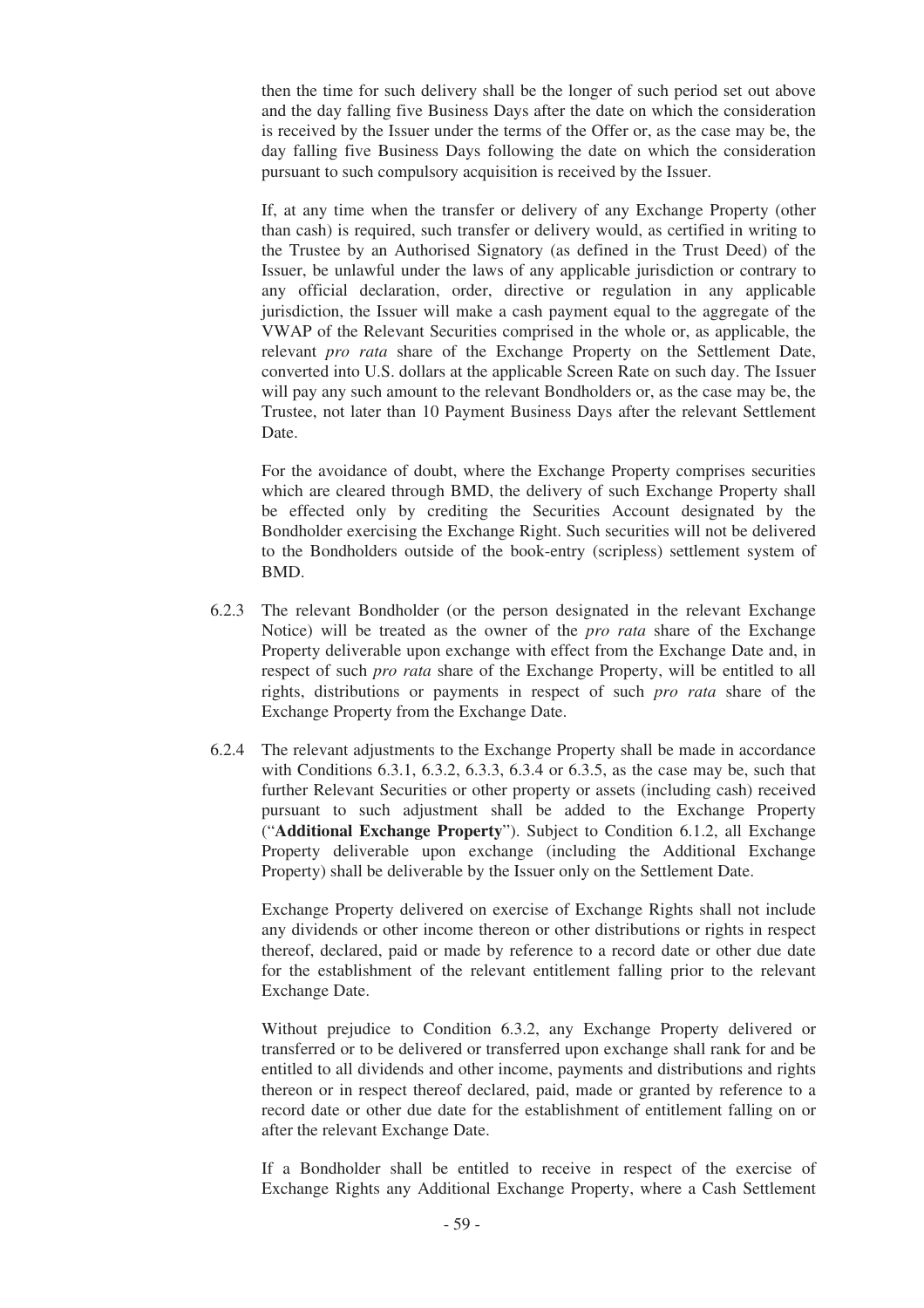then the time for such delivery shall be the longer of such period set out above and the day falling five Business Days after the date on which the consideration is received by the Issuer under the terms of the Offer or, as the case may be, the day falling five Business Days following the date on which the consideration pursuant to such compulsory acquisition is received by the Issuer.

If, at any time when the transfer or delivery of any Exchange Property (other than cash) is required, such transfer or delivery would, as certified in writing to the Trustee by an Authorised Signatory (as defined in the Trust Deed) of the Issuer, be unlawful under the laws of any applicable jurisdiction or contrary to any official declaration, order, directive or regulation in any applicable jurisdiction, the Issuer will make a cash payment equal to the aggregate of the VWAP of the Relevant Securities comprised in the whole or, as applicable, the relevant *pro rata* share of the Exchange Property on the Settlement Date, converted into U.S. dollars at the applicable Screen Rate on such day. The Issuer will pay any such amount to the relevant Bondholders or, as the case may be, the Trustee, not later than 10 Payment Business Days after the relevant Settlement Date.

For the avoidance of doubt, where the Exchange Property comprises securities which are cleared through BMD, the delivery of such Exchange Property shall be effected only by crediting the Securities Account designated by the Bondholder exercising the Exchange Right. Such securities will not be delivered to the Bondholders outside of the book-entry (scripless) settlement system of BMD.

6.2.3 The relevant Bondholder (or the person designated in the relevant Exchange Notice) will be treated as the owner of the *pro rata* share of the Exchange Property deliverable upon exchange with effect from the Exchange Date and, in respect of such *pro rata* share of the Exchange Property, will be entitled to all rights, distributions or payments in respect of such *pro rata* share of the Exchange Property from the Exchange Date.

6.2.4 The relevant adjustments to the Exchange Property shall be made in accordance with Conditions 6.3.1, 6.3.2, 6.3.3, 6.3.4 or 6.3.5, as the case may be, such that further Relevant Securities or other property or assets (including cash) received pursuant to such adjustment shall be added to the Exchange Property ("**Additional Exchange Property**"). Subject to Condition 6.1.2, all Exchange Property deliverable upon exchange (including the Additional Exchange Property) shall be deliverable by the Issuer only on the Settlement Date.

Exchange Property delivered on exercise of Exchange Rights shall not include any dividends or other income thereon or other distributions or rights in respect thereof, declared, paid or made by reference to a record date or other due date for the establishment of the relevant entitlement falling prior to the relevant Exchange Date.

Without prejudice to Condition 6.3.2, any Exchange Property delivered or transferred or to be delivered or transferred upon exchange shall rank for and be entitled to all dividends and other income, payments and distributions and rights thereon or in respect thereof declared, paid, made or granted by reference to a record date or other due date for the establishment of entitlement falling on or after the relevant Exchange Date.

If a Bondholder shall be entitled to receive in respect of the exercise of Exchange Rights any Additional Exchange Property, where a Cash Settlement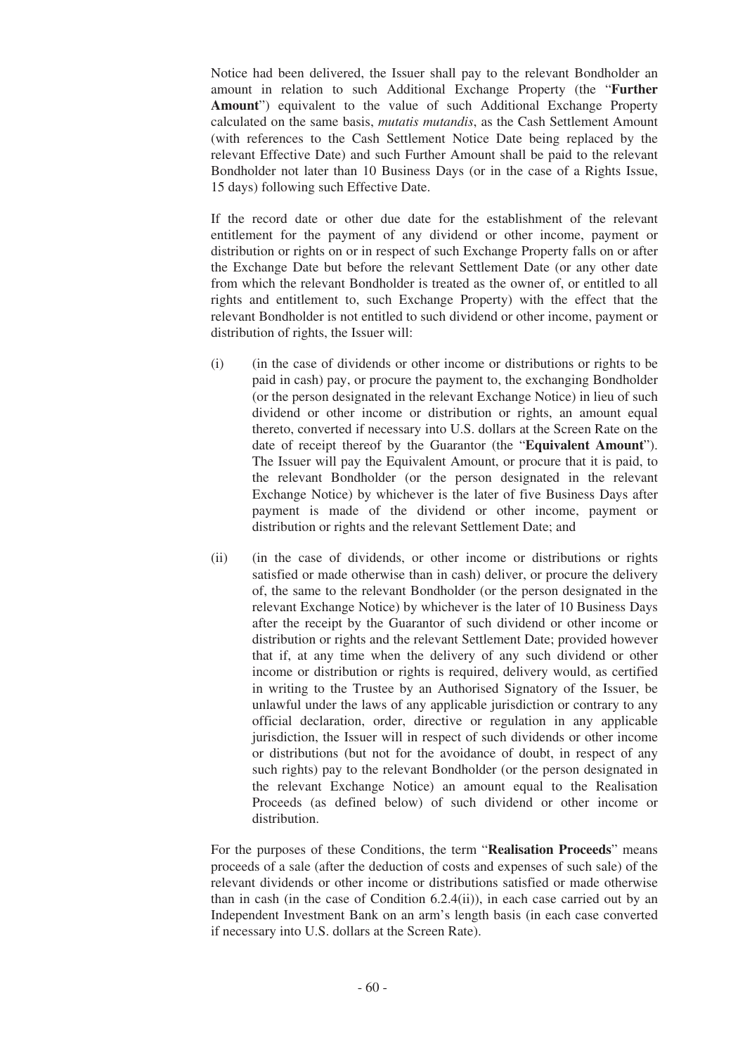Notice had been delivered, the Issuer shall pay to the relevant Bondholder an amount in relation to such Additional Exchange Property (the "**Further Amount**") equivalent to the value of such Additional Exchange Property calculated on the same basis, *mutatis mutandis*, as the Cash Settlement Amount (with references to the Cash Settlement Notice Date being replaced by the relevant Effective Date) and such Further Amount shall be paid to the relevant Bondholder not later than 10 Business Days (or in the case of a Rights Issue, 15 days) following such Effective Date.

If the record date or other due date for the establishment of the relevant entitlement for the payment of any dividend or other income, payment or distribution or rights on or in respect of such Exchange Property falls on or after the Exchange Date but before the relevant Settlement Date (or any other date from which the relevant Bondholder is treated as the owner of, or entitled to all rights and entitlement to, such Exchange Property) with the effect that the relevant Bondholder is not entitled to such dividend or other income, payment or distribution of rights, the Issuer will:

(i) (in the case of dividends or other income or distributions or rights to be paid in cash) pay, or procure the payment to, the exchanging Bondholder (or the person designated in the relevant Exchange Notice) in lieu of such dividend or other income or distribution or rights, an amount equal thereto, converted if necessary into U.S. dollars at the Screen Rate on the date of receipt thereof by the Guarantor (the "**Equivalent Amount**"). The Issuer will pay the Equivalent Amount, or procure that it is paid, to the relevant Bondholder (or the person designated in the relevant Exchange Notice) by whichever is the later of five Business Days after payment is made of the dividend or other income, payment or distribution or rights and the relevant Settlement Date; and

(ii) (in the case of dividends, or other income or distributions or rights satisfied or made otherwise than in cash) deliver, or procure the delivery of, the same to the relevant Bondholder (or the person designated in the relevant Exchange Notice) by whichever is the later of 10 Business Days after the receipt by the Guarantor of such dividend or other income or distribution or rights and the relevant Settlement Date; provided however that if, at any time when the delivery of any such dividend or other income or distribution or rights is required, delivery would, as certified in writing to the Trustee by an Authorised Signatory of the Issuer, be unlawful under the laws of any applicable jurisdiction or contrary to any official declaration, order, directive or regulation in any applicable jurisdiction, the Issuer will in respect of such dividends or other income or distributions (but not for the avoidance of doubt, in respect of any such rights) pay to the relevant Bondholder (or the person designated in the relevant Exchange Notice) an amount equal to the Realisation Proceeds (as defined below) of such dividend or other income or distribution.

For the purposes of these Conditions, the term "**Realisation Proceeds**" means proceeds of a sale (after the deduction of costs and expenses of such sale) of the relevant dividends or other income or distributions satisfied or made otherwise than in cash (in the case of Condition 6.2.4(ii)), in each case carried out by an Independent Investment Bank on an arm's length basis (in each case converted if necessary into U.S. dollars at the Screen Rate).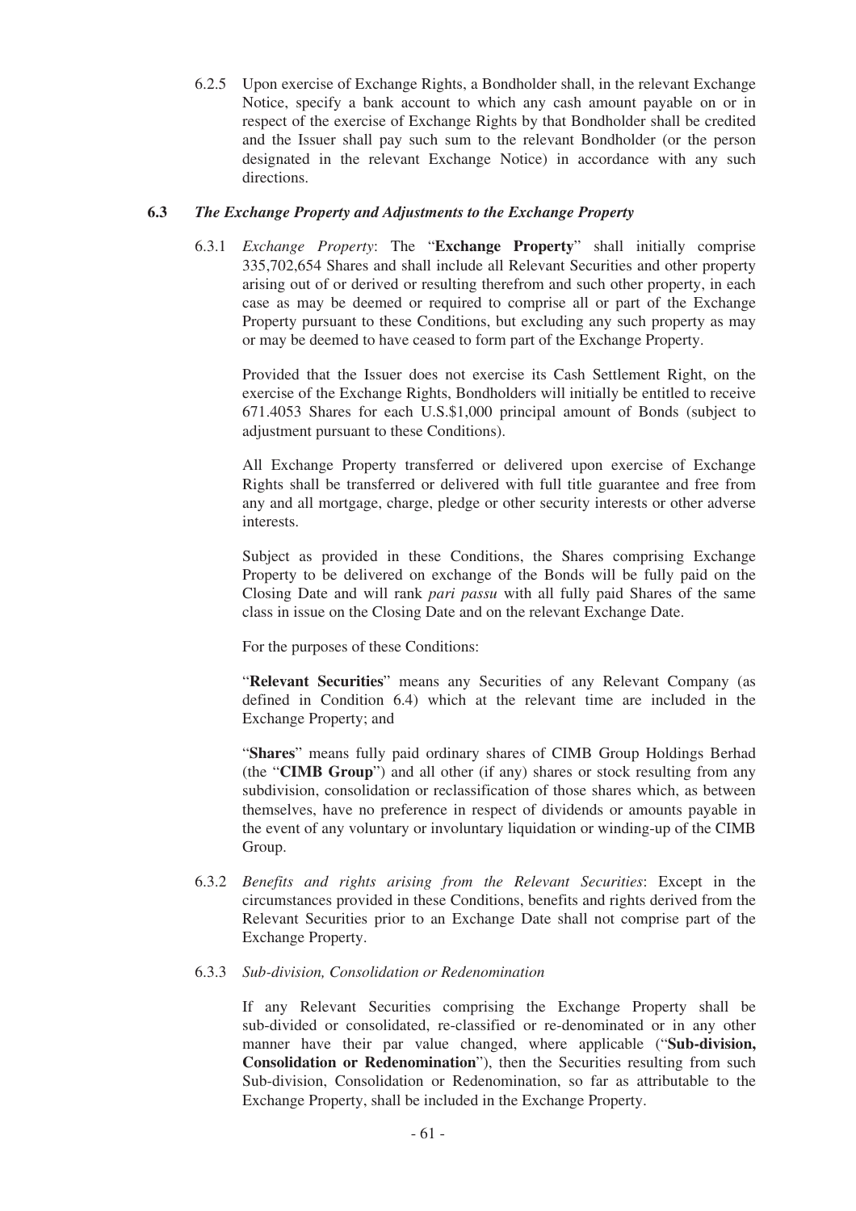6.2.5 Upon exercise of Exchange Rights, a Bondholder shall, in the relevant Exchange Notice, specify a bank account to which any cash amount payable on or in respect of the exercise of Exchange Rights by that Bondholder shall be credited and the Issuer shall pay such sum to the relevant Bondholder (or the person designated in the relevant Exchange Notice) in accordance with any such directions.

**6.3** ***The Exchange Property and Adjustments to the Exchange Property***

6.3.1 *Exchange Property*: The "**Exchange Property**" shall initially comprise 335,702,654 Shares and shall include all Relevant Securities and other property arising out of or derived or resulting therefrom and such other property, in each case as may be deemed or required to comprise all or part of the Exchange Property pursuant to these Conditions, but excluding any such property as may or may be deemed to have ceased to form part of the Exchange Property.

Provided that the Issuer does not exercise its Cash Settlement Right, on the exercise of the Exchange Rights, Bondholders will initially be entitled to receive 671.4053 Shares for each U.S.$1,000 principal amount of Bonds (subject to adjustment pursuant to these Conditions).

All Exchange Property transferred or delivered upon exercise of Exchange Rights shall be transferred or delivered with full title guarantee and free from any and all mortgage, charge, pledge or other security interests or other adverse interests.

Subject as provided in these Conditions, the Shares comprising Exchange Property to be delivered on exchange of the Bonds will be fully paid on the Closing Date and will rank *pari passu* with all fully paid Shares of the same class in issue on the Closing Date and on the relevant Exchange Date.

For the purposes of these Conditions:

"**Relevant Securities**" means any Securities of any Relevant Company (as defined in Condition 6.4) which at the relevant time are included in the Exchange Property; and

"**Shares**" means fully paid ordinary shares of CIMB Group Holdings Berhad (the "**CIMB Group**") and all other (if any) shares or stock resulting from any subdivision, consolidation or reclassification of those shares which, as between themselves, have no preference in respect of dividends or amounts payable in the event of any voluntary or involuntary liquidation or winding-up of the CIMB Group.

6.3.2 *Benefits and rights arising from the Relevant Securities*: Except in the circumstances provided in these Conditions, benefits and rights derived from the Relevant Securities prior to an Exchange Date shall not comprise part of the Exchange Property.

6.3.3 *Sub-division, Consolidation or Redenomination*

If any Relevant Securities comprising the Exchange Property shall be sub-divided or consolidated, re-classified or re-denominated or in any other manner have their par value changed, where applicable ("**Sub-division, Consolidation or Redenomination**"), then the Securities resulting from such Sub-division, Consolidation or Redenomination, so far as attributable to the Exchange Property, shall be included in the Exchange Property.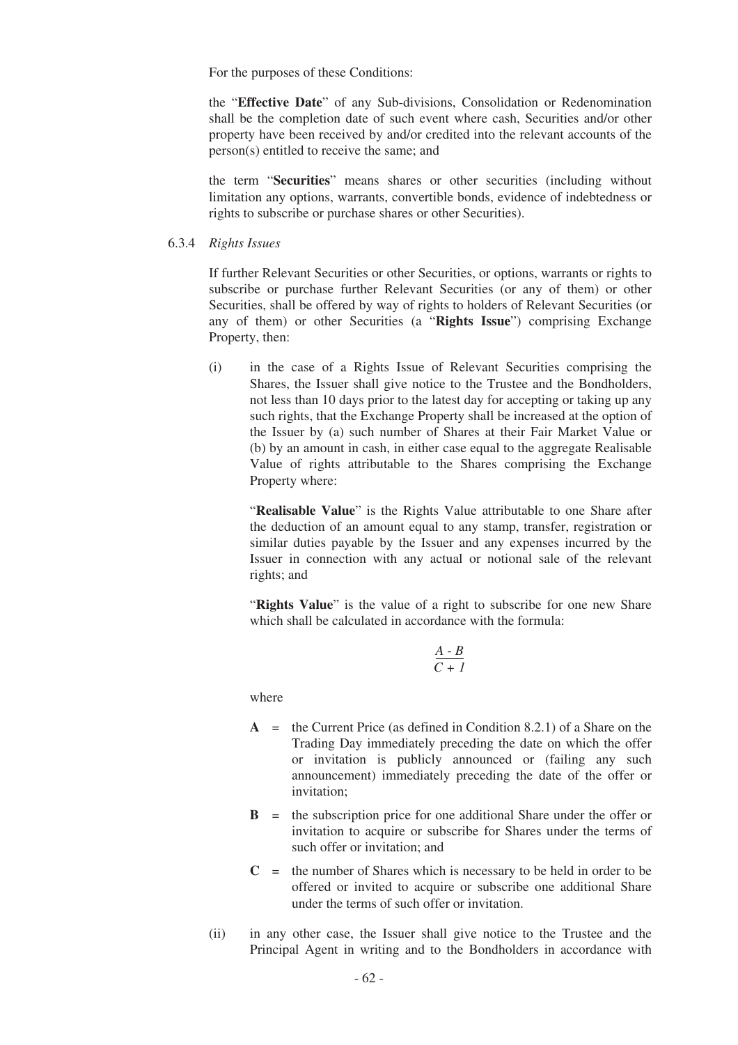For the purposes of these Conditions:

the "**Effective Date**" of any Sub-divisions, Consolidation or Redenomination shall be the completion date of such event where cash, Securities and/or other property have been received by and/or credited into the relevant accounts of the person(s) entitled to receive the same; and

the term "**Securities**" means shares or other securities (including without limitation any options, warrants, convertible bonds, evidence of indebtedness or rights to subscribe or purchase shares or other Securities).

6.3.4 *Rights Issues*

If further Relevant Securities or other Securities, or options, warrants or rights to subscribe or purchase further Relevant Securities (or any of them) or other Securities, shall be offered by way of rights to holders of Relevant Securities (or any of them) or other Securities (a "**Rights Issue**") comprising Exchange Property, then:

(i) in the case of a Rights Issue of Relevant Securities comprising the Shares, the Issuer shall give notice to the Trustee and the Bondholders, not less than 10 days prior to the latest day for accepting or taking up any such rights, that the Exchange Property shall be increased at the option of the Issuer by (a) such number of Shares at their Fair Market Value or (b) by an amount in cash, in either case equal to the aggregate Realisable Value of rights attributable to the Shares comprising the Exchange Property where:

"**Realisable Value**" is the Rights Value attributable to one Share after the deduction of an amount equal to any stamp, transfer, registration or similar duties payable by the Issuer and any expenses incurred by the Issuer in connection with any actual or notional sale of the relevant rights; and

"**Rights Value**" is the value of a right to subscribe for one new Share which shall be calculated in accordance with the formula:

$$\frac{A - B}{C + 1}$$

where

**A** = the Current Price (as defined in Condition 8.2.1) of a Share on the Trading Day immediately preceding the date on which the offer or invitation is publicly announced or (failing any such announcement) immediately preceding the date of the offer or invitation;

**B** = the subscription price for one additional Share under the offer or invitation to acquire or subscribe for Shares under the terms of such offer or invitation; and

**C** = the number of Shares which is necessary to be held in order to be offered or invited to acquire or subscribe one additional Share under the terms of such offer or invitation.

(ii) in any other case, the Issuer shall give notice to the Trustee and the Principal Agent in writing and to the Bondholders in accordance with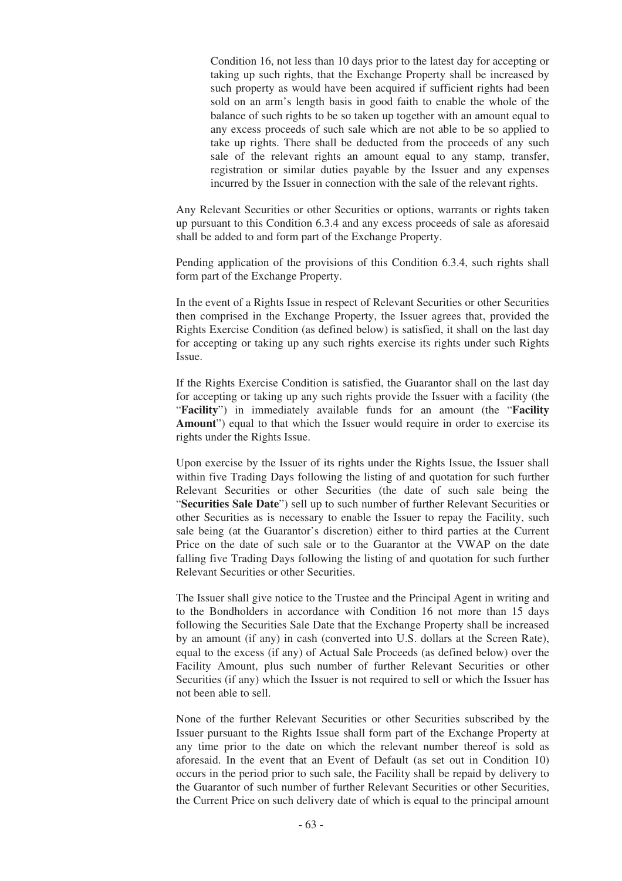Condition 16, not less than 10 days prior to the latest day for accepting or taking up such rights, that the Exchange Property shall be increased by such property as would have been acquired if sufficient rights had been sold on an arm's length basis in good faith to enable the whole of the balance of such rights to be so taken up together with an amount equal to any excess proceeds of such sale which are not able to be so applied to take up rights. There shall be deducted from the proceeds of any such sale of the relevant rights an amount equal to any stamp, transfer, registration or similar duties payable by the Issuer and any expenses incurred by the Issuer in connection with the sale of the relevant rights.

Any Relevant Securities or other Securities or options, warrants or rights taken up pursuant to this Condition 6.3.4 and any excess proceeds of sale as aforesaid shall be added to and form part of the Exchange Property.

Pending application of the provisions of this Condition 6.3.4, such rights shall form part of the Exchange Property.

In the event of a Rights Issue in respect of Relevant Securities or other Securities then comprised in the Exchange Property, the Issuer agrees that, provided the Rights Exercise Condition (as defined below) is satisfied, it shall on the last day for accepting or taking up any such rights exercise its rights under such Rights Issue.

If the Rights Exercise Condition is satisfied, the Guarantor shall on the last day for accepting or taking up any such rights provide the Issuer with a facility (the "**Facility**") in immediately available funds for an amount (the "**Facility Amount**") equal to that which the Issuer would require in order to exercise its rights under the Rights Issue.

Upon exercise by the Issuer of its rights under the Rights Issue, the Issuer shall within five Trading Days following the listing of and quotation for such further Relevant Securities or other Securities (the date of such sale being the "**Securities Sale Date**") sell up to such number of further Relevant Securities or other Securities as is necessary to enable the Issuer to repay the Facility, such sale being (at the Guarantor's discretion) either to third parties at the Current Price on the date of such sale or to the Guarantor at the VWAP on the date falling five Trading Days following the listing of and quotation for such further Relevant Securities or other Securities.

The Issuer shall give notice to the Trustee and the Principal Agent in writing and to the Bondholders in accordance with Condition 16 not more than 15 days following the Securities Sale Date that the Exchange Property shall be increased by an amount (if any) in cash (converted into U.S. dollars at the Screen Rate), equal to the excess (if any) of Actual Sale Proceeds (as defined below) over the Facility Amount, plus such number of further Relevant Securities or other Securities (if any) which the Issuer is not required to sell or which the Issuer has not been able to sell.

None of the further Relevant Securities or other Securities subscribed by the Issuer pursuant to the Rights Issue shall form part of the Exchange Property at any time prior to the date on which the relevant number thereof is sold as aforesaid. In the event that an Event of Default (as set out in Condition 10) occurs in the period prior to such sale, the Facility shall be repaid by delivery to the Guarantor of such number of further Relevant Securities or other Securities, the Current Price on such delivery date of which is equal to the principal amount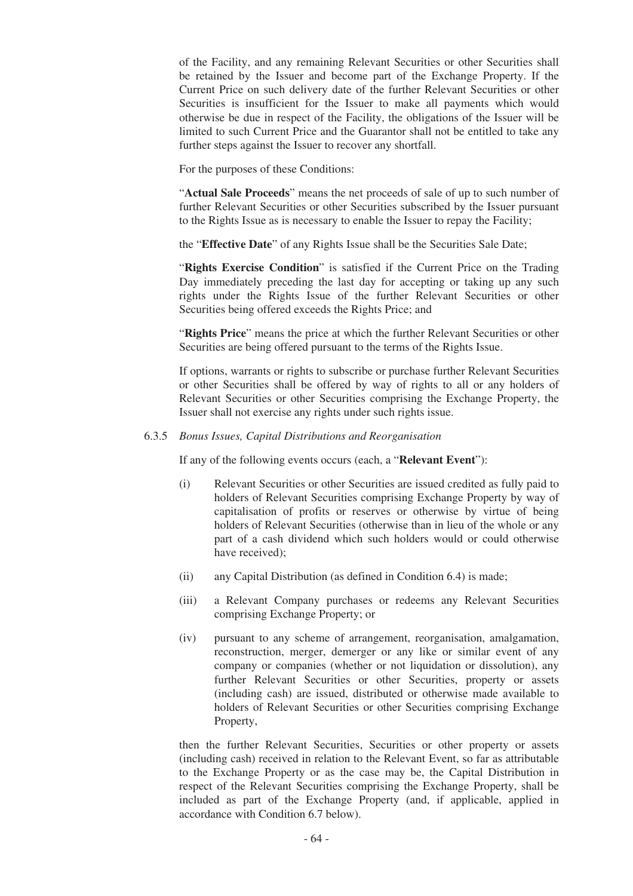of the Facility, and any remaining Relevant Securities or other Securities shall be retained by the Issuer and become part of the Exchange Property. If the Current Price on such delivery date of the further Relevant Securities or other Securities is insufficient for the Issuer to make all payments which would otherwise be due in respect of the Facility, the obligations of the Issuer will be limited to such Current Price and the Guarantor shall not be entitled to take any further steps against the Issuer to recover any shortfall.

For the purposes of these Conditions:

"**Actual Sale Proceeds**" means the net proceeds of sale of up to such number of further Relevant Securities or other Securities subscribed by the Issuer pursuant to the Rights Issue as is necessary to enable the Issuer to repay the Facility;

the "**Effective Date**" of any Rights Issue shall be the Securities Sale Date;

"**Rights Exercise Condition**" is satisfied if the Current Price on the Trading Day immediately preceding the last day for accepting or taking up any such rights under the Rights Issue of the further Relevant Securities or other Securities being offered exceeds the Rights Price; and

"**Rights Price**" means the price at which the further Relevant Securities or other Securities are being offered pursuant to the terms of the Rights Issue.

If options, warrants or rights to subscribe or purchase further Relevant Securities or other Securities shall be offered by way of rights to all or any holders of Relevant Securities or other Securities comprising the Exchange Property, the Issuer shall not exercise any rights under such rights issue.

6.3.5 *Bonus Issues, Capital Distributions and Reorganisation*

If any of the following events occurs (each, a "**Relevant Event**"):

(i) Relevant Securities or other Securities are issued credited as fully paid to holders of Relevant Securities comprising Exchange Property by way of capitalisation of profits or reserves or otherwise by virtue of being holders of Relevant Securities (otherwise than in lieu of the whole or any part of a cash dividend which such holders would or could otherwise have received);

(ii) any Capital Distribution (as defined in Condition 6.4) is made;

(iii) a Relevant Company purchases or redeems any Relevant Securities comprising Exchange Property; or

(iv) pursuant to any scheme of arrangement, reorganisation, amalgamation, reconstruction, merger, demerger or any like or similar event of any company or companies (whether or not liquidation or dissolution), any further Relevant Securities or other Securities, property or assets (including cash) are issued, distributed or otherwise made available to holders of Relevant Securities or other Securities comprising Exchange Property,

then the further Relevant Securities, Securities or other property or assets (including cash) received in relation to the Relevant Event, so far as attributable to the Exchange Property or as the case may be, the Capital Distribution in respect of the Relevant Securities comprising the Exchange Property, shall be included as part of the Exchange Property (and, if applicable, applied in accordance with Condition 6.7 below).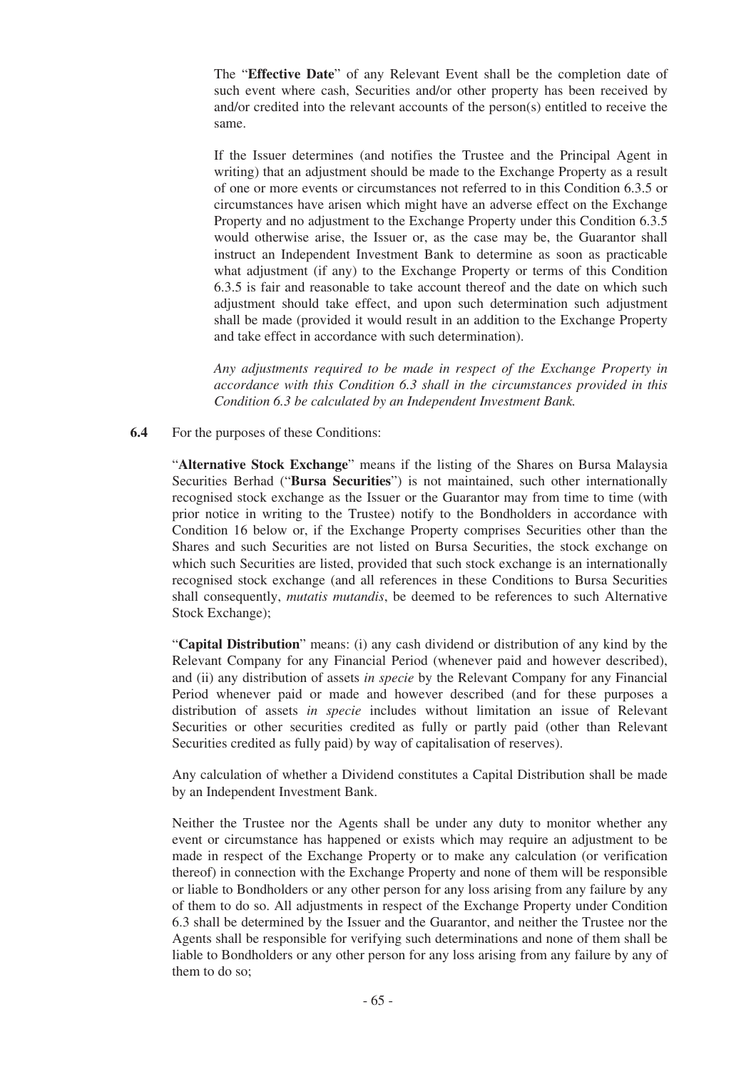The "**Effective Date**" of any Relevant Event shall be the completion date of such event where cash, Securities and/or other property has been received by and/or credited into the relevant accounts of the person(s) entitled to receive the same.

If the Issuer determines (and notifies the Trustee and the Principal Agent in writing) that an adjustment should be made to the Exchange Property as a result of one or more events or circumstances not referred to in this Condition 6.3.5 or circumstances have arisen which might have an adverse effect on the Exchange Property and no adjustment to the Exchange Property under this Condition 6.3.5 would otherwise arise, the Issuer or, as the case may be, the Guarantor shall instruct an Independent Investment Bank to determine as soon as practicable what adjustment (if any) to the Exchange Property or terms of this Condition 6.3.5 is fair and reasonable to take account thereof and the date on which such adjustment should take effect, and upon such determination such adjustment shall be made (provided it would result in an addition to the Exchange Property and take effect in accordance with such determination).

*Any adjustments required to be made in respect of the Exchange Property in accordance with this Condition 6.3 shall in the circumstances provided in this Condition 6.3 be calculated by an Independent Investment Bank.*

**6.4** For the purposes of these Conditions:

"**Alternative Stock Exchange**" means if the listing of the Shares on Bursa Malaysia Securities Berhad ("**Bursa Securities**") is not maintained, such other internationally recognised stock exchange as the Issuer or the Guarantor may from time to time (with prior notice in writing to the Trustee) notify to the Bondholders in accordance with Condition 16 below or, if the Exchange Property comprises Securities other than the Shares and such Securities are not listed on Bursa Securities, the stock exchange on which such Securities are listed, provided that such stock exchange is an internationally recognised stock exchange (and all references in these Conditions to Bursa Securities shall consequently, *mutatis mutandis*, be deemed to be references to such Alternative Stock Exchange);

"**Capital Distribution**" means: (i) any cash dividend or distribution of any kind by the Relevant Company for any Financial Period (whenever paid and however described), and (ii) any distribution of assets *in specie* by the Relevant Company for any Financial Period whenever paid or made and however described (and for these purposes a distribution of assets *in specie* includes without limitation an issue of Relevant Securities or other securities credited as fully or partly paid (other than Relevant Securities credited as fully paid) by way of capitalisation of reserves).

Any calculation of whether a Dividend constitutes a Capital Distribution shall be made by an Independent Investment Bank.

Neither the Trustee nor the Agents shall be under any duty to monitor whether any event or circumstance has happened or exists which may require an adjustment to be made in respect of the Exchange Property or to make any calculation (or verification thereof) in connection with the Exchange Property and none of them will be responsible or liable to Bondholders or any other person for any loss arising from any failure by any of them to do so. All adjustments in respect of the Exchange Property under Condition 6.3 shall be determined by the Issuer and the Guarantor, and neither the Trustee nor the Agents shall be responsible for verifying such determinations and none of them shall be liable to Bondholders or any other person for any loss arising from any failure by any of them to do so;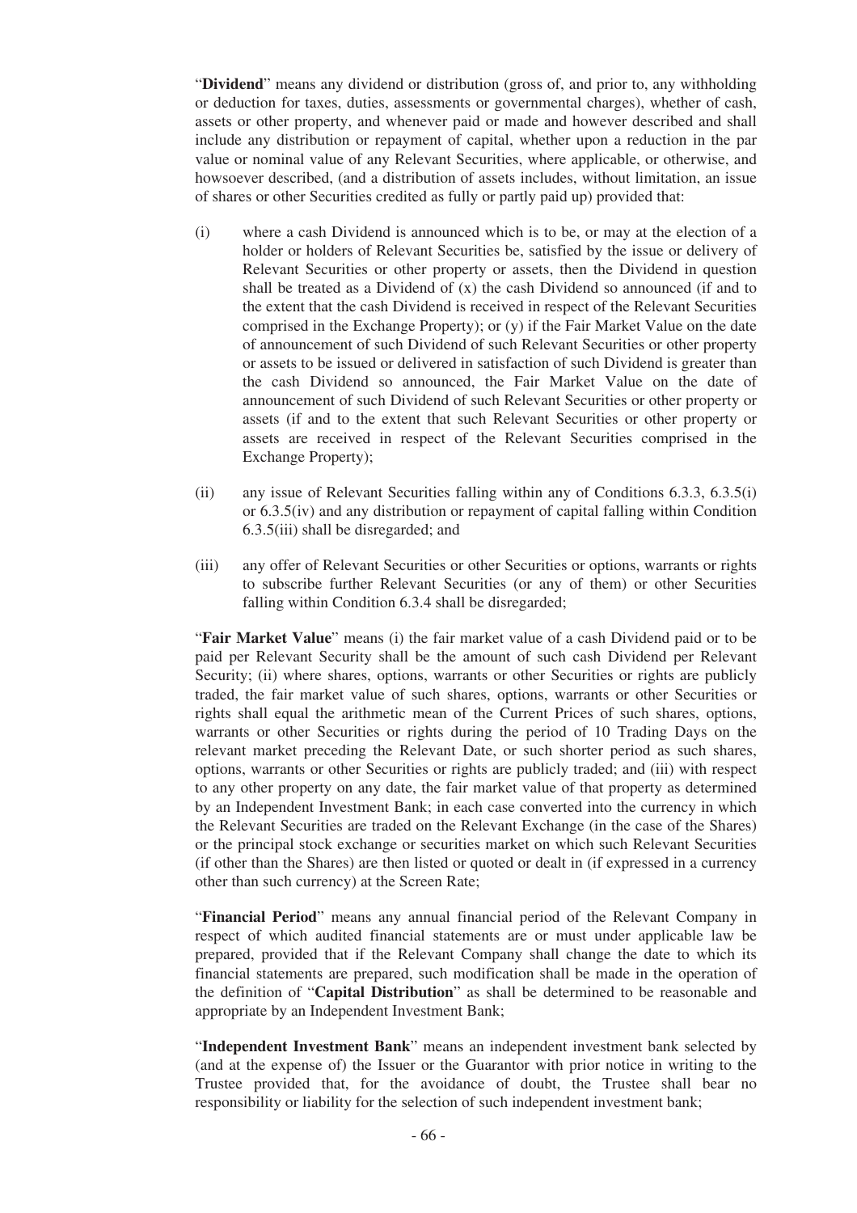"**Dividend**" means any dividend or distribution (gross of, and prior to, any withholding or deduction for taxes, duties, assessments or governmental charges), whether of cash, assets or other property, and whenever paid or made and however described and shall include any distribution or repayment of capital, whether upon a reduction in the par value or nominal value of any Relevant Securities, where applicable, or otherwise, and howsoever described, (and a distribution of assets includes, without limitation, an issue of shares or other Securities credited as fully or partly paid up) provided that:

(i) where a cash Dividend is announced which is to be, or may at the election of a holder or holders of Relevant Securities be, satisfied by the issue or delivery of Relevant Securities or other property or assets, then the Dividend in question shall be treated as a Dividend of (x) the cash Dividend so announced (if and to the extent that the cash Dividend is received in respect of the Relevant Securities comprised in the Exchange Property); or (y) if the Fair Market Value on the date of announcement of such Dividend of such Relevant Securities or other property or assets to be issued or delivered in satisfaction of such Dividend is greater than the cash Dividend so announced, the Fair Market Value on the date of announcement of such Dividend of such Relevant Securities or other property or assets (if and to the extent that such Relevant Securities or other property or assets are received in respect of the Relevant Securities comprised in the Exchange Property);

(ii) any issue of Relevant Securities falling within any of Conditions 6.3.3, 6.3.5(i) or 6.3.5(iv) and any distribution or repayment of capital falling within Condition 6.3.5(iii) shall be disregarded; and

(iii) any offer of Relevant Securities or other Securities or options, warrants or rights to subscribe further Relevant Securities (or any of them) or other Securities falling within Condition 6.3.4 shall be disregarded;

"**Fair Market Value**" means (i) the fair market value of a cash Dividend paid or to be paid per Relevant Security shall be the amount of such cash Dividend per Relevant Security; (ii) where shares, options, warrants or other Securities or rights are publicly traded, the fair market value of such shares, options, warrants or other Securities or rights shall equal the arithmetic mean of the Current Prices of such shares, options, warrants or other Securities or rights during the period of 10 Trading Days on the relevant market preceding the Relevant Date, or such shorter period as such shares, options, warrants or other Securities or rights are publicly traded; and (iii) with respect to any other property on any date, the fair market value of that property as determined by an Independent Investment Bank; in each case converted into the currency in which the Relevant Securities are traded on the Relevant Exchange (in the case of the Shares) or the principal stock exchange or securities market on which such Relevant Securities (if other than the Shares) are then listed or quoted or dealt in (if expressed in a currency other than such currency) at the Screen Rate;

"**Financial Period**" means any annual financial period of the Relevant Company in respect of which audited financial statements are or must under applicable law be prepared, provided that if the Relevant Company shall change the date to which its financial statements are prepared, such modification shall be made in the operation of the definition of "**Capital Distribution**" as shall be determined to be reasonable and appropriate by an Independent Investment Bank;

"**Independent Investment Bank**" means an independent investment bank selected by (and at the expense of) the Issuer or the Guarantor with prior notice in writing to the Trustee provided that, for the avoidance of doubt, the Trustee shall bear no responsibility or liability for the selection of such independent investment bank;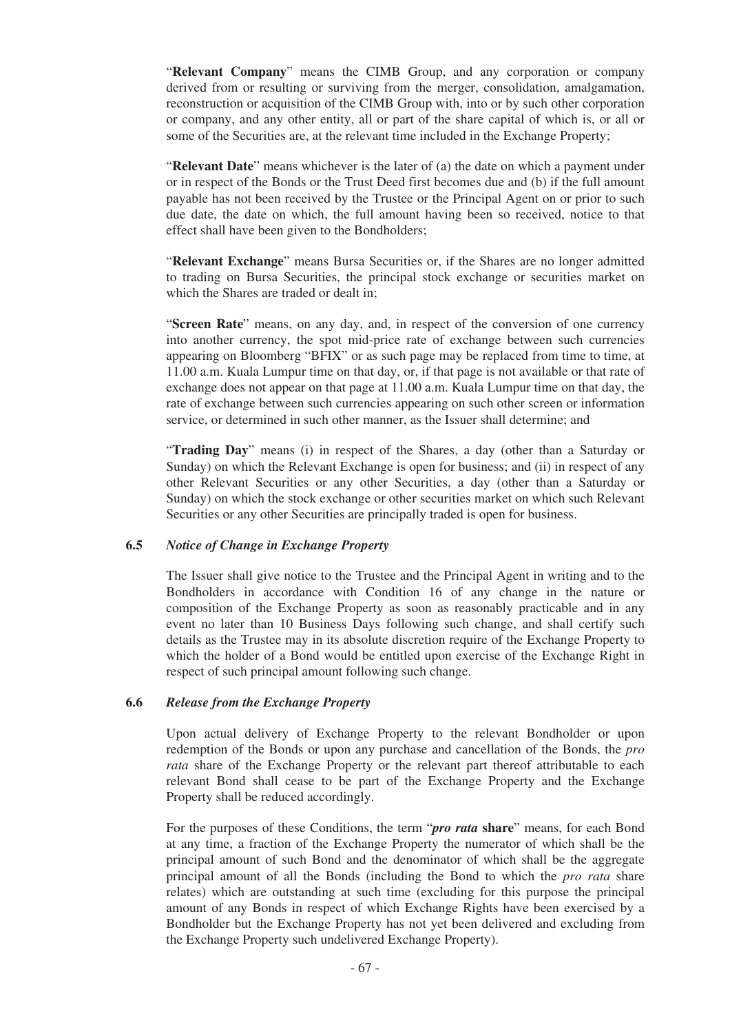"**Relevant Company**" means the CIMB Group, and any corporation or company derived from or resulting or surviving from the merger, consolidation, amalgamation, reconstruction or acquisition of the CIMB Group with, into or by such other corporation or company, and any other entity, all or part of the share capital of which is, or all or some of the Securities are, at the relevant time included in the Exchange Property;

"**Relevant Date**" means whichever is the later of (a) the date on which a payment under or in respect of the Bonds or the Trust Deed first becomes due and (b) if the full amount payable has not been received by the Trustee or the Principal Agent on or prior to such due date, the date on which, the full amount having been so received, notice to that effect shall have been given to the Bondholders;

"**Relevant Exchange**" means Bursa Securities or, if the Shares are no longer admitted to trading on Bursa Securities, the principal stock exchange or securities market on which the Shares are traded or dealt in;

"**Screen Rate**" means, on any day, and, in respect of the conversion of one currency into another currency, the spot mid-price rate of exchange between such currencies appearing on Bloomberg "BFIX" or as such page may be replaced from time to time, at 11.00 a.m. Kuala Lumpur time on that day, or, if that page is not available or that rate of exchange does not appear on that page at 11.00 a.m. Kuala Lumpur time on that day, the rate of exchange between such currencies appearing on such other screen or information service, or determined in such other manner, as the Issuer shall determine; and

"**Trading Day**" means (i) in respect of the Shares, a day (other than a Saturday or Sunday) on which the Relevant Exchange is open for business; and (ii) in respect of any other Relevant Securities or any other Securities, a day (other than a Saturday or Sunday) on which the stock exchange or other securities market on which such Relevant Securities or any other Securities are principally traded is open for business.

### 6.5 *Notice of Change in Exchange Property*

The Issuer shall give notice to the Trustee and the Principal Agent in writing and to the Bondholders in accordance with Condition 16 of any change in the nature or composition of the Exchange Property as soon as reasonably practicable and in any event no later than 10 Business Days following such change, and shall certify such details as the Trustee may in its absolute discretion require of the Exchange Property to which the holder of a Bond would be entitled upon exercise of the Exchange Right in respect of such principal amount following such change.

### 6.6 *Release from the Exchange Property*

Upon actual delivery of Exchange Property to the relevant Bondholder or upon redemption of the Bonds or upon any purchase and cancellation of the Bonds, the *pro rata* share of the Exchange Property or the relevant part thereof attributable to each relevant Bond shall cease to be part of the Exchange Property and the Exchange Property shall be reduced accordingly.

For the purposes of these Conditions, the term "***pro rata* share**" means, for each Bond at any time, a fraction of the Exchange Property the numerator of which shall be the principal amount of such Bond and the denominator of which shall be the aggregate principal amount of all the Bonds (including the Bond to which the *pro rata* share relates) which are outstanding at such time (excluding for this purpose the principal amount of any Bonds in respect of which Exchange Rights have been exercised by a Bondholder but the Exchange Property has not yet been delivered and excluding from the Exchange Property such undelivered Exchange Property).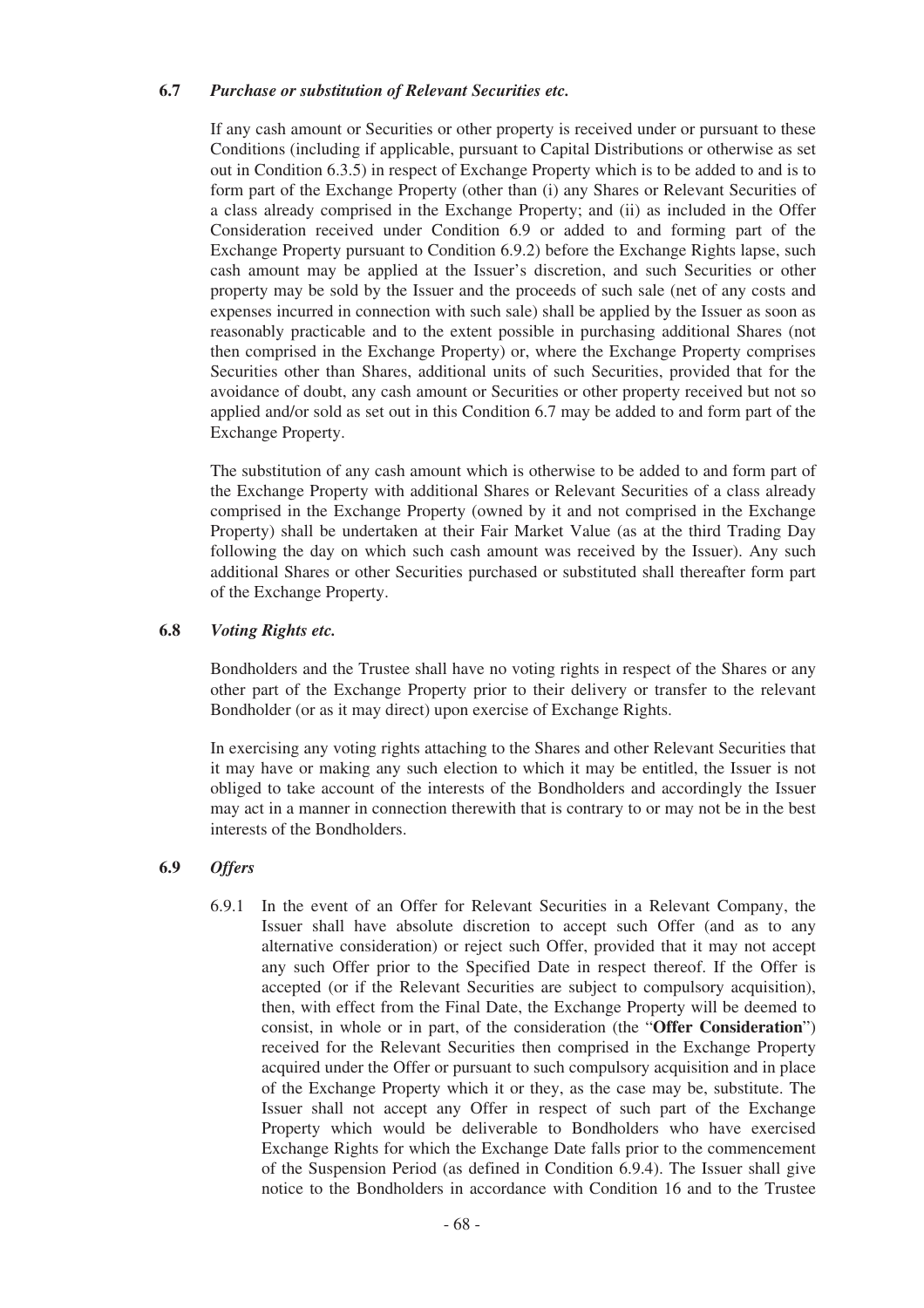**6.7** ***Purchase or substitution of Relevant Securities etc.***

If any cash amount or Securities or other property is received under or pursuant to these Conditions (including if applicable, pursuant to Capital Distributions or otherwise as set out in Condition 6.3.5) in respect of Exchange Property which is to be added to and is to form part of the Exchange Property (other than (i) any Shares or Relevant Securities of a class already comprised in the Exchange Property; and (ii) as included in the Offer Consideration received under Condition 6.9 or added to and forming part of the Exchange Property pursuant to Condition 6.9.2) before the Exchange Rights lapse, such cash amount may be applied at the Issuer's discretion, and such Securities or other property may be sold by the Issuer and the proceeds of such sale (net of any costs and expenses incurred in connection with such sale) shall be applied by the Issuer as soon as reasonably practicable and to the extent possible in purchasing additional Shares (not then comprised in the Exchange Property) or, where the Exchange Property comprises Securities other than Shares, additional units of such Securities, provided that for the avoidance of doubt, any cash amount or Securities or other property received but not so applied and/or sold as set out in this Condition 6.7 may be added to and form part of the Exchange Property.

The substitution of any cash amount which is otherwise to be added to and form part of the Exchange Property with additional Shares or Relevant Securities of a class already comprised in the Exchange Property (owned by it and not comprised in the Exchange Property) shall be undertaken at their Fair Market Value (as at the third Trading Day following the day on which such cash amount was received by the Issuer). Any such additional Shares or other Securities purchased or substituted shall thereafter form part of the Exchange Property.

**6.8** ***Voting Rights etc.***

Bondholders and the Trustee shall have no voting rights in respect of the Shares or any other part of the Exchange Property prior to their delivery or transfer to the relevant Bondholder (or as it may direct) upon exercise of Exchange Rights.

In exercising any voting rights attaching to the Shares and other Relevant Securities that it may have or making any such election to which it may be entitled, the Issuer is not obliged to take account of the interests of the Bondholders and accordingly the Issuer may act in a manner in connection therewith that is contrary to or may not be in the best interests of the Bondholders.

**6.9** ***Offers***

6.9.1 In the event of an Offer for Relevant Securities in a Relevant Company, the Issuer shall have absolute discretion to accept such Offer (and as to any alternative consideration) or reject such Offer, provided that it may not accept any such Offer prior to the Specified Date in respect thereof. If the Offer is accepted (or if the Relevant Securities are subject to compulsory acquisition), then, with effect from the Final Date, the Exchange Property will be deemed to consist, in whole or in part, of the consideration (the "**Offer Consideration**") received for the Relevant Securities then comprised in the Exchange Property acquired under the Offer or pursuant to such compulsory acquisition and in place of the Exchange Property which it or they, as the case may be, substitute. The Issuer shall not accept any Offer in respect of such part of the Exchange Property which would be deliverable to Bondholders who have exercised Exchange Rights for which the Exchange Date falls prior to the commencement of the Suspension Period (as defined in Condition 6.9.4). The Issuer shall give notice to the Bondholders in accordance with Condition 16 and to the Trustee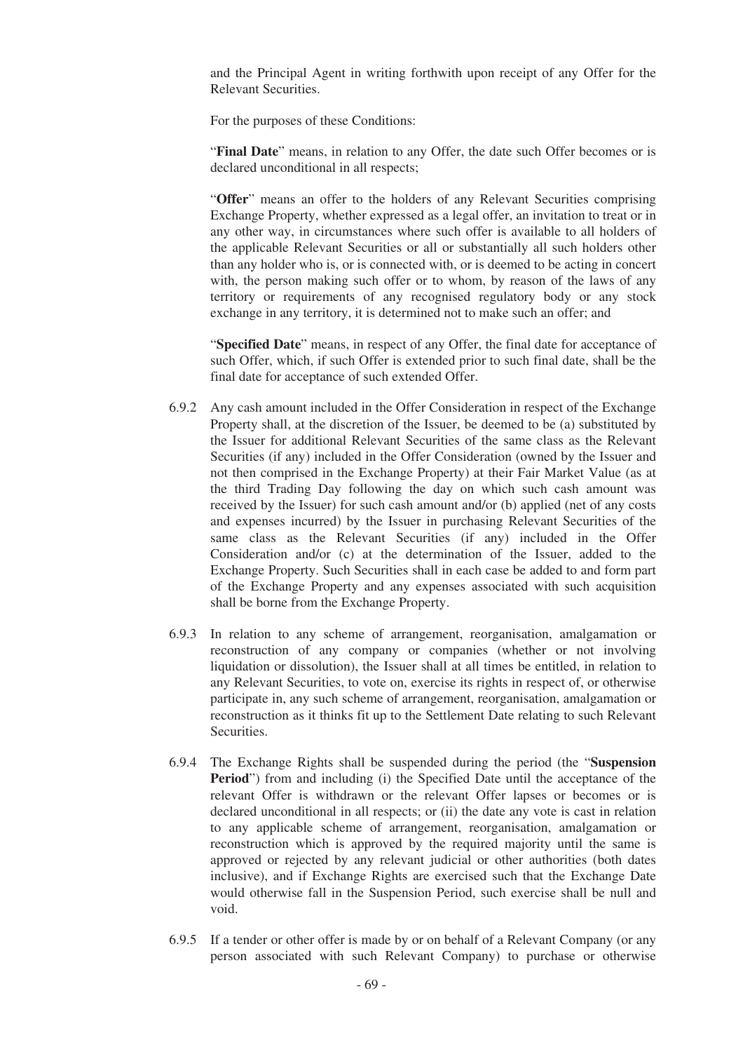and the Principal Agent in writing forthwith upon receipt of any Offer for the Relevant Securities.

For the purposes of these Conditions:

"**Final Date**" means, in relation to any Offer, the date such Offer becomes or is declared unconditional in all respects;

"**Offer**" means an offer to the holders of any Relevant Securities comprising Exchange Property, whether expressed as a legal offer, an invitation to treat or in any other way, in circumstances where such offer is available to all holders of the applicable Relevant Securities or all or substantially all such holders other than any holder who is, or is connected with, or is deemed to be acting in concert with, the person making such offer or to whom, by reason of the laws of any territory or requirements of any recognised regulatory body or any stock exchange in any territory, it is determined not to make such an offer; and

"**Specified Date**" means, in respect of any Offer, the final date for acceptance of such Offer, which, if such Offer is extended prior to such final date, shall be the final date for acceptance of such extended Offer.

6.9.2 Any cash amount included in the Offer Consideration in respect of the Exchange Property shall, at the discretion of the Issuer, be deemed to be (a) substituted by the Issuer for additional Relevant Securities of the same class as the Relevant Securities (if any) included in the Offer Consideration (owned by the Issuer and not then comprised in the Exchange Property) at their Fair Market Value (as at the third Trading Day following the day on which such cash amount was received by the Issuer) for such cash amount and/or (b) applied (net of any costs and expenses incurred) by the Issuer in purchasing Relevant Securities of the same class as the Relevant Securities (if any) included in the Offer Consideration and/or (c) at the determination of the Issuer, added to the Exchange Property. Such Securities shall in each case be added to and form part of the Exchange Property and any expenses associated with such acquisition shall be borne from the Exchange Property.

6.9.3 In relation to any scheme of arrangement, reorganisation, amalgamation or reconstruction of any company or companies (whether or not involving liquidation or dissolution), the Issuer shall at all times be entitled, in relation to any Relevant Securities, to vote on, exercise its rights in respect of, or otherwise participate in, any such scheme of arrangement, reorganisation, amalgamation or reconstruction as it thinks fit up to the Settlement Date relating to such Relevant Securities.

6.9.4 The Exchange Rights shall be suspended during the period (the "**Suspension Period**") from and including (i) the Specified Date until the acceptance of the relevant Offer is withdrawn or the relevant Offer lapses or becomes or is declared unconditional in all respects; or (ii) the date any vote is cast in relation to any applicable scheme of arrangement, reorganisation, amalgamation or reconstruction which is approved by the required majority until the same is approved or rejected by any relevant judicial or other authorities (both dates inclusive), and if Exchange Rights are exercised such that the Exchange Date would otherwise fall in the Suspension Period, such exercise shall be null and void.

6.9.5 If a tender or other offer is made by or on behalf of a Relevant Company (or any person associated with such Relevant Company) to purchase or otherwise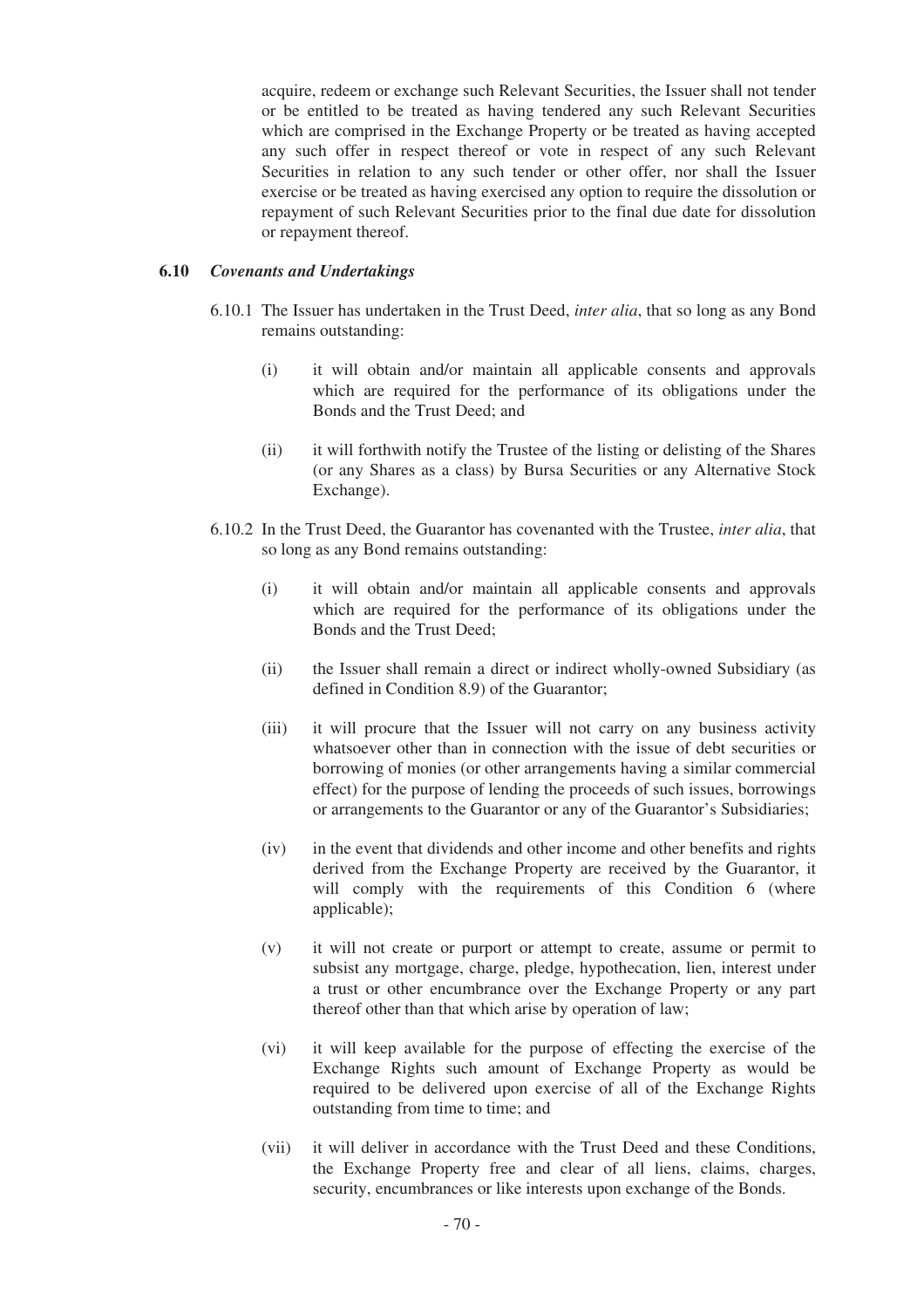acquire, redeem or exchange such Relevant Securities, the Issuer shall not tender or be entitled to be treated as having tendered any such Relevant Securities which are comprised in the Exchange Property or be treated as having accepted any such offer in respect thereof or vote in respect of any such Relevant Securities in relation to any such tender or other offer, nor shall the Issuer exercise or be treated as having exercised any option to require the dissolution or repayment of such Relevant Securities prior to the final due date for dissolution or repayment thereof.

### 6.10 *Covenants and Undertakings*

6.10.1 The Issuer has undertaken in the Trust Deed, *inter alia*, that so long as any Bond remains outstanding:

(i) it will obtain and/or maintain all applicable consents and approvals which are required for the performance of its obligations under the Bonds and the Trust Deed; and

(ii) it will forthwith notify the Trustee of the listing or delisting of the Shares (or any Shares as a class) by Bursa Securities or any Alternative Stock Exchange).

6.10.2 In the Trust Deed, the Guarantor has covenanted with the Trustee, *inter alia*, that so long as any Bond remains outstanding:

(i) it will obtain and/or maintain all applicable consents and approvals which are required for the performance of its obligations under the Bonds and the Trust Deed;

(ii) the Issuer shall remain a direct or indirect wholly-owned Subsidiary (as defined in Condition 8.9) of the Guarantor;

(iii) it will procure that the Issuer will not carry on any business activity whatsoever other than in connection with the issue of debt securities or borrowing of monies (or other arrangements having a similar commercial effect) for the purpose of lending the proceeds of such issues, borrowings or arrangements to the Guarantor or any of the Guarantor's Subsidiaries;

(iv) in the event that dividends and other income and other benefits and rights derived from the Exchange Property are received by the Guarantor, it will comply with the requirements of this Condition 6 (where applicable);

(v) it will not create or purport or attempt to create, assume or permit to subsist any mortgage, charge, pledge, hypothecation, lien, interest under a trust or other encumbrance over the Exchange Property or any part thereof other than that which arise by operation of law;

(vi) it will keep available for the purpose of effecting the exercise of the Exchange Rights such amount of Exchange Property as would be required to be delivered upon exercise of all of the Exchange Rights outstanding from time to time; and

(vii) it will deliver in accordance with the Trust Deed and these Conditions, the Exchange Property free and clear of all liens, claims, charges, security, encumbrances or like interests upon exchange of the Bonds.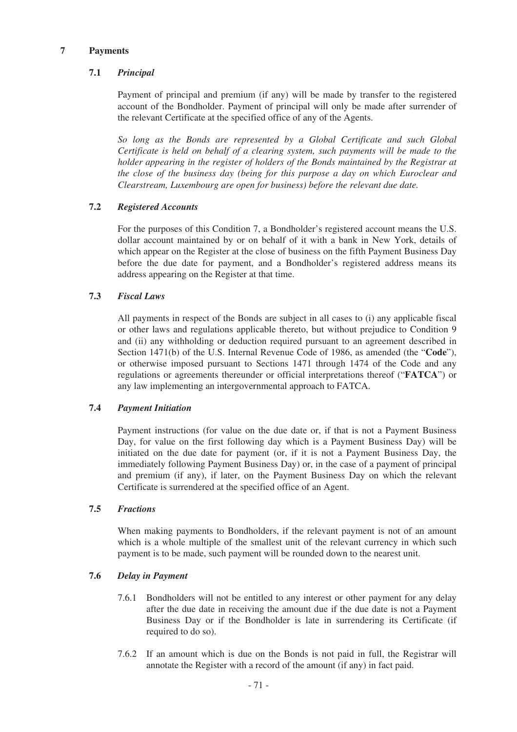## 7 Payments

### 7.1 *Principal*

Payment of principal and premium (if any) will be made by transfer to the registered account of the Bondholder. Payment of principal will only be made after surrender of the relevant Certificate at the specified office of any of the Agents.

*So long as the Bonds are represented by a Global Certificate and such Global Certificate is held on behalf of a clearing system, such payments will be made to the holder appearing in the register of holders of the Bonds maintained by the Registrar at the close of the business day (being for this purpose a day on which Euroclear and Clearstream, Luxembourg are open for business) before the relevant due date.*

### 7.2 *Registered Accounts*

For the purposes of this Condition 7, a Bondholder's registered account means the U.S. dollar account maintained by or on behalf of it with a bank in New York, details of which appear on the Register at the close of business on the fifth Payment Business Day before the due date for payment, and a Bondholder's registered address means its address appearing on the Register at that time.

### 7.3 *Fiscal Laws*

All payments in respect of the Bonds are subject in all cases to (i) any applicable fiscal or other laws and regulations applicable thereto, but without prejudice to Condition 9 and (ii) any withholding or deduction required pursuant to an agreement described in Section 1471(b) of the U.S. Internal Revenue Code of 1986, as amended (the "**Code**"), or otherwise imposed pursuant to Sections 1471 through 1474 of the Code and any regulations or agreements thereunder or official interpretations thereof ("**FATCA**") or any law implementing an intergovernmental approach to FATCA.

### 7.4 *Payment Initiation*

Payment instructions (for value on the due date or, if that is not a Payment Business Day, for value on the first following day which is a Payment Business Day) will be initiated on the due date for payment (or, if it is not a Payment Business Day, the immediately following Payment Business Day) or, in the case of a payment of principal and premium (if any), if later, on the Payment Business Day on which the relevant Certificate is surrendered at the specified office of an Agent.

### 7.5 *Fractions*

When making payments to Bondholders, if the relevant payment is not of an amount which is a whole multiple of the smallest unit of the relevant currency in which such payment is to be made, such payment will be rounded down to the nearest unit.

### 7.6 *Delay in Payment*

7.6.1 Bondholders will not be entitled to any interest or other payment for any delay after the due date in receiving the amount due if the due date is not a Payment Business Day or if the Bondholder is late in surrendering its Certificate (if required to do so).

7.6.2 If an amount which is due on the Bonds is not paid in full, the Registrar will annotate the Register with a record of the amount (if any) in fact paid.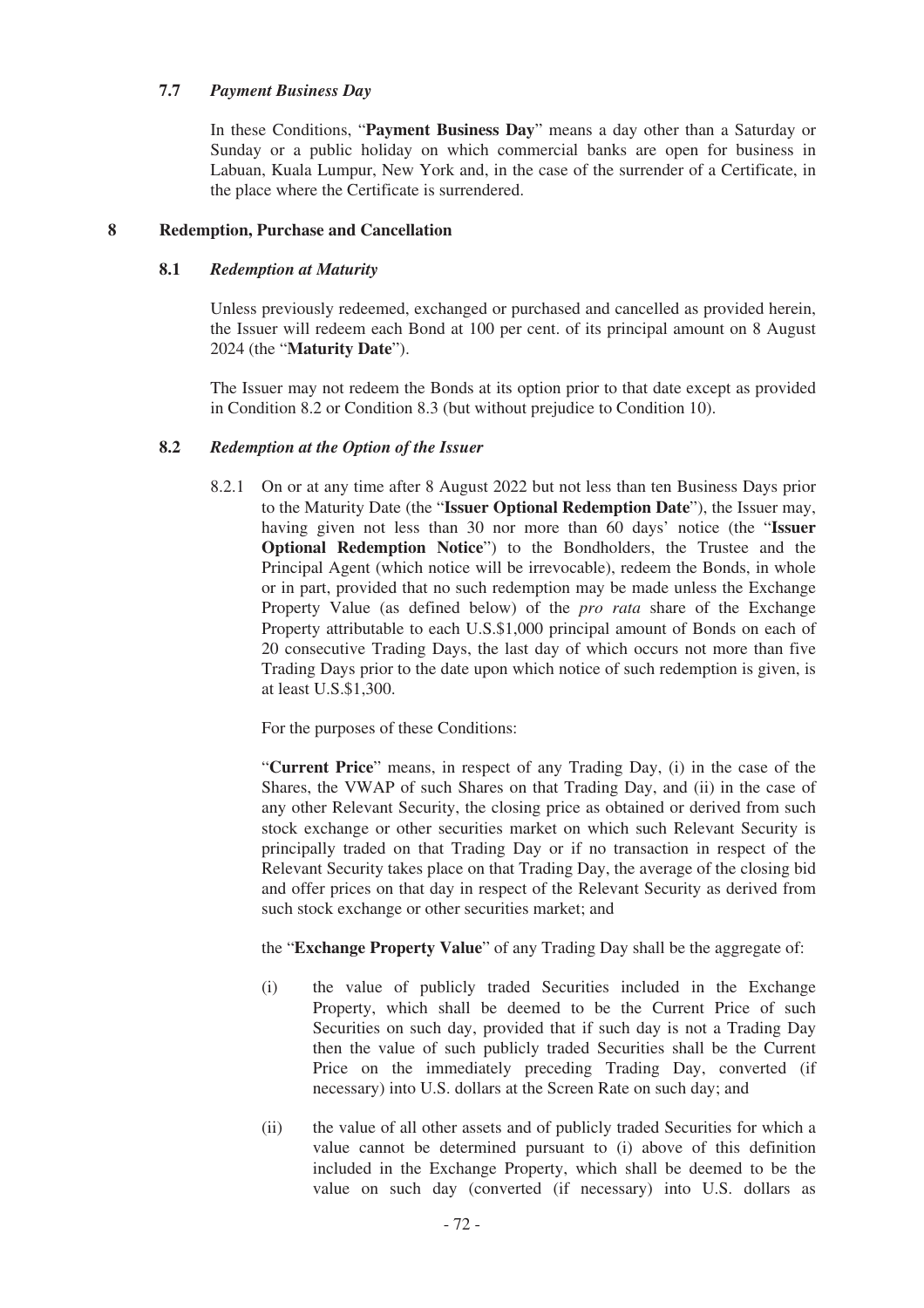### 7.7 *Payment Business Day*

In these Conditions, "**Payment Business Day**" means a day other than a Saturday or Sunday or a public holiday on which commercial banks are open for business in Labuan, Kuala Lumpur, New York and, in the case of the surrender of a Certificate, in the place where the Certificate is surrendered.

## 8 Redemption, Purchase and Cancellation

### 8.1 *Redemption at Maturity*

Unless previously redeemed, exchanged or purchased and cancelled as provided herein, the Issuer will redeem each Bond at 100 per cent. of its principal amount on 8 August 2024 (the "**Maturity Date**").

The Issuer may not redeem the Bonds at its option prior to that date except as provided in Condition 8.2 or Condition 8.3 (but without prejudice to Condition 10).

### 8.2 *Redemption at the Option of the Issuer*

8.2.1 On or at any time after 8 August 2022 but not less than ten Business Days prior to the Maturity Date (the "**Issuer Optional Redemption Date**"), the Issuer may, having given not less than 30 nor more than 60 days' notice (the "**Issuer Optional Redemption Notice**") to the Bondholders, the Trustee and the Principal Agent (which notice will be irrevocable), redeem the Bonds, in whole or in part, provided that no such redemption may be made unless the Exchange Property Value (as defined below) of the *pro rata* share of the Exchange Property attributable to each U.S.$1,000 principal amount of Bonds on each of 20 consecutive Trading Days, the last day of which occurs not more than five Trading Days prior to the date upon which notice of such redemption is given, is at least U.S.$1,300.

For the purposes of these Conditions:

"**Current Price**" means, in respect of any Trading Day, (i) in the case of the Shares, the VWAP of such Shares on that Trading Day, and (ii) in the case of any other Relevant Security, the closing price as obtained or derived from such stock exchange or other securities market on which such Relevant Security is principally traded on that Trading Day or if no transaction in respect of the Relevant Security takes place on that Trading Day, the average of the closing bid and offer prices on that day in respect of the Relevant Security as derived from such stock exchange or other securities market; and

the "**Exchange Property Value**" of any Trading Day shall be the aggregate of:

(i) the value of publicly traded Securities included in the Exchange Property, which shall be deemed to be the Current Price of such Securities on such day, provided that if such day is not a Trading Day then the value of such publicly traded Securities shall be the Current Price on the immediately preceding Trading Day, converted (if necessary) into U.S. dollars at the Screen Rate on such day; and

(ii) the value of all other assets and of publicly traded Securities for which a value cannot be determined pursuant to (i) above of this definition included in the Exchange Property, which shall be deemed to be the value on such day (converted (if necessary) into U.S. dollars as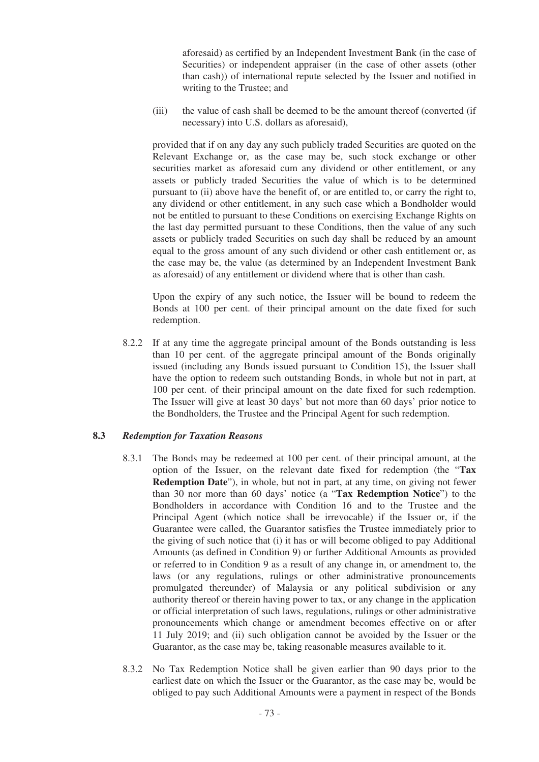aforesaid) as certified by an Independent Investment Bank (in the case of Securities) or independent appraiser (in the case of other assets (other than cash)) of international repute selected by the Issuer and notified in writing to the Trustee; and

(iii) the value of cash shall be deemed to be the amount thereof (converted (if necessary) into U.S. dollars as aforesaid),

provided that if on any day any such publicly traded Securities are quoted on the Relevant Exchange or, as the case may be, such stock exchange or other securities market as aforesaid cum any dividend or other entitlement, or any assets or publicly traded Securities the value of which is to be determined pursuant to (ii) above have the benefit of, or are entitled to, or carry the right to, any dividend or other entitlement, in any such case which a Bondholder would not be entitled to pursuant to these Conditions on exercising Exchange Rights on the last day permitted pursuant to these Conditions, then the value of any such assets or publicly traded Securities on such day shall be reduced by an amount equal to the gross amount of any such dividend or other cash entitlement or, as the case may be, the value (as determined by an Independent Investment Bank as aforesaid) of any entitlement or dividend where that is other than cash.

Upon the expiry of any such notice, the Issuer will be bound to redeem the Bonds at 100 per cent. of their principal amount on the date fixed for such redemption.

8.2.2 If at any time the aggregate principal amount of the Bonds outstanding is less than 10 per cent. of the aggregate principal amount of the Bonds originally issued (including any Bonds issued pursuant to Condition 15), the Issuer shall have the option to redeem such outstanding Bonds, in whole but not in part, at 100 per cent. of their principal amount on the date fixed for such redemption. The Issuer will give at least 30 days' but not more than 60 days' prior notice to the Bondholders, the Trustee and the Principal Agent for such redemption.

**8.3** ***Redemption for Taxation Reasons***

8.3.1 The Bonds may be redeemed at 100 per cent. of their principal amount, at the option of the Issuer, on the relevant date fixed for redemption (the "**Tax Redemption Date**"), in whole, but not in part, at any time, on giving not fewer than 30 nor more than 60 days' notice (a "**Tax Redemption Notice**") to the Bondholders in accordance with Condition 16 and to the Trustee and the Principal Agent (which notice shall be irrevocable) if the Issuer or, if the Guarantee were called, the Guarantor satisfies the Trustee immediately prior to the giving of such notice that (i) it has or will become obliged to pay Additional Amounts (as defined in Condition 9) or further Additional Amounts as provided or referred to in Condition 9 as a result of any change in, or amendment to, the laws (or any regulations, rulings or other administrative pronouncements promulgated thereunder) of Malaysia or any political subdivision or any authority thereof or therein having power to tax, or any change in the application or official interpretation of such laws, regulations, rulings or other administrative pronouncements which change or amendment becomes effective on or after 11 July 2019; and (ii) such obligation cannot be avoided by the Issuer or the Guarantor, as the case may be, taking reasonable measures available to it.

8.3.2 No Tax Redemption Notice shall be given earlier than 90 days prior to the earliest date on which the Issuer or the Guarantor, as the case may be, would be obliged to pay such Additional Amounts were a payment in respect of the Bonds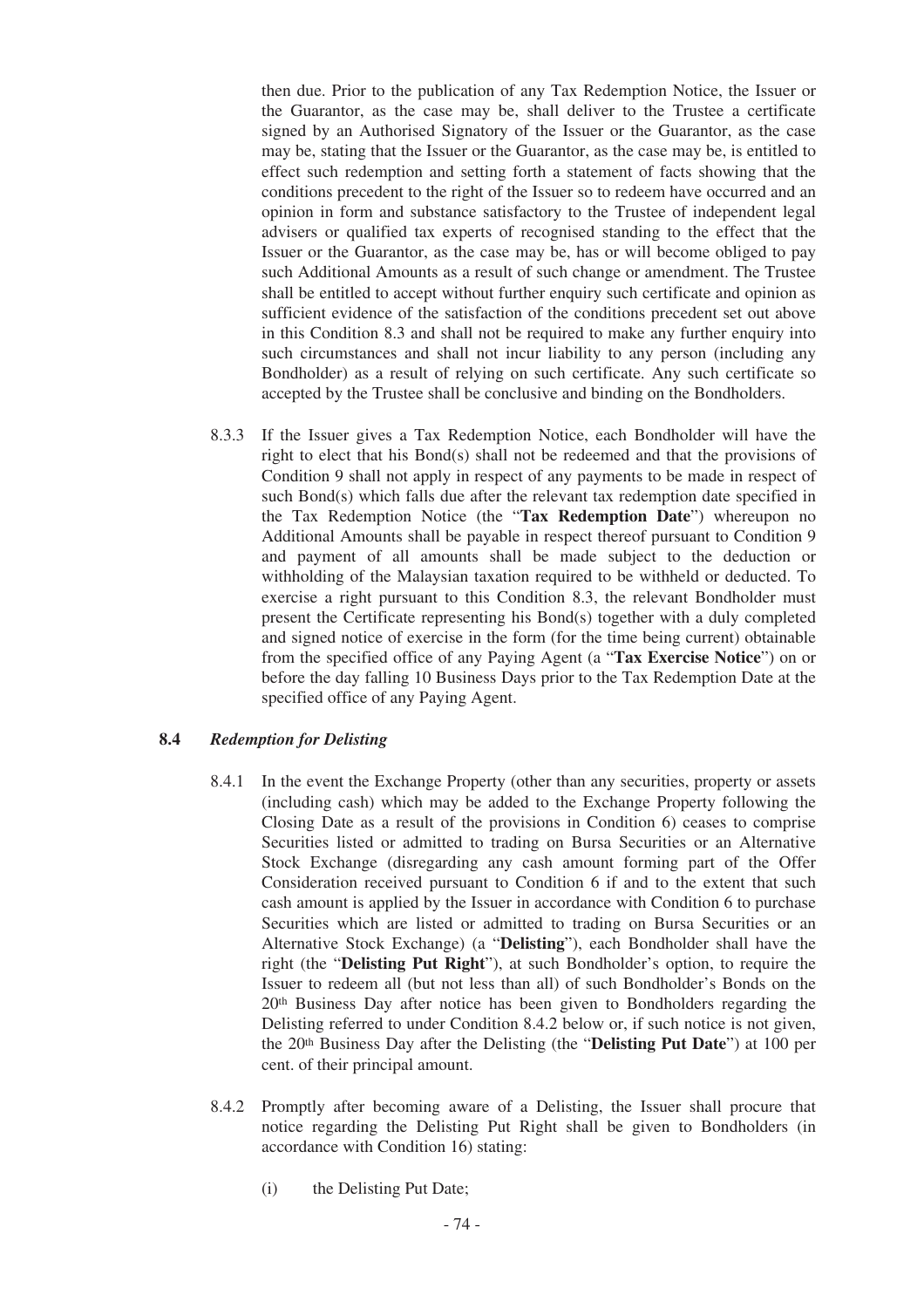then due. Prior to the publication of any Tax Redemption Notice, the Issuer or the Guarantor, as the case may be, shall deliver to the Trustee a certificate signed by an Authorised Signatory of the Issuer or the Guarantor, as the case may be, stating that the Issuer or the Guarantor, as the case may be, is entitled to effect such redemption and setting forth a statement of facts showing that the conditions precedent to the right of the Issuer so to redeem have occurred and an opinion in form and substance satisfactory to the Trustee of independent legal advisers or qualified tax experts of recognised standing to the effect that the Issuer or the Guarantor, as the case may be, has or will become obliged to pay such Additional Amounts as a result of such change or amendment. The Trustee shall be entitled to accept without further enquiry such certificate and opinion as sufficient evidence of the satisfaction of the conditions precedent set out above in this Condition 8.3 and shall not be required to make any further enquiry into such circumstances and shall not incur liability to any person (including any Bondholder) as a result of relying on such certificate. Any such certificate so accepted by the Trustee shall be conclusive and binding on the Bondholders.

8.3.3 If the Issuer gives a Tax Redemption Notice, each Bondholder will have the right to elect that his Bond(s) shall not be redeemed and that the provisions of Condition 9 shall not apply in respect of any payments to be made in respect of such Bond(s) which falls due after the relevant tax redemption date specified in the Tax Redemption Notice (the "**Tax Redemption Date**") whereupon no Additional Amounts shall be payable in respect thereof pursuant to Condition 9 and payment of all amounts shall be made subject to the deduction or withholding of the Malaysian taxation required to be withheld or deducted. To exercise a right pursuant to this Condition 8.3, the relevant Bondholder must present the Certificate representing his Bond(s) together with a duly completed and signed notice of exercise in the form (for the time being current) obtainable from the specified office of any Paying Agent (a "**Tax Exercise Notice**") on or before the day falling 10 Business Days prior to the Tax Redemption Date at the specified office of any Paying Agent.

### 8.4 *Redemption for Delisting*

8.4.1 In the event the Exchange Property (other than any securities, property or assets (including cash) which may be added to the Exchange Property following the Closing Date as a result of the provisions in Condition 6) ceases to comprise Securities listed or admitted to trading on Bursa Securities or an Alternative Stock Exchange (disregarding any cash amount forming part of the Offer Consideration received pursuant to Condition 6 if and to the extent that such cash amount is applied by the Issuer in accordance with Condition 6 to purchase Securities which are listed or admitted to trading on Bursa Securities or an Alternative Stock Exchange) (a "**Delisting**"), each Bondholder shall have the right (the "**Delisting Put Right**"), at such Bondholder's option, to require the Issuer to redeem all (but not less than all) of such Bondholder's Bonds on the 20th Business Day after notice has been given to Bondholders regarding the Delisting referred to under Condition 8.4.2 below or, if such notice is not given, the 20th Business Day after the Delisting (the "**Delisting Put Date**") at 100 per cent. of their principal amount.

8.4.2 Promptly after becoming aware of a Delisting, the Issuer shall procure that notice regarding the Delisting Put Right shall be given to Bondholders (in accordance with Condition 16) stating:

(i) the Delisting Put Date;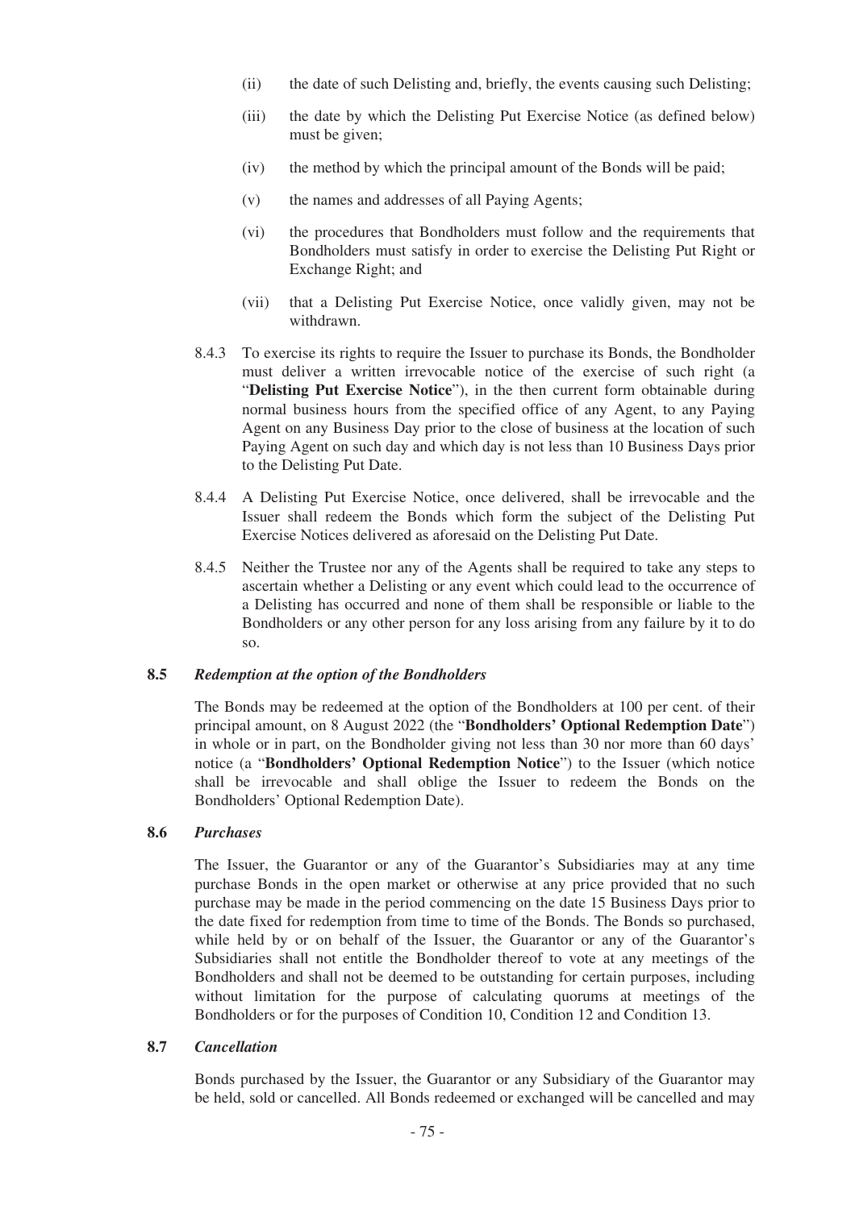(ii) the date of such Delisting and, briefly, the events causing such Delisting;

(iii) the date by which the Delisting Put Exercise Notice (as defined below) must be given;

(iv) the method by which the principal amount of the Bonds will be paid;

(v) the names and addresses of all Paying Agents;

(vi) the procedures that Bondholders must follow and the requirements that Bondholders must satisfy in order to exercise the Delisting Put Right or Exchange Right; and

(vii) that a Delisting Put Exercise Notice, once validly given, may not be withdrawn.

8.4.3 To exercise its rights to require the Issuer to purchase its Bonds, the Bondholder must deliver a written irrevocable notice of the exercise of such right (a "**Delisting Put Exercise Notice**"), in the then current form obtainable during normal business hours from the specified office of any Agent, to any Paying Agent on any Business Day prior to the close of business at the location of such Paying Agent on such day and which day is not less than 10 Business Days prior to the Delisting Put Date.

8.4.4 A Delisting Put Exercise Notice, once delivered, shall be irrevocable and the Issuer shall redeem the Bonds which form the subject of the Delisting Put Exercise Notices delivered as aforesaid on the Delisting Put Date.

8.4.5 Neither the Trustee nor any of the Agents shall be required to take any steps to ascertain whether a Delisting or any event which could lead to the occurrence of a Delisting has occurred and none of them shall be responsible or liable to the Bondholders or any other person for any loss arising from any failure by it to do so.

**8.5** ***Redemption at the option of the Bondholders***

The Bonds may be redeemed at the option of the Bondholders at 100 per cent. of their principal amount, on 8 August 2022 (the "**Bondholders' Optional Redemption Date**") in whole or in part, on the Bondholder giving not less than 30 nor more than 60 days' notice (a "**Bondholders' Optional Redemption Notice**") to the Issuer (which notice shall be irrevocable and shall oblige the Issuer to redeem the Bonds on the Bondholders' Optional Redemption Date).

**8.6** ***Purchases***

The Issuer, the Guarantor or any of the Guarantor's Subsidiaries may at any time purchase Bonds in the open market or otherwise at any price provided that no such purchase may be made in the period commencing on the date 15 Business Days prior to the date fixed for redemption from time to time of the Bonds. The Bonds so purchased, while held by or on behalf of the Issuer, the Guarantor or any of the Guarantor's Subsidiaries shall not entitle the Bondholder thereof to vote at any meetings of the Bondholders and shall not be deemed to be outstanding for certain purposes, including without limitation for the purpose of calculating quorums at meetings of the Bondholders or for the purposes of Condition 10, Condition 12 and Condition 13.

**8.7** ***Cancellation***

Bonds purchased by the Issuer, the Guarantor or any Subsidiary of the Guarantor may be held, sold or cancelled. All Bonds redeemed or exchanged will be cancelled and may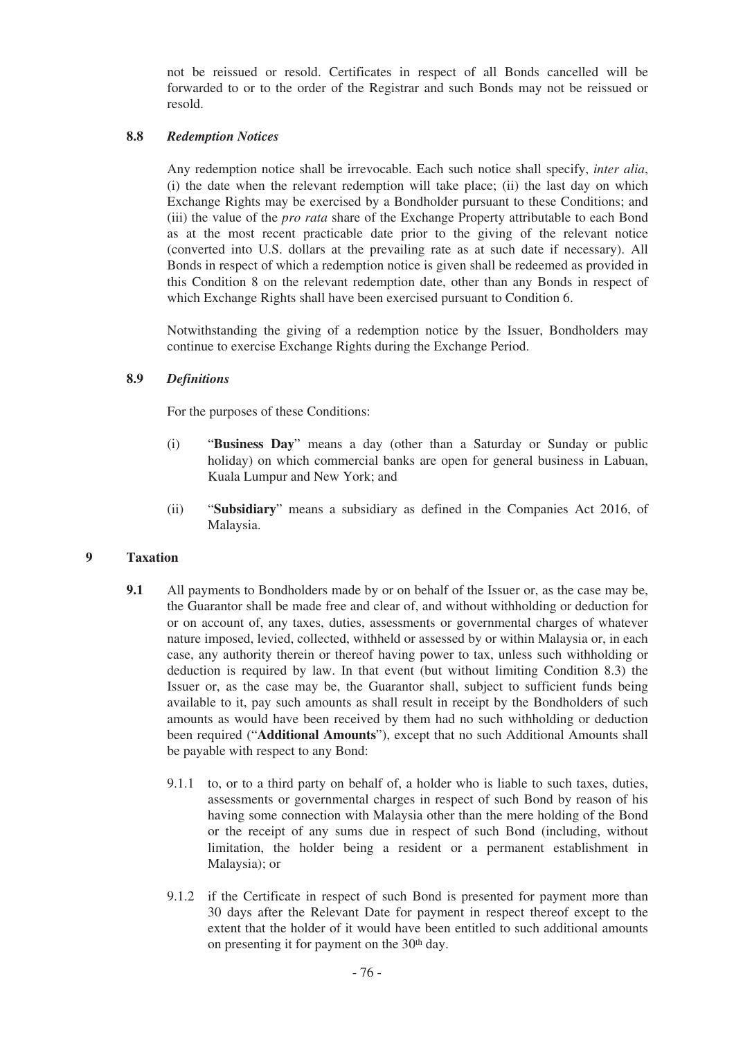not be reissued or resold. Certificates in respect of all Bonds cancelled will be forwarded to or to the order of the Registrar and such Bonds may not be reissued or resold.

### 8.8 *Redemption Notices*

Any redemption notice shall be irrevocable. Each such notice shall specify, *inter alia*, (i) the date when the relevant redemption will take place; (ii) the last day on which Exchange Rights may be exercised by a Bondholder pursuant to these Conditions; and (iii) the value of the *pro rata* share of the Exchange Property attributable to each Bond as at the most recent practicable date prior to the giving of the relevant notice (converted into U.S. dollars at the prevailing rate as at such date if necessary). All Bonds in respect of which a redemption notice is given shall be redeemed as provided in this Condition 8 on the relevant redemption date, other than any Bonds in respect of which Exchange Rights shall have been exercised pursuant to Condition 6.

Notwithstanding the giving of a redemption notice by the Issuer, Bondholders may continue to exercise Exchange Rights during the Exchange Period.

### 8.9 *Definitions*

For the purposes of these Conditions:

(i) "**Business Day**" means a day (other than a Saturday or Sunday or public holiday) on which commercial banks are open for general business in Labuan, Kuala Lumpur and New York; and

(ii) "**Subsidiary**" means a subsidiary as defined in the Companies Act 2016, of Malaysia.

## 9 Taxation

**9.1** All payments to Bondholders made by or on behalf of the Issuer or, as the case may be, the Guarantor shall be made free and clear of, and without withholding or deduction for or on account of, any taxes, duties, assessments or governmental charges of whatever nature imposed, levied, collected, withheld or assessed by or within Malaysia or, in each case, any authority therein or thereof having power to tax, unless such withholding or deduction is required by law. In that event (but without limiting Condition 8.3) the Issuer or, as the case may be, the Guarantor shall, subject to sufficient funds being available to it, pay such amounts as shall result in receipt by the Bondholders of such amounts as would have been received by them had no such withholding or deduction been required ("**Additional Amounts**"), except that no such Additional Amounts shall be payable with respect to any Bond:

9.1.1 to, or to a third party on behalf of, a holder who is liable to such taxes, duties, assessments or governmental charges in respect of such Bond by reason of his having some connection with Malaysia other than the mere holding of the Bond or the receipt of any sums due in respect of such Bond (including, without limitation, the holder being a resident or a permanent establishment in Malaysia); or

9.1.2 if the Certificate in respect of such Bond is presented for payment more than 30 days after the Relevant Date for payment in respect thereof except to the extent that the holder of it would have been entitled to such additional amounts on presenting it for payment on the 30th day.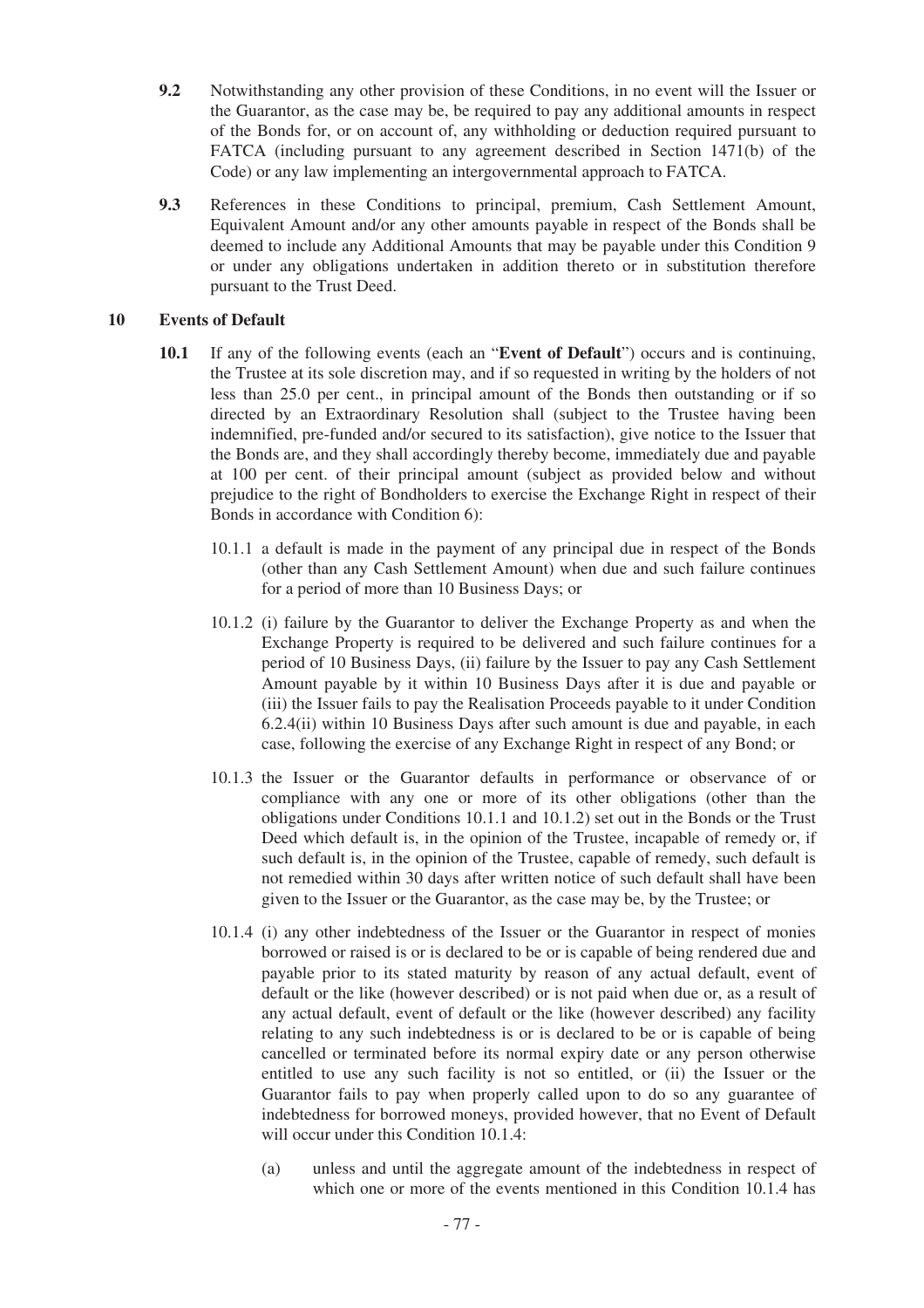**9.2** Notwithstanding any other provision of these Conditions, in no event will the Issuer or the Guarantor, as the case may be, be required to pay any additional amounts in respect of the Bonds for, or on account of, any withholding or deduction required pursuant to FATCA (including pursuant to any agreement described in Section 1471(b) of the Code) or any law implementing an intergovernmental approach to FATCA.

**9.3** References in these Conditions to principal, premium, Cash Settlement Amount, Equivalent Amount and/or any other amounts payable in respect of the Bonds shall be deemed to include any Additional Amounts that may be payable under this Condition 9 or under any obligations undertaken in addition thereto or in substitution therefore pursuant to the Trust Deed.

## 10 Events of Default

**10.1** If any of the following events (each an "**Event of Default**") occurs and is continuing, the Trustee at its sole discretion may, and if so requested in writing by the holders of not less than 25.0 per cent., in principal amount of the Bonds then outstanding or if so directed by an Extraordinary Resolution shall (subject to the Trustee having been indemnified, pre-funded and/or secured to its satisfaction), give notice to the Issuer that the Bonds are, and they shall accordingly thereby become, immediately due and payable at 100 per cent. of their principal amount (subject as provided below and without prejudice to the right of Bondholders to exercise the Exchange Right in respect of their Bonds in accordance with Condition 6):

10.1.1 a default is made in the payment of any principal due in respect of the Bonds (other than any Cash Settlement Amount) when due and such failure continues for a period of more than 10 Business Days; or

10.1.2 (i) failure by the Guarantor to deliver the Exchange Property as and when the Exchange Property is required to be delivered and such failure continues for a period of 10 Business Days, (ii) failure by the Issuer to pay any Cash Settlement Amount payable by it within 10 Business Days after it is due and payable or (iii) the Issuer fails to pay the Realisation Proceeds payable to it under Condition 6.2.4(ii) within 10 Business Days after such amount is due and payable, in each case, following the exercise of any Exchange Right in respect of any Bond; or

10.1.3 the Issuer or the Guarantor defaults in performance or observance of or compliance with any one or more of its other obligations (other than the obligations under Conditions 10.1.1 and 10.1.2) set out in the Bonds or the Trust Deed which default is, in the opinion of the Trustee, incapable of remedy or, if such default is, in the opinion of the Trustee, capable of remedy, such default is not remedied within 30 days after written notice of such default shall have been given to the Issuer or the Guarantor, as the case may be, by the Trustee; or

10.1.4 (i) any other indebtedness of the Issuer or the Guarantor in respect of monies borrowed or raised is or is declared to be or is capable of being rendered due and payable prior to its stated maturity by reason of any actual default, event of default or the like (however described) or is not paid when due or, as a result of any actual default, event of default or the like (however described) any facility relating to any such indebtedness is or is declared to be or is capable of being cancelled or terminated before its normal expiry date or any person otherwise entitled to use any such facility is not so entitled, or (ii) the Issuer or the Guarantor fails to pay when properly called upon to do so any guarantee of indebtedness for borrowed moneys, provided however, that no Event of Default will occur under this Condition 10.1.4:

(a) unless and until the aggregate amount of the indebtedness in respect of which one or more of the events mentioned in this Condition 10.1.4 has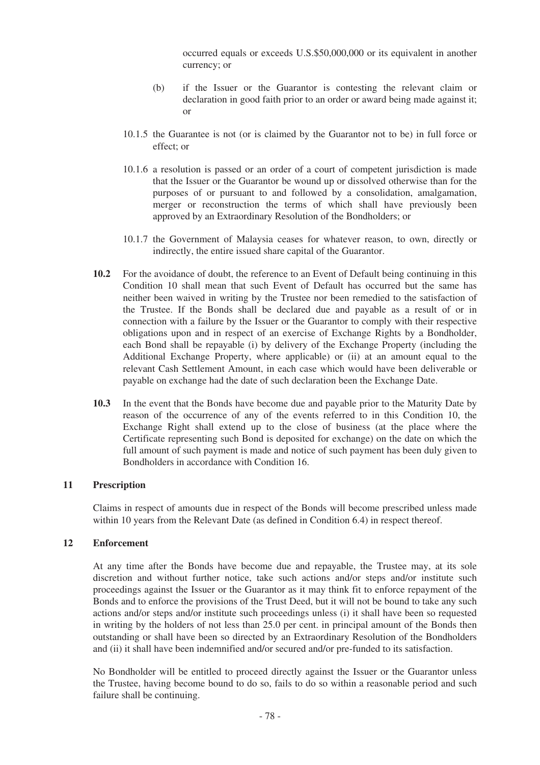occurred equals or exceeds U.S.$50,000,000 or its equivalent in another currency; or

(b) if the Issuer or the Guarantor is contesting the relevant claim or declaration in good faith prior to an order or award being made against it; or

10.1.5 the Guarantee is not (or is claimed by the Guarantor not to be) in full force or effect; or

10.1.6 a resolution is passed or an order of a court of competent jurisdiction is made that the Issuer or the Guarantor be wound up or dissolved otherwise than for the purposes of or pursuant to and followed by a consolidation, amalgamation, merger or reconstruction the terms of which shall have previously been approved by an Extraordinary Resolution of the Bondholders; or

10.1.7 the Government of Malaysia ceases for whatever reason, to own, directly or indirectly, the entire issued share capital of the Guarantor.

**10.2** For the avoidance of doubt, the reference to an Event of Default being continuing in this Condition 10 shall mean that such Event of Default has occurred but the same has neither been waived in writing by the Trustee nor been remedied to the satisfaction of the Trustee. If the Bonds shall be declared due and payable as a result of or in connection with a failure by the Issuer or the Guarantor to comply with their respective obligations upon and in respect of an exercise of Exchange Rights by a Bondholder, each Bond shall be repayable (i) by delivery of the Exchange Property (including the Additional Exchange Property, where applicable) or (ii) at an amount equal to the relevant Cash Settlement Amount, in each case which would have been deliverable or payable on exchange had the date of such declaration been the Exchange Date.

**10.3** In the event that the Bonds have become due and payable prior to the Maturity Date by reason of the occurrence of any of the events referred to in this Condition 10, the Exchange Right shall extend up to the close of business (at the place where the Certificate representing such Bond is deposited for exchange) on the date on which the full amount of such payment is made and notice of such payment has been duly given to Bondholders in accordance with Condition 16.

## 11 Prescription

Claims in respect of amounts due in respect of the Bonds will become prescribed unless made within 10 years from the Relevant Date (as defined in Condition 6.4) in respect thereof.

## 12 Enforcement

At any time after the Bonds have become due and repayable, the Trustee may, at its sole discretion and without further notice, take such actions and/or steps and/or institute such proceedings against the Issuer or the Guarantor as it may think fit to enforce repayment of the Bonds and to enforce the provisions of the Trust Deed, but it will not be bound to take any such actions and/or steps and/or institute such proceedings unless (i) it shall have been so requested in writing by the holders of not less than 25.0 per cent. in principal amount of the Bonds then outstanding or shall have been so directed by an Extraordinary Resolution of the Bondholders and (ii) it shall have been indemnified and/or secured and/or pre-funded to its satisfaction.

No Bondholder will be entitled to proceed directly against the Issuer or the Guarantor unless the Trustee, having become bound to do so, fails to do so within a reasonable period and such failure shall be continuing.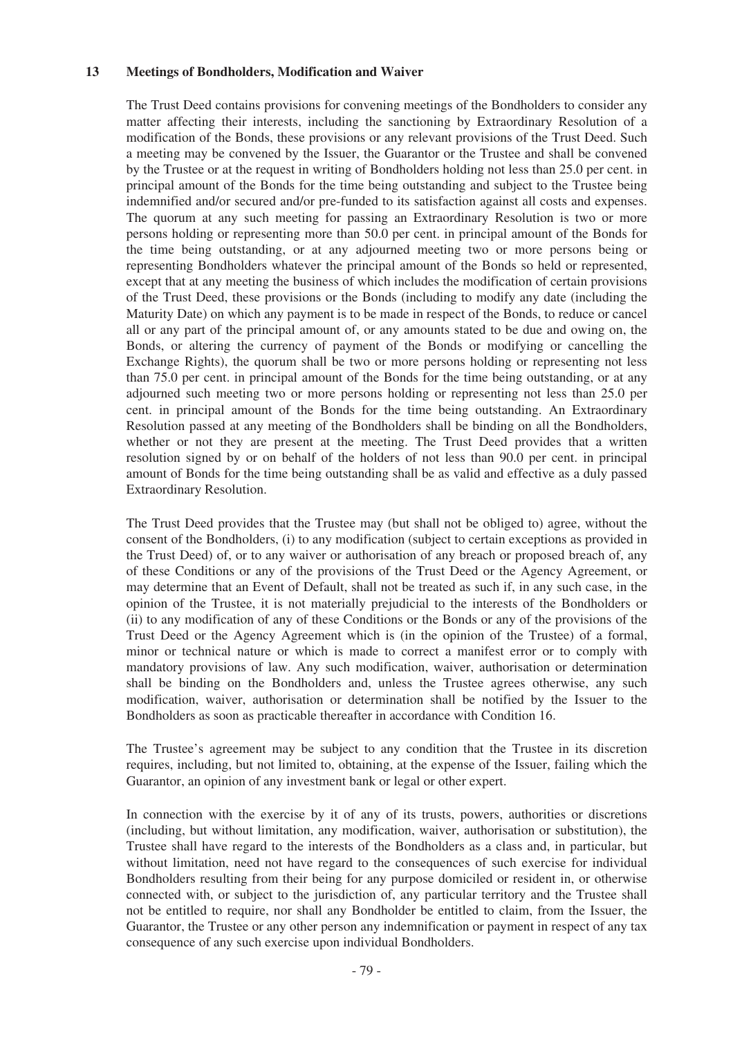## 13 Meetings of Bondholders, Modification and Waiver

The Trust Deed contains provisions for convening meetings of the Bondholders to consider any matter affecting their interests, including the sanctioning by Extraordinary Resolution of a modification of the Bonds, these provisions or any relevant provisions of the Trust Deed. Such a meeting may be convened by the Issuer, the Guarantor or the Trustee and shall be convened by the Trustee or at the request in writing of Bondholders holding not less than 25.0 per cent. in principal amount of the Bonds for the time being outstanding and subject to the Trustee being indemnified and/or secured and/or pre-funded to its satisfaction against all costs and expenses. The quorum at any such meeting for passing an Extraordinary Resolution is two or more persons holding or representing more than 50.0 per cent. in principal amount of the Bonds for the time being outstanding, or at any adjourned meeting two or more persons being or representing Bondholders whatever the principal amount of the Bonds so held or represented, except that at any meeting the business of which includes the modification of certain provisions of the Trust Deed, these provisions or the Bonds (including to modify any date (including the Maturity Date) on which any payment is to be made in respect of the Bonds, to reduce or cancel all or any part of the principal amount of, or any amounts stated to be due and owing on, the Bonds, or altering the currency of payment of the Bonds or modifying or cancelling the Exchange Rights), the quorum shall be two or more persons holding or representing not less than 75.0 per cent. in principal amount of the Bonds for the time being outstanding, or at any adjourned such meeting two or more persons holding or representing not less than 25.0 per cent. in principal amount of the Bonds for the time being outstanding. An Extraordinary Resolution passed at any meeting of the Bondholders shall be binding on all the Bondholders, whether or not they are present at the meeting. The Trust Deed provides that a written resolution signed by or on behalf of the holders of not less than 90.0 per cent. in principal amount of Bonds for the time being outstanding shall be as valid and effective as a duly passed Extraordinary Resolution.

The Trust Deed provides that the Trustee may (but shall not be obliged to) agree, without the consent of the Bondholders, (i) to any modification (subject to certain exceptions as provided in the Trust Deed) of, or to any waiver or authorisation of any breach or proposed breach of, any of these Conditions or any of the provisions of the Trust Deed or the Agency Agreement, or may determine that an Event of Default, shall not be treated as such if, in any such case, in the opinion of the Trustee, it is not materially prejudicial to the interests of the Bondholders or (ii) to any modification of any of these Conditions or the Bonds or any of the provisions of the Trust Deed or the Agency Agreement which is (in the opinion of the Trustee) of a formal, minor or technical nature or which is made to correct a manifest error or to comply with mandatory provisions of law. Any such modification, waiver, authorisation or determination shall be binding on the Bondholders and, unless the Trustee agrees otherwise, any such modification, waiver, authorisation or determination shall be notified by the Issuer to the Bondholders as soon as practicable thereafter in accordance with Condition 16.

The Trustee's agreement may be subject to any condition that the Trustee in its discretion requires, including, but not limited to, obtaining, at the expense of the Issuer, failing which the Guarantor, an opinion of any investment bank or legal or other expert.

In connection with the exercise by it of any of its trusts, powers, authorities or discretions (including, but without limitation, any modification, waiver, authorisation or substitution), the Trustee shall have regard to the interests of the Bondholders as a class and, in particular, but without limitation, need not have regard to the consequences of such exercise for individual Bondholders resulting from their being for any purpose domiciled or resident in, or otherwise connected with, or subject to the jurisdiction of, any particular territory and the Trustee shall not be entitled to require, nor shall any Bondholder be entitled to claim, from the Issuer, the Guarantor, the Trustee or any other person any indemnification or payment in respect of any tax consequence of any such exercise upon individual Bondholders.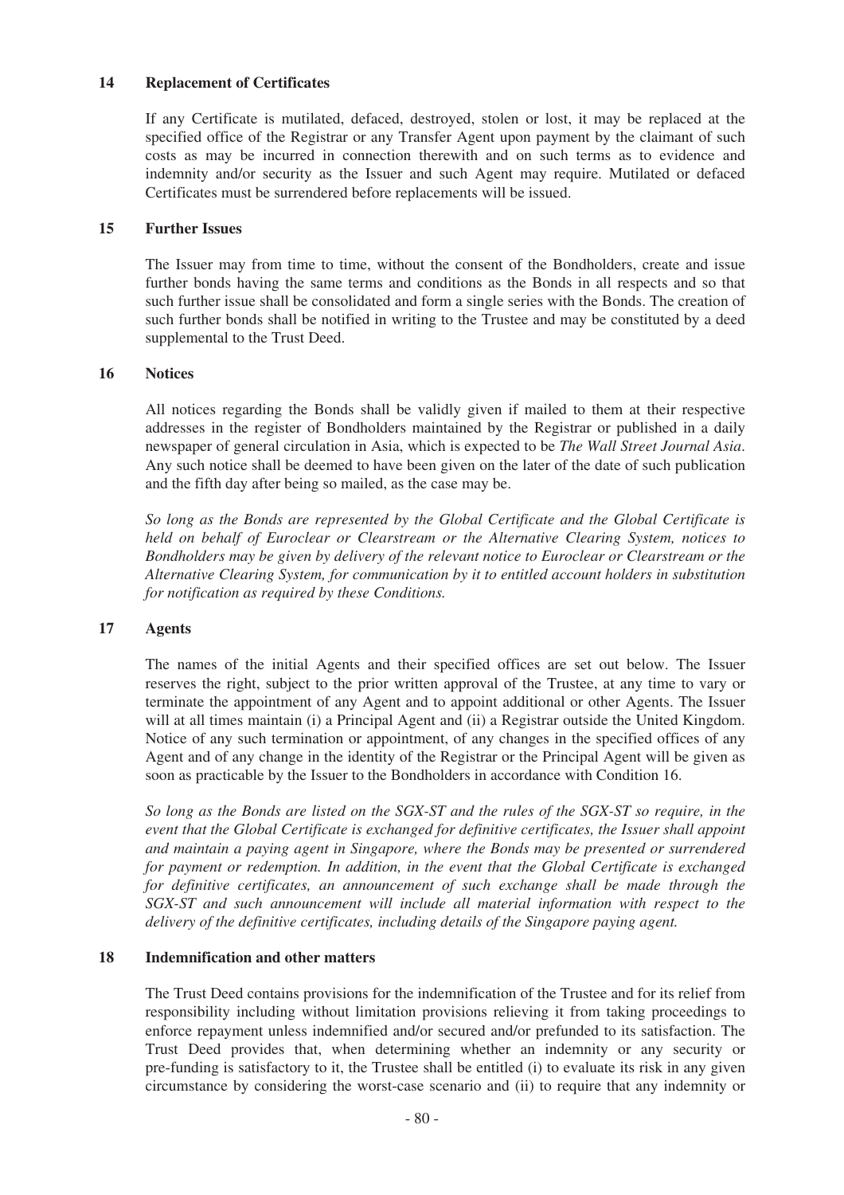## 14 Replacement of Certificates

If any Certificate is mutilated, defaced, destroyed, stolen or lost, it may be replaced at the specified office of the Registrar or any Transfer Agent upon payment by the claimant of such costs as may be incurred in connection therewith and on such terms as to evidence and indemnity and/or security as the Issuer and such Agent may require. Mutilated or defaced Certificates must be surrendered before replacements will be issued.

## 15 Further Issues

The Issuer may from time to time, without the consent of the Bondholders, create and issue further bonds having the same terms and conditions as the Bonds in all respects and so that such further issue shall be consolidated and form a single series with the Bonds. The creation of such further bonds shall be notified in writing to the Trustee and may be constituted by a deed supplemental to the Trust Deed.

## 16 Notices

All notices regarding the Bonds shall be validly given if mailed to them at their respective addresses in the register of Bondholders maintained by the Registrar or published in a daily newspaper of general circulation in Asia, which is expected to be *The Wall Street Journal Asia*. Any such notice shall be deemed to have been given on the later of the date of such publication and the fifth day after being so mailed, as the case may be.

*So long as the Bonds are represented by the Global Certificate and the Global Certificate is held on behalf of Euroclear or Clearstream or the Alternative Clearing System, notices to Bondholders may be given by delivery of the relevant notice to Euroclear or Clearstream or the Alternative Clearing System, for communication by it to entitled account holders in substitution for notification as required by these Conditions.*

## 17 Agents

The names of the initial Agents and their specified offices are set out below. The Issuer reserves the right, subject to the prior written approval of the Trustee, at any time to vary or terminate the appointment of any Agent and to appoint additional or other Agents. The Issuer will at all times maintain (i) a Principal Agent and (ii) a Registrar outside the United Kingdom. Notice of any such termination or appointment, of any changes in the specified offices of any Agent and of any change in the identity of the Registrar or the Principal Agent will be given as soon as practicable by the Issuer to the Bondholders in accordance with Condition 16.

*So long as the Bonds are listed on the SGX-ST and the rules of the SGX-ST so require, in the event that the Global Certificate is exchanged for definitive certificates, the Issuer shall appoint and maintain a paying agent in Singapore, where the Bonds may be presented or surrendered for payment or redemption. In addition, in the event that the Global Certificate is exchanged for definitive certificates, an announcement of such exchange shall be made through the SGX-ST and such announcement will include all material information with respect to the delivery of the definitive certificates, including details of the Singapore paying agent.*

## 18 Indemnification and other matters

The Trust Deed contains provisions for the indemnification of the Trustee and for its relief from responsibility including without limitation provisions relieving it from taking proceedings to enforce repayment unless indemnified and/or secured and/or prefunded to its satisfaction. The Trust Deed provides that, when determining whether an indemnity or any security or pre-funding is satisfactory to it, the Trustee shall be entitled (i) to evaluate its risk in any given circumstance by considering the worst-case scenario and (ii) to require that any indemnity or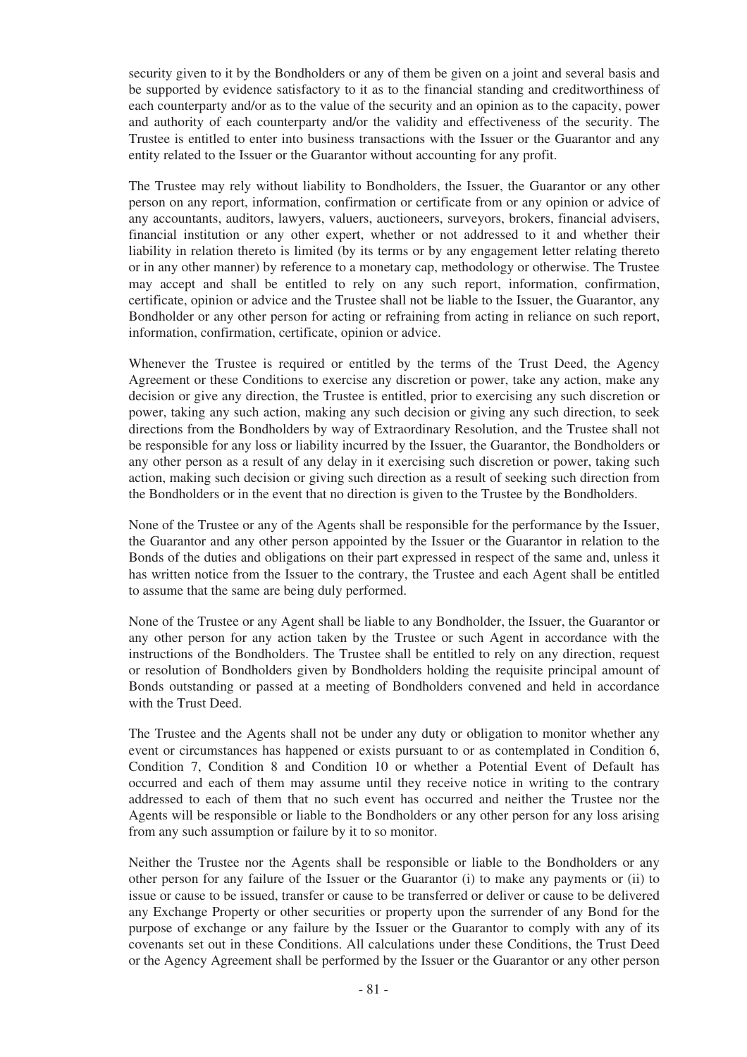security given to it by the Bondholders or any of them be given on a joint and several basis and be supported by evidence satisfactory to it as to the financial standing and creditworthiness of each counterparty and/or as to the value of the security and an opinion as to the capacity, power and authority of each counterparty and/or the validity and effectiveness of the security. The Trustee is entitled to enter into business transactions with the Issuer or the Guarantor and any entity related to the Issuer or the Guarantor without accounting for any profit.

The Trustee may rely without liability to Bondholders, the Issuer, the Guarantor or any other person on any report, information, confirmation or certificate from or any opinion or advice of any accountants, auditors, lawyers, valuers, auctioneers, surveyors, brokers, financial advisers, financial institution or any other expert, whether or not addressed to it and whether their liability in relation thereto is limited (by its terms or by any engagement letter relating thereto or in any other manner) by reference to a monetary cap, methodology or otherwise. The Trustee may accept and shall be entitled to rely on any such report, information, confirmation, certificate, opinion or advice and the Trustee shall not be liable to the Issuer, the Guarantor, any Bondholder or any other person for acting or refraining from acting in reliance on such report, information, confirmation, certificate, opinion or advice.

Whenever the Trustee is required or entitled by the terms of the Trust Deed, the Agency Agreement or these Conditions to exercise any discretion or power, take any action, make any decision or give any direction, the Trustee is entitled, prior to exercising any such discretion or power, taking any such action, making any such decision or giving any such direction, to seek directions from the Bondholders by way of Extraordinary Resolution, and the Trustee shall not be responsible for any loss or liability incurred by the Issuer, the Guarantor, the Bondholders or any other person as a result of any delay in it exercising such discretion or power, taking such action, making such decision or giving such direction as a result of seeking such direction from the Bondholders or in the event that no direction is given to the Trustee by the Bondholders.

None of the Trustee or any of the Agents shall be responsible for the performance by the Issuer, the Guarantor and any other person appointed by the Issuer or the Guarantor in relation to the Bonds of the duties and obligations on their part expressed in respect of the same and, unless it has written notice from the Issuer to the contrary, the Trustee and each Agent shall be entitled to assume that the same are being duly performed.

None of the Trustee or any Agent shall be liable to any Bondholder, the Issuer, the Guarantor or any other person for any action taken by the Trustee or such Agent in accordance with the instructions of the Bondholders. The Trustee shall be entitled to rely on any direction, request or resolution of Bondholders given by Bondholders holding the requisite principal amount of Bonds outstanding or passed at a meeting of Bondholders convened and held in accordance with the Trust Deed.

The Trustee and the Agents shall not be under any duty or obligation to monitor whether any event or circumstances has happened or exists pursuant to or as contemplated in Condition 6, Condition 7, Condition 8 and Condition 10 or whether a Potential Event of Default has occurred and each of them may assume until they receive notice in writing to the contrary addressed to each of them that no such event has occurred and neither the Trustee nor the Agents will be responsible or liable to the Bondholders or any other person for any loss arising from any such assumption or failure by it to so monitor.

Neither the Trustee nor the Agents shall be responsible or liable to the Bondholders or any other person for any failure of the Issuer or the Guarantor (i) to make any payments or (ii) to issue or cause to be issued, transfer or cause to be transferred or deliver or cause to be delivered any Exchange Property or other securities or property upon the surrender of any Bond for the purpose of exchange or any failure by the Issuer or the Guarantor to comply with any of its covenants set out in these Conditions. All calculations under these Conditions, the Trust Deed or the Agency Agreement shall be performed by the Issuer or the Guarantor or any other person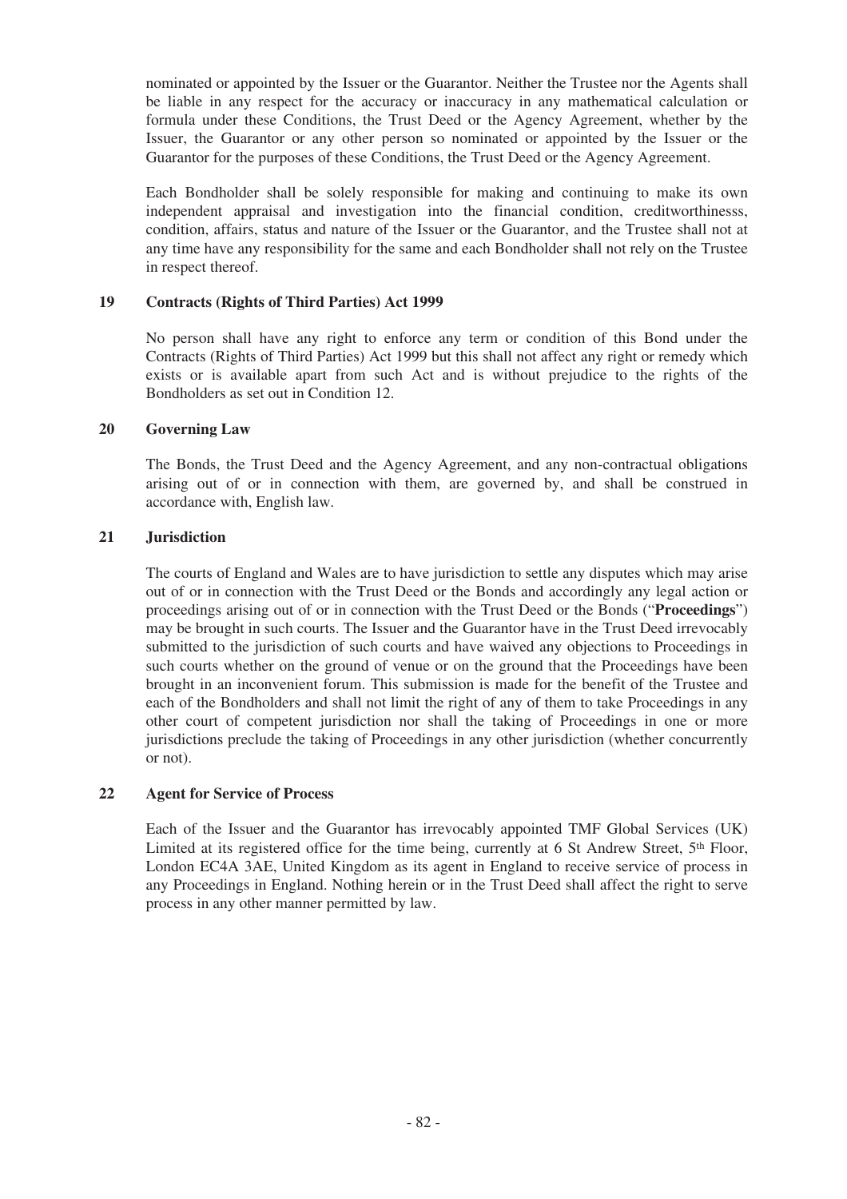nominated or appointed by the Issuer or the Guarantor. Neither the Trustee nor the Agents shall be liable in any respect for the accuracy or inaccuracy in any mathematical calculation or formula under these Conditions, the Trust Deed or the Agency Agreement, whether by the Issuer, the Guarantor or any other person so nominated or appointed by the Issuer or the Guarantor for the purposes of these Conditions, the Trust Deed or the Agency Agreement.

Each Bondholder shall be solely responsible for making and continuing to make its own independent appraisal and investigation into the financial condition, creditworthinesss, condition, affairs, status and nature of the Issuer or the Guarantor, and the Trustee shall not at any time have any responsibility for the same and each Bondholder shall not rely on the Trustee in respect thereof.

## 19 Contracts (Rights of Third Parties) Act 1999

No person shall have any right to enforce any term or condition of this Bond under the Contracts (Rights of Third Parties) Act 1999 but this shall not affect any right or remedy which exists or is available apart from such Act and is without prejudice to the rights of the Bondholders as set out in Condition 12.

## 20 Governing Law

The Bonds, the Trust Deed and the Agency Agreement, and any non-contractual obligations arising out of or in connection with them, are governed by, and shall be construed in accordance with, English law.

## 21 Jurisdiction

The courts of England and Wales are to have jurisdiction to settle any disputes which may arise out of or in connection with the Trust Deed or the Bonds and accordingly any legal action or proceedings arising out of or in connection with the Trust Deed or the Bonds ("**Proceedings**") may be brought in such courts. The Issuer and the Guarantor have in the Trust Deed irrevocably submitted to the jurisdiction of such courts and have waived any objections to Proceedings in such courts whether on the ground of venue or on the ground that the Proceedings have been brought in an inconvenient forum. This submission is made for the benefit of the Trustee and each of the Bondholders and shall not limit the right of any of them to take Proceedings in any other court of competent jurisdiction nor shall the taking of Proceedings in one or more jurisdictions preclude the taking of Proceedings in any other jurisdiction (whether concurrently or not).

## 22 Agent for Service of Process

Each of the Issuer and the Guarantor has irrevocably appointed TMF Global Services (UK) Limited at its registered office for the time being, currently at 6 St Andrew Street, 5th Floor, London EC4A 3AE, United Kingdom as its agent in England to receive service of process in any Proceedings in England. Nothing herein or in the Trust Deed shall affect the right to serve process in any other manner permitted by law.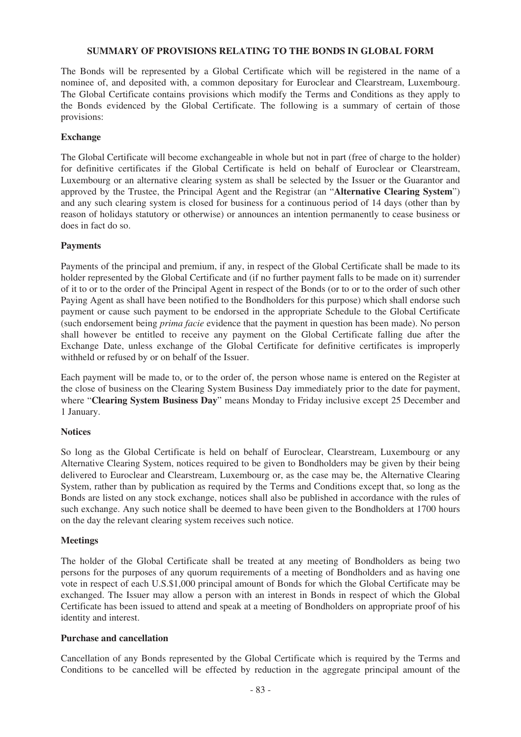## SUMMARY OF PROVISIONS RELATING TO THE BONDS IN GLOBAL FORM

The Bonds will be represented by a Global Certificate which will be registered in the name of a nominee of, and deposited with, a common depositary for Euroclear and Clearstream, Luxembourg. The Global Certificate contains provisions which modify the Terms and Conditions as they apply to the Bonds evidenced by the Global Certificate. The following is a summary of certain of those provisions:

### Exchange

The Global Certificate will become exchangeable in whole but not in part (free of charge to the holder) for definitive certificates if the Global Certificate is held on behalf of Euroclear or Clearstream, Luxembourg or an alternative clearing system as shall be selected by the Issuer or the Guarantor and approved by the Trustee, the Principal Agent and the Registrar (an "**Alternative Clearing System**") and any such clearing system is closed for business for a continuous period of 14 days (other than by reason of holidays statutory or otherwise) or announces an intention permanently to cease business or does in fact do so.

### Payments

Payments of the principal and premium, if any, in respect of the Global Certificate shall be made to its holder represented by the Global Certificate and (if no further payment falls to be made on it) surrender of it to or to the order of the Principal Agent in respect of the Bonds (or to or to the order of such other Paying Agent as shall have been notified to the Bondholders for this purpose) which shall endorse such payment or cause such payment to be endorsed in the appropriate Schedule to the Global Certificate (such endorsement being *prima facie* evidence that the payment in question has been made). No person shall however be entitled to receive any payment on the Global Certificate falling due after the Exchange Date, unless exchange of the Global Certificate for definitive certificates is improperly withheld or refused by or on behalf of the Issuer.

Each payment will be made to, or to the order of, the person whose name is entered on the Register at the close of business on the Clearing System Business Day immediately prior to the date for payment, where "**Clearing System Business Day**" means Monday to Friday inclusive except 25 December and 1 January.

### Notices

So long as the Global Certificate is held on behalf of Euroclear, Clearstream, Luxembourg or any Alternative Clearing System, notices required to be given to Bondholders may be given by their being delivered to Euroclear and Clearstream, Luxembourg or, as the case may be, the Alternative Clearing System, rather than by publication as required by the Terms and Conditions except that, so long as the Bonds are listed on any stock exchange, notices shall also be published in accordance with the rules of such exchange. Any such notice shall be deemed to have been given to the Bondholders at 1700 hours on the day the relevant clearing system receives such notice.

### Meetings

The holder of the Global Certificate shall be treated at any meeting of Bondholders as being two persons for the purposes of any quorum requirements of a meeting of Bondholders and as having one vote in respect of each U.S.$1,000 principal amount of Bonds for which the Global Certificate may be exchanged. The Issuer may allow a person with an interest in Bonds in respect of which the Global Certificate has been issued to attend and speak at a meeting of Bondholders on appropriate proof of his identity and interest.

### Purchase and cancellation

Cancellation of any Bonds represented by the Global Certificate which is required by the Terms and Conditions to be cancelled will be effected by reduction in the aggregate principal amount of the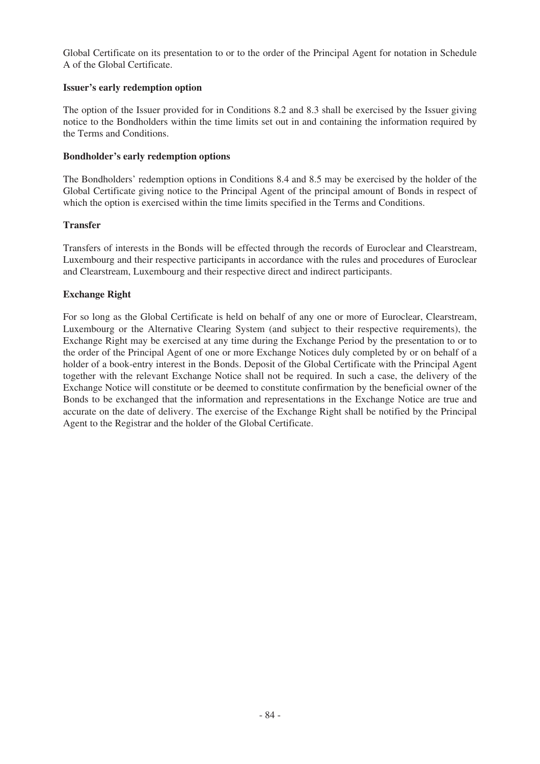Global Certificate on its presentation to or to the order of the Principal Agent for notation in Schedule A of the Global Certificate.

**Issuer's early redemption option**

The option of the Issuer provided for in Conditions 8.2 and 8.3 shall be exercised by the Issuer giving notice to the Bondholders within the time limits set out in and containing the information required by the Terms and Conditions.

**Bondholder's early redemption options**

The Bondholders' redemption options in Conditions 8.4 and 8.5 may be exercised by the holder of the Global Certificate giving notice to the Principal Agent of the principal amount of Bonds in respect of which the option is exercised within the time limits specified in the Terms and Conditions.

**Transfer**

Transfers of interests in the Bonds will be effected through the records of Euroclear and Clearstream, Luxembourg and their respective participants in accordance with the rules and procedures of Euroclear and Clearstream, Luxembourg and their respective direct and indirect participants.

**Exchange Right**

For so long as the Global Certificate is held on behalf of any one or more of Euroclear, Clearstream, Luxembourg or the Alternative Clearing System (and subject to their respective requirements), the Exchange Right may be exercised at any time during the Exchange Period by the presentation to or to the order of the Principal Agent of one or more Exchange Notices duly completed by or on behalf of a holder of a book-entry interest in the Bonds. Deposit of the Global Certificate with the Principal Agent together with the relevant Exchange Notice shall not be required. In such a case, the delivery of the Exchange Notice will constitute or be deemed to constitute confirmation by the beneficial owner of the Bonds to be exchanged that the information and representations in the Exchange Notice are true and accurate on the date of delivery. The exercise of the Exchange Right shall be notified by the Principal Agent to the Registrar and the holder of the Global Certificate.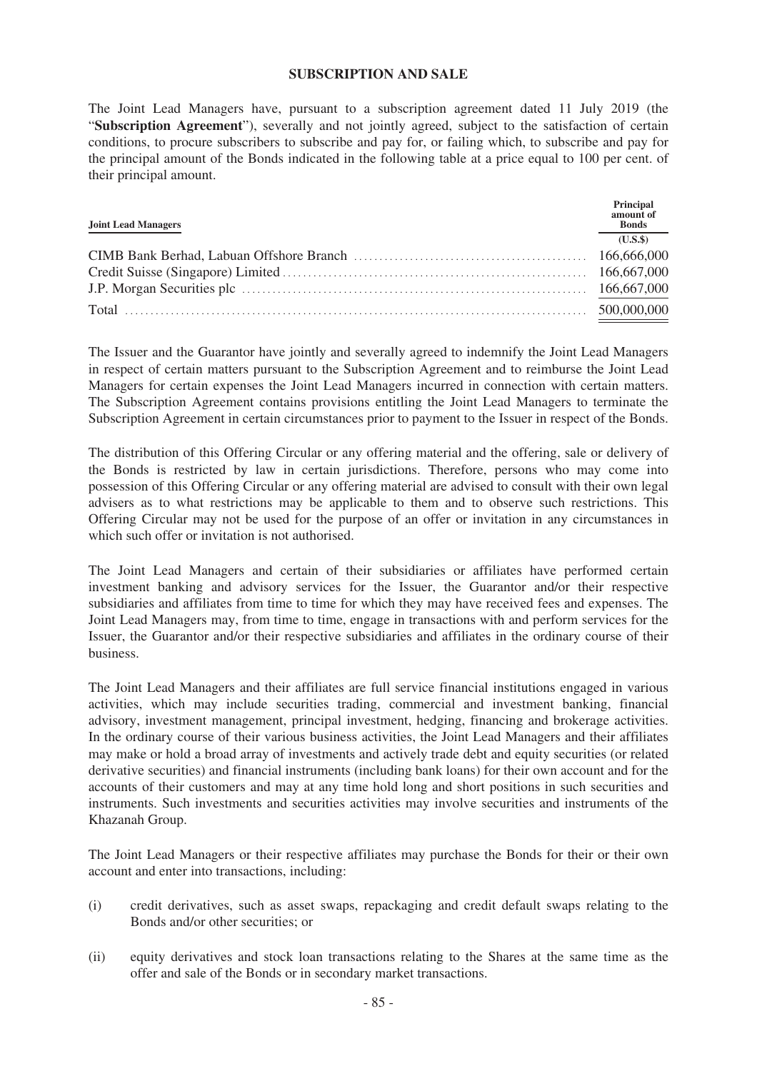## SUBSCRIPTION AND SALE

The Joint Lead Managers have, pursuant to a subscription agreement dated 11 July 2019 (the "**Subscription Agreement**"), severally and not jointly agreed, subject to the satisfaction of certain conditions, to procure subscribers to subscribe and pay for, or failing which, to subscribe and pay for the principal amount of the Bonds indicated in the following table at a price equal to 100 per cent. of their principal amount.

| Joint Lead Managers | Principal amount of Bonds |
|---|---|
| | (U.S.$) |
| CIMB Bank Berhad, Labuan Offshore Branch | 166,666,000 |
| Credit Suisse (Singapore) Limited | 166,667,000 |
| J.P. Morgan Securities plc | 166,667,000 |
| Total | 500,000,000 |

The Issuer and the Guarantor have jointly and severally agreed to indemnify the Joint Lead Managers in respect of certain matters pursuant to the Subscription Agreement and to reimburse the Joint Lead Managers for certain expenses the Joint Lead Managers incurred in connection with certain matters. The Subscription Agreement contains provisions entitling the Joint Lead Managers to terminate the Subscription Agreement in certain circumstances prior to payment to the Issuer in respect of the Bonds.

The distribution of this Offering Circular or any offering material and the offering, sale or delivery of the Bonds is restricted by law in certain jurisdictions. Therefore, persons who may come into possession of this Offering Circular or any offering material are advised to consult with their own legal advisers as to what restrictions may be applicable to them and to observe such restrictions. This Offering Circular may not be used for the purpose of an offer or invitation in any circumstances in which such offer or invitation is not authorised.

The Joint Lead Managers and certain of their subsidiaries or affiliates have performed certain investment banking and advisory services for the Issuer, the Guarantor and/or their respective subsidiaries and affiliates from time to time for which they may have received fees and expenses. The Joint Lead Managers may, from time to time, engage in transactions with and perform services for the Issuer, the Guarantor and/or their respective subsidiaries and affiliates in the ordinary course of their business.

The Joint Lead Managers and their affiliates are full service financial institutions engaged in various activities, which may include securities trading, commercial and investment banking, financial advisory, investment management, principal investment, hedging, financing and brokerage activities. In the ordinary course of their various business activities, the Joint Lead Managers and their affiliates may make or hold a broad array of investments and actively trade debt and equity securities (or related derivative securities) and financial instruments (including bank loans) for their own account and for the accounts of their customers and may at any time hold long and short positions in such securities and instruments. Such investments and securities activities may involve securities and instruments of the Khazanah Group.

The Joint Lead Managers or their respective affiliates may purchase the Bonds for their or their own account and enter into transactions, including:

(i) credit derivatives, such as asset swaps, repackaging and credit default swaps relating to the Bonds and/or other securities; or

(ii) equity derivatives and stock loan transactions relating to the Shares at the same time as the offer and sale of the Bonds or in secondary market transactions.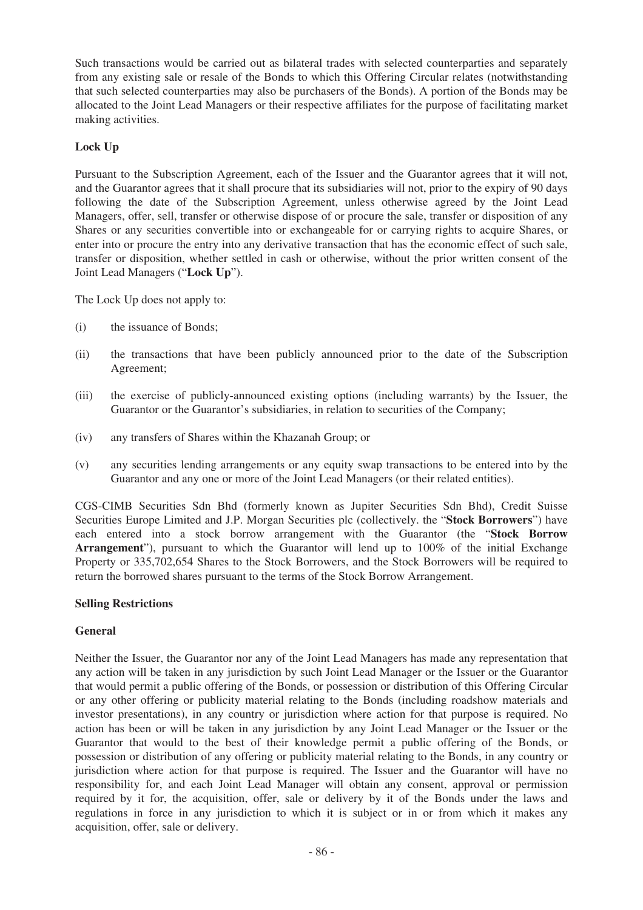Such transactions would be carried out as bilateral trades with selected counterparties and separately from any existing sale or resale of the Bonds to which this Offering Circular relates (notwithstanding that such selected counterparties may also be purchasers of the Bonds). A portion of the Bonds may be allocated to the Joint Lead Managers or their respective affiliates for the purpose of facilitating market making activities.

**Lock Up**

Pursuant to the Subscription Agreement, each of the Issuer and the Guarantor agrees that it will not, and the Guarantor agrees that it shall procure that its subsidiaries will not, prior to the expiry of 90 days following the date of the Subscription Agreement, unless otherwise agreed by the Joint Lead Managers, offer, sell, transfer or otherwise dispose of or procure the sale, transfer or disposition of any Shares or any securities convertible into or exchangeable for or carrying rights to acquire Shares, or enter into or procure the entry into any derivative transaction that has the economic effect of such sale, transfer or disposition, whether settled in cash or otherwise, without the prior written consent of the Joint Lead Managers ("**Lock Up**").

The Lock Up does not apply to:

(i) the issuance of Bonds;

(ii) the transactions that have been publicly announced prior to the date of the Subscription Agreement;

(iii) the exercise of publicly-announced existing options (including warrants) by the Issuer, the Guarantor or the Guarantor's subsidiaries, in relation to securities of the Company;

(iv) any transfers of Shares within the Khazanah Group; or

(v) any securities lending arrangements or any equity swap transactions to be entered into by the Guarantor and any one or more of the Joint Lead Managers (or their related entities).

CGS-CIMB Securities Sdn Bhd (formerly known as Jupiter Securities Sdn Bhd), Credit Suisse Securities Europe Limited and J.P. Morgan Securities plc (collectively. the "**Stock Borrowers**") have each entered into a stock borrow arrangement with the Guarantor (the "**Stock Borrow Arrangement**"), pursuant to which the Guarantor will lend up to 100% of the initial Exchange Property or 335,702,654 Shares to the Stock Borrowers, and the Stock Borrowers will be required to return the borrowed shares pursuant to the terms of the Stock Borrow Arrangement.

**Selling Restrictions**

**General**

Neither the Issuer, the Guarantor nor any of the Joint Lead Managers has made any representation that any action will be taken in any jurisdiction by such Joint Lead Manager or the Issuer or the Guarantor that would permit a public offering of the Bonds, or possession or distribution of this Offering Circular or any other offering or publicity material relating to the Bonds (including roadshow materials and investor presentations), in any country or jurisdiction where action for that purpose is required. No action has been or will be taken in any jurisdiction by any Joint Lead Manager or the Issuer or the Guarantor that would to the best of their knowledge permit a public offering of the Bonds, or possession or distribution of any offering or publicity material relating to the Bonds, in any country or jurisdiction where action for that purpose is required. The Issuer and the Guarantor will have no responsibility for, and each Joint Lead Manager will obtain any consent, approval or permission required by it for, the acquisition, offer, sale or delivery by it of the Bonds under the laws and regulations in force in any jurisdiction to which it is subject or in or from which it makes any acquisition, offer, sale or delivery.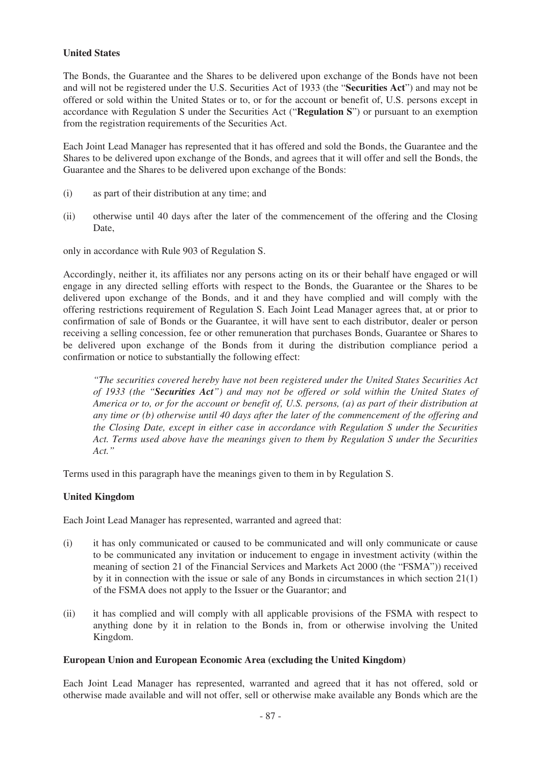**United States**

The Bonds, the Guarantee and the Shares to be delivered upon exchange of the Bonds have not been and will not be registered under the U.S. Securities Act of 1933 (the "**Securities Act**") and may not be offered or sold within the United States or to, or for the account or benefit of, U.S. persons except in accordance with Regulation S under the Securities Act ("**Regulation S**") or pursuant to an exemption from the registration requirements of the Securities Act.

Each Joint Lead Manager has represented that it has offered and sold the Bonds, the Guarantee and the Shares to be delivered upon exchange of the Bonds, and agrees that it will offer and sell the Bonds, the Guarantee and the Shares to be delivered upon exchange of the Bonds:

(i) as part of their distribution at any time; and

(ii) otherwise until 40 days after the later of the commencement of the offering and the Closing Date,

only in accordance with Rule 903 of Regulation S.

Accordingly, neither it, its affiliates nor any persons acting on its or their behalf have engaged or will engage in any directed selling efforts with respect to the Bonds, the Guarantee or the Shares to be delivered upon exchange of the Bonds, and it and they have complied and will comply with the offering restrictions requirement of Regulation S. Each Joint Lead Manager agrees that, at or prior to confirmation of sale of Bonds or the Guarantee, it will have sent to each distributor, dealer or person receiving a selling concession, fee or other remuneration that purchases Bonds, Guarantee or Shares to be delivered upon exchange of the Bonds from it during the distribution compliance period a confirmation or notice to substantially the following effect:

> *"The securities covered hereby have not been registered under the United States Securities Act of 1933 (the "**Securities Act**") and may not be offered or sold within the United States of America or to, or for the account or benefit of, U.S. persons, (a) as part of their distribution at any time or (b) otherwise until 40 days after the later of the commencement of the offering and the Closing Date, except in either case in accordance with Regulation S under the Securities Act. Terms used above have the meanings given to them by Regulation S under the Securities Act."*

Terms used in this paragraph have the meanings given to them in by Regulation S.

**United Kingdom**

Each Joint Lead Manager has represented, warranted and agreed that:

(i) it has only communicated or caused to be communicated and will only communicate or cause to be communicated any invitation or inducement to engage in investment activity (within the meaning of section 21 of the Financial Services and Markets Act 2000 (the "FSMA")) received by it in connection with the issue or sale of any Bonds in circumstances in which section 21(1) of the FSMA does not apply to the Issuer or the Guarantor; and

(ii) it has complied and will comply with all applicable provisions of the FSMA with respect to anything done by it in relation to the Bonds in, from or otherwise involving the United Kingdom.

**European Union and European Economic Area (excluding the United Kingdom)**

Each Joint Lead Manager has represented, warranted and agreed that it has not offered, sold or otherwise made available and will not offer, sell or otherwise make available any Bonds which are the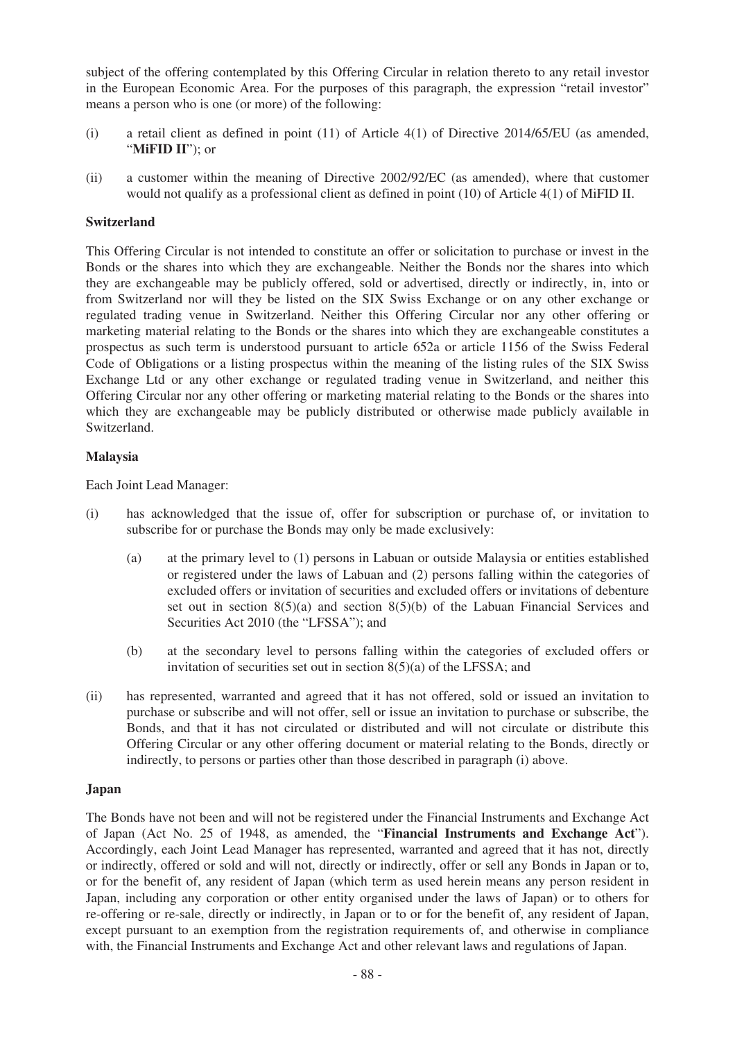subject of the offering contemplated by this Offering Circular in relation thereto to any retail investor in the European Economic Area. For the purposes of this paragraph, the expression "retail investor" means a person who is one (or more) of the following:

(i) a retail client as defined in point (11) of Article 4(1) of Directive 2014/65/EU (as amended, "**MiFID II**"); or

(ii) a customer within the meaning of Directive 2002/92/EC (as amended), where that customer would not qualify as a professional client as defined in point (10) of Article 4(1) of MiFID II.

**Switzerland**

This Offering Circular is not intended to constitute an offer or solicitation to purchase or invest in the Bonds or the shares into which they are exchangeable. Neither the Bonds nor the shares into which they are exchangeable may be publicly offered, sold or advertised, directly or indirectly, in, into or from Switzerland nor will they be listed on the SIX Swiss Exchange or on any other exchange or regulated trading venue in Switzerland. Neither this Offering Circular nor any other offering or marketing material relating to the Bonds or the shares into which they are exchangeable constitutes a prospectus as such term is understood pursuant to article 652a or article 1156 of the Swiss Federal Code of Obligations or a listing prospectus within the meaning of the listing rules of the SIX Swiss Exchange Ltd or any other exchange or regulated trading venue in Switzerland, and neither this Offering Circular nor any other offering or marketing material relating to the Bonds or the shares into which they are exchangeable may be publicly distributed or otherwise made publicly available in Switzerland.

**Malaysia**

Each Joint Lead Manager:

(i) has acknowledged that the issue of, offer for subscription or purchase of, or invitation to subscribe for or purchase the Bonds may only be made exclusively:

   (a) at the primary level to (1) persons in Labuan or outside Malaysia or entities established or registered under the laws of Labuan and (2) persons falling within the categories of excluded offers or invitation of securities and excluded offers or invitations of debenture set out in section 8(5)(a) and section 8(5)(b) of the Labuan Financial Services and Securities Act 2010 (the "LFSSA"); and

   (b) at the secondary level to persons falling within the categories of excluded offers or invitation of securities set out in section 8(5)(a) of the LFSSA; and

(ii) has represented, warranted and agreed that it has not offered, sold or issued an invitation to purchase or subscribe and will not offer, sell or issue an invitation to purchase or subscribe, the Bonds, and that it has not circulated or distributed and will not circulate or distribute this Offering Circular or any other offering document or material relating to the Bonds, directly or indirectly, to persons or parties other than those described in paragraph (i) above.

**Japan**

The Bonds have not been and will not be registered under the Financial Instruments and Exchange Act of Japan (Act No. 25 of 1948, as amended, the "**Financial Instruments and Exchange Act**"). Accordingly, each Joint Lead Manager has represented, warranted and agreed that it has not, directly or indirectly, offered or sold and will not, directly or indirectly, offer or sell any Bonds in Japan or to, or for the benefit of, any resident of Japan (which term as used herein means any person resident in Japan, including any corporation or other entity organised under the laws of Japan) or to others for re-offering or re-sale, directly or indirectly, in Japan or to or for the benefit of, any resident of Japan, except pursuant to an exemption from the registration requirements of, and otherwise in compliance with, the Financial Instruments and Exchange Act and other relevant laws and regulations of Japan.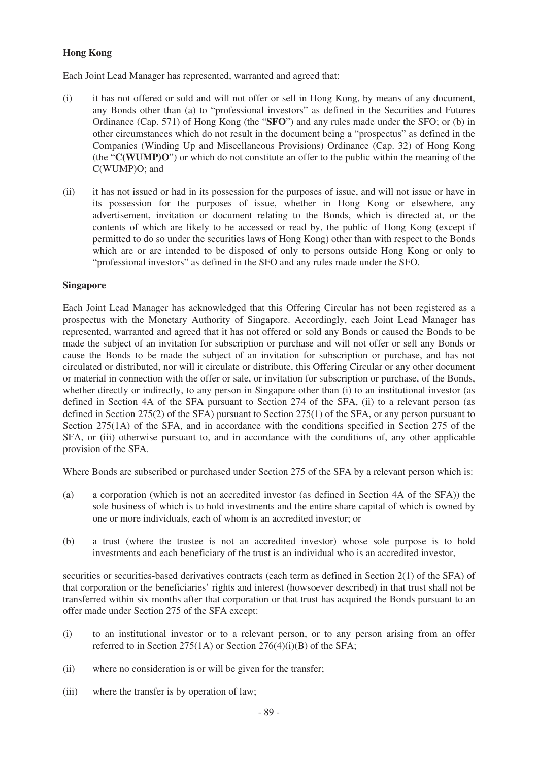**Hong Kong**

Each Joint Lead Manager has represented, warranted and agreed that:

(i) it has not offered or sold and will not offer or sell in Hong Kong, by means of any document, any Bonds other than (a) to "professional investors" as defined in the Securities and Futures Ordinance (Cap. 571) of Hong Kong (the "**SFO**") and any rules made under the SFO; or (b) in other circumstances which do not result in the document being a "prospectus" as defined in the Companies (Winding Up and Miscellaneous Provisions) Ordinance (Cap. 32) of Hong Kong (the "**C(WUMP)O**") or which do not constitute an offer to the public within the meaning of the C(WUMP)O; and

(ii) it has not issued or had in its possession for the purposes of issue, and will not issue or have in its possession for the purposes of issue, whether in Hong Kong or elsewhere, any advertisement, invitation or document relating to the Bonds, which is directed at, or the contents of which are likely to be accessed or read by, the public of Hong Kong (except if permitted to do so under the securities laws of Hong Kong) other than with respect to the Bonds which are or are intended to be disposed of only to persons outside Hong Kong or only to "professional investors" as defined in the SFO and any rules made under the SFO.

**Singapore**

Each Joint Lead Manager has acknowledged that this Offering Circular has not been registered as a prospectus with the Monetary Authority of Singapore. Accordingly, each Joint Lead Manager has represented, warranted and agreed that it has not offered or sold any Bonds or caused the Bonds to be made the subject of an invitation for subscription or purchase and will not offer or sell any Bonds or cause the Bonds to be made the subject of an invitation for subscription or purchase, and has not circulated or distributed, nor will it circulate or distribute, this Offering Circular or any other document or material in connection with the offer or sale, or invitation for subscription or purchase, of the Bonds, whether directly or indirectly, to any person in Singapore other than (i) to an institutional investor (as defined in Section 4A of the SFA pursuant to Section 274 of the SFA, (ii) to a relevant person (as defined in Section 275(2) of the SFA) pursuant to Section 275(1) of the SFA, or any person pursuant to Section 275(1A) of the SFA, and in accordance with the conditions specified in Section 275 of the SFA, or (iii) otherwise pursuant to, and in accordance with the conditions of, any other applicable provision of the SFA.

Where Bonds are subscribed or purchased under Section 275 of the SFA by a relevant person which is:

(a) a corporation (which is not an accredited investor (as defined in Section 4A of the SFA)) the sole business of which is to hold investments and the entire share capital of which is owned by one or more individuals, each of whom is an accredited investor; or

(b) a trust (where the trustee is not an accredited investor) whose sole purpose is to hold investments and each beneficiary of the trust is an individual who is an accredited investor,

securities or securities-based derivatives contracts (each term as defined in Section 2(1) of the SFA) of that corporation or the beneficiaries' rights and interest (howsoever described) in that trust shall not be transferred within six months after that corporation or that trust has acquired the Bonds pursuant to an offer made under Section 275 of the SFA except:

(i) to an institutional investor or to a relevant person, or to any person arising from an offer referred to in Section 275(1A) or Section 276(4)(i)(B) of the SFA;

(ii) where no consideration is or will be given for the transfer;

(iii) where the transfer is by operation of law;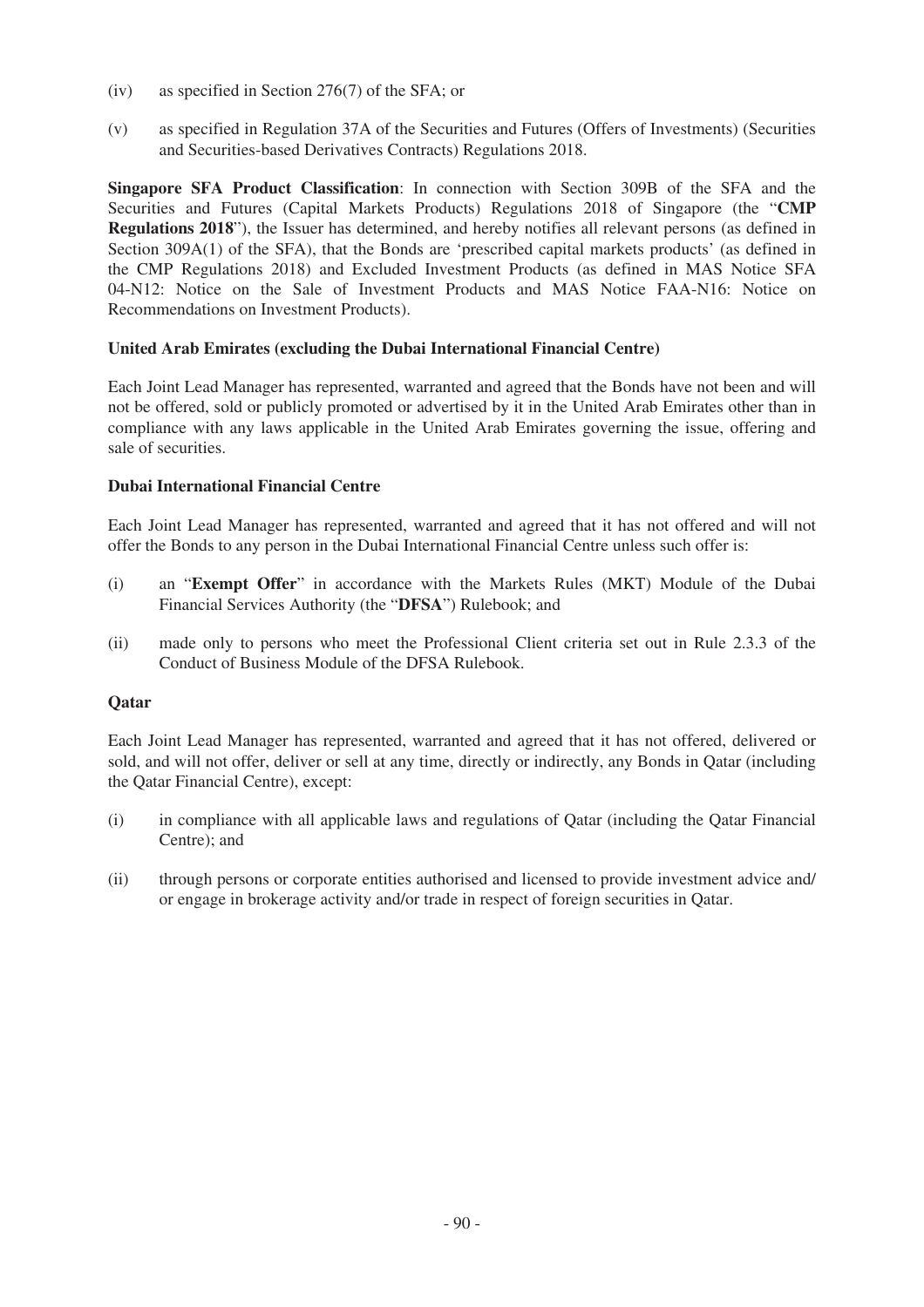(iv) as specified in Section 276(7) of the SFA; or

(v) as specified in Regulation 37A of the Securities and Futures (Offers of Investments) (Securities and Securities-based Derivatives Contracts) Regulations 2018.

**Singapore SFA Product Classification**: In connection with Section 309B of the SFA and the Securities and Futures (Capital Markets Products) Regulations 2018 of Singapore (the "**CMP Regulations 2018**"), the Issuer has determined, and hereby notifies all relevant persons (as defined in Section 309A(1) of the SFA), that the Bonds are 'prescribed capital markets products' (as defined in the CMP Regulations 2018) and Excluded Investment Products (as defined in MAS Notice SFA 04-N12: Notice on the Sale of Investment Products and MAS Notice FAA-N16: Notice on Recommendations on Investment Products).

**United Arab Emirates (excluding the Dubai International Financial Centre)**

Each Joint Lead Manager has represented, warranted and agreed that the Bonds have not been and will not be offered, sold or publicly promoted or advertised by it in the United Arab Emirates other than in compliance with any laws applicable in the United Arab Emirates governing the issue, offering and sale of securities.

**Dubai International Financial Centre**

Each Joint Lead Manager has represented, warranted and agreed that it has not offered and will not offer the Bonds to any person in the Dubai International Financial Centre unless such offer is:

(i) an "**Exempt Offer**" in accordance with the Markets Rules (MKT) Module of the Dubai Financial Services Authority (the "**DFSA**") Rulebook; and

(ii) made only to persons who meet the Professional Client criteria set out in Rule 2.3.3 of the Conduct of Business Module of the DFSA Rulebook.

**Qatar**

Each Joint Lead Manager has represented, warranted and agreed that it has not offered, delivered or sold, and will not offer, deliver or sell at any time, directly or indirectly, any Bonds in Qatar (including the Qatar Financial Centre), except:

(i) in compliance with all applicable laws and regulations of Qatar (including the Qatar Financial Centre); and

(ii) through persons or corporate entities authorised and licensed to provide investment advice and/ or engage in brokerage activity and/or trade in respect of foreign securities in Qatar.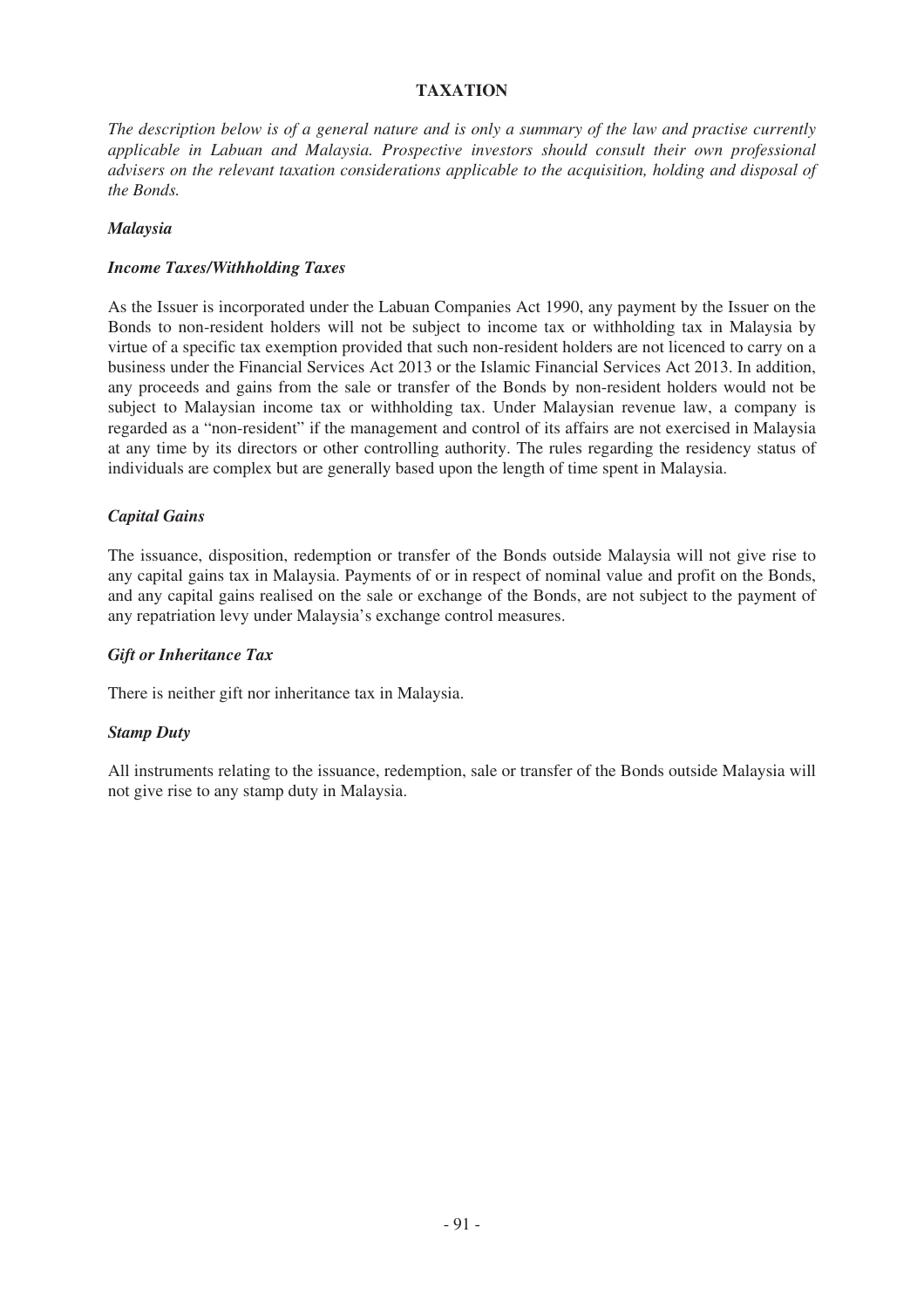# TAXATION

*The description below is of a general nature and is only a summary of the law and practise currently applicable in Labuan and Malaysia. Prospective investors should consult their own professional advisers on the relevant taxation considerations applicable to the acquisition, holding and disposal of the Bonds.*

## *Malaysia*

### *Income Taxes/Withholding Taxes*

As the Issuer is incorporated under the Labuan Companies Act 1990, any payment by the Issuer on the Bonds to non-resident holders will not be subject to income tax or withholding tax in Malaysia by virtue of a specific tax exemption provided that such non-resident holders are not licenced to carry on a business under the Financial Services Act 2013 or the Islamic Financial Services Act 2013. In addition, any proceeds and gains from the sale or transfer of the Bonds by non-resident holders would not be subject to Malaysian income tax or withholding tax. Under Malaysian revenue law, a company is regarded as a "non-resident" if the management and control of its affairs are not exercised in Malaysia at any time by its directors or other controlling authority. The rules regarding the residency status of individuals are complex but are generally based upon the length of time spent in Malaysia.

### *Capital Gains*

The issuance, disposition, redemption or transfer of the Bonds outside Malaysia will not give rise to any capital gains tax in Malaysia. Payments of or in respect of nominal value and profit on the Bonds, and any capital gains realised on the sale or exchange of the Bonds, are not subject to the payment of any repatriation levy under Malaysia's exchange control measures.

### *Gift or Inheritance Tax*

There is neither gift nor inheritance tax in Malaysia.

### *Stamp Duty*

All instruments relating to the issuance, redemption, sale or transfer of the Bonds outside Malaysia will not give rise to any stamp duty in Malaysia.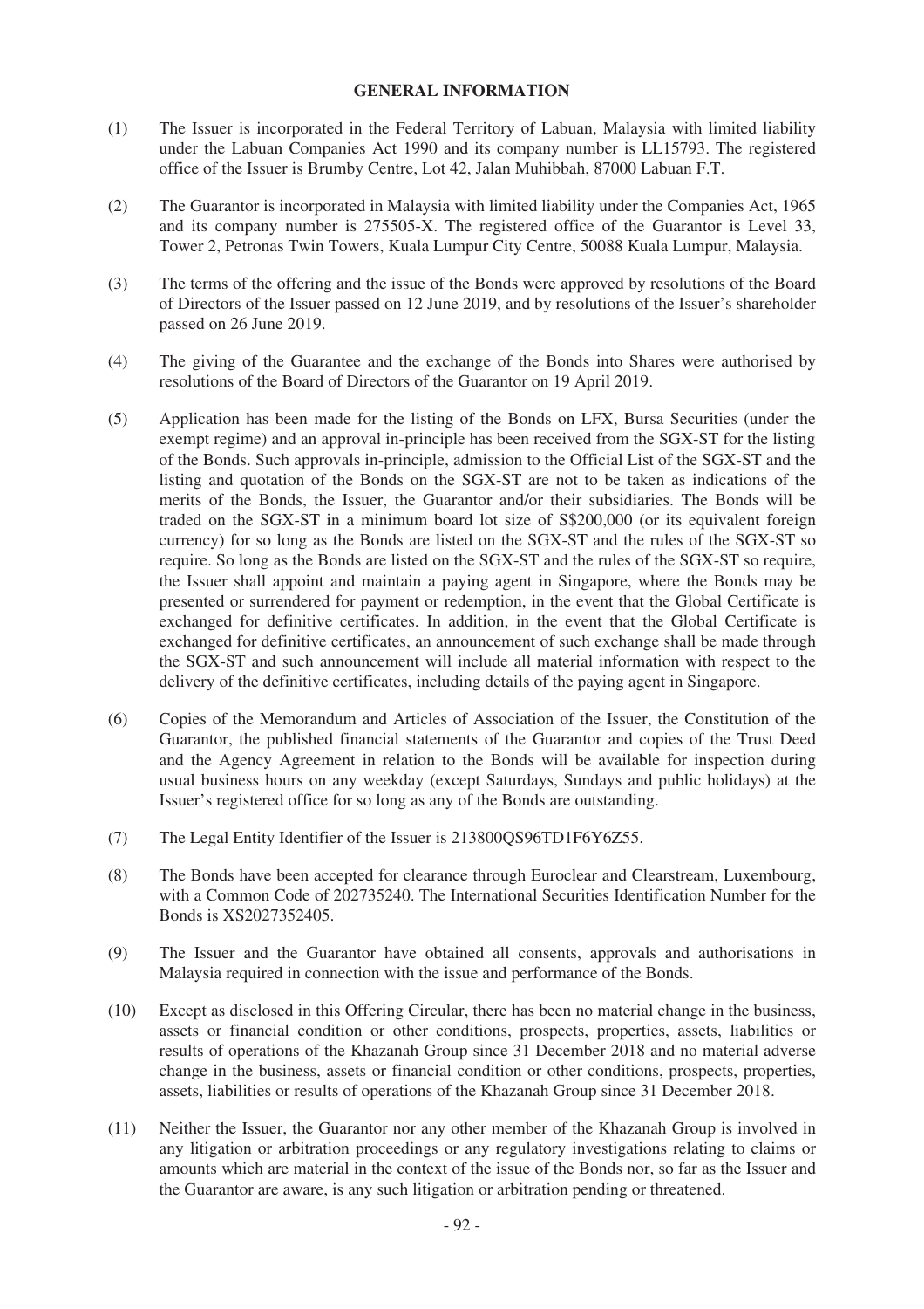## GENERAL INFORMATION

(1) The Issuer is incorporated in the Federal Territory of Labuan, Malaysia with limited liability under the Labuan Companies Act 1990 and its company number is LL15793. The registered office of the Issuer is Brumby Centre, Lot 42, Jalan Muhibbah, 87000 Labuan F.T.

(2) The Guarantor is incorporated in Malaysia with limited liability under the Companies Act, 1965 and its company number is 275505-X. The registered office of the Guarantor is Level 33, Tower 2, Petronas Twin Towers, Kuala Lumpur City Centre, 50088 Kuala Lumpur, Malaysia.

(3) The terms of the offering and the issue of the Bonds were approved by resolutions of the Board of Directors of the Issuer passed on 12 June 2019, and by resolutions of the Issuer's shareholder passed on 26 June 2019.

(4) The giving of the Guarantee and the exchange of the Bonds into Shares were authorised by resolutions of the Board of Directors of the Guarantor on 19 April 2019.

(5) Application has been made for the listing of the Bonds on LFX, Bursa Securities (under the exempt regime) and an approval in-principle has been received from the SGX-ST for the listing of the Bonds. Such approvals in-principle, admission to the Official List of the SGX-ST and the listing and quotation of the Bonds on the SGX-ST are not to be taken as indications of the merits of the Bonds, the Issuer, the Guarantor and/or their subsidiaries. The Bonds will be traded on the SGX-ST in a minimum board lot size of S$200,000 (or its equivalent foreign currency) for so long as the Bonds are listed on the SGX-ST and the rules of the SGX-ST so require. So long as the Bonds are listed on the SGX-ST and the rules of the SGX-ST so require, the Issuer shall appoint and maintain a paying agent in Singapore, where the Bonds may be presented or surrendered for payment or redemption, in the event that the Global Certificate is exchanged for definitive certificates. In addition, in the event that the Global Certificate is exchanged for definitive certificates, an announcement of such exchange shall be made through the SGX-ST and such announcement will include all material information with respect to the delivery of the definitive certificates, including details of the paying agent in Singapore.

(6) Copies of the Memorandum and Articles of Association of the Issuer, the Constitution of the Guarantor, the published financial statements of the Guarantor and copies of the Trust Deed and the Agency Agreement in relation to the Bonds will be available for inspection during usual business hours on any weekday (except Saturdays, Sundays and public holidays) at the Issuer's registered office for so long as any of the Bonds are outstanding.

(7) The Legal Entity Identifier of the Issuer is 213800QS96TD1F6Y6Z55.

(8) The Bonds have been accepted for clearance through Euroclear and Clearstream, Luxembourg, with a Common Code of 202735240. The International Securities Identification Number for the Bonds is XS2027352405.

(9) The Issuer and the Guarantor have obtained all consents, approvals and authorisations in Malaysia required in connection with the issue and performance of the Bonds.

(10) Except as disclosed in this Offering Circular, there has been no material change in the business, assets or financial condition or other conditions, prospects, properties, assets, liabilities or results of operations of the Khazanah Group since 31 December 2018 and no material adverse change in the business, assets or financial condition or other conditions, prospects, properties, assets, liabilities or results of operations of the Khazanah Group since 31 December 2018.

(11) Neither the Issuer, the Guarantor nor any other member of the Khazanah Group is involved in any litigation or arbitration proceedings or any regulatory investigations relating to claims or amounts which are material in the context of the issue of the Bonds nor, so far as the Issuer and the Guarantor are aware, is any such litigation or arbitration pending or threatened.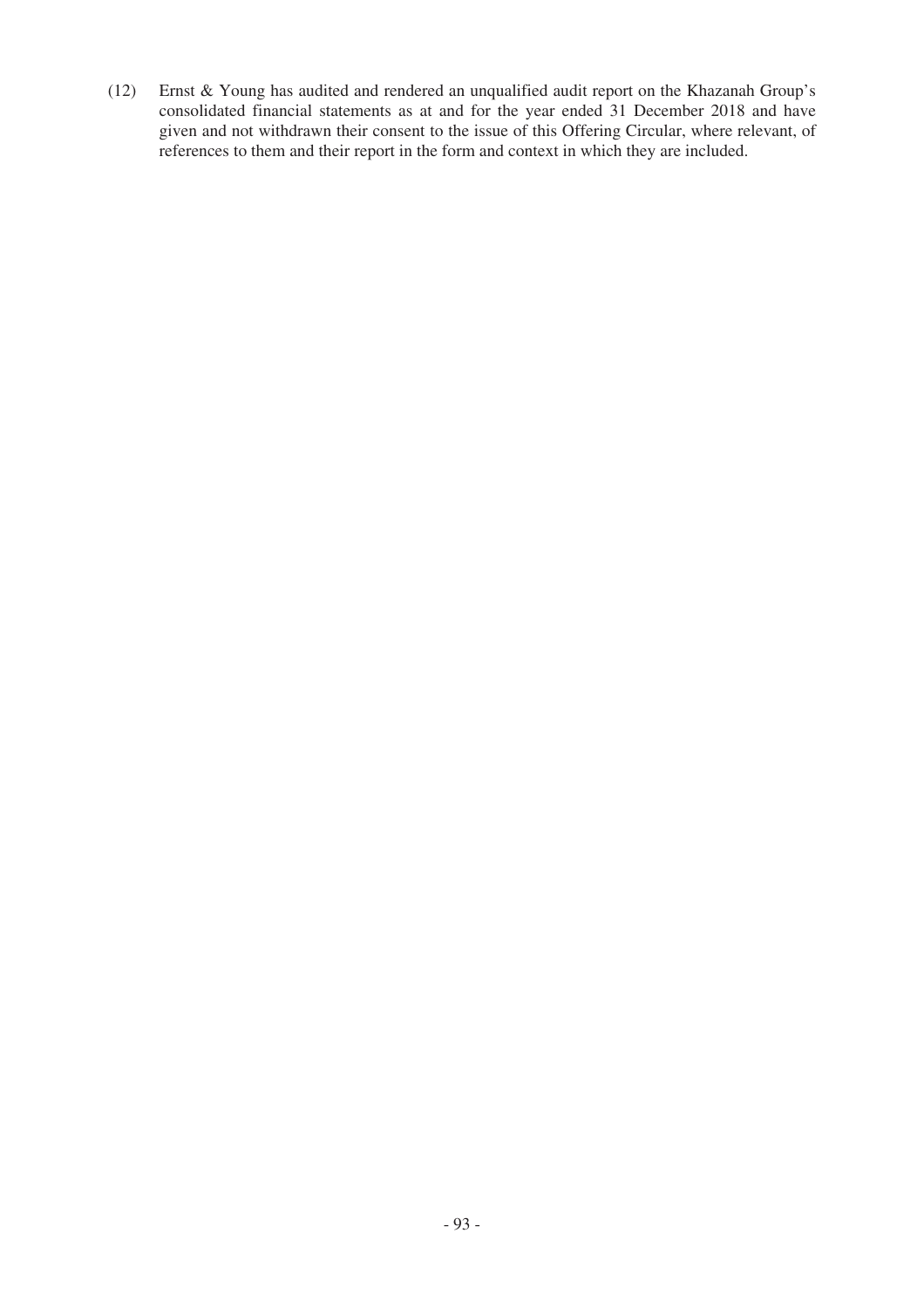(12) Ernst & Young has audited and rendered an unqualified audit report on the Khazanah Group's consolidated financial statements as at and for the year ended 31 December 2018 and have given and not withdrawn their consent to the issue of this Offering Circular, where relevant, of references to them and their report in the form and context in which they are included.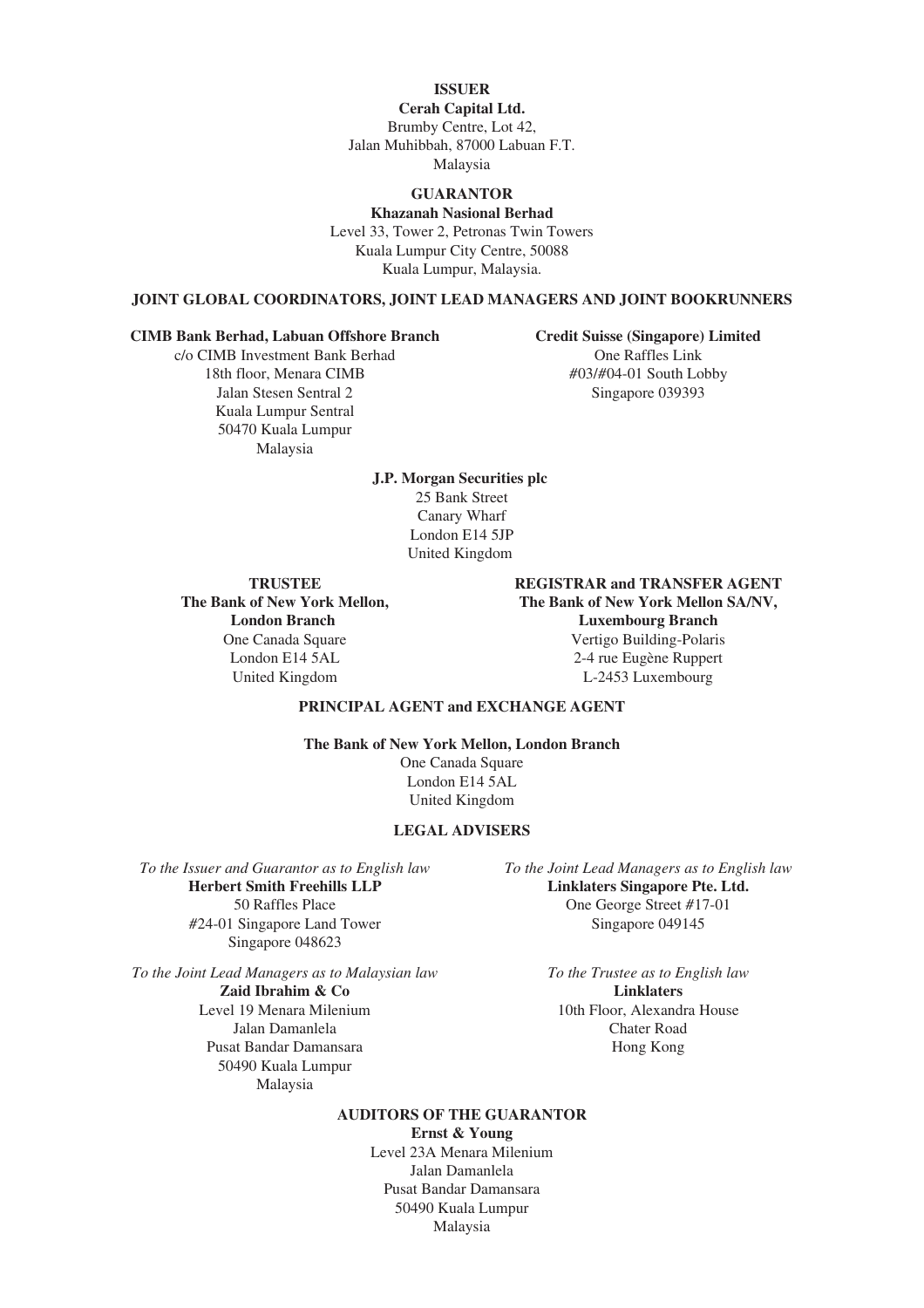**ISSUER**

**Cerah Capital Ltd.**
Brumby Centre, Lot 42,
Jalan Muhibbah, 87000 Labuan F.T.
Malaysia

**GUARANTOR**

**Khazanah Nasional Berhad**
Level 33, Tower 2, Petronas Twin Towers
Kuala Lumpur City Centre, 50088
Kuala Lumpur, Malaysia.

**JOINT GLOBAL COORDINATORS, JOINT LEAD MANAGERS AND JOINT BOOKRUNNERS**

**CIMB Bank Berhad, Labuan Offshore Branch**
c/o CIMB Investment Bank Berhad
18th floor, Menara CIMB
Jalan Stesen Sentral 2
Kuala Lumpur Sentral
50470 Kuala Lumpur
Malaysia

**Credit Suisse (Singapore) Limited**
One Raffles Link
#03/#04-01 South Lobby
Singapore 039393

**J.P. Morgan Securities plc**
25 Bank Street
Canary Wharf
London E14 5JP
United Kingdom

**TRUSTEE**

**The Bank of New York Mellon, London Branch**
One Canada Square
London E14 5AL
United Kingdom

**REGISTRAR and TRANSFER AGENT**

**The Bank of New York Mellon SA/NV, Luxembourg Branch**
Vertigo Building-Polaris
2-4 rue Eugène Ruppert
L-2453 Luxembourg

**PRINCIPAL AGENT and EXCHANGE AGENT**

**The Bank of New York Mellon, London Branch**
One Canada Square
London E14 5AL
United Kingdom

**LEGAL ADVISERS**

*To the Issuer and Guarantor as to English law*
**Herbert Smith Freehills LLP**
50 Raffles Place
#24-01 Singapore Land Tower
Singapore 048623

*To the Joint Lead Managers as to English law*
**Linklaters Singapore Pte. Ltd.**
One George Street #17-01
Singapore 049145

*To the Joint Lead Managers as to Malaysian law*
**Zaid Ibrahim & Co**
Level 19 Menara Milenium
Jalan Damanlela
Pusat Bandar Damansara
50490 Kuala Lumpur
Malaysia

*To the Trustee as to English law*
**Linklaters**
10th Floor, Alexandra House
Chater Road
Hong Kong

**AUDITORS OF THE GUARANTOR**

**Ernst & Young**
Level 23A Menara Milenium
Jalan Damanlela
Pusat Bandar Damansara
50490 Kuala Lumpur
Malaysia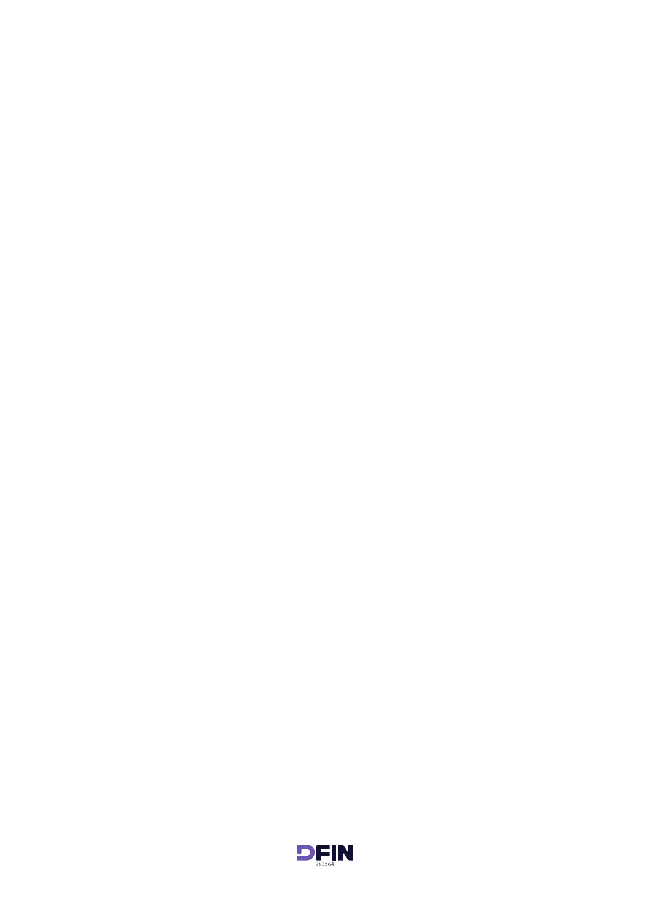DFIN

783564